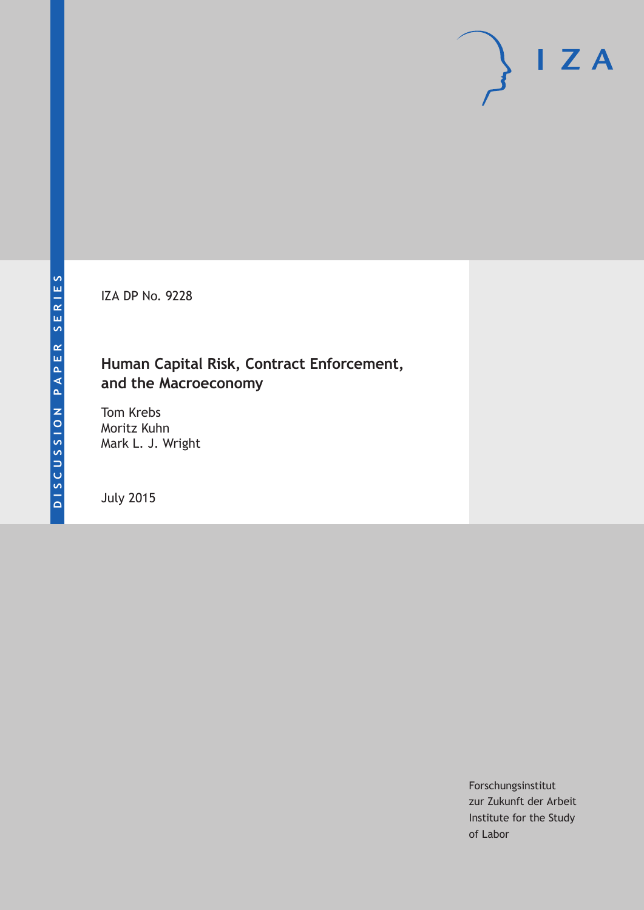DISCUSSION PAPER SERIES

IZA

IZA DP No. 9228

# Human Capital Risk, Contract Enforcement, and the Macroeconomy

Tom Krebs
Moritz Kuhn
Mark L. J. Wright

July 2015

Forschungsinstitut
zur Zukunft der Arbeit
Institute for the Study
of Labor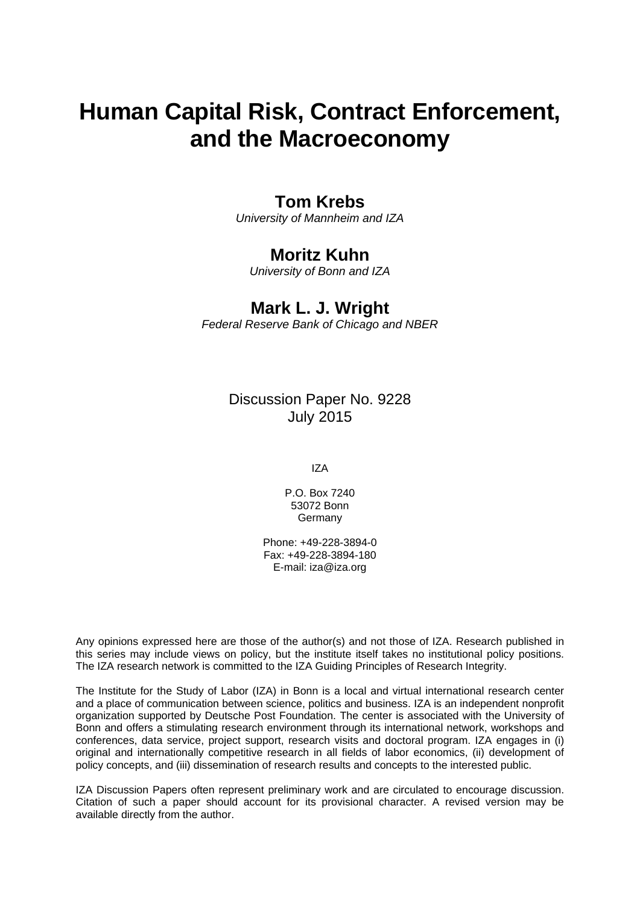# Human Capital Risk, Contract Enforcement, and the Macroeconomy

**Tom Krebs**
*University of Mannheim and IZA*

**Moritz Kuhn**
*University of Bonn and IZA*

**Mark L. J. Wright**
*Federal Reserve Bank of Chicago and NBER*

Discussion Paper No. 9228
July 2015

IZA

P.O. Box 7240
53072 Bonn
Germany

Phone: +49-228-3894-0
Fax: +49-228-3894-180
E-mail: iza@iza.org

Any opinions expressed here are those of the author(s) and not those of IZA. Research published in this series may include views on policy, but the institute itself takes no institutional policy positions. The IZA research network is committed to the IZA Guiding Principles of Research Integrity.

The Institute for the Study of Labor (IZA) in Bonn is a local and virtual international research center and a place of communication between science, politics and business. IZA is an independent nonprofit organization supported by Deutsche Post Foundation. The center is associated with the University of Bonn and offers a stimulating research environment through its international network, workshops and conferences, data service, project support, research visits and doctoral program. IZA engages in (i) original and internationally competitive research in all fields of labor economics, (ii) development of policy concepts, and (iii) dissemination of research results and concepts to the interested public.

IZA Discussion Papers often represent preliminary work and are circulated to encourage discussion. Citation of such a paper should account for its provisional character. A revised version may be available directly from the author.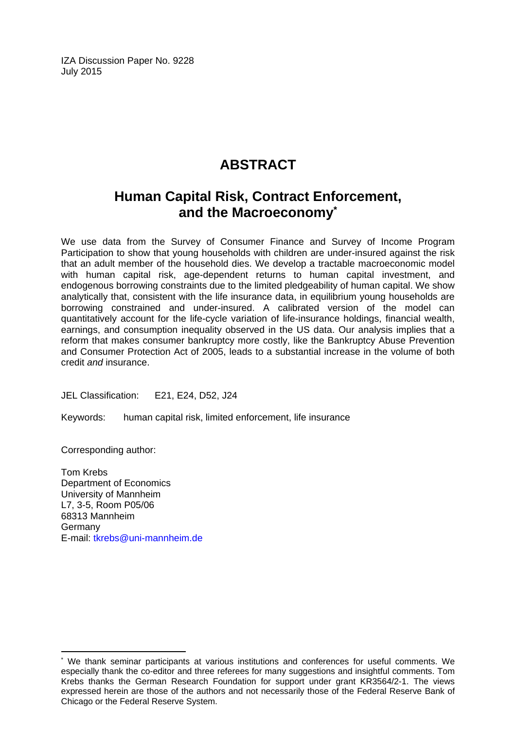IZA Discussion Paper No. 9228
July 2015

# ABSTRACT

## Human Capital Risk, Contract Enforcement, and the Macroeconomy*

We use data from the Survey of Consumer Finance and Survey of Income Program Participation to show that young households with children are under-insured against the risk that an adult member of the household dies. We develop a tractable macroeconomic model with human capital risk, age-dependent returns to human capital investment, and endogenous borrowing constraints due to the limited pledgeability of human capital. We show analytically that, consistent with the life insurance data, in equilibrium young households are borrowing constrained and under-insured. A calibrated version of the model can quantitatively account for the life-cycle variation of life-insurance holdings, financial wealth, earnings, and consumption inequality observed in the US data. Our analysis implies that a reform that makes consumer bankruptcy more costly, like the Bankruptcy Abuse Prevention and Consumer Protection Act of 2005, leads to a substantial increase in the volume of both credit *and* insurance.

JEL Classification: E21, E24, D52, J24

Keywords: human capital risk, limited enforcement, life insurance

Corresponding author:

Tom Krebs
Department of Economics
University of Mannheim
L7, 3-5, Room P05/06
68313 Mannheim
Germany
E-mail: tkrebs@uni-mannheim.de

---

* We thank seminar participants at various institutions and conferences for useful comments. We especially thank the co-editor and three referees for many suggestions and insightful comments. Tom Krebs thanks the German Research Foundation for support under grant KR3564/2-1. The views expressed herein are those of the authors and not necessarily those of the Federal Reserve Bank of Chicago or the Federal Reserve System.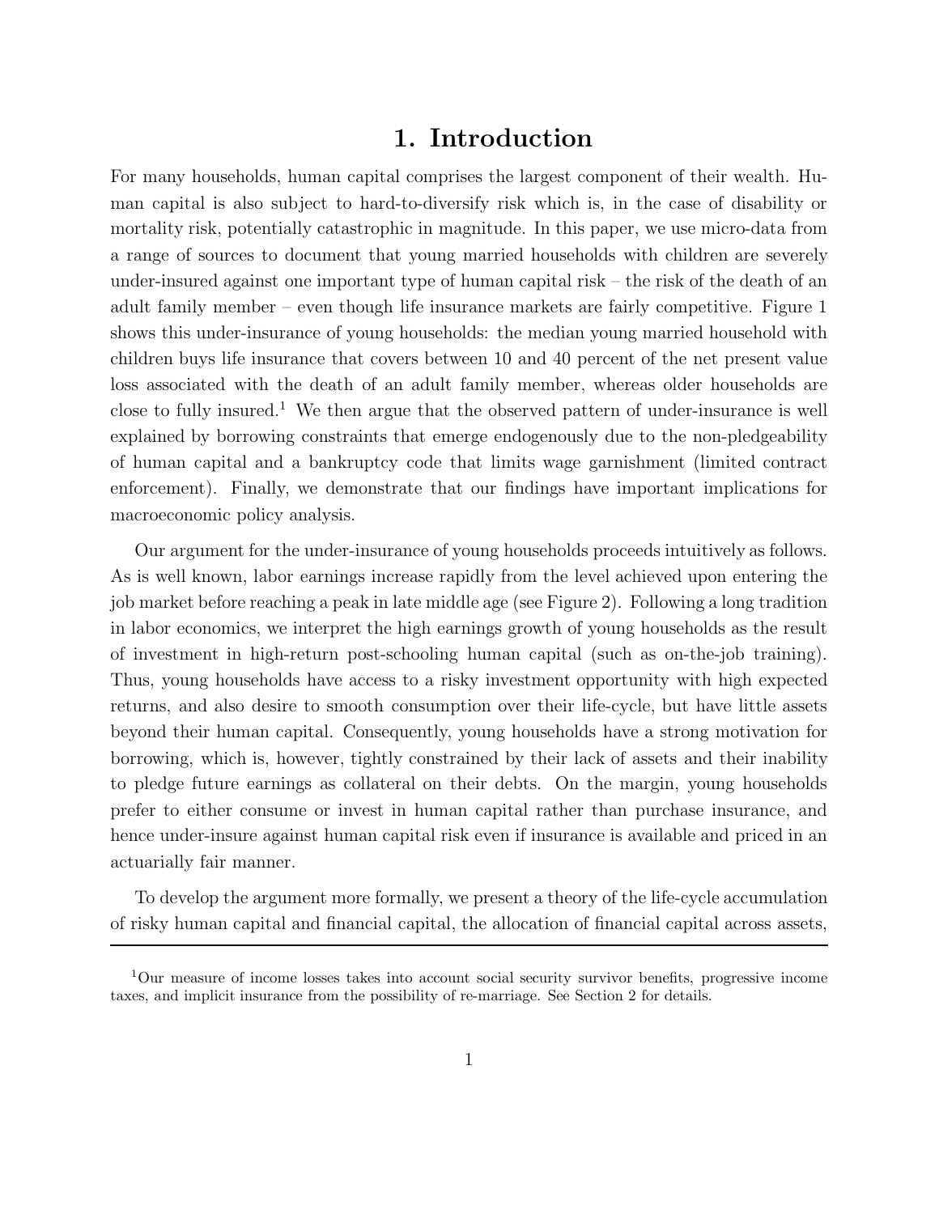# 1. Introduction

For many households, human capital comprises the largest component of their wealth. Human capital is also subject to hard-to-diversify risk which is, in the case of disability or mortality risk, potentially catastrophic in magnitude. In this paper, we use micro-data from a range of sources to document that young married households with children are severely under-insured against one important type of human capital risk – the risk of the death of an adult family member – even though life insurance markets are fairly competitive. Figure 1 shows this under-insurance of young households: the median young married household with children buys life insurance that covers between 10 and 40 percent of the net present value loss associated with the death of an adult family member, whereas older households are close to fully insured.[1] We then argue that the observed pattern of under-insurance is well explained by borrowing constraints that emerge endogenously due to the non-pledgeability of human capital and a bankruptcy code that limits wage garnishment (limited contract enforcement). Finally, we demonstrate that our findings have important implications for macroeconomic policy analysis.

Our argument for the under-insurance of young households proceeds intuitively as follows. As is well known, labor earnings increase rapidly from the level achieved upon entering the job market before reaching a peak in late middle age (see Figure 2). Following a long tradition in labor economics, we interpret the high earnings growth of young households as the result of investment in high-return post-schooling human capital (such as on-the-job training). Thus, young households have access to a risky investment opportunity with high expected returns, and also desire to smooth consumption over their life-cycle, but have little assets beyond their human capital. Consequently, young households have a strong motivation for borrowing, which is, however, tightly constrained by their lack of assets and their inability to pledge future earnings as collateral on their debts. On the margin, young households prefer to either consume or invest in human capital rather than purchase insurance, and hence under-insure against human capital risk even if insurance is available and priced in an actuarially fair manner.

To develop the argument more formally, we present a theory of the life-cycle accumulation of risky human capital and financial capital, the allocation of financial capital across assets,

[1] Our measure of income losses takes into account social security survivor benefits, progressive income taxes, and implicit insurance from the possibility of re-marriage. See Section 2 for details.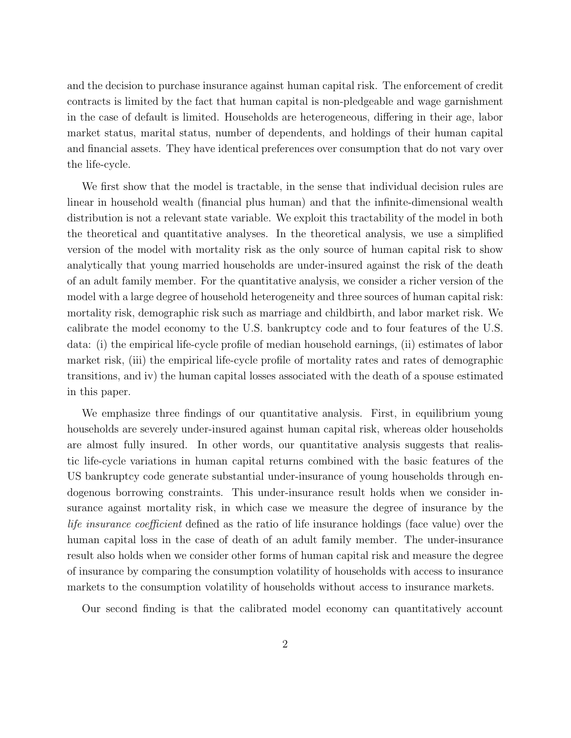and the decision to purchase insurance against human capital risk. The enforcement of credit contracts is limited by the fact that human capital is non-pledgeable and wage garnishment in the case of default is limited. Households are heterogeneous, differing in their age, labor market status, marital status, number of dependents, and holdings of their human capital and financial assets. They have identical preferences over consumption that do not vary over the life-cycle.

We first show that the model is tractable, in the sense that individual decision rules are linear in household wealth (financial plus human) and that the infinite-dimensional wealth distribution is not a relevant state variable. We exploit this tractability of the model in both the theoretical and quantitative analyses. In the theoretical analysis, we use a simplified version of the model with mortality risk as the only source of human capital risk to show analytically that young married households are under-insured against the risk of the death of an adult family member. For the quantitative analysis, we consider a richer version of the model with a large degree of household heterogeneity and three sources of human capital risk: mortality risk, demographic risk such as marriage and childbirth, and labor market risk. We calibrate the model economy to the U.S. bankruptcy code and to four features of the U.S. data: (i) the empirical life-cycle profile of median household earnings, (ii) estimates of labor market risk, (iii) the empirical life-cycle profile of mortality rates and rates of demographic transitions, and iv) the human capital losses associated with the death of a spouse estimated in this paper.

We emphasize three findings of our quantitative analysis. First, in equilibrium young households are severely under-insured against human capital risk, whereas older households are almost fully insured. In other words, our quantitative analysis suggests that realistic life-cycle variations in human capital returns combined with the basic features of the US bankruptcy code generate substantial under-insurance of young households through endogenous borrowing constraints. This under-insurance result holds when we consider insurance against mortality risk, in which case we measure the degree of insurance by the *life insurance coefficient* defined as the ratio of life insurance holdings (face value) over the human capital loss in the case of death of an adult family member. The under-insurance result also holds when we consider other forms of human capital risk and measure the degree of insurance by comparing the consumption volatility of households with access to insurance markets to the consumption volatility of households without access to insurance markets.

Our second finding is that the calibrated model economy can quantitatively account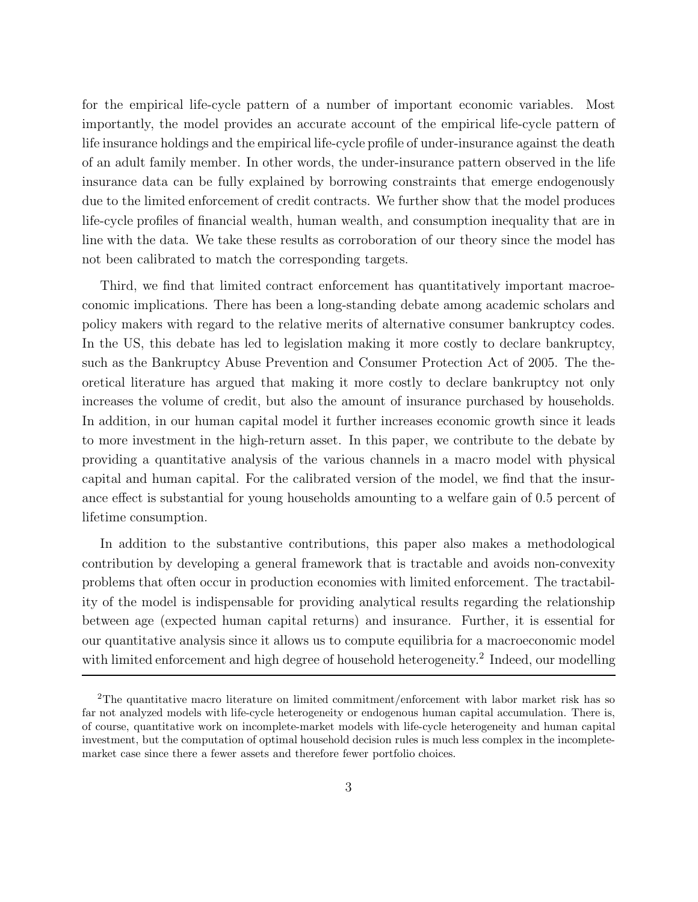for the empirical life-cycle pattern of a number of important economic variables. Most importantly, the model provides an accurate account of the empirical life-cycle pattern of life insurance holdings and the empirical life-cycle profile of under-insurance against the death of an adult family member. In other words, the under-insurance pattern observed in the life insurance data can be fully explained by borrowing constraints that emerge endogenously due to the limited enforcement of credit contracts. We further show that the model produces life-cycle profiles of financial wealth, human wealth, and consumption inequality that are in line with the data. We take these results as corroboration of our theory since the model has not been calibrated to match the corresponding targets.

Third, we find that limited contract enforcement has quantitatively important macroeconomic implications. There has been a long-standing debate among academic scholars and policy makers with regard to the relative merits of alternative consumer bankruptcy codes. In the US, this debate has led to legislation making it more costly to declare bankruptcy, such as the Bankruptcy Abuse Prevention and Consumer Protection Act of 2005. The theoretical literature has argued that making it more costly to declare bankruptcy not only increases the volume of credit, but also the amount of insurance purchased by households. In addition, in our human capital model it further increases economic growth since it leads to more investment in the high-return asset. In this paper, we contribute to the debate by providing a quantitative analysis of the various channels in a macro model with physical capital and human capital. For the calibrated version of the model, we find that the insurance effect is substantial for young households amounting to a welfare gain of 0.5 percent of lifetime consumption.

In addition to the substantive contributions, this paper also makes a methodological contribution by developing a general framework that is tractable and avoids non-convexity problems that often occur in production economies with limited enforcement. The tractability of the model is indispensable for providing analytical results regarding the relationship between age (expected human capital returns) and insurance. Further, it is essential for our quantitative analysis since it allows us to compute equilibria for a macroeconomic model with limited enforcement and high degree of household heterogeneity.[2] Indeed, our modelling

[2]The quantitative macro literature on limited commitment/enforcement with labor market risk has so far not analyzed models with life-cycle heterogeneity or endogenous human capital accumulation. There is, of course, quantitative work on incomplete-market models with life-cycle heterogeneity and human capital investment, but the computation of optimal household decision rules is much less complex in the incomplete-market case since there a fewer assets and therefore fewer portfolio choices.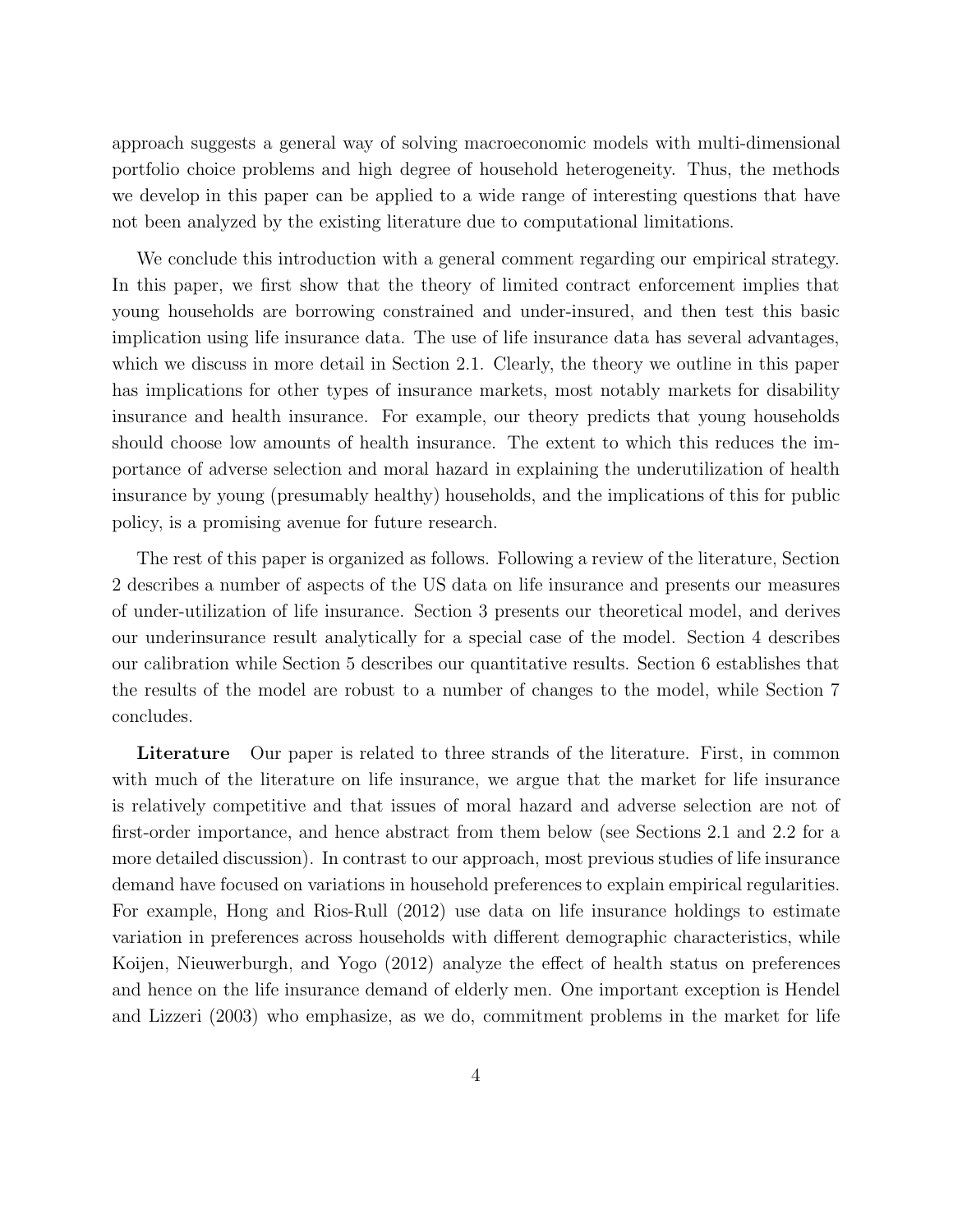approach suggests a general way of solving macroeconomic models with multi-dimensional portfolio choice problems and high degree of household heterogeneity. Thus, the methods we develop in this paper can be applied to a wide range of interesting questions that have not been analyzed by the existing literature due to computational limitations.

We conclude this introduction with a general comment regarding our empirical strategy. In this paper, we first show that the theory of limited contract enforcement implies that young households are borrowing constrained and under-insured, and then test this basic implication using life insurance data. The use of life insurance data has several advantages, which we discuss in more detail in Section 2.1. Clearly, the theory we outline in this paper has implications for other types of insurance markets, most notably markets for disability insurance and health insurance. For example, our theory predicts that young households should choose low amounts of health insurance. The extent to which this reduces the importance of adverse selection and moral hazard in explaining the underutilization of health insurance by young (presumably healthy) households, and the implications of this for public policy, is a promising avenue for future research.

The rest of this paper is organized as follows. Following a review of the literature, Section 2 describes a number of aspects of the US data on life insurance and presents our measures of under-utilization of life insurance. Section 3 presents our theoretical model, and derives our underinsurance result analytically for a special case of the model. Section 4 describes our calibration while Section 5 describes our quantitative results. Section 6 establishes that the results of the model are robust to a number of changes to the model, while Section 7 concludes.

**Literature** Our paper is related to three strands of the literature. First, in common with much of the literature on life insurance, we argue that the market for life insurance is relatively competitive and that issues of moral hazard and adverse selection are not of first-order importance, and hence abstract from them below (see Sections 2.1 and 2.2 for a more detailed discussion). In contrast to our approach, most previous studies of life insurance demand have focused on variations in household preferences to explain empirical regularities. For example, Hong and Rios-Rull (2012) use data on life insurance holdings to estimate variation in preferences across households with different demographic characteristics, while Koijen, Nieuwerburgh, and Yogo (2012) analyze the effect of health status on preferences and hence on the life insurance demand of elderly men. One important exception is Hendel and Lizzeri (2003) who emphasize, as we do, commitment problems in the market for life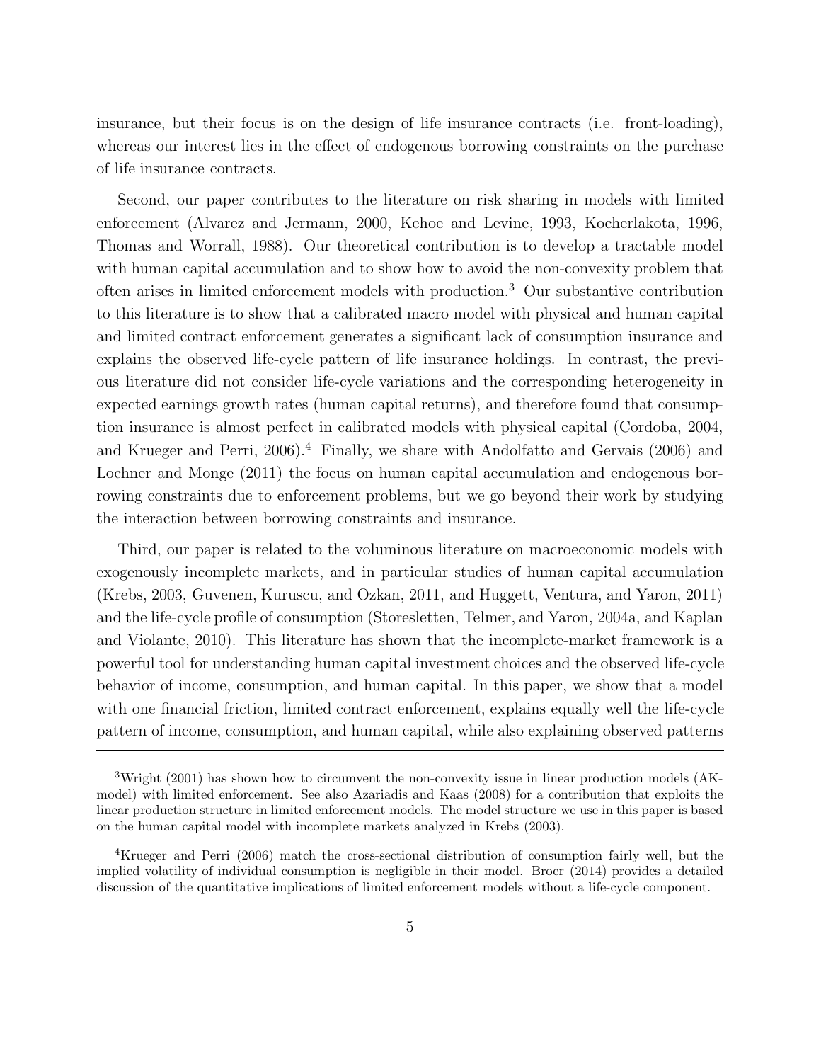insurance, but their focus is on the design of life insurance contracts (i.e. front-loading), whereas our interest lies in the effect of endogenous borrowing constraints on the purchase of life insurance contracts.

Second, our paper contributes to the literature on risk sharing in models with limited enforcement (Alvarez and Jermann, 2000, Kehoe and Levine, 1993, Kocherlakota, 1996, Thomas and Worrall, 1988). Our theoretical contribution is to develop a tractable model with human capital accumulation and to show how to avoid the non-convexity problem that often arises in limited enforcement models with production.[3] Our substantive contribution to this literature is to show that a calibrated macro model with physical and human capital and limited contract enforcement generates a significant lack of consumption insurance and explains the observed life-cycle pattern of life insurance holdings. In contrast, the previous literature did not consider life-cycle variations and the corresponding heterogeneity in expected earnings growth rates (human capital returns), and therefore found that consumption insurance is almost perfect in calibrated models with physical capital (Cordoba, 2004, and Krueger and Perri, 2006).[4] Finally, we share with Andolfatto and Gervais (2006) and Lochner and Monge (2011) the focus on human capital accumulation and endogenous borrowing constraints due to enforcement problems, but we go beyond their work by studying the interaction between borrowing constraints and insurance.

Third, our paper is related to the voluminous literature on macroeconomic models with exogenously incomplete markets, and in particular studies of human capital accumulation (Krebs, 2003, Guvenen, Kuruscu, and Ozkan, 2011, and Huggett, Ventura, and Yaron, 2011) and the life-cycle profile of consumption (Storesletten, Telmer, and Yaron, 2004a, and Kaplan and Violante, 2010). This literature has shown that the incomplete-market framework is a powerful tool for understanding human capital investment choices and the observed life-cycle behavior of income, consumption, and human capital. In this paper, we show that a model with one financial friction, limited contract enforcement, explains equally well the life-cycle pattern of income, consumption, and human capital, while also explaining observed patterns

---

[3] Wright (2001) has shown how to circumvent the non-convexity issue in linear production models (AK-model) with limited enforcement. See also Azariadis and Kaas (2008) for a contribution that exploits the linear production structure in limited enforcement models. The model structure we use in this paper is based on the human capital model with incomplete markets analyzed in Krebs (2003).

[4] Krueger and Perri (2006) match the cross-sectional distribution of consumption fairly well, but the implied volatility of individual consumption is negligible in their model. Broer (2014) provides a detailed discussion of the quantitative implications of limited enforcement models without a life-cycle component.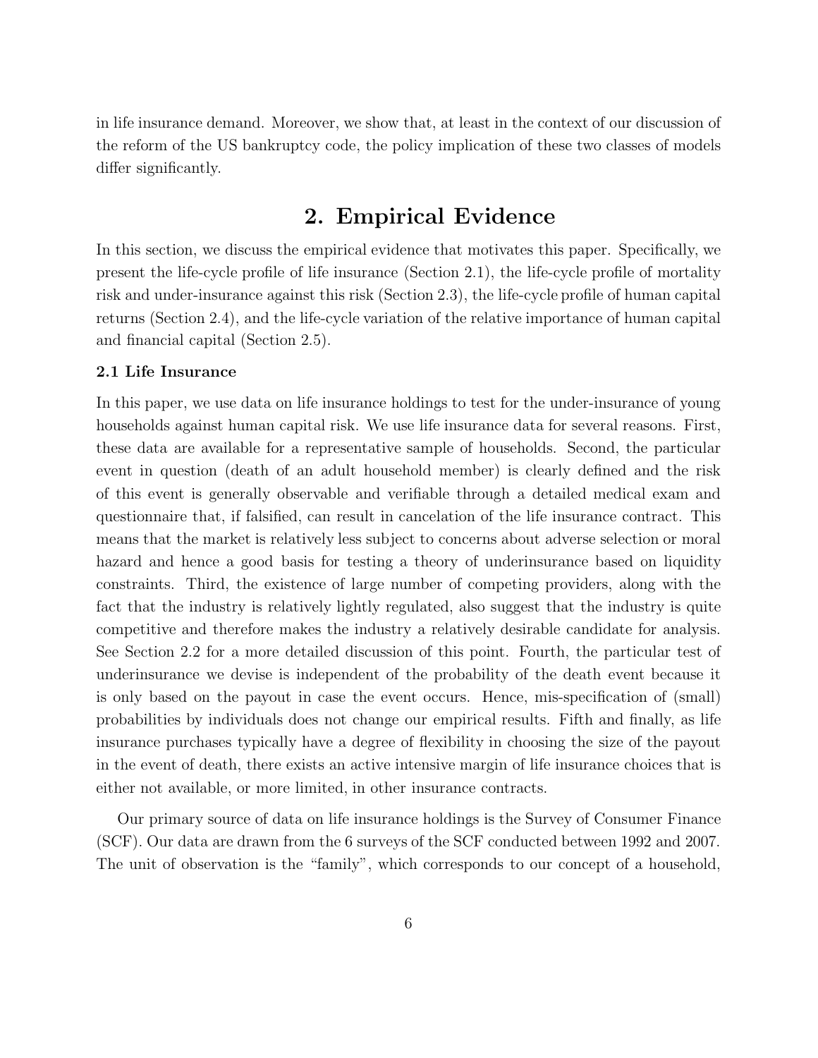in life insurance demand. Moreover, we show that, at least in the context of our discussion of the reform of the US bankruptcy code, the policy implication of these two classes of models differ significantly.

# 2. Empirical Evidence

In this section, we discuss the empirical evidence that motivates this paper. Specifically, we present the life-cycle profile of life insurance (Section 2.1), the life-cycle profile of mortality risk and under-insurance against this risk (Section 2.3), the life-cycle profile of human capital returns (Section 2.4), and the life-cycle variation of the relative importance of human capital and financial capital (Section 2.5).

### 2.1 Life Insurance

In this paper, we use data on life insurance holdings to test for the under-insurance of young households against human capital risk. We use life insurance data for several reasons. First, these data are available for a representative sample of households. Second, the particular event in question (death of an adult household member) is clearly defined and the risk of this event is generally observable and verifiable through a detailed medical exam and questionnaire that, if falsified, can result in cancelation of the life insurance contract. This means that the market is relatively less subject to concerns about adverse selection or moral hazard and hence a good basis for testing a theory of underinsurance based on liquidity constraints. Third, the existence of large number of competing providers, along with the fact that the industry is relatively lightly regulated, also suggest that the industry is quite competitive and therefore makes the industry a relatively desirable candidate for analysis. See Section 2.2 for a more detailed discussion of this point. Fourth, the particular test of underinsurance we devise is independent of the probability of the death event because it is only based on the payout in case the event occurs. Hence, mis-specification of (small) probabilities by individuals does not change our empirical results. Fifth and finally, as life insurance purchases typically have a degree of flexibility in choosing the size of the payout in the event of death, there exists an active intensive margin of life insurance choices that is either not available, or more limited, in other insurance contracts.

Our primary source of data on life insurance holdings is the Survey of Consumer Finance (SCF). Our data are drawn from the 6 surveys of the SCF conducted between 1992 and 2007. The unit of observation is the "family", which corresponds to our concept of a household,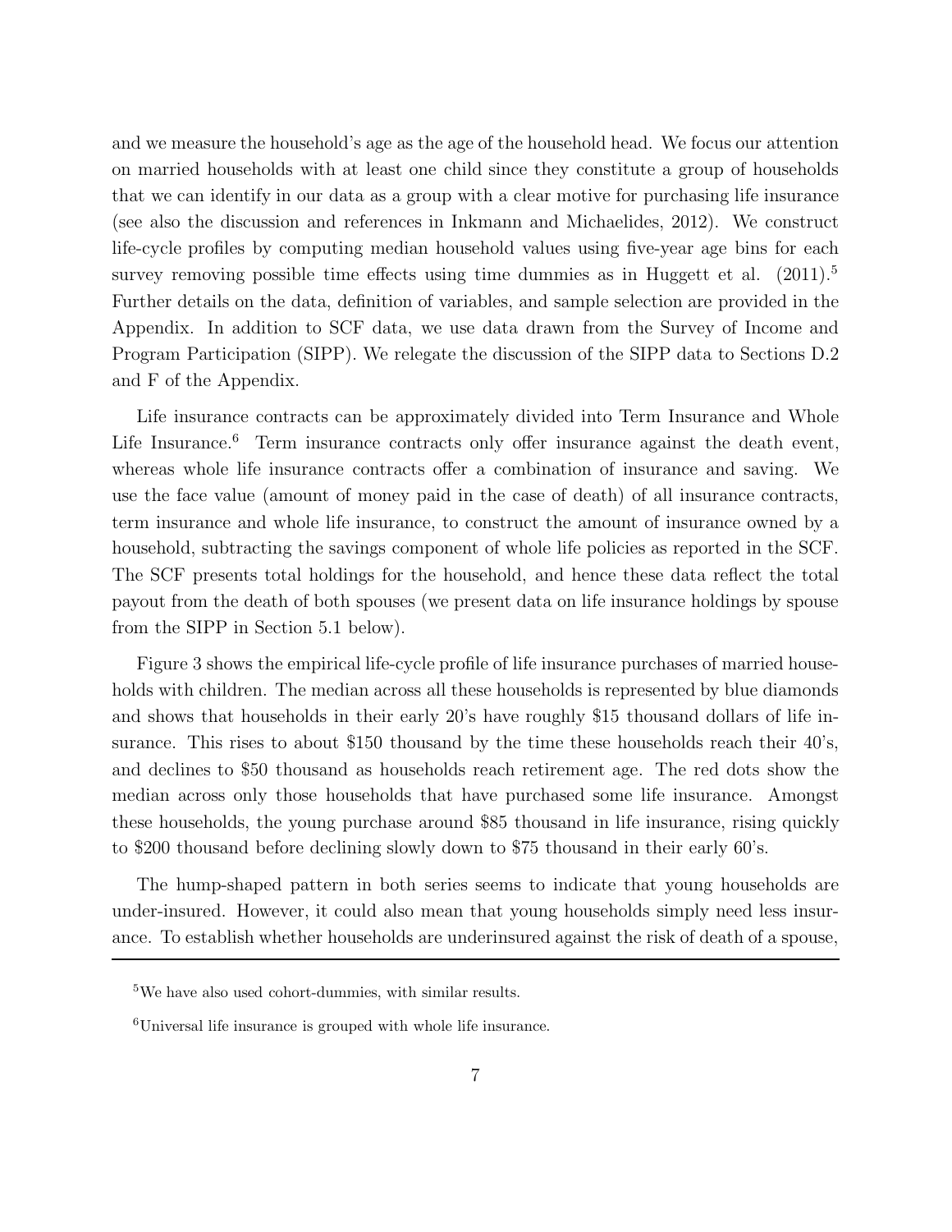and we measure the household's age as the age of the household head. We focus our attention on married households with at least one child since they constitute a group of households that we can identify in our data as a group with a clear motive for purchasing life insurance (see also the discussion and references in Inkmann and Michaelides, 2012). We construct life-cycle profiles by computing median household values using five-year age bins for each survey removing possible time effects using time dummies as in Huggett et al. (2011).[5] Further details on the data, definition of variables, and sample selection are provided in the Appendix. In addition to SCF data, we use data drawn from the Survey of Income and Program Participation (SIPP). We relegate the discussion of the SIPP data to Sections D.2 and F of the Appendix.

Life insurance contracts can be approximately divided into Term Insurance and Whole Life Insurance.[6] Term insurance contracts only offer insurance against the death event, whereas whole life insurance contracts offer a combination of insurance and saving. We use the face value (amount of money paid in the case of death) of all insurance contracts, term insurance and whole life insurance, to construct the amount of insurance owned by a household, subtracting the savings component of whole life policies as reported in the SCF. The SCF presents total holdings for the household, and hence these data reflect the total payout from the death of both spouses (we present data on life insurance holdings by spouse from the SIPP in Section 5.1 below).

Figure 3 shows the empirical life-cycle profile of life insurance purchases of married households with children. The median across all these households is represented by blue diamonds and shows that households in their early 20's have roughly $15 thousand dollars of life insurance. This rises to about $150 thousand by the time these households reach their 40's, and declines to $50 thousand as households reach retirement age. The red dots show the median across only those households that have purchased some life insurance. Amongst these households, the young purchase around $85 thousand in life insurance, rising quickly to $200 thousand before declining slowly down to $75 thousand in their early 60's.

The hump-shaped pattern in both series seems to indicate that young households are under-insured. However, it could also mean that young households simply need less insurance. To establish whether households are underinsured against the risk of death of a spouse,

[5] We have also used cohort-dummies, with similar results.

[6] Universal life insurance is grouped with whole life insurance.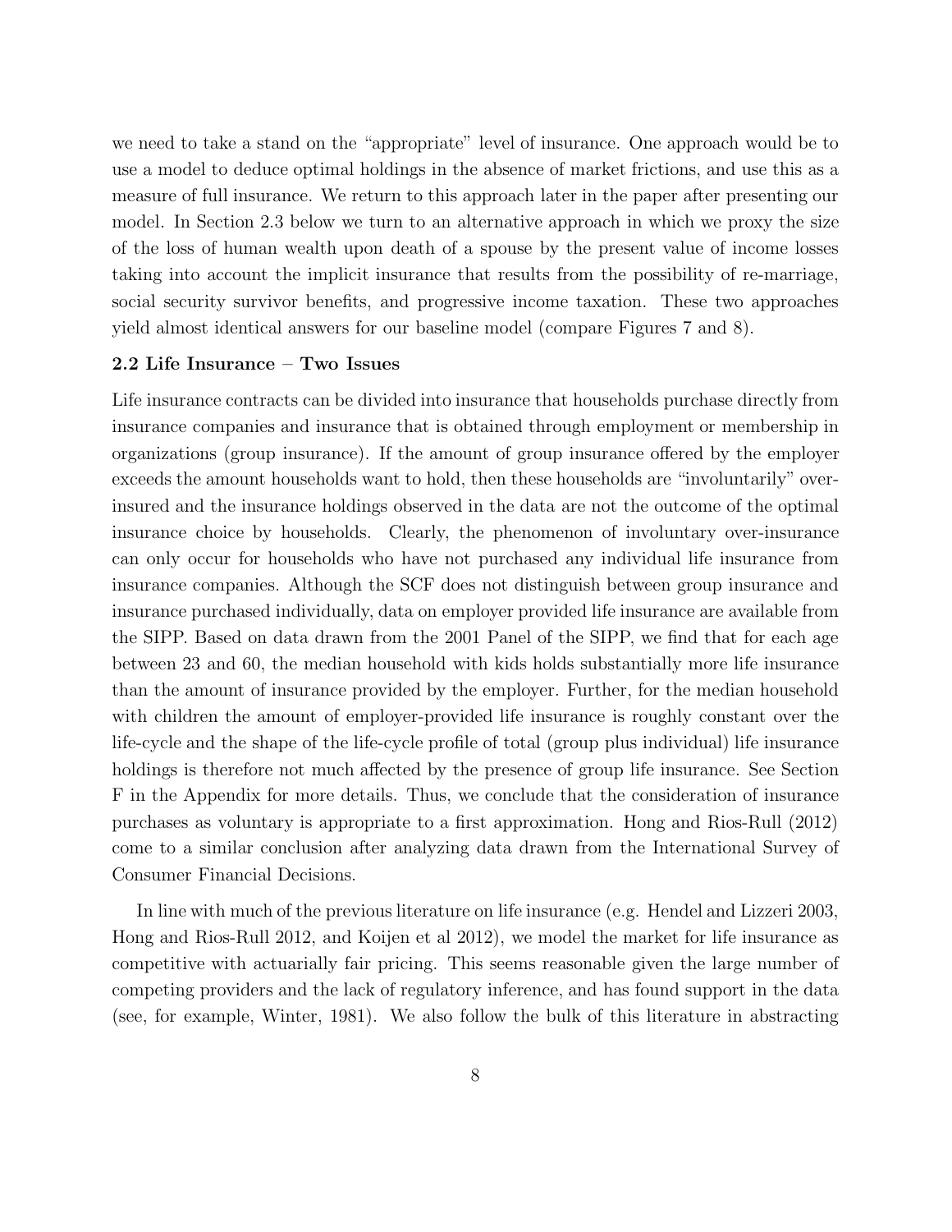we need to take a stand on the "appropriate" level of insurance. One approach would be to use a model to deduce optimal holdings in the absence of market frictions, and use this as a measure of full insurance. We return to this approach later in the paper after presenting our model. In Section 2.3 below we turn to an alternative approach in which we proxy the size of the loss of human wealth upon death of a spouse by the present value of income losses taking into account the implicit insurance that results from the possibility of re-marriage, social security survivor benefits, and progressive income taxation. These two approaches yield almost identical answers for our baseline model (compare Figures 7 and 8).

### 2.2 Life Insurance – Two Issues

Life insurance contracts can be divided into insurance that households purchase directly from insurance companies and insurance that is obtained through employment or membership in organizations (group insurance). If the amount of group insurance offered by the employer exceeds the amount households want to hold, then these households are "involuntarily" over-insured and the insurance holdings observed in the data are not the outcome of the optimal insurance choice by households. Clearly, the phenomenon of involuntary over-insurance can only occur for households who have not purchased any individual life insurance from insurance companies. Although the SCF does not distinguish between group insurance and insurance purchased individually, data on employer provided life insurance are available from the SIPP. Based on data drawn from the 2001 Panel of the SIPP, we find that for each age between 23 and 60, the median household with kids holds substantially more life insurance than the amount of insurance provided by the employer. Further, for the median household with children the amount of employer-provided life insurance is roughly constant over the life-cycle and the shape of the life-cycle profile of total (group plus individual) life insurance holdings is therefore not much affected by the presence of group life insurance. See Section F in the Appendix for more details. Thus, we conclude that the consideration of insurance purchases as voluntary is appropriate to a first approximation. Hong and Rios-Rull (2012) come to a similar conclusion after analyzing data drawn from the International Survey of Consumer Financial Decisions.

In line with much of the previous literature on life insurance (e.g. Hendel and Lizzeri 2003, Hong and Rios-Rull 2012, and Koijen et al 2012), we model the market for life insurance as competitive with actuarially fair pricing. This seems reasonable given the large number of competing providers and the lack of regulatory inference, and has found support in the data (see, for example, Winter, 1981). We also follow the bulk of this literature in abstracting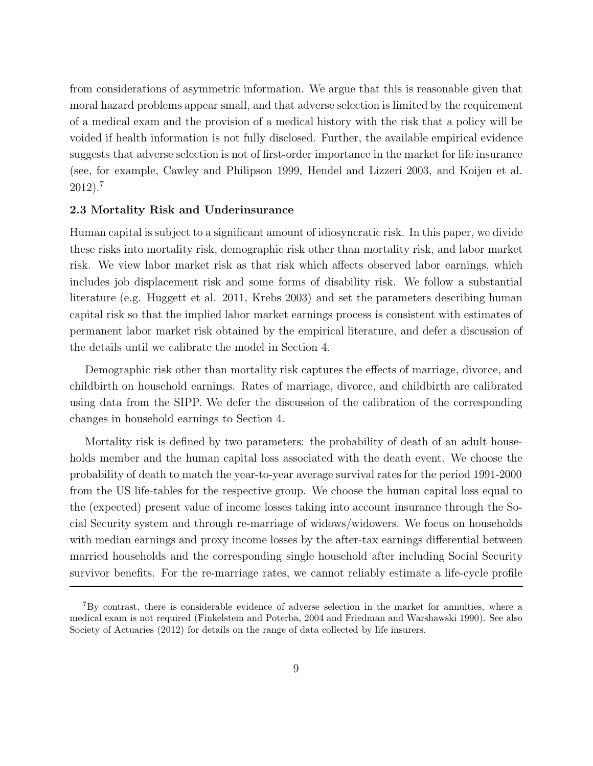from considerations of asymmetric information. We argue that this is reasonable given that moral hazard problems appear small, and that adverse selection is limited by the requirement of a medical exam and the provision of a medical history with the risk that a policy will be voided if health information is not fully disclosed. Further, the available empirical evidence suggests that adverse selection is not of first-order importance in the market for life insurance (see, for example, Cawley and Philipson 1999, Hendel and Lizzeri 2003, and Koijen et al. 2012).[7]

### 2.3 Mortality Risk and Underinsurance

Human capital is subject to a significant amount of idiosyncratic risk. In this paper, we divide these risks into mortality risk, demographic risk other than mortality risk, and labor market risk. We view labor market risk as that risk which affects observed labor earnings, which includes job displacement risk and some forms of disability risk. We follow a substantial literature (e.g. Huggett et al. 2011, Krebs 2003) and set the parameters describing human capital risk so that the implied labor market earnings process is consistent with estimates of permanent labor market risk obtained by the empirical literature, and defer a discussion of the details until we calibrate the model in Section 4.

Demographic risk other than mortality risk captures the effects of marriage, divorce, and childbirth on household earnings. Rates of marriage, divorce, and childbirth are calibrated using data from the SIPP. We defer the discussion of the calibration of the corresponding changes in household earnings to Section 4.

Mortality risk is defined by two parameters: the probability of death of an adult households member and the human capital loss associated with the death event. We choose the probability of death to match the year-to-year average survival rates for the period 1991-2000 from the US life-tables for the respective group. We choose the human capital loss equal to the (expected) present value of income losses taking into account insurance through the Social Security system and through re-marriage of widows/widowers. We focus on households with median earnings and proxy income losses by the after-tax earnings differential between married households and the corresponding single household after including Social Security survivor benefits. For the re-marriage rates, we cannot reliably estimate a life-cycle profile

---

[7] By contrast, there is considerable evidence of adverse selection in the market for annuities, where a medical exam is not required (Finkelstein and Poterba, 2004 and Friedman and Warshawski 1990). See also Society of Actuaries (2012) for details on the range of data collected by life insurers.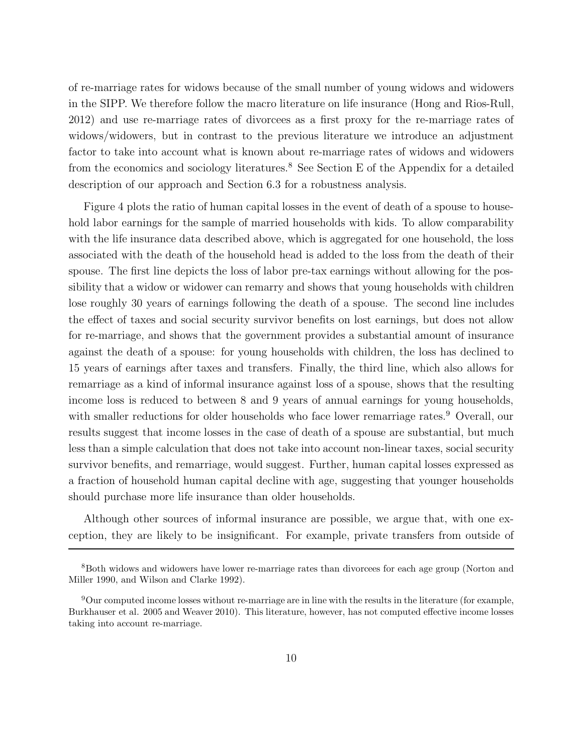of re-marriage rates for widows because of the small number of young widows and widowers in the SIPP. We therefore follow the macro literature on life insurance (Hong and Rios-Rull, 2012) and use re-marriage rates of divorcees as a first proxy for the re-marriage rates of widows/widowers, but in contrast to the previous literature we introduce an adjustment factor to take into account what is known about re-marriage rates of widows and widowers from the economics and sociology literatures.[8] See Section E of the Appendix for a detailed description of our approach and Section 6.3 for a robustness analysis.

Figure 4 plots the ratio of human capital losses in the event of death of a spouse to household labor earnings for the sample of married households with kids. To allow comparability with the life insurance data described above, which is aggregated for one household, the loss associated with the death of the household head is added to the loss from the death of their spouse. The first line depicts the loss of labor pre-tax earnings without allowing for the possibility that a widow or widower can remarry and shows that young households with children lose roughly 30 years of earnings following the death of a spouse. The second line includes the effect of taxes and social security survivor benefits on lost earnings, but does not allow for re-marriage, and shows that the government provides a substantial amount of insurance against the death of a spouse: for young households with children, the loss has declined to 15 years of earnings after taxes and transfers. Finally, the third line, which also allows for remarriage as a kind of informal insurance against loss of a spouse, shows that the resulting income loss is reduced to between 8 and 9 years of annual earnings for young households, with smaller reductions for older households who face lower remarriage rates.[9] Overall, our results suggest that income losses in the case of death of a spouse are substantial, but much less than a simple calculation that does not take into account non-linear taxes, social security survivor benefits, and remarriage, would suggest. Further, human capital losses expressed as a fraction of household human capital decline with age, suggesting that younger households should purchase more life insurance than older households.

Although other sources of informal insurance are possible, we argue that, with one exception, they are likely to be insignificant. For example, private transfers from outside of

[8] Both widows and widowers have lower re-marriage rates than divorcees for each age group (Norton and Miller 1990, and Wilson and Clarke 1992).

[9] Our computed income losses without re-marriage are in line with the results in the literature (for example, Burkhauser et al. 2005 and Weaver 2010). This literature, however, has not computed effective income losses taking into account re-marriage.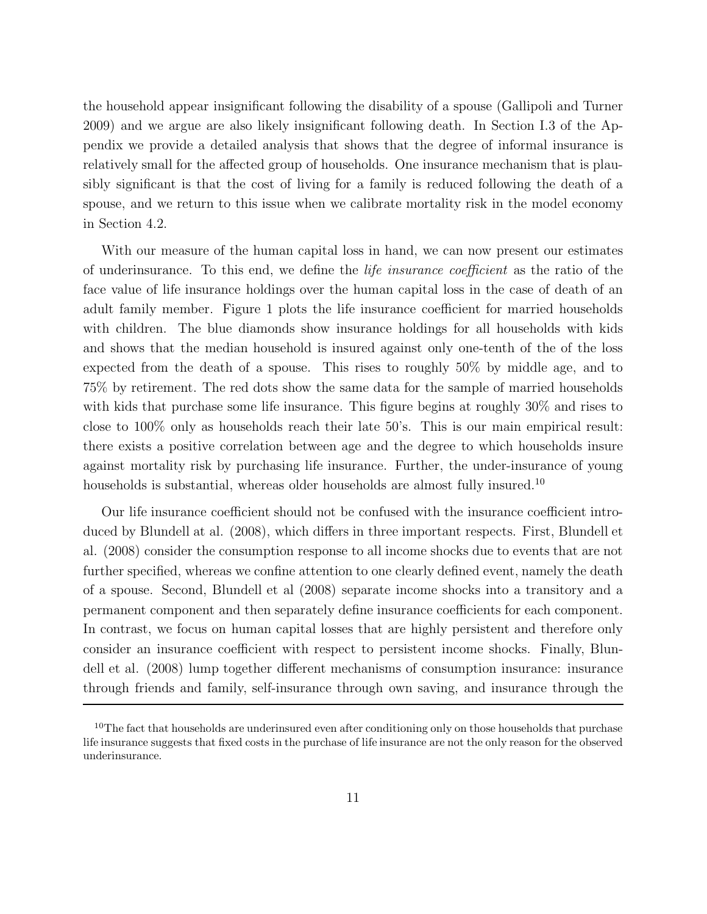the household appear insignificant following the disability of a spouse (Gallipoli and Turner 2009) and we argue are also likely insignificant following death. In Section I.3 of the Appendix we provide a detailed analysis that shows that the degree of informal insurance is relatively small for the affected group of households. One insurance mechanism that is plausibly significant is that the cost of living for a family is reduced following the death of a spouse, and we return to this issue when we calibrate mortality risk in the model economy in Section 4.2.

With our measure of the human capital loss in hand, we can now present our estimates of underinsurance. To this end, we define the *life insurance coefficient* as the ratio of the face value of life insurance holdings over the human capital loss in the case of death of an adult family member. Figure 1 plots the life insurance coefficient for married households with children. The blue diamonds show insurance holdings for all households with kids and shows that the median household is insured against only one-tenth of the of the loss expected from the death of a spouse. This rises to roughly 50% by middle age, and to 75% by retirement. The red dots show the same data for the sample of married households with kids that purchase some life insurance. This figure begins at roughly 30% and rises to close to 100% only as households reach their late 50's. This is our main empirical result: there exists a positive correlation between age and the degree to which households insure against mortality risk by purchasing life insurance. Further, the under-insurance of young households is substantial, whereas older households are almost fully insured.[10]

Our life insurance coefficient should not be confused with the insurance coefficient introduced by Blundell at al. (2008), which differs in three important respects. First, Blundell et al. (2008) consider the consumption response to all income shocks due to events that are not further specified, whereas we confine attention to one clearly defined event, namely the death of a spouse. Second, Blundell et al (2008) separate income shocks into a transitory and a permanent component and then separately define insurance coefficients for each component. In contrast, we focus on human capital losses that are highly persistent and therefore only consider an insurance coefficient with respect to persistent income shocks. Finally, Blundell et al. (2008) lump together different mechanisms of consumption insurance: insurance through friends and family, self-insurance through own saving, and insurance through the

---

[10] The fact that households are underinsured even after conditioning only on those households that purchase life insurance suggests that fixed costs in the purchase of life insurance are not the only reason for the observed underinsurance.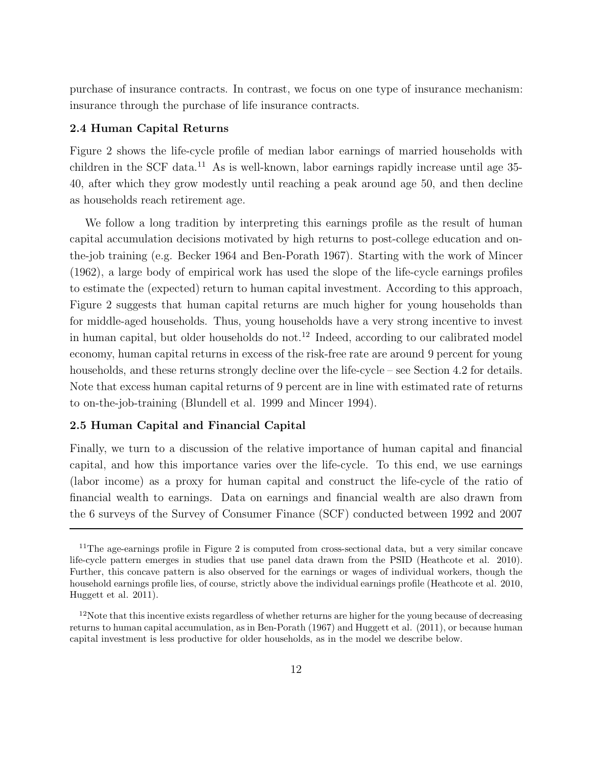purchase of insurance contracts. In contrast, we focus on one type of insurance mechanism: insurance through the purchase of life insurance contracts.

### 2.4 Human Capital Returns

Figure 2 shows the life-cycle profile of median labor earnings of married households with children in the SCF data.[11] As is well-known, labor earnings rapidly increase until age 35-40, after which they grow modestly until reaching a peak around age 50, and then decline as households reach retirement age.

We follow a long tradition by interpreting this earnings profile as the result of human capital accumulation decisions motivated by high returns to post-college education and on-the-job training (e.g. Becker 1964 and Ben-Porath 1967). Starting with the work of Mincer (1962), a large body of empirical work has used the slope of the life-cycle earnings profiles to estimate the (expected) return to human capital investment. According to this approach, Figure 2 suggests that human capital returns are much higher for young households than for middle-aged households. Thus, young households have a very strong incentive to invest in human capital, but older households do not.[12] Indeed, according to our calibrated model economy, human capital returns in excess of the risk-free rate are around 9 percent for young households, and these returns strongly decline over the life-cycle – see Section 4.2 for details. Note that excess human capital returns of 9 percent are in line with estimated rate of returns to on-the-job-training (Blundell et al. 1999 and Mincer 1994).

### 2.5 Human Capital and Financial Capital

Finally, we turn to a discussion of the relative importance of human capital and financial capital, and how this importance varies over the life-cycle. To this end, we use earnings (labor income) as a proxy for human capital and construct the life-cycle of the ratio of financial wealth to earnings. Data on earnings and financial wealth are also drawn from the 6 surveys of the Survey of Consumer Finance (SCF) conducted between 1992 and 2007

---

[11] The age-earnings profile in Figure 2 is computed from cross-sectional data, but a very similar concave life-cycle pattern emerges in studies that use panel data drawn from the PSID (Heathcote et al. 2010). Further, this concave pattern is also observed for the earnings or wages of individual workers, though the household earnings profile lies, of course, strictly above the individual earnings profile (Heathcote et al. 2010, Huggett et al. 2011).

[12] Note that this incentive exists regardless of whether returns are higher for the young because of decreasing returns to human capital accumulation, as in Ben-Porath (1967) and Huggett et al. (2011), or because human capital investment is less productive for older households, as in the model we describe below.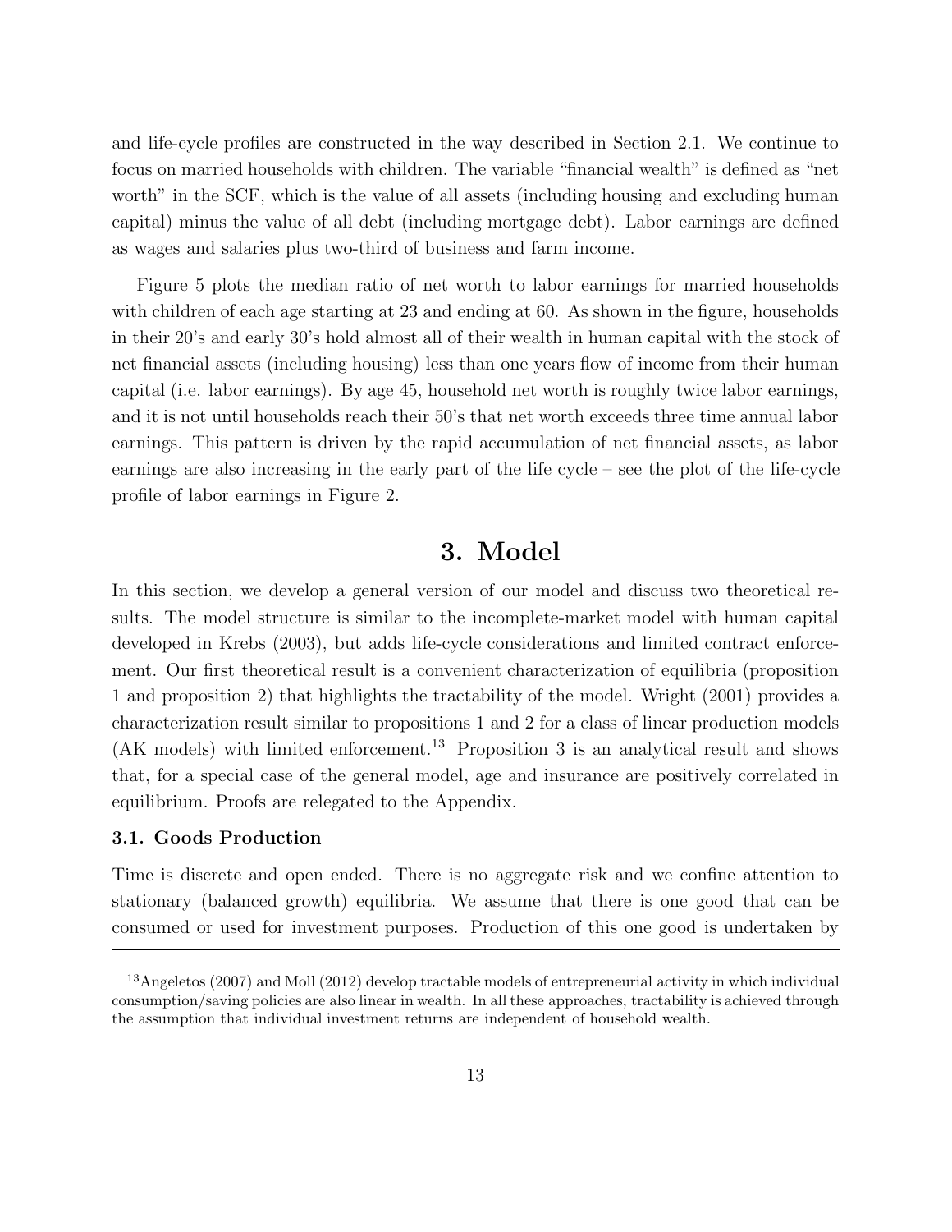and life-cycle profiles are constructed in the way described in Section 2.1. We continue to focus on married households with children. The variable "financial wealth" is defined as "net worth" in the SCF, which is the value of all assets (including housing and excluding human capital) minus the value of all debt (including mortgage debt). Labor earnings are defined as wages and salaries plus two-third of business and farm income.

Figure 5 plots the median ratio of net worth to labor earnings for married households with children of each age starting at 23 and ending at 60. As shown in the figure, households in their 20's and early 30's hold almost all of their wealth in human capital with the stock of net financial assets (including housing) less than one years flow of income from their human capital (i.e. labor earnings). By age 45, household net worth is roughly twice labor earnings, and it is not until households reach their 50's that net worth exceeds three time annual labor earnings. This pattern is driven by the rapid accumulation of net financial assets, as labor earnings are also increasing in the early part of the life cycle – see the plot of the life-cycle profile of labor earnings in Figure 2.

# 3. Model

In this section, we develop a general version of our model and discuss two theoretical results. The model structure is similar to the incomplete-market model with human capital developed in Krebs (2003), but adds life-cycle considerations and limited contract enforcement. Our first theoretical result is a convenient characterization of equilibria (proposition 1 and proposition 2) that highlights the tractability of the model. Wright (2001) provides a characterization result similar to propositions 1 and 2 for a class of linear production models (AK models) with limited enforcement.[13] Proposition 3 is an analytical result and shows that, for a special case of the general model, age and insurance are positively correlated in equilibrium. Proofs are relegated to the Appendix.

### 3.1. Goods Production

Time is discrete and open ended. There is no aggregate risk and we confine attention to stationary (balanced growth) equilibria. We assume that there is one good that can be consumed or used for investment purposes. Production of this one good is undertaken by

[13] Angeletos (2007) and Moll (2012) develop tractable models of entrepreneurial activity in which individual consumption/saving policies are also linear in wealth. In all these approaches, tractability is achieved through the assumption that individual investment returns are independent of household wealth.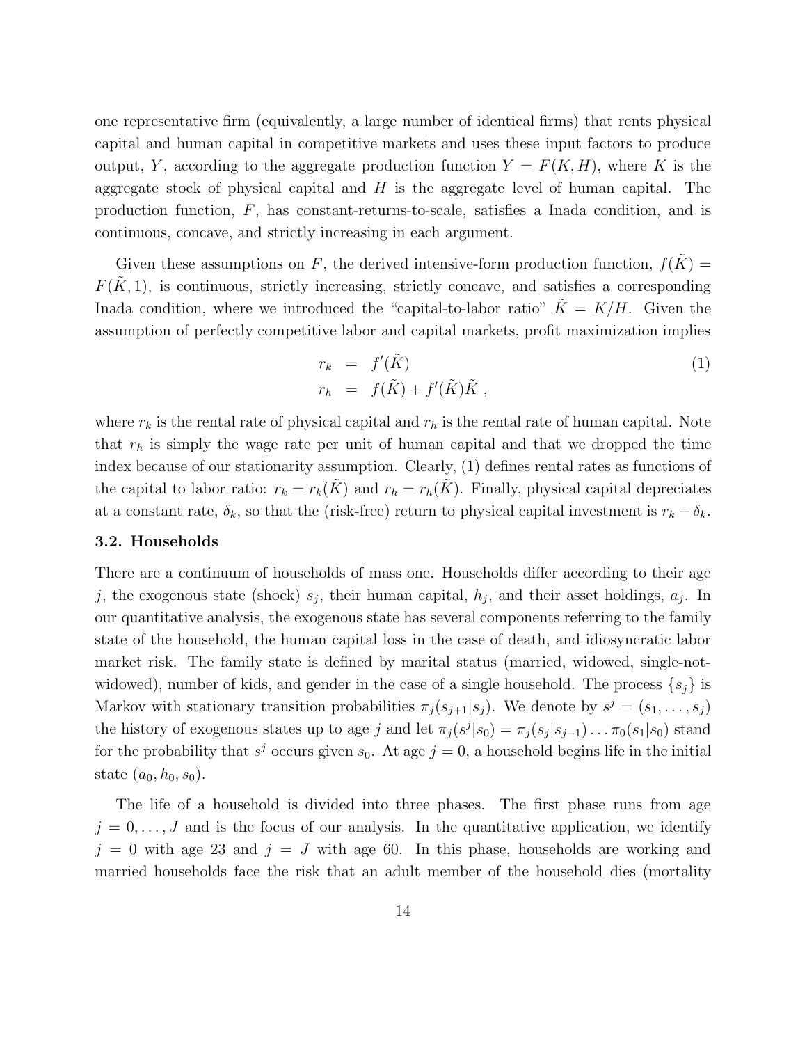one representative firm (equivalently, a large number of identical firms) that rents physical capital and human capital in competitive markets and uses these input factors to produce output, $Y$, according to the aggregate production function $Y = F(K, H)$, where $K$ is the aggregate stock of physical capital and $H$ is the aggregate level of human capital. The production function, $F$, has constant-returns-to-scale, satisfies a Inada condition, and is continuous, concave, and strictly increasing in each argument.

Given these assumptions on $F$, the derived intensive-form production function, $f(\tilde{K}) = F(\tilde{K}, 1)$, is continuous, strictly increasing, strictly concave, and satisfies a corresponding Inada condition, where we introduced the "capital-to-labor ratio" $\tilde{K} = K/H$. Given the assumption of perfectly competitive labor and capital markets, profit maximization implies

$$
\begin{aligned}
r_k &= f'(\tilde{K}) \\
r_h &= f(\tilde{K}) + f'(\tilde{K})\tilde{K} \ ,
\end{aligned}
\tag{1}
$$

where $r_k$ is the rental rate of physical capital and $r_h$ is the rental rate of human capital. Note that $r_h$ is simply the wage rate per unit of human capital and that we dropped the time index because of our stationarity assumption. Clearly, (1) defines rental rates as functions of the capital to labor ratio: $r_k = r_k(\tilde{K})$ and $r_h = r_h(\tilde{K})$. Finally, physical capital depreciates at a constant rate, $\delta_k$, so that the (risk-free) return to physical capital investment is $r_k - \delta_k$.

### 3.2. Households

There are a continuum of households of mass one. Households differ according to their age $j$, the exogenous state (shock) $s_j$, their human capital, $h_j$, and their asset holdings, $a_j$. In our quantitative analysis, the exogenous state has several components referring to the family state of the household, the human capital loss in the case of death, and idiosyncratic labor market risk. The family state is defined by marital status (married, widowed, single-not-widowed), number of kids, and gender in the case of a single household. The process $\{s_j\}$ is Markov with stationary transition probabilities $\pi_j(s_{j+1}|s_j)$. We denote by $s^j = (s_1, \ldots, s_j)$ the history of exogenous states up to age $j$ and let $\pi_j(s^j|s_0) = \pi_j(s_j|s_{j-1}) \ldots \pi_0(s_1|s_0)$ stand for the probability that $s^j$ occurs given $s_0$. At age $j = 0$, a household begins life in the initial state $(a_0, h_0, s_0)$.

The life of a household is divided into three phases. The first phase runs from age $j = 0, \ldots, J$ and is the focus of our analysis. In the quantitative application, we identify $j = 0$ with age 23 and $j = J$ with age 60. In this phase, households are working and married households face the risk that an adult member of the household dies (mortality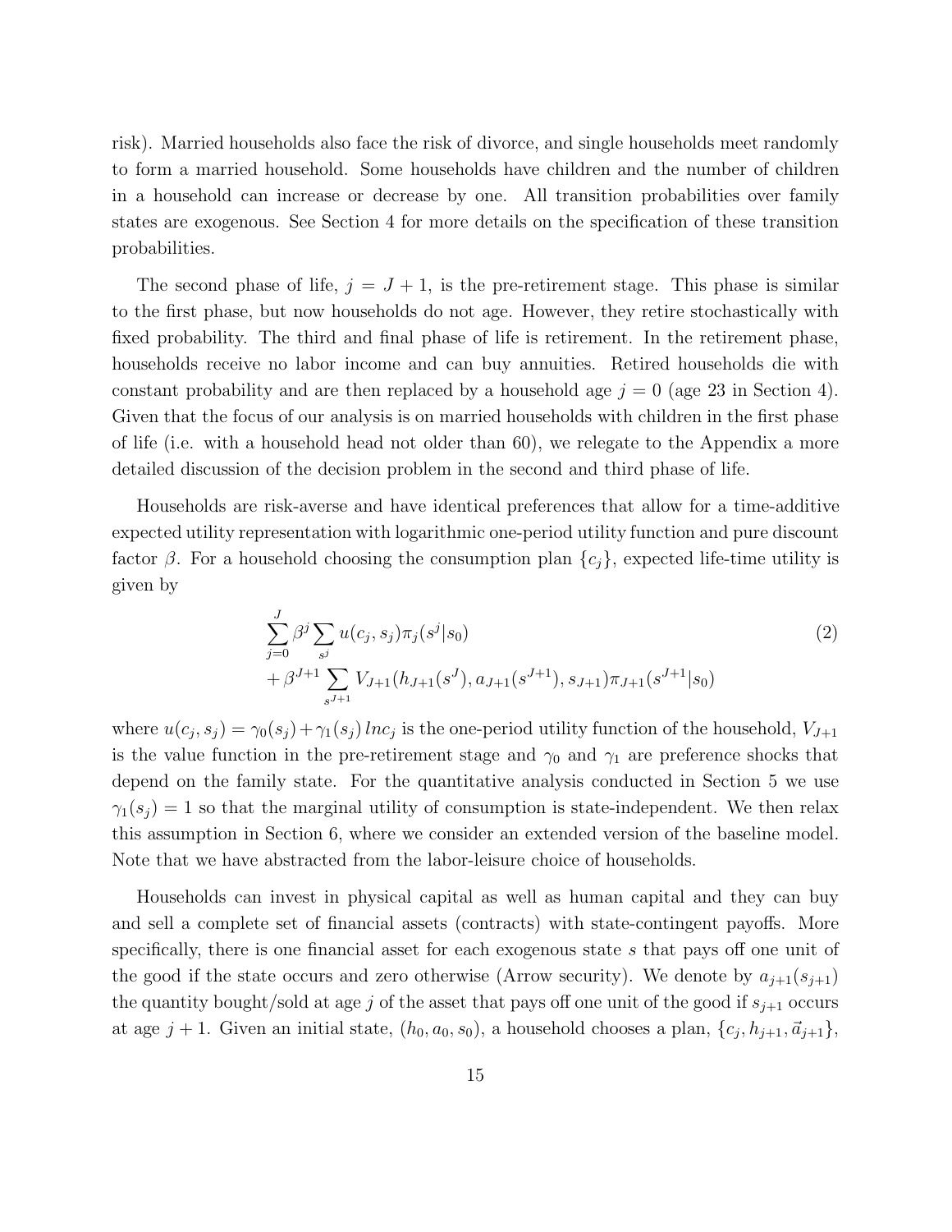risk). Married households also face the risk of divorce, and single households meet randomly to form a married household. Some households have children and the number of children in a household can increase or decrease by one. All transition probabilities over family states are exogenous. See Section 4 for more details on the specification of these transition probabilities.

The second phase of life, $j = J + 1$, is the pre-retirement stage. This phase is similar to the first phase, but now households do not age. However, they retire stochastically with fixed probability. The third and final phase of life is retirement. In the retirement phase, households receive no labor income and can buy annuities. Retired households die with constant probability and are then replaced by a household age $j = 0$ (age 23 in Section 4). Given that the focus of our analysis is on married households with children in the first phase of life (i.e. with a household head not older than 60), we relegate to the Appendix a more detailed discussion of the decision problem in the second and third phase of life.

Households are risk-averse and have identical preferences that allow for a time-additive expected utility representation with logarithmic one-period utility function and pure discount factor $\beta$. For a household choosing the consumption plan $\{c_j\}$, expected life-time utility is given by

$$
\begin{aligned}
&\sum_{j=0}^{J} \beta^j \sum_{s^j} u(c_j, s_j) \pi_j(s^j|s_0) \\
&+ \beta^{J+1} \sum_{s^{J+1}} V_{J+1}(h_{J+1}(s^J), a_{J+1}(s^{J+1}), s_{J+1}) \pi_{J+1}(s^{J+1}|s_0)
\end{aligned} \tag{2}
$$

where $u(c_j, s_j) = \gamma_0(s_j) + \gamma_1(s_j)\, ln c_j$ is the one-period utility function of the household, $V_{J+1}$ is the value function in the pre-retirement stage and $\gamma_0$ and $\gamma_1$ are preference shocks that depend on the family state. For the quantitative analysis conducted in Section 5 we use $\gamma_1(s_j) = 1$ so that the marginal utility of consumption is state-independent. We then relax this assumption in Section 6, where we consider an extended version of the baseline model. Note that we have abstracted from the labor-leisure choice of households.

Households can invest in physical capital as well as human capital and they can buy and sell a complete set of financial assets (contracts) with state-contingent payoffs. More specifically, there is one financial asset for each exogenous state $s$ that pays off one unit of the good if the state occurs and zero otherwise (Arrow security). We denote by $a_{j+1}(s_{j+1})$ the quantity bought/sold at age $j$ of the asset that pays off one unit of the good if $s_{j+1}$ occurs at age $j + 1$. Given an initial state, $(h_0, a_0, s_0)$, a household chooses a plan, $\{c_j, h_{j+1}, \vec{a}_{j+1}\}$,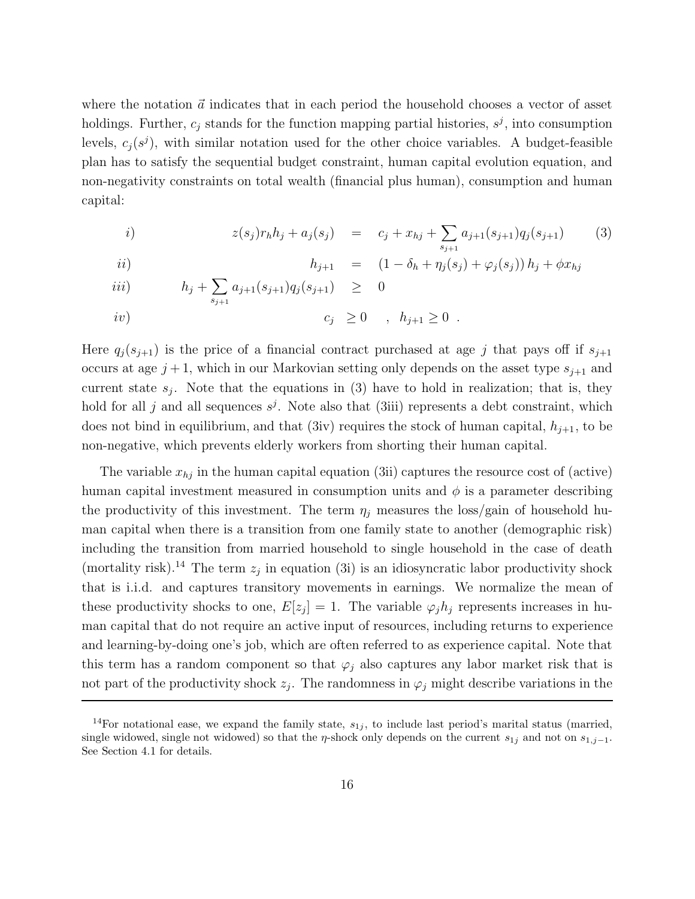where the notation $\vec{a}$ indicates that in each period the household chooses a vector of asset holdings. Further, $c_j$ stands for the function mapping partial histories, $s^j$, into consumption levels, $c_j(s^j)$, with similar notation used for the other choice variables. A budget-feasible plan has to satisfy the sequential budget constraint, human capital evolution equation, and non-negativity constraints on total wealth (financial plus human), consumption and human capital:

$$
\begin{aligned}
i) \qquad & z(s_j) r_h h_j + a_j(s_j) &=& \quad c_j + x_{hj} + \sum_{s_{j+1}} a_{j+1}(s_{j+1}) q_j(s_{j+1}) \qquad (3) \\
ii) \qquad & h_{j+1} &=& \quad \left(1 - \delta_h + \eta_j(s_j) + \varphi_j(s_j)\right) h_j + \phi x_{hj} \\
iii) \qquad & h_j + \sum_{s_{j+1}} a_{j+1}(s_{j+1}) q_j(s_{j+1}) &\geq& \quad 0 \\
iv) \qquad & c_j &\geq& \quad 0 \quad , \quad h_{j+1} \geq 0 \ .
\end{aligned}
$$

Here $q_j(s_{j+1})$ is the price of a financial contract purchased at age $j$ that pays off if $s_{j+1}$ occurs at age $j+1$, which in our Markovian setting only depends on the asset type $s_{j+1}$ and current state $s_j$. Note that the equations in (3) have to hold in realization; that is, they hold for all $j$ and all sequences $s^j$. Note also that (3iii) represents a debt constraint, which does not bind in equilibrium, and that (3iv) requires the stock of human capital, $h_{j+1}$, to be non-negative, which prevents elderly workers from shorting their human capital.

The variable $x_{hj}$ in the human capital equation (3ii) captures the resource cost of (active) human capital investment measured in consumption units and $\phi$ is a parameter describing the productivity of this investment. The term $\eta_j$ measures the loss/gain of household human capital when there is a transition from one family state to another (demographic risk) including the transition from married household to single household in the case of death (mortality risk).[14] The term $z_j$ in equation (3i) is an idiosyncratic labor productivity shock that is i.i.d. and captures transitory movements in earnings. We normalize the mean of these productivity shocks to one, $E[z_j] = 1$. The variable $\varphi_j h_j$ represents increases in human capital that do not require an active input of resources, including returns to experience and learning-by-doing one's job, which are often referred to as experience capital. Note that this term has a random component so that $\varphi_j$ also captures any labor market risk that is not part of the productivity shock $z_j$. The randomness in $\varphi_j$ might describe variations in the

[14] For notational ease, we expand the family state, $s_{1j}$, to include last period's marital status (married, single widowed, single not widowed) so that the $\eta$-shock only depends on the current $s_{1j}$ and not on $s_{1,j-1}$. See Section 4.1 for details.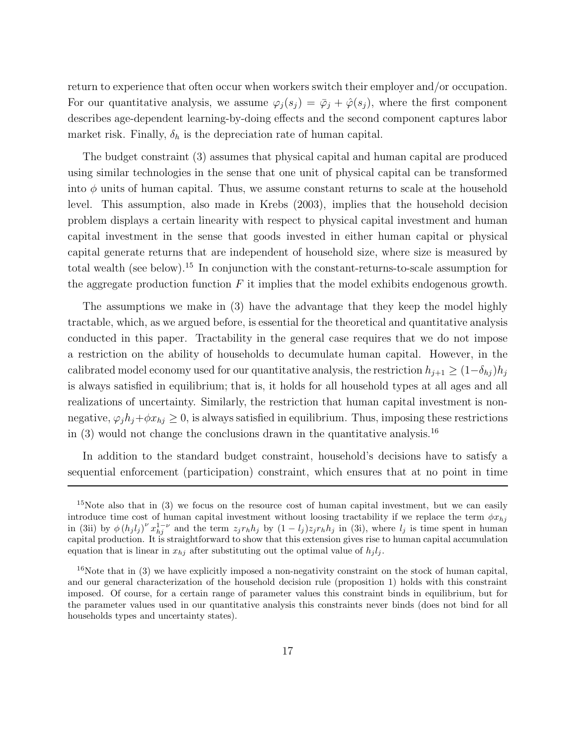return to experience that often occur when workers switch their employer and/or occupation. For our quantitative analysis, we assume $\varphi_j(s_j) = \bar{\varphi}_j + \hat{\varphi}(s_j)$, where the first component describes age-dependent learning-by-doing effects and the second component captures labor market risk. Finally, $\delta_h$ is the depreciation rate of human capital.

The budget constraint (3) assumes that physical capital and human capital are produced using similar technologies in the sense that one unit of physical capital can be transformed into $\phi$ units of human capital. Thus, we assume constant returns to scale at the household level. This assumption, also made in Krebs (2003), implies that the household decision problem displays a certain linearity with respect to physical capital investment and human capital investment in the sense that goods invested in either human capital or physical capital generate returns that are independent of household size, where size is measured by total wealth (see below).[15] In conjunction with the constant-returns-to-scale assumption for the aggregate production function $F$ it implies that the model exhibits endogenous growth.

The assumptions we make in (3) have the advantage that they keep the model highly tractable, which, as we argued before, is essential for the theoretical and quantitative analysis conducted in this paper. Tractability in the general case requires that we do not impose a restriction on the ability of households to decumulate human capital. However, in the calibrated model economy used for our quantitative analysis, the restriction $h_{j+1} \geq (1-\delta_{hj})h_j$ is always satisfied in equilibrium; that is, it holds for all household types at all ages and all realizations of uncertainty. Similarly, the restriction that human capital investment is non-negative, $\varphi_j h_j + \phi x_{hj} \geq 0$, is always satisfied in equilibrium. Thus, imposing these restrictions in (3) would not change the conclusions drawn in the quantitative analysis.[16]

In addition to the standard budget constraint, household's decisions have to satisfy a sequential enforcement (participation) constraint, which ensures that at no point in time

---

[15] Note also that in (3) we focus on the resource cost of human capital investment, but we can easily introduce time cost of human capital investment without loosing tractability if we replace the term $\phi x_{hj}$ in (3ii) by $\phi \left(h_j l_j\right)^{\nu} x_{hj}^{1-\nu}$ and the term $z_j r_h h_j$ by $(1-l_j) z_j r_h h_j$ in (3i), where $l_j$ is time spent in human capital production. It is straightforward to show that this extension gives rise to human capital accumulation equation that is linear in $x_{hj}$ after substituting out the optimal value of $h_j l_j$.

[16] Note that in (3) we have explicitly imposed a non-negativity constraint on the stock of human capital, and our general characterization of the household decision rule (proposition 1) holds with this constraint imposed. Of course, for a certain range of parameter values this constraint binds in equilibrium, but for the parameter values used in our quantitative analysis this constraints never binds (does not bind for all households types and uncertainty states).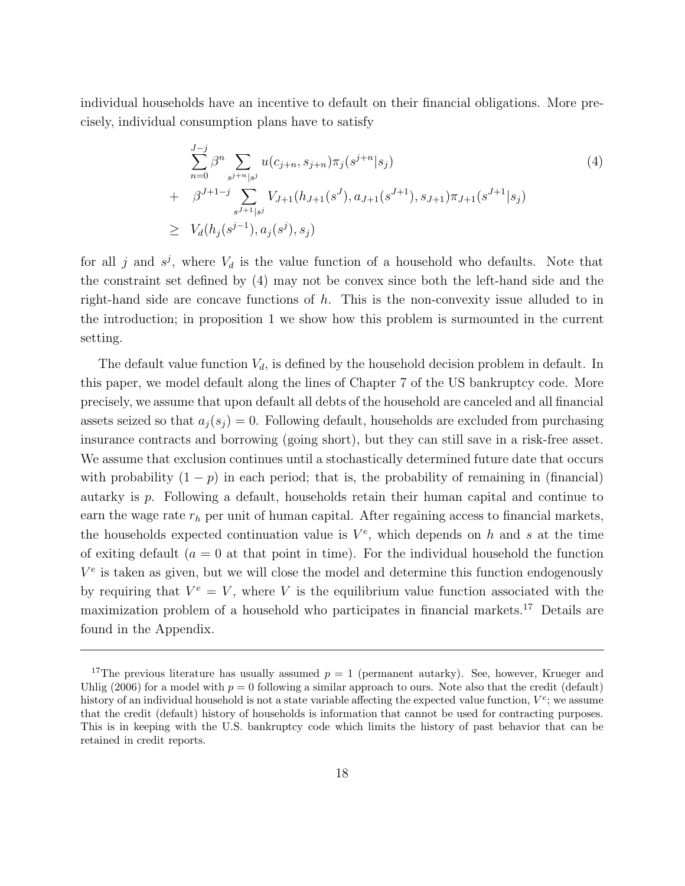individual households have an incentive to default on their financial obligations. More precisely, individual consumption plans have to satisfy

$$
\begin{aligned}
& \sum_{n=0}^{J-j} \beta^n \sum_{s^{j+n}|s^j} u(c_{j+n}, s_{j+n}) \pi_j(s^{j+n}|s_j) \\
+ \quad & \beta^{J+1-j} \sum_{s^{J+1}|s^j} V_{J+1}(h_{J+1}(s^J), a_{J+1}(s^{J+1}), s_{J+1}) \pi_{J+1}(s^{J+1}|s_j) \\
\geq \quad & V_d(h_j(s^{j-1}), a_j(s^j), s_j)
\end{aligned} \tag{4}
$$

for all $j$ and $s^j$, where $V_d$ is the value function of a household who defaults. Note that the constraint set defined by (4) may not be convex since both the left-hand side and the right-hand side are concave functions of $h$. This is the non-convexity issue alluded to in the introduction; in proposition 1 we show how this problem is surmounted in the current setting.

The default value function $V_d$, is defined by the household decision problem in default. In this paper, we model default along the lines of Chapter 7 of the US bankruptcy code. More precisely, we assume that upon default all debts of the household are canceled and all financial assets seized so that $a_j(s_j) = 0$. Following default, households are excluded from purchasing insurance contracts and borrowing (going short), but they can still save in a risk-free asset. We assume that exclusion continues until a stochastically determined future date that occurs with probability $(1-p)$ in each period; that is, the probability of remaining in (financial) autarky is $p$. Following a default, households retain their human capital and continue to earn the wage rate $r_h$ per unit of human capital. After regaining access to financial markets, the households expected continuation value is $V^e$, which depends on $h$ and $s$ at the time of exiting default ($a = 0$ at that point in time). For the individual household the function $V^e$ is taken as given, but we will close the model and determine this function endogenously by requiring that $V^e = V$, where $V$ is the equilibrium value function associated with the maximization problem of a household who participates in financial markets.[17] Details are found in the Appendix.

---

[17]The previous literature has usually assumed $p = 1$ (permanent autarky). See, however, Krueger and Uhlig (2006) for a model with $p = 0$ following a similar approach to ours. Note also that the credit (default) history of an individual household is not a state variable affecting the expected value function, $V^e$; we assume that the credit (default) history of households is information that cannot be used for contracting purposes. This is in keeping with the U.S. bankruptcy code which limits the history of past behavior that can be retained in credit reports.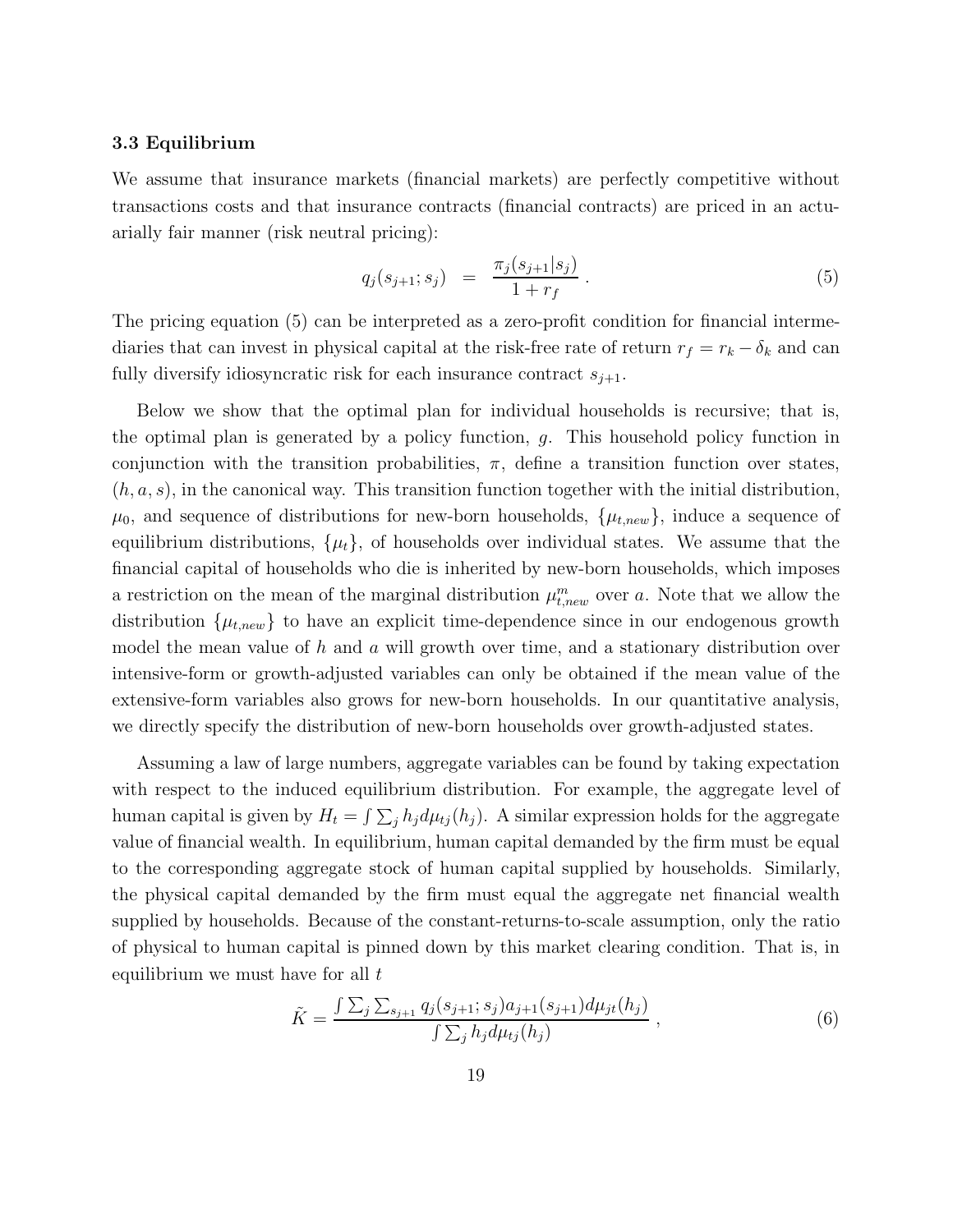### 3.3 Equilibrium

We assume that insurance markets (financial markets) are perfectly competitive without transactions costs and that insurance contracts (financial contracts) are priced in an actuarially fair manner (risk neutral pricing):

$$q_j(s_{j+1}; s_j) \;\; = \;\; \frac{\pi_j(s_{j+1}|s_j)}{1 + r_f} \, . \tag{5}$$

The pricing equation (5) can be interpreted as a zero-profit condition for financial intermediaries that can invest in physical capital at the risk-free rate of return $r_f = r_k - \delta_k$ and can fully diversify idiosyncratic risk for each insurance contract $s_{j+1}$.

Below we show that the optimal plan for individual households is recursive; that is, the optimal plan is generated by a policy function, $g$. This household policy function in conjunction with the transition probabilities, $\pi$, define a transition function over states, $(h, a, s)$, in the canonical way. This transition function together with the initial distribution, $\mu_0$, and sequence of distributions for new-born households, $\{\mu_{t,new}\}$, induce a sequence of equilibrium distributions, $\{\mu_t\}$, of households over individual states. We assume that the financial capital of households who die is inherited by new-born households, which imposes a restriction on the mean of the marginal distribution $\mu^m_{t,new}$ over $a$. Note that we allow the distribution $\{\mu_{t,new}\}$ to have an explicit time-dependence since in our endogenous growth model the mean value of $h$ and $a$ will growth over time, and a stationary distribution over intensive-form or growth-adjusted variables can only be obtained if the mean value of the extensive-form variables also grows for new-born households. In our quantitative analysis, we directly specify the distribution of new-born households over growth-adjusted states.

Assuming a law of large numbers, aggregate variables can be found by taking expectation with respect to the induced equilibrium distribution. For example, the aggregate level of human capital is given by $H_t = \int \sum_j h_j d\mu_{tj}(h_j)$. A similar expression holds for the aggregate value of financial wealth. In equilibrium, human capital demanded by the firm must be equal to the corresponding aggregate stock of human capital supplied by households. Similarly, the physical capital demanded by the firm must equal the aggregate net financial wealth supplied by households. Because of the constant-returns-to-scale assumption, only the ratio of physical to human capital is pinned down by this market clearing condition. That is, in equilibrium we must have for all $t$

$$\tilde{K} = \frac{\int \sum_j \sum_{s_{j+1}} q_j(s_{j+1}; s_j) a_{j+1}(s_{j+1}) d\mu_{jt}(h_j)}{\int \sum_j h_j d\mu_{tj}(h_j)} \, , \tag{6}$$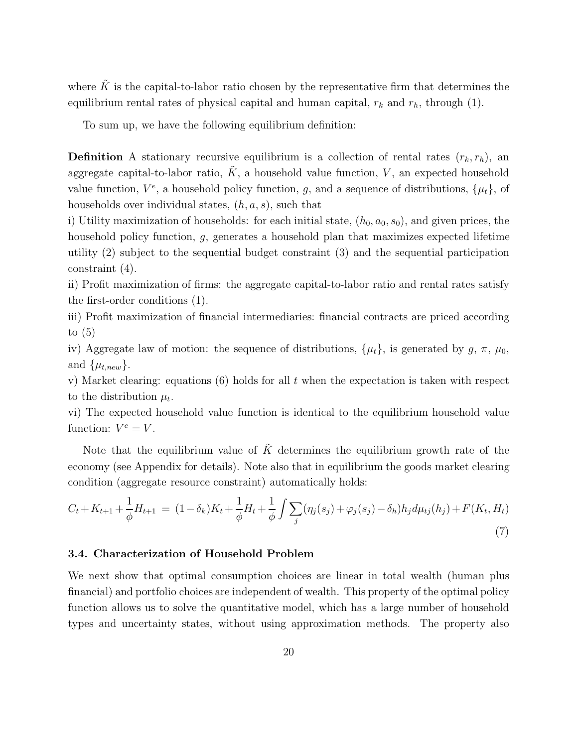where $\tilde{K}$ is the capital-to-labor ratio chosen by the representative firm that determines the equilibrium rental rates of physical capital and human capital, $r_k$ and $r_h$, through (1).

To sum up, we have the following equilibrium definition:

**Definition** A stationary recursive equilibrium is a collection of rental rates $(r_k, r_h)$, an aggregate capital-to-labor ratio, $\tilde{K}$, a household value function, $V$, an expected household value function, $V^e$, a household policy function, $g$, and a sequence of distributions, $\{\mu_t\}$, of households over individual states, $(h, a, s)$, such that

i) Utility maximization of households: for each initial state, $(h_0, a_0, s_0)$, and given prices, the household policy function, $g$, generates a household plan that maximizes expected lifetime utility (2) subject to the sequential budget constraint (3) and the sequential participation constraint (4).

ii) Profit maximization of firms: the aggregate capital-to-labor ratio and rental rates satisfy the first-order conditions (1).

iii) Profit maximization of financial intermediaries: financial contracts are priced according to (5)

iv) Aggregate law of motion: the sequence of distributions, $\{\mu_t\}$, is generated by $g$, $\pi$, $\mu_0$, and $\{\mu_{t,new}\}$.

v) Market clearing: equations (6) holds for all $t$ when the expectation is taken with respect to the distribution $\mu_t$.

vi) The expected household value function is identical to the equilibrium household value function: $V^e = V$.

Note that the equilibrium value of $\tilde{K}$ determines the equilibrium growth rate of the economy (see Appendix for details). Note also that in equilibrium the goods market clearing condition (aggregate resource constraint) automatically holds:

$$C_t + K_{t+1} + \frac{1}{\phi}H_{t+1} = (1-\delta_k)K_t + \frac{1}{\phi}H_t + \frac{1}{\phi}\int \sum_j (\eta_j(s_j) + \varphi_j(s_j) - \delta_h) h_j d\mu_{tj}(h_j) + F(K_t, H_t) \tag{7}$$

### 3.4. Characterization of Household Problem

We next show that optimal consumption choices are linear in total wealth (human plus financial) and portfolio choices are independent of wealth. This property of the optimal policy function allows us to solve the quantitative model, which has a large number of household types and uncertainty states, without using approximation methods. The property also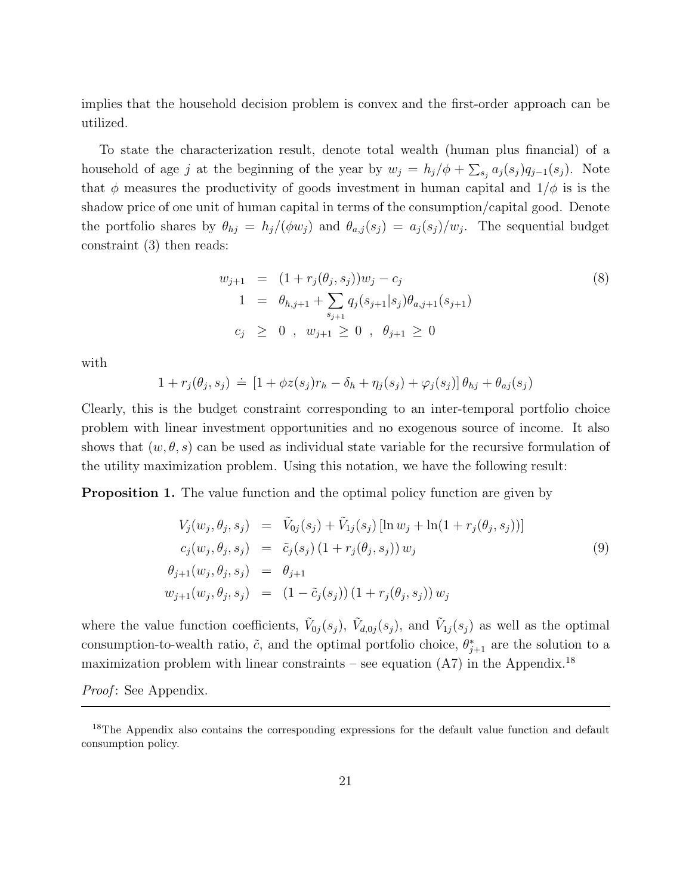implies that the household decision problem is convex and the first-order approach can be utilized.

To state the characterization result, denote total wealth (human plus financial) of a household of age $j$ at the beginning of the year by $w_j = h_j/\phi + \sum_{s_j} a_j(s_j)q_{j-1}(s_j)$. Note that $\phi$ measures the productivity of goods investment in human capital and $1/\phi$ is is the shadow price of one unit of human capital in terms of the consumption/capital good. Denote the portfolio shares by $\theta_{hj} = h_j/(\phi w_j)$ and $\theta_{a,j}(s_j) = a_j(s_j)/w_j$. The sequential budget constraint (3) then reads:

$$
\begin{aligned}
w_{j+1} &= (1 + r_j(\theta_j, s_j))w_j - c_j \\
1 &= \theta_{h,j+1} + \sum_{s_{j+1}} q_j(s_{j+1}|s_j)\theta_{a,j+1}(s_{j+1}) \\
c_j &\geq 0 \ , \ w_{j+1} \geq 0 \ , \ \theta_{j+1} \geq 0
\end{aligned}
\tag{8}
$$

with

$$
1 + r_j(\theta_j, s_j) \doteq \left[1 + \phi z(s_j) r_h - \delta_h + \eta_j(s_j) + \varphi_j(s_j)\right] \theta_{hj} + \theta_{aj}(s_j)
$$

Clearly, this is the budget constraint corresponding to an inter-temporal portfolio choice problem with linear investment opportunities and no exogenous source of income. It also shows that $(w, \theta, s)$ can be used as individual state variable for the recursive formulation of the utility maximization problem. Using this notation, we have the following result:

**Proposition 1.** The value function and the optimal policy function are given by

$$
\begin{aligned}
V_j(w_j, \theta_j, s_j) &= \tilde{V}_{0j}(s_j) + \tilde{V}_{1j}(s_j)\left[\ln w_j + \ln(1 + r_j(\theta_j, s_j))\right] \\
c_j(w_j, \theta_j, s_j) &= \tilde{c}_j(s_j)\left(1 + r_j(\theta_j, s_j)\right) w_j \\
\theta_{j+1}(w_j, \theta_j, s_j) &= \theta_{j+1} \\
w_{j+1}(w_j, \theta_j, s_j) &= \left(1 - \tilde{c}_j(s_j)\right)\left(1 + r_j(\theta_j, s_j)\right) w_j
\end{aligned}
\tag{9}
$$

where the value function coefficients, $\tilde{V}_{0j}(s_j)$, $\tilde{V}_{d,0j}(s_j)$, and $\tilde{V}_{1j}(s_j)$ as well as the optimal consumption-to-wealth ratio, $\tilde{c}$, and the optimal portfolio choice, $\theta^*_{j+1}$ are the solution to a maximization problem with linear constraints – see equation (A7) in the Appendix.[18]

*Proof*: See Appendix.

---

[18] The Appendix also contains the corresponding expressions for the default value function and default consumption policy.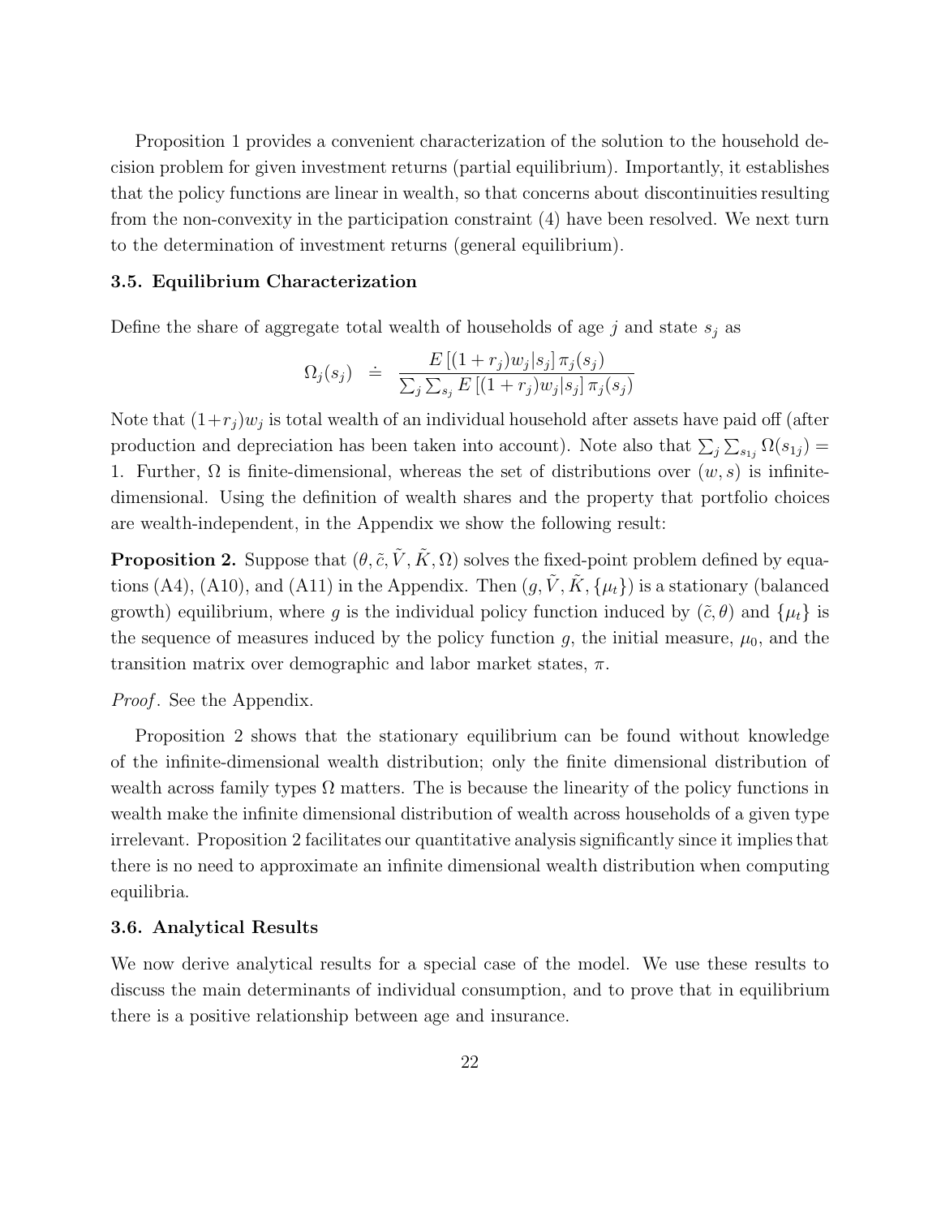Proposition 1 provides a convenient characterization of the solution to the household decision problem for given investment returns (partial equilibrium). Importantly, it establishes that the policy functions are linear in wealth, so that concerns about discontinuities resulting from the non-convexity in the participation constraint (4) have been resolved. We next turn to the determination of investment returns (general equilibrium).

### 3.5. Equilibrium Characterization

Define the share of aggregate total wealth of households of age $j$ and state $s_j$ as

$$\Omega_j(s_j) \doteq \frac{E\left[(1+r_j)w_j|s_j\right]\pi_j(s_j)}{\sum_j \sum_{s_j} E\left[(1+r_j)w_j|s_j\right]\pi_j(s_j)}$$

Note that $(1+r_j)w_j$ is total wealth of an individual household after assets have paid off (after production and depreciation has been taken into account). Note also that $\sum_j \sum_{s_{1j}} \Omega(s_{1j}) = 1$. Further, $\Omega$ is finite-dimensional, whereas the set of distributions over $(w, s)$ is infinite-dimensional. Using the definition of wealth shares and the property that portfolio choices are wealth-independent, in the Appendix we show the following result:

**Proposition 2.** Suppose that $(\theta, \tilde{c}, \tilde{V}, \tilde{K}, \Omega)$ solves the fixed-point problem defined by equations (A4), (A10), and (A11) in the Appendix. Then $(g, \tilde{V}, \tilde{K}, \{\mu_t\})$ is a stationary (balanced growth) equilibrium, where $g$ is the individual policy function induced by $(\tilde{c}, \theta)$ and $\{\mu_t\}$ is the sequence of measures induced by the policy function $g$, the initial measure, $\mu_0$, and the transition matrix over demographic and labor market states, $\pi$.

*Proof*. See the Appendix.

Proposition 2 shows that the stationary equilibrium can be found without knowledge of the infinite-dimensional wealth distribution; only the finite dimensional distribution of wealth across family types $\Omega$ matters. The is because the linearity of the policy functions in wealth make the infinite dimensional distribution of wealth across households of a given type irrelevant. Proposition 2 facilitates our quantitative analysis significantly since it implies that there is no need to approximate an infinite dimensional wealth distribution when computing equilibria.

### 3.6. Analytical Results

We now derive analytical results for a special case of the model. We use these results to discuss the main determinants of individual consumption, and to prove that in equilibrium there is a positive relationship between age and insurance.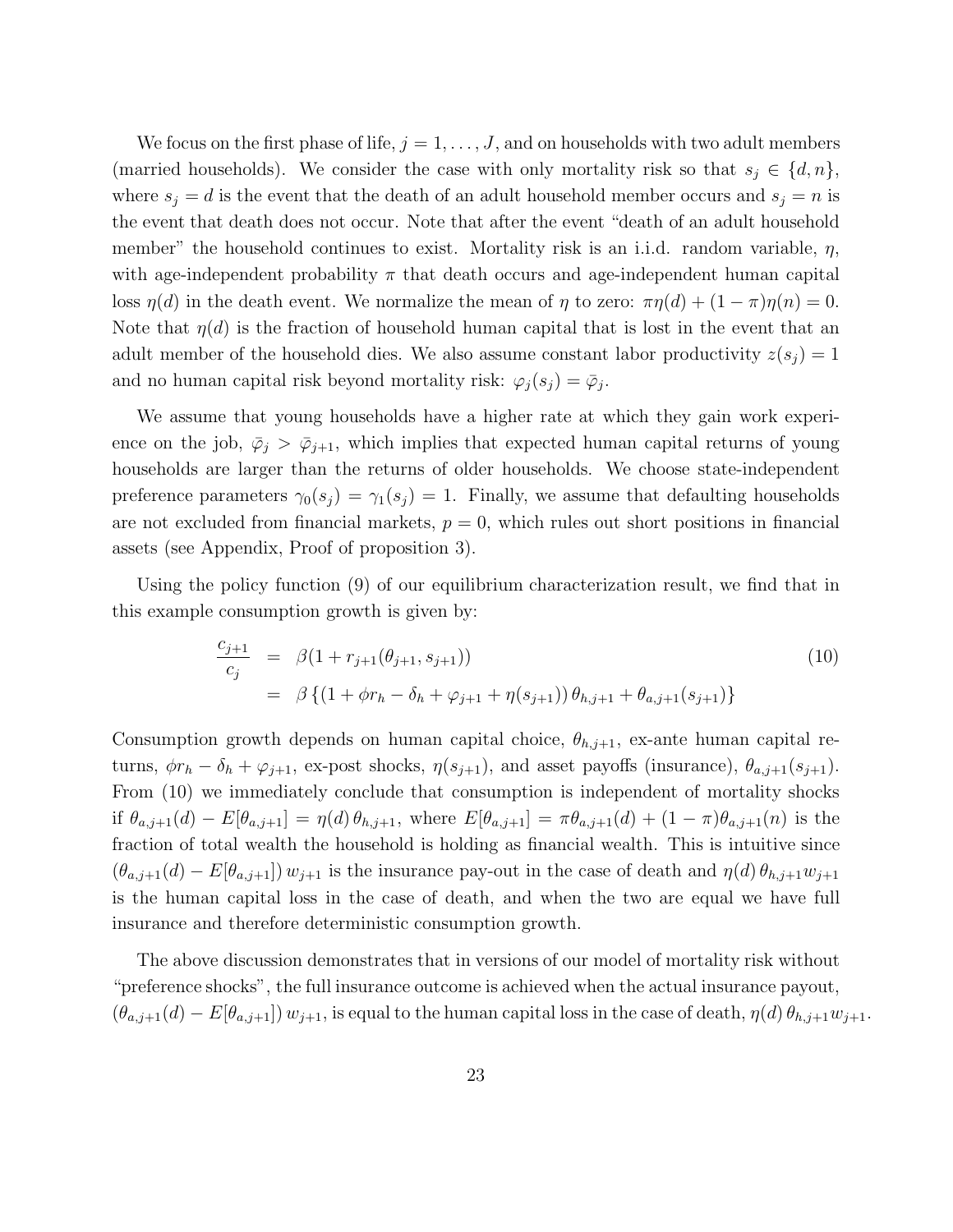We focus on the first phase of life, $j = 1, \ldots, J$, and on households with two adult members (married households). We consider the case with only mortality risk so that $s_j \in \{d, n\}$, where $s_j = d$ is the event that the death of an adult household member occurs and $s_j = n$ is the event that death does not occur. Note that after the event "death of an adult household member" the household continues to exist. Mortality risk is an i.i.d. random variable, $\eta$, with age-independent probability $\pi$ that death occurs and age-independent human capital loss $\eta(d)$ in the death event. We normalize the mean of $\eta$ to zero: $\pi\eta(d) + (1-\pi)\eta(n) = 0$. Note that $\eta(d)$ is the fraction of household human capital that is lost in the event that an adult member of the household dies. We also assume constant labor productivity $z(s_j) = 1$ and no human capital risk beyond mortality risk: $\varphi_j(s_j) = \bar{\varphi}_j$.

We assume that young households have a higher rate at which they gain work experience on the job, $\bar{\varphi}_j > \bar{\varphi}_{j+1}$, which implies that expected human capital returns of young households are larger than the returns of older households. We choose state-independent preference parameters $\gamma_0(s_j) = \gamma_1(s_j) = 1$. Finally, we assume that defaulting households are not excluded from financial markets, $p = 0$, which rules out short positions in financial assets (see Appendix, Proof of proposition 3).

Using the policy function (9) of our equilibrium characterization result, we find that in this example consumption growth is given by:

$$
\begin{aligned}
\frac{c_{j+1}}{c_j} &= \beta(1 + r_{j+1}(\theta_{j+1}, s_{j+1})) \\
&= \beta \left\{ (1 + \phi r_h - \delta_h + \varphi_{j+1} + \eta(s_{j+1}))\, \theta_{h,j+1} + \theta_{a,j+1}(s_{j+1}) \right\}
\end{aligned}
\tag{10}
$$

Consumption growth depends on human capital choice, $\theta_{h,j+1}$, ex-ante human capital returns, $\phi r_h - \delta_h + \varphi_{j+1}$, ex-post shocks, $\eta(s_{j+1})$, and asset payoffs (insurance), $\theta_{a,j+1}(s_{j+1})$. From (10) we immediately conclude that consumption is independent of mortality shocks if $\theta_{a,j+1}(d) - E[\theta_{a,j+1}] = \eta(d)\,\theta_{h,j+1}$, where $E[\theta_{a,j+1}] = \pi\theta_{a,j+1}(d) + (1-\pi)\theta_{a,j+1}(n)$ is the fraction of total wealth the household is holding as financial wealth. This is intuitive since $(\theta_{a,j+1}(d) - E[\theta_{a,j+1}])\, w_{j+1}$ is the insurance pay-out in the case of death and $\eta(d)\,\theta_{h,j+1} w_{j+1}$ is the human capital loss in the case of death, and when the two are equal we have full insurance and therefore deterministic consumption growth.

The above discussion demonstrates that in versions of our model of mortality risk without "preference shocks", the full insurance outcome is achieved when the actual insurance payout, $(\theta_{a,j+1}(d) - E[\theta_{a,j+1}])\, w_{j+1}$, is equal to the human capital loss in the case of death, $\eta(d)\,\theta_{h,j+1} w_{j+1}$.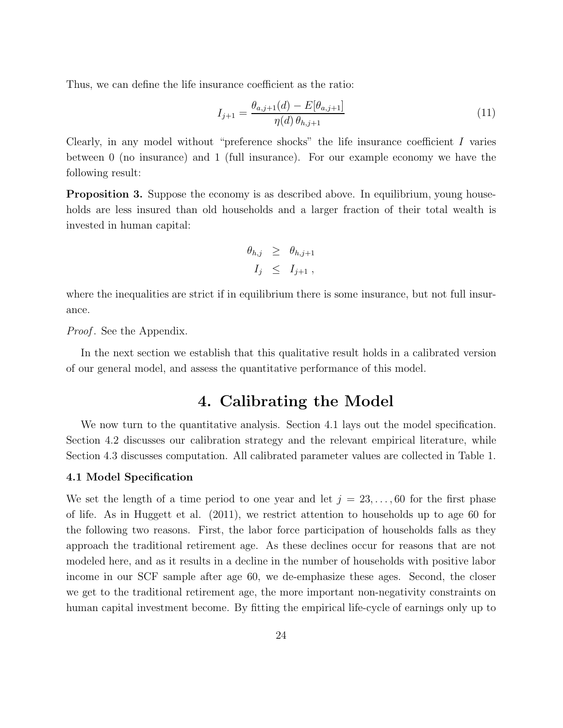Thus, we can define the life insurance coefficient as the ratio:

$$I_{j+1} = \frac{\theta_{a,j+1}(d) - E[\theta_{a,j+1}]}{\eta(d)\,\theta_{h,j+1}} \tag{11}$$

Clearly, in any model without "preference shocks" the life insurance coefficient $I$ varies between 0 (no insurance) and 1 (full insurance). For our example economy we have the following result:

**Proposition 3.** Suppose the economy is as described above. In equilibrium, young households are less insured than old households and a larger fraction of their total wealth is invested in human capital:

$$\begin{aligned} \theta_{h,j} &\geq \theta_{h,j+1} \\ I_j &\leq I_{j+1}\,, \end{aligned}$$

where the inequalities are strict if in equilibrium there is some insurance, but not full insurance.

*Proof*. See the Appendix.

In the next section we establish that this qualitative result holds in a calibrated version of our general model, and assess the quantitative performance of this model.

# 4. Calibrating the Model

We now turn to the quantitative analysis. Section 4.1 lays out the model specification. Section 4.2 discusses our calibration strategy and the relevant empirical literature, while Section 4.3 discusses computation. All calibrated parameter values are collected in Table 1.

### 4.1 Model Specification

We set the length of a time period to one year and let $j = 23, \ldots, 60$ for the first phase of life. As in Huggett et al. (2011), we restrict attention to households up to age 60 for the following two reasons. First, the labor force participation of households falls as they approach the traditional retirement age. As these declines occur for reasons that are not modeled here, and as it results in a decline in the number of households with positive labor income in our SCF sample after age 60, we de-emphasize these ages. Second, the closer we get to the traditional retirement age, the more important non-negativity constraints on human capital investment become. By fitting the empirical life-cycle of earnings only up to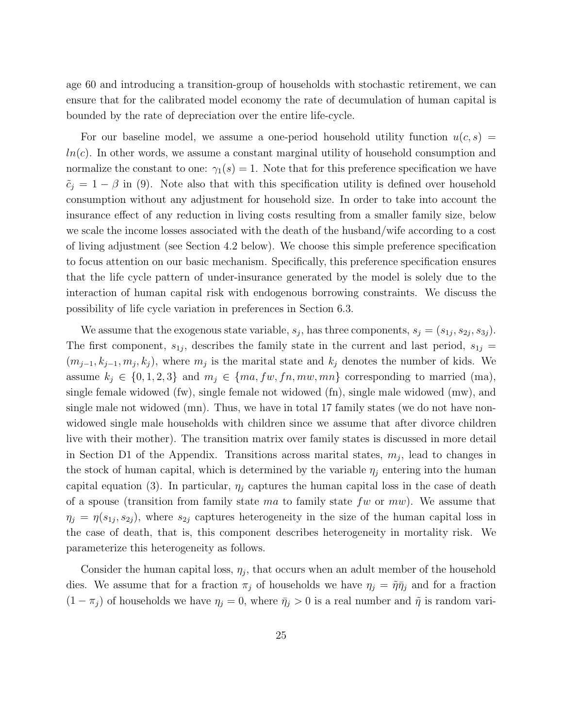age 60 and introducing a transition-group of households with stochastic retirement, we can ensure that for the calibrated model economy the rate of decumulation of human capital is bounded by the rate of depreciation over the entire life-cycle.

For our baseline model, we assume a one-period household utility function $u(c, s) = ln(c)$. In other words, we assume a constant marginal utility of household consumption and normalize the constant to one: $\gamma_1(s) = 1$. Note that for this preference specification we have $\tilde{c}_j = 1 - \beta$ in (9). Note also that with this specification utility is defined over household consumption without any adjustment for household size. In order to take into account the insurance effect of any reduction in living costs resulting from a smaller family size, below we scale the income losses associated with the death of the husband/wife according to a cost of living adjustment (see Section 4.2 below). We choose this simple preference specification to focus attention on our basic mechanism. Specifically, this preference specification ensures that the life cycle pattern of under-insurance generated by the model is solely due to the interaction of human capital risk with endogenous borrowing constraints. We discuss the possibility of life cycle variation in preferences in Section 6.3.

We assume that the exogenous state variable, $s_j$, has three components, $s_j = (s_{1j}, s_{2j}, s_{3j})$. The first component, $s_{1j}$, describes the family state in the current and last period, $s_{1j} = (m_{j-1}, k_{j-1}, m_j, k_j)$, where $m_j$ is the marital state and $k_j$ denotes the number of kids. We assume $k_j \in \{0, 1, 2, 3\}$ and $m_j \in \{ma, fw, fn, mw, mn\}$ corresponding to married (ma), single female widowed (fw), single female not widowed (fn), single male widowed (mw), and single male not widowed (mn). Thus, we have in total 17 family states (we do not have non-widowed single male households with children since we assume that after divorce children live with their mother). The transition matrix over family states is discussed in more detail in Section D1 of the Appendix. Transitions across marital states, $m_j$, lead to changes in the stock of human capital, which is determined by the variable $\eta_j$ entering into the human capital equation (3). In particular, $\eta_j$ captures the human capital loss in the case of death of a spouse (transition from family state $ma$ to family state $fw$ or $mw$). We assume that $\eta_j = \eta(s_{1j}, s_{2j})$, where $s_{2j}$ captures heterogeneity in the size of the human capital loss in the case of death, that is, this component describes heterogeneity in mortality risk. We parameterize this heterogeneity as follows.

Consider the human capital loss, $\eta_j$, that occurs when an adult member of the household dies. We assume that for a fraction $\pi_j$ of households we have $\eta_j = \tilde{\eta}\bar{\eta}_j$ and for a fraction $(1 - \pi_j)$ of households we have $\eta_j = 0$, where $\bar{\eta}_j > 0$ is a real number and $\tilde{\eta}$ is random vari-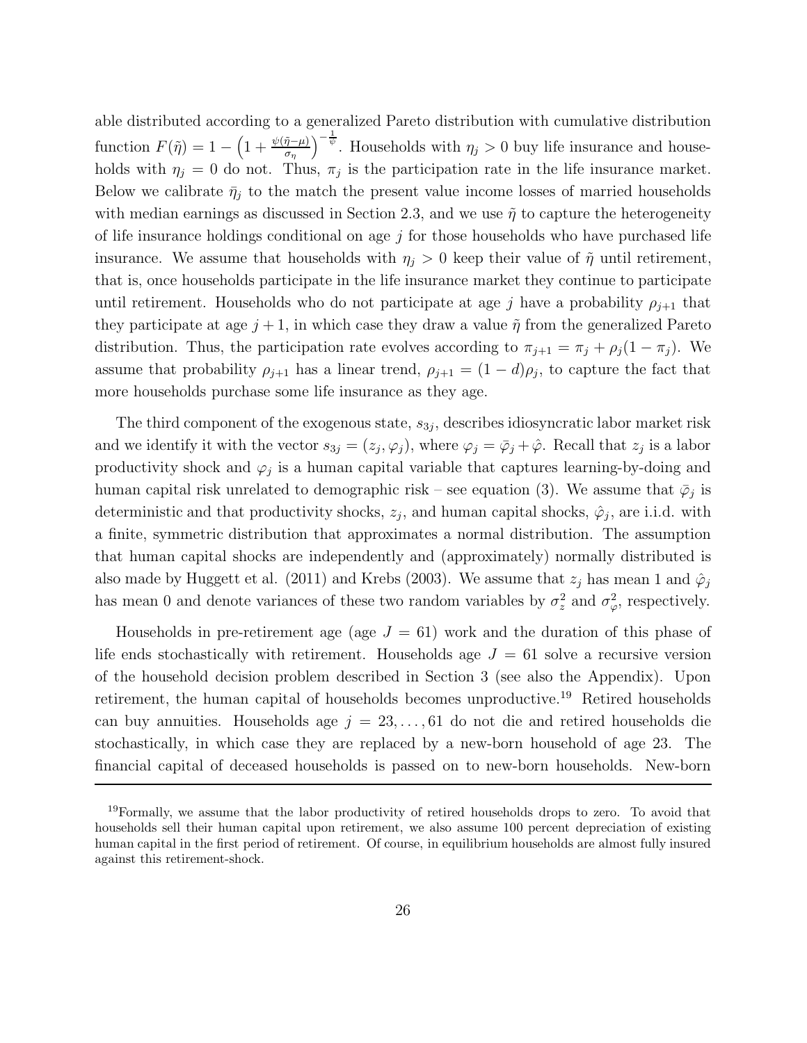able distributed according to a generalized Pareto distribution with cumulative distribution function $F(\tilde{\eta}) = 1 - \left(1 + \frac{\psi(\tilde{\eta}-\mu)}{\sigma_\eta}\right)^{-\frac{1}{\psi}}$. Households with $\eta_j > 0$ buy life insurance and households with $\eta_j = 0$ do not. Thus, $\pi_j$ is the participation rate in the life insurance market. Below we calibrate $\bar{\eta}_j$ to the match the present value income losses of married households with median earnings as discussed in Section 2.3, and we use $\tilde{\eta}$ to capture the heterogeneity of life insurance holdings conditional on age $j$ for those households who have purchased life insurance. We assume that households with $\eta_j > 0$ keep their value of $\tilde{\eta}$ until retirement, that is, once households participate in the life insurance market they continue to participate until retirement. Households who do not participate at age $j$ have a probability $\rho_{j+1}$ that they participate at age $j+1$, in which case they draw a value $\tilde{\eta}$ from the generalized Pareto distribution. Thus, the participation rate evolves according to $\pi_{j+1} = \pi_j + \rho_j(1-\pi_j)$. We assume that probability $\rho_{j+1}$ has a linear trend, $\rho_{j+1} = (1-d)\rho_j$, to capture the fact that more households purchase some life insurance as they age.

The third component of the exogenous state, $s_{3j}$, describes idiosyncratic labor market risk and we identify it with the vector $s_{3j} = (z_j, \varphi_j)$, where $\varphi_j = \bar{\varphi}_j + \hat{\varphi}$. Recall that $z_j$ is a labor productivity shock and $\varphi_j$ is a human capital variable that captures learning-by-doing and human capital risk unrelated to demographic risk – see equation (3). We assume that $\bar{\varphi}_j$ is deterministic and that productivity shocks, $z_j$, and human capital shocks, $\hat{\varphi}_j$, are i.i.d. with a finite, symmetric distribution that approximates a normal distribution. The assumption that human capital shocks are independently and (approximately) normally distributed is also made by Huggett et al. (2011) and Krebs (2003). We assume that $z_j$ has mean 1 and $\hat{\varphi}_j$ has mean 0 and denote variances of these two random variables by $\sigma_z^2$ and $\sigma_\varphi^2$, respectively.

Households in pre-retirement age (age $J = 61$) work and the duration of this phase of life ends stochastically with retirement. Households age $J = 61$ solve a recursive version of the household decision problem described in Section 3 (see also the Appendix). Upon retirement, the human capital of households becomes unproductive.[19] Retired households can buy annuities. Households age $j = 23, \ldots, 61$ do not die and retired households die stochastically, in which case they are replaced by a new-born household of age 23. The financial capital of deceased households is passed on to new-born households. New-born

[19] Formally, we assume that the labor productivity of retired households drops to zero. To avoid that households sell their human capital upon retirement, we also assume 100 percent depreciation of existing human capital in the first period of retirement. Of course, in equilibrium households are almost fully insured against this retirement-shock.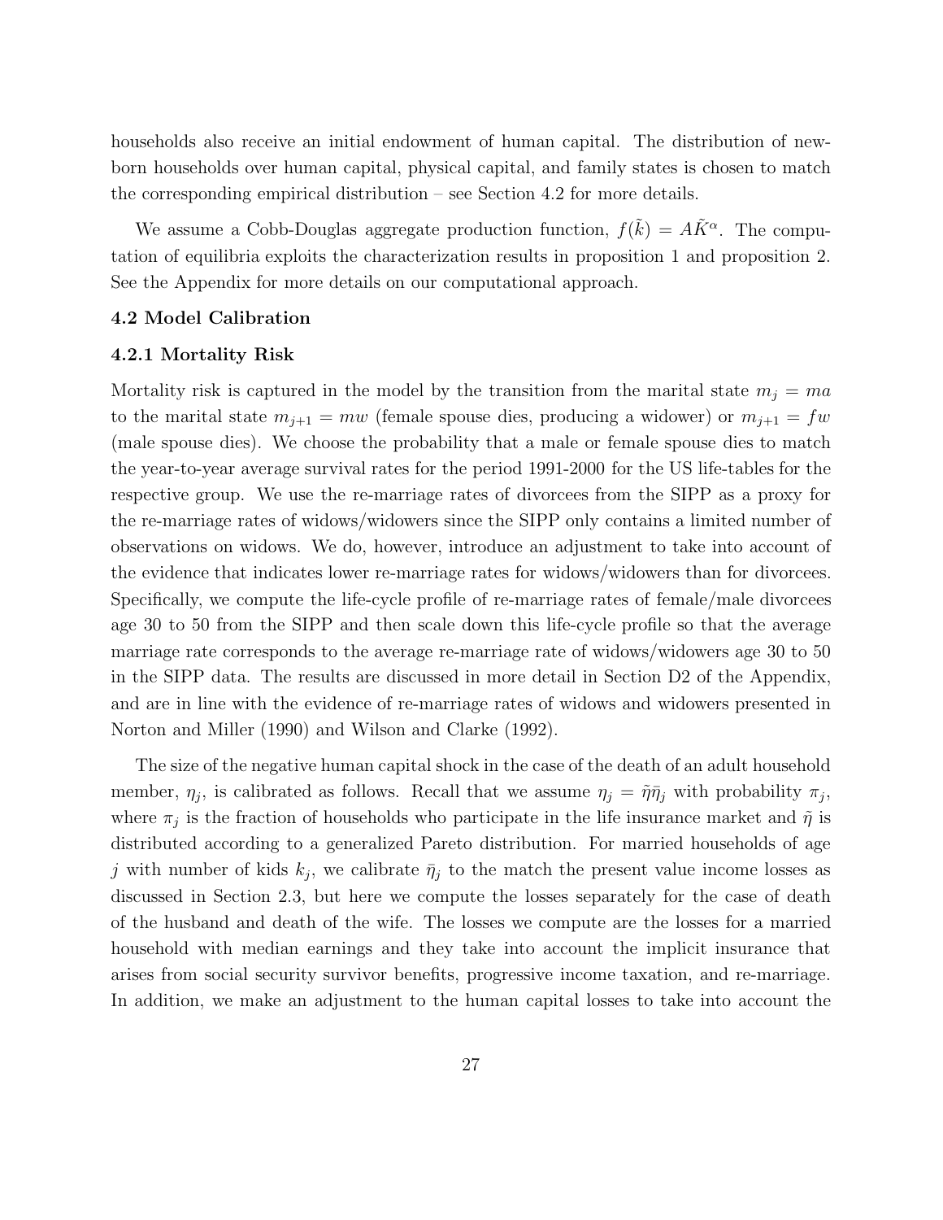households also receive an initial endowment of human capital. The distribution of newborn households over human capital, physical capital, and family states is chosen to match the corresponding empirical distribution – see Section 4.2 for more details.

We assume a Cobb-Douglas aggregate production function, $f(\tilde{k}) = A\tilde{K}^{\alpha}$. The computation of equilibria exploits the characterization results in proposition 1 and proposition 2. See the Appendix for more details on our computational approach.

### 4.2 Model Calibration

#### 4.2.1 Mortality Risk

Mortality risk is captured in the model by the transition from the marital state $m_j = ma$ to the marital state $m_{j+1} = mw$ (female spouse dies, producing a widower) or $m_{j+1} = fw$ (male spouse dies). We choose the probability that a male or female spouse dies to match the year-to-year average survival rates for the period 1991-2000 for the US life-tables for the respective group. We use the re-marriage rates of divorcees from the SIPP as a proxy for the re-marriage rates of widows/widowers since the SIPP only contains a limited number of observations on widows. We do, however, introduce an adjustment to take into account of the evidence that indicates lower re-marriage rates for widows/widowers than for divorcees. Specifically, we compute the life-cycle profile of re-marriage rates of female/male divorcees age 30 to 50 from the SIPP and then scale down this life-cycle profile so that the average marriage rate corresponds to the average re-marriage rate of widows/widowers age 30 to 50 in the SIPP data. The results are discussed in more detail in Section D2 of the Appendix, and are in line with the evidence of re-marriage rates of widows and widowers presented in Norton and Miller (1990) and Wilson and Clarke (1992).

The size of the negative human capital shock in the case of the death of an adult household member, $\eta_j$, is calibrated as follows. Recall that we assume $\eta_j = \tilde{\eta}\bar{\eta}_j$ with probability $\pi_j$, where $\pi_j$ is the fraction of households who participate in the life insurance market and $\tilde{\eta}$ is distributed according to a generalized Pareto distribution. For married households of age $j$ with number of kids $k_j$, we calibrate $\bar{\eta}_j$ to the match the present value income losses as discussed in Section 2.3, but here we compute the losses separately for the case of death of the husband and death of the wife. The losses we compute are the losses for a married household with median earnings and they take into account the implicit insurance that arises from social security survivor benefits, progressive income taxation, and re-marriage. In addition, we make an adjustment to the human capital losses to take into account the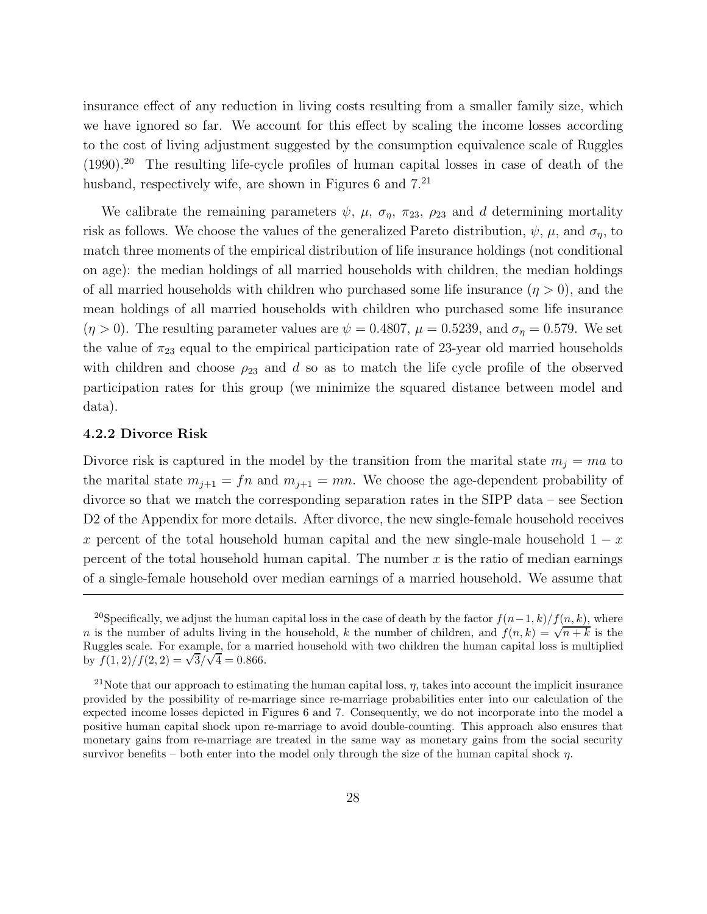insurance effect of any reduction in living costs resulting from a smaller family size, which we have ignored so far. We account for this effect by scaling the income losses according to the cost of living adjustment suggested by the consumption equivalence scale of Ruggles (1990).[20] The resulting life-cycle profiles of human capital losses in case of death of the husband, respectively wife, are shown in Figures 6 and 7.[21]

We calibrate the remaining parameters $\psi$, $\mu$, $\sigma_\eta$, $\pi_{23}$, $\rho_{23}$ and $d$ determining mortality risk as follows. We choose the values of the generalized Pareto distribution, $\psi$, $\mu$, and $\sigma_\eta$, to match three moments of the empirical distribution of life insurance holdings (not conditional on age): the median holdings of all married households with children, the median holdings of all married households with children who purchased some life insurance ($\eta > 0$), and the mean holdings of all married households with children who purchased some life insurance ($\eta > 0$). The resulting parameter values are $\psi = 0.4807$, $\mu = 0.5239$, and $\sigma_\eta = 0.579$. We set the value of $\pi_{23}$ equal to the empirical participation rate of 23-year old married households with children and choose $\rho_{23}$ and $d$ so as to match the life cycle profile of the observed participation rates for this group (we minimize the squared distance between model and data).

#### 4.2.2 Divorce Risk

Divorce risk is captured in the model by the transition from the marital state $m_j = ma$ to the marital state $m_{j+1} = fn$ and $m_{j+1} = mn$. We choose the age-dependent probability of divorce so that we match the corresponding separation rates in the SIPP data – see Section D2 of the Appendix for more details. After divorce, the new single-female household receives $x$ percent of the total household human capital and the new single-male household $1 - x$ percent of the total household human capital. The number $x$ is the ratio of median earnings of a single-female household over median earnings of a married household. We assume that

---

[20] Specifically, we adjust the human capital loss in the case of death by the factor $f(n-1,k)/f(n,k)$, where $n$ is the number of adults living in the household, $k$ the number of children, and $f(n,k) = \sqrt{n+k}$ is the Ruggles scale. For example, for a married household with two children the human capital loss is multiplied by $f(1,2)/f(2,2) = \sqrt{3}/\sqrt{4} = 0.866$.

[21] Note that our approach to estimating the human capital loss, $\eta$, takes into account the implicit insurance provided by the possibility of re-marriage since re-marriage probabilities enter into our calculation of the expected income losses depicted in Figures 6 and 7. Consequently, we do not incorporate into the model a positive human capital shock upon re-marriage to avoid double-counting. This approach also ensures that monetary gains from re-marriage are treated in the same way as monetary gains from the social security survivor benefits – both enter into the model only through the size of the human capital shock $\eta$.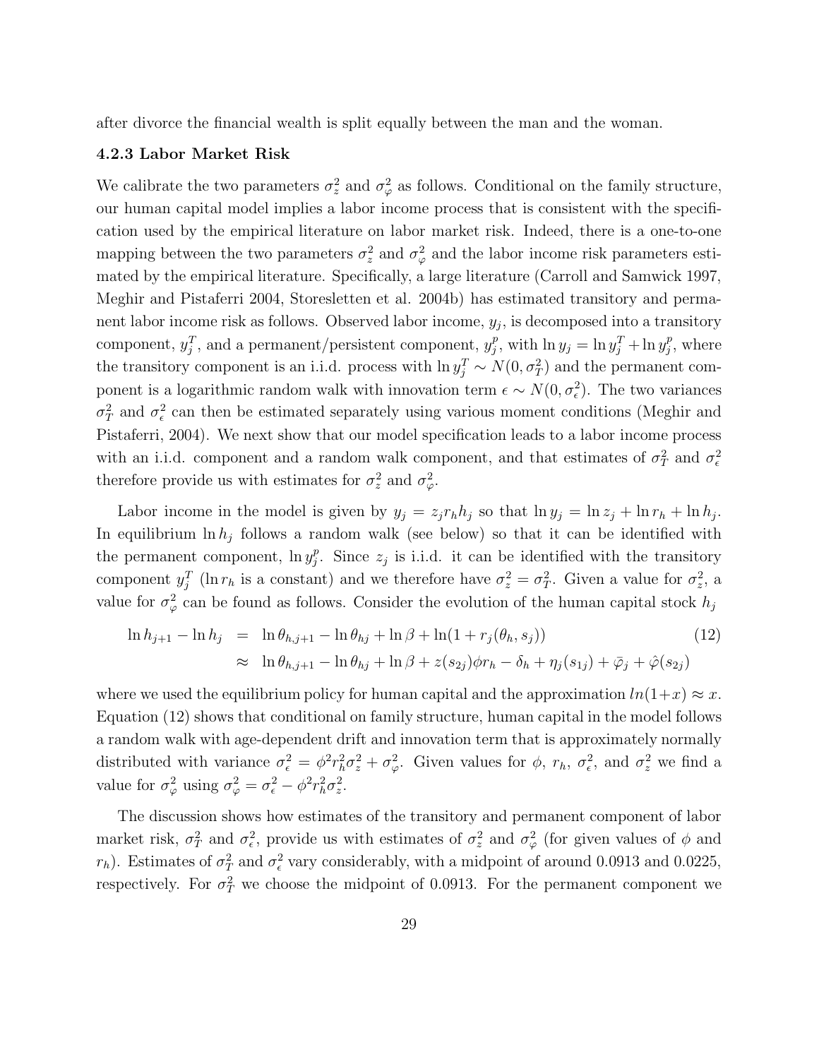after divorce the financial wealth is split equally between the man and the woman.

### 4.2.3 Labor Market Risk

We calibrate the two parameters $\sigma_z^2$ and $\sigma_\varphi^2$ as follows. Conditional on the family structure, our human capital model implies a labor income process that is consistent with the specification used by the empirical literature on labor market risk. Indeed, there is a one-to-one mapping between the two parameters $\sigma_z^2$ and $\sigma_\varphi^2$ and the labor income risk parameters estimated by the empirical literature. Specifically, a large literature (Carroll and Samwick 1997, Meghir and Pistaferri 2004, Storesletten et al. 2004b) has estimated transitory and permanent labor income risk as follows. Observed labor income, $y_j$, is decomposed into a transitory component, $y_j^T$, and a permanent/persistent component, $y_j^p$, with $\ln y_j = \ln y_j^T + \ln y_j^p$, where the transitory component is an i.i.d. process with $\ln y_j^T \sim N(0, \sigma_T^2)$ and the permanent component is a logarithmic random walk with innovation term $\epsilon \sim N(0, \sigma_\epsilon^2)$. The two variances $\sigma_T^2$ and $\sigma_\epsilon^2$ can then be estimated separately using various moment conditions (Meghir and Pistaferri, 2004). We next show that our model specification leads to a labor income process with an i.i.d. component and a random walk component, and that estimates of $\sigma_T^2$ and $\sigma_\epsilon^2$ therefore provide us with estimates for $\sigma_z^2$ and $\sigma_\varphi^2$.

Labor income in the model is given by $y_j = z_j r_h h_j$ so that $\ln y_j = \ln z_j + \ln r_h + \ln h_j$. In equilibrium $\ln h_j$ follows a random walk (see below) so that it can be identified with the permanent component, $\ln y_j^p$. Since $z_j$ is i.i.d. it can be identified with the transitory component $y_j^T$ ($\ln r_h$ is a constant) and we therefore have $\sigma_z^2 = \sigma_T^2$. Given a value for $\sigma_z^2$, a value for $\sigma_\varphi^2$ can be found as follows. Consider the evolution of the human capital stock $h_j$

$$
\begin{aligned}
\ln h_{j+1} - \ln h_j &= \ln \theta_{h,j+1} - \ln \theta_{hj} + \ln \beta + \ln(1 + r_j(\theta_h, s_j)) \\
&\approx \ln \theta_{h,j+1} - \ln \theta_{hj} + \ln \beta + z(s_{2j})\phi r_h - \delta_h + \eta_j(s_{1j}) + \bar{\varphi}_j + \hat{\varphi}(s_{2j})
\end{aligned} \tag{12}
$$

where we used the equilibrium policy for human capital and the approximation $ln(1+x) \approx x$. Equation (12) shows that conditional on family structure, human capital in the model follows a random walk with age-dependent drift and innovation term that is approximately normally distributed with variance $\sigma_\epsilon^2 = \phi^2 r_h^2 \sigma_z^2 + \sigma_\varphi^2$. Given values for $\phi$, $r_h$, $\sigma_\epsilon^2$, and $\sigma_z^2$ we find a value for $\sigma_\varphi^2$ using $\sigma_\varphi^2 = \sigma_\epsilon^2 - \phi^2 r_h^2 \sigma_z^2$.

The discussion shows how estimates of the transitory and permanent component of labor market risk, $\sigma_T^2$ and $\sigma_\epsilon^2$, provide us with estimates of $\sigma_z^2$ and $\sigma_\varphi^2$ (for given values of $\phi$ and $r_h$). Estimates of $\sigma_T^2$ and $\sigma_\epsilon^2$ vary considerably, with a midpoint of around 0.0913 and 0.0225, respectively. For $\sigma_T^2$ we choose the midpoint of 0.0913. For the permanent component we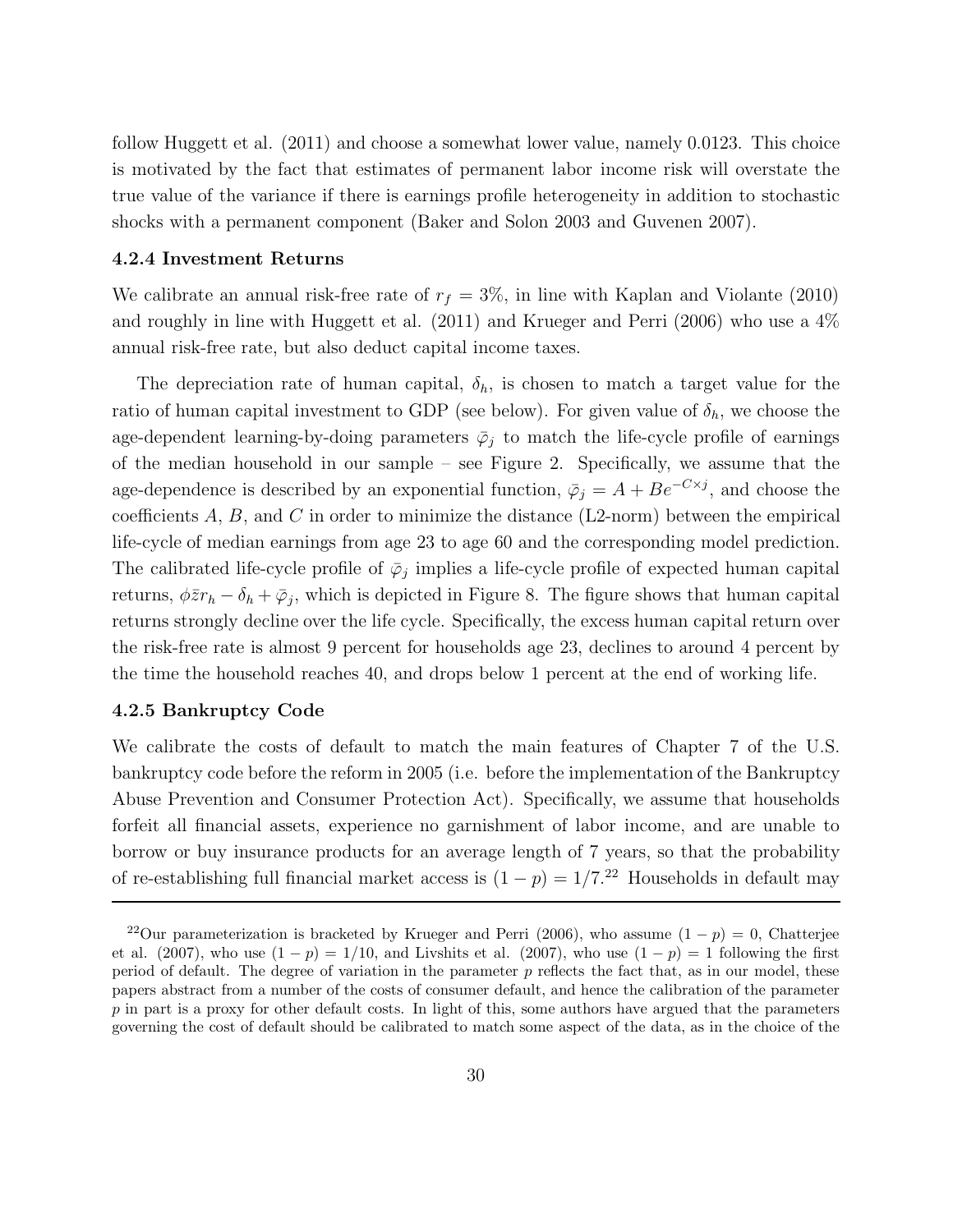follow Huggett et al. (2011) and choose a somewhat lower value, namely 0.0123. This choice is motivated by the fact that estimates of permanent labor income risk will overstate the true value of the variance if there is earnings profile heterogeneity in addition to stochastic shocks with a permanent component (Baker and Solon 2003 and Guvenen 2007).

### 4.2.4 Investment Returns

We calibrate an annual risk-free rate of $r_f = 3\%$, in line with Kaplan and Violante (2010) and roughly in line with Huggett et al. (2011) and Krueger and Perri (2006) who use a 4% annual risk-free rate, but also deduct capital income taxes.

The depreciation rate of human capital, $\delta_h$, is chosen to match a target value for the ratio of human capital investment to GDP (see below). For given value of $\delta_h$, we choose the age-dependent learning-by-doing parameters $\bar{\varphi}_j$ to match the life-cycle profile of earnings of the median household in our sample – see Figure 2. Specifically, we assume that the age-dependence is described by an exponential function, $\bar{\varphi}_j = A + Be^{-C\times j}$, and choose the coefficients $A$, $B$, and $C$ in order to minimize the distance (L2-norm) between the empirical life-cycle of median earnings from age 23 to age 60 and the corresponding model prediction. The calibrated life-cycle profile of $\bar{\varphi}_j$ implies a life-cycle profile of expected human capital returns, $\phi\bar{z}r_h - \delta_h + \bar{\varphi}_j$, which is depicted in Figure 8. The figure shows that human capital returns strongly decline over the life cycle. Specifically, the excess human capital return over the risk-free rate is almost 9 percent for households age 23, declines to around 4 percent by the time the household reaches 40, and drops below 1 percent at the end of working life.

### 4.2.5 Bankruptcy Code

We calibrate the costs of default to match the main features of Chapter 7 of the U.S. bankruptcy code before the reform in 2005 (i.e. before the implementation of the Bankruptcy Abuse Prevention and Consumer Protection Act). Specifically, we assume that households forfeit all financial assets, experience no garnishment of labor income, and are unable to borrow or buy insurance products for an average length of 7 years, so that the probability of re-establishing full financial market access is $(1 - p) = 1/7$.[22] Households in default may

---

[22]Our parameterization is bracketed by Krueger and Perri (2006), who assume $(1 - p) = 0$, Chatterjee et al. (2007), who use $(1 - p) = 1/10$, and Livshits et al. (2007), who use $(1 - p) = 1$ following the first period of default. The degree of variation in the parameter $p$ reflects the fact that, as in our model, these papers abstract from a number of the costs of consumer default, and hence the calibration of the parameter $p$ in part is a proxy for other default costs. In light of this, some authors have argued that the parameters governing the cost of default should be calibrated to match some aspect of the data, as in the choice of the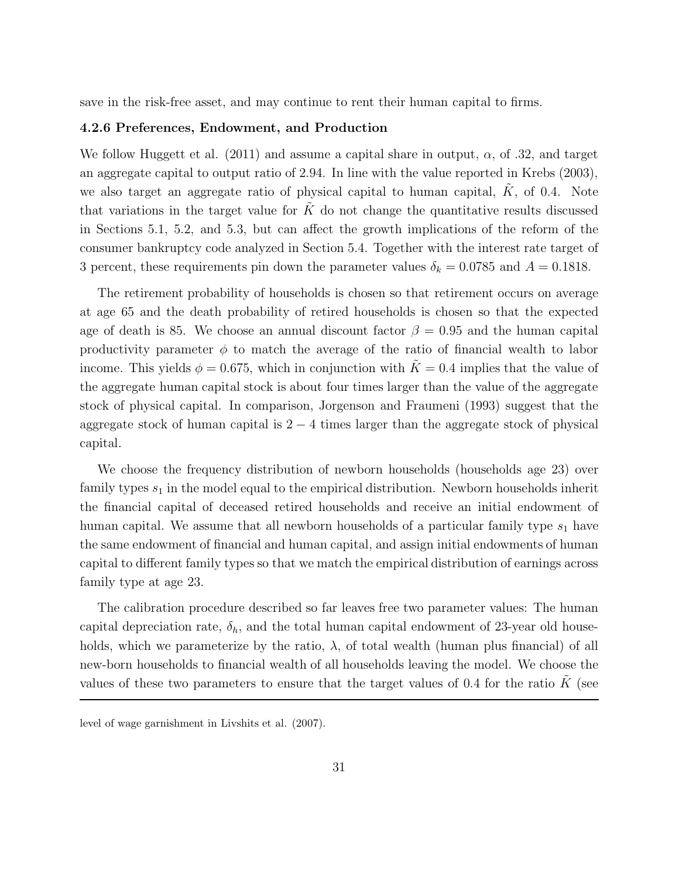save in the risk-free asset, and may continue to rent their human capital to firms.

#### 4.2.6 Preferences, Endowment, and Production

We follow Huggett et al. (2011) and assume a capital share in output, $\alpha$, of .32, and target an aggregate capital to output ratio of 2.94. In line with the value reported in Krebs (2003), we also target an aggregate ratio of physical capital to human capital, $\tilde{K}$, of 0.4. Note that variations in the target value for $\tilde{K}$ do not change the quantitative results discussed in Sections 5.1, 5.2, and 5.3, but can affect the growth implications of the reform of the consumer bankruptcy code analyzed in Section 5.4. Together with the interest rate target of 3 percent, these requirements pin down the parameter values $\delta_k = 0.0785$ and $A = 0.1818$.

The retirement probability of households is chosen so that retirement occurs on average at age 65 and the death probability of retired households is chosen so that the expected age of death is 85. We choose an annual discount factor $\beta = 0.95$ and the human capital productivity parameter $\phi$ to match the average of the ratio of financial wealth to labor income. This yields $\phi = 0.675$, which in conjunction with $\tilde{K} = 0.4$ implies that the value of the aggregate human capital stock is about four times larger than the value of the aggregate stock of physical capital. In comparison, Jorgenson and Fraumeni (1993) suggest that the aggregate stock of human capital is $2 - 4$ times larger than the aggregate stock of physical capital.

We choose the frequency distribution of newborn households (households age 23) over family types $s_1$ in the model equal to the empirical distribution. Newborn households inherit the financial capital of deceased retired households and receive an initial endowment of human capital. We assume that all newborn households of a particular family type $s_1$ have the same endowment of financial and human capital, and assign initial endowments of human capital to different family types so that we match the empirical distribution of earnings across family type at age 23.

The calibration procedure described so far leaves free two parameter values: The human capital depreciation rate, $\delta_h$, and the total human capital endowment of 23-year old households, which we parameterize by the ratio, $\lambda$, of total wealth (human plus financial) of all new-born households to financial wealth of all households leaving the model. We choose the values of these two parameters to ensure that the target values of 0.4 for the ratio $\tilde{K}$ (see

level of wage garnishment in Livshits et al. (2007).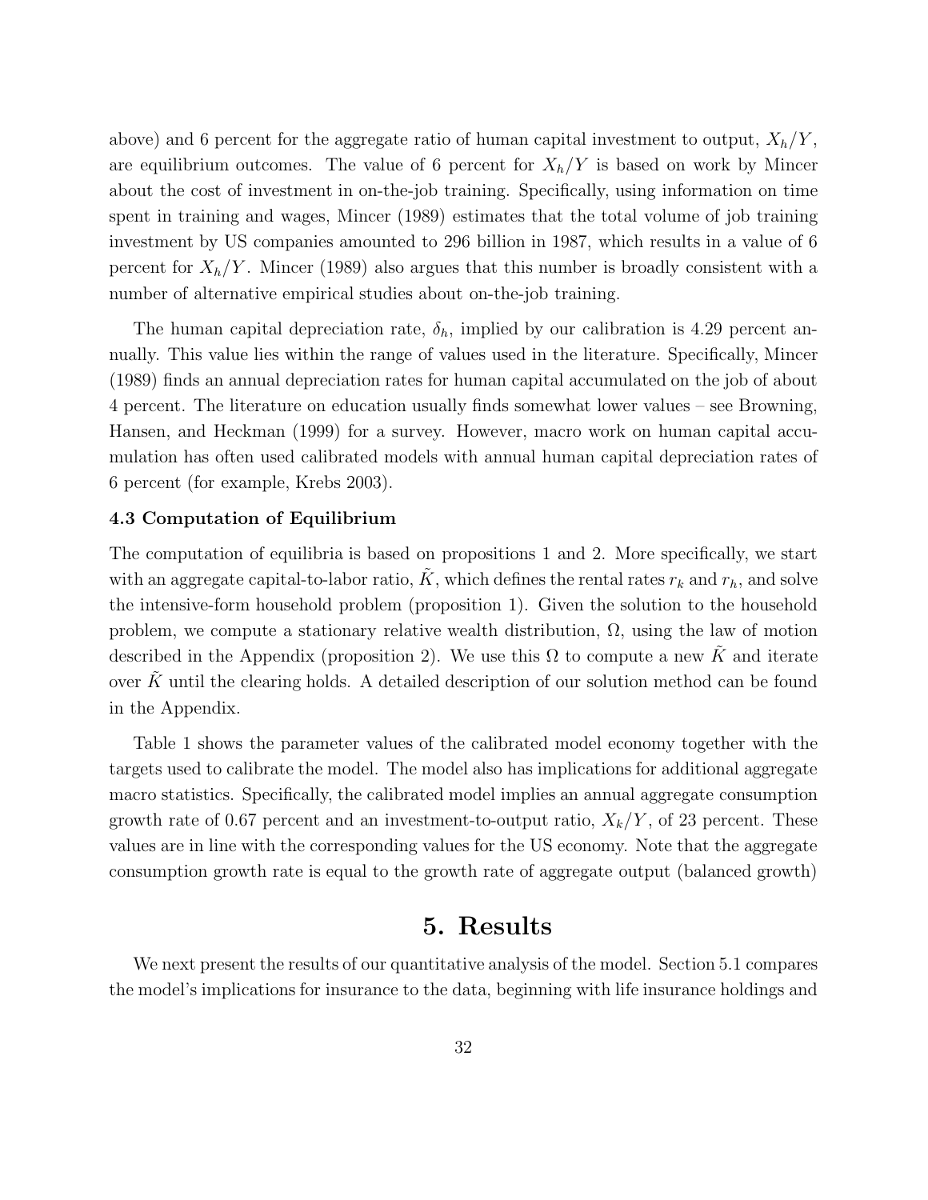above) and 6 percent for the aggregate ratio of human capital investment to output, $X_h/Y$, are equilibrium outcomes. The value of 6 percent for $X_h/Y$ is based on work by Mincer about the cost of investment in on-the-job training. Specifically, using information on time spent in training and wages, Mincer (1989) estimates that the total volume of job training investment by US companies amounted to 296 billion in 1987, which results in a value of 6 percent for $X_h/Y$. Mincer (1989) also argues that this number is broadly consistent with a number of alternative empirical studies about on-the-job training.

The human capital depreciation rate, $\delta_h$, implied by our calibration is 4.29 percent annually. This value lies within the range of values used in the literature. Specifically, Mincer (1989) finds an annual depreciation rates for human capital accumulated on the job of about 4 percent. The literature on education usually finds somewhat lower values – see Browning, Hansen, and Heckman (1999) for a survey. However, macro work on human capital accumulation has often used calibrated models with annual human capital depreciation rates of 6 percent (for example, Krebs 2003).

### 4.3 Computation of Equilibrium

The computation of equilibria is based on propositions 1 and 2. More specifically, we start with an aggregate capital-to-labor ratio, $\tilde{K}$, which defines the rental rates $r_k$ and $r_h$, and solve the intensive-form household problem (proposition 1). Given the solution to the household problem, we compute a stationary relative wealth distribution, $\Omega$, using the law of motion described in the Appendix (proposition 2). We use this $\Omega$ to compute a new $\tilde{K}$ and iterate over $\tilde{K}$ until the clearing holds. A detailed description of our solution method can be found in the Appendix.

Table 1 shows the parameter values of the calibrated model economy together with the targets used to calibrate the model. The model also has implications for additional aggregate macro statistics. Specifically, the calibrated model implies an annual aggregate consumption growth rate of 0.67 percent and an investment-to-output ratio, $X_k/Y$, of 23 percent. These values are in line with the corresponding values for the US economy. Note that the aggregate consumption growth rate is equal to the growth rate of aggregate output (balanced growth)

# 5. Results

We next present the results of our quantitative analysis of the model. Section 5.1 compares the model's implications for insurance to the data, beginning with life insurance holdings and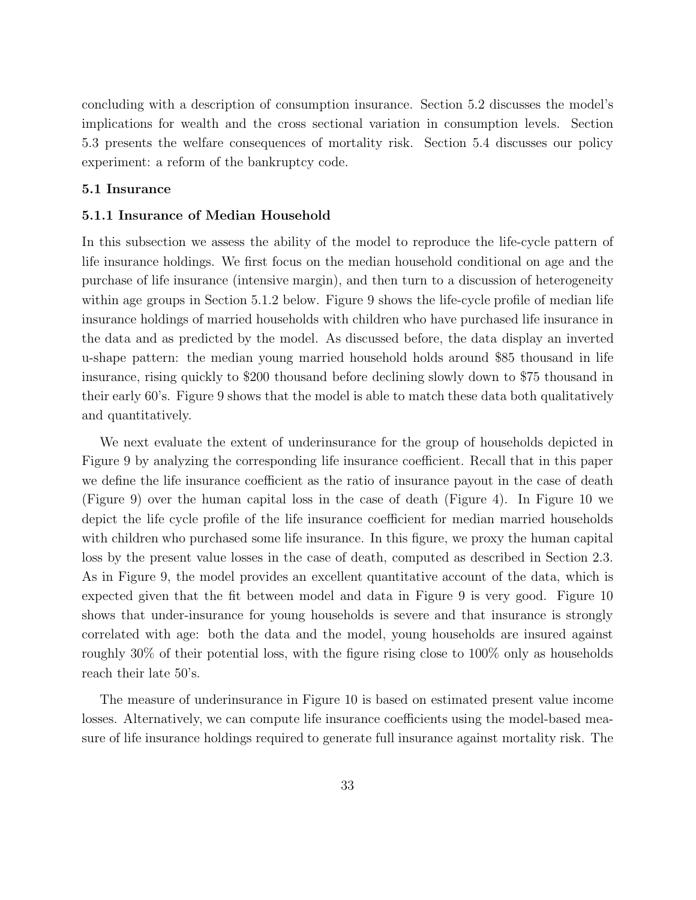concluding with a description of consumption insurance. Section 5.2 discusses the model's implications for wealth and the cross sectional variation in consumption levels. Section 5.3 presents the welfare consequences of mortality risk. Section 5.4 discusses our policy experiment: a reform of the bankruptcy code.

### 5.1 Insurance

#### 5.1.1 Insurance of Median Household

In this subsection we assess the ability of the model to reproduce the life-cycle pattern of life insurance holdings. We first focus on the median household conditional on age and the purchase of life insurance (intensive margin), and then turn to a discussion of heterogeneity within age groups in Section 5.1.2 below. Figure 9 shows the life-cycle profile of median life insurance holdings of married households with children who have purchased life insurance in the data and as predicted by the model. As discussed before, the data display an inverted u-shape pattern: the median young married household holds around $85 thousand in life insurance, rising quickly to $200 thousand before declining slowly down to $75 thousand in their early 60's. Figure 9 shows that the model is able to match these data both qualitatively and quantitatively.

We next evaluate the extent of underinsurance for the group of households depicted in Figure 9 by analyzing the corresponding life insurance coefficient. Recall that in this paper we define the life insurance coefficient as the ratio of insurance payout in the case of death (Figure 9) over the human capital loss in the case of death (Figure 4). In Figure 10 we depict the life cycle profile of the life insurance coefficient for median married households with children who purchased some life insurance. In this figure, we proxy the human capital loss by the present value losses in the case of death, computed as described in Section 2.3. As in Figure 9, the model provides an excellent quantitative account of the data, which is expected given that the fit between model and data in Figure 9 is very good. Figure 10 shows that under-insurance for young households is severe and that insurance is strongly correlated with age: both the data and the model, young households are insured against roughly 30% of their potential loss, with the figure rising close to 100% only as households reach their late 50's.

The measure of underinsurance in Figure 10 is based on estimated present value income losses. Alternatively, we can compute life insurance coefficients using the model-based measure of life insurance holdings required to generate full insurance against mortality risk. The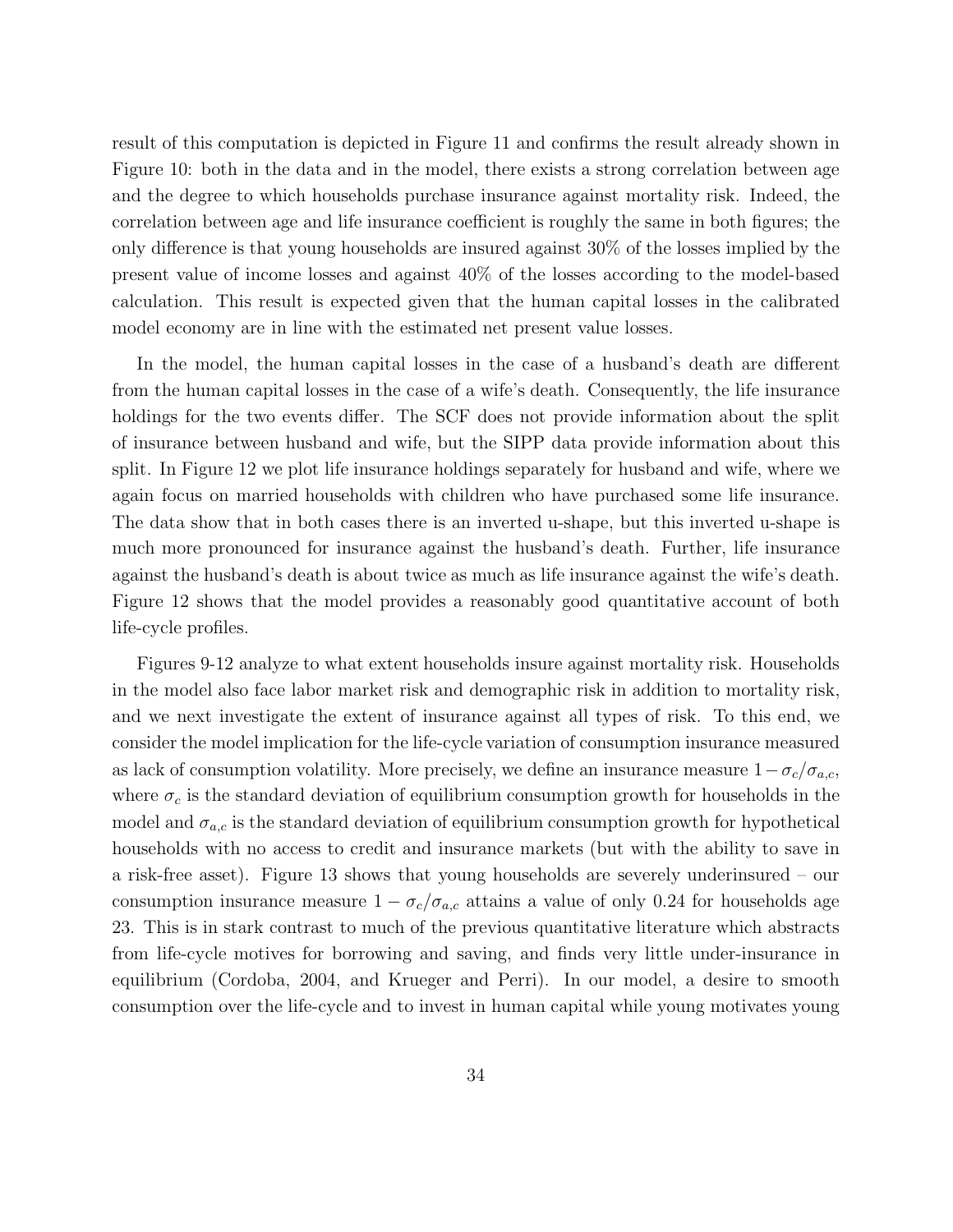result of this computation is depicted in Figure 11 and confirms the result already shown in Figure 10: both in the data and in the model, there exists a strong correlation between age and the degree to which households purchase insurance against mortality risk. Indeed, the correlation between age and life insurance coefficient is roughly the same in both figures; the only difference is that young households are insured against 30% of the losses implied by the present value of income losses and against 40% of the losses according to the model-based calculation. This result is expected given that the human capital losses in the calibrated model economy are in line with the estimated net present value losses.

In the model, the human capital losses in the case of a husband's death are different from the human capital losses in the case of a wife's death. Consequently, the life insurance holdings for the two events differ. The SCF does not provide information about the split of insurance between husband and wife, but the SIPP data provide information about this split. In Figure 12 we plot life insurance holdings separately for husband and wife, where we again focus on married households with children who have purchased some life insurance. The data show that in both cases there is an inverted u-shape, but this inverted u-shape is much more pronounced for insurance against the husband's death. Further, life insurance against the husband's death is about twice as much as life insurance against the wife's death. Figure 12 shows that the model provides a reasonably good quantitative account of both life-cycle profiles.

Figures 9-12 analyze to what extent households insure against mortality risk. Households in the model also face labor market risk and demographic risk in addition to mortality risk, and we next investigate the extent of insurance against all types of risk. To this end, we consider the model implication for the life-cycle variation of consumption insurance measured as lack of consumption volatility. More precisely, we define an insurance measure $1 - \sigma_c/\sigma_{a,c}$, where $\sigma_c$ is the standard deviation of equilibrium consumption growth for households in the model and $\sigma_{a,c}$ is the standard deviation of equilibrium consumption growth for hypothetical households with no access to credit and insurance markets (but with the ability to save in a risk-free asset). Figure 13 shows that young households are severely underinsured – our consumption insurance measure $1 - \sigma_c/\sigma_{a,c}$ attains a value of only 0.24 for households age 23. This is in stark contrast to much of the previous quantitative literature which abstracts from life-cycle motives for borrowing and saving, and finds very little under-insurance in equilibrium (Cordoba, 2004, and Krueger and Perri). In our model, a desire to smooth consumption over the life-cycle and to invest in human capital while young motivates young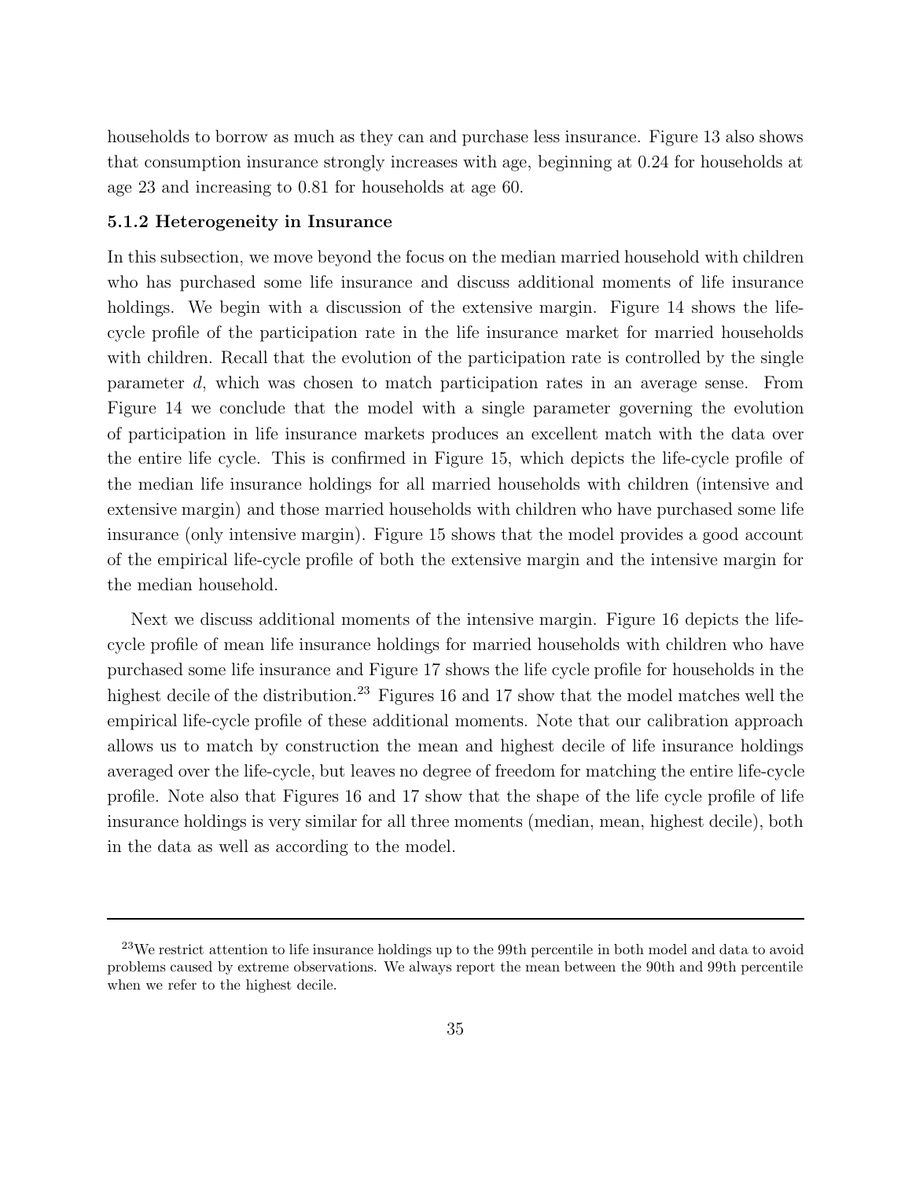households to borrow as much as they can and purchase less insurance. Figure 13 also shows that consumption insurance strongly increases with age, beginning at 0.24 for households at age 23 and increasing to 0.81 for households at age 60.

### 5.1.2 Heterogeneity in Insurance

In this subsection, we move beyond the focus on the median married household with children who has purchased some life insurance and discuss additional moments of life insurance holdings. We begin with a discussion of the extensive margin. Figure 14 shows the life-cycle profile of the participation rate in the life insurance market for married households with children. Recall that the evolution of the participation rate is controlled by the single parameter $d$, which was chosen to match participation rates in an average sense. From Figure 14 we conclude that the model with a single parameter governing the evolution of participation in life insurance markets produces an excellent match with the data over the entire life cycle. This is confirmed in Figure 15, which depicts the life-cycle profile of the median life insurance holdings for all married households with children (intensive and extensive margin) and those married households with children who have purchased some life insurance (only intensive margin). Figure 15 shows that the model provides a good account of the empirical life-cycle profile of both the extensive margin and the intensive margin for the median household.

Next we discuss additional moments of the intensive margin. Figure 16 depicts the life-cycle profile of mean life insurance holdings for married households with children who have purchased some life insurance and Figure 17 shows the life cycle profile for households in the highest decile of the distribution.[23] Figures 16 and 17 show that the model matches well the empirical life-cycle profile of these additional moments. Note that our calibration approach allows us to match by construction the mean and highest decile of life insurance holdings averaged over the life-cycle, but leaves no degree of freedom for matching the entire life-cycle profile. Note also that Figures 16 and 17 show that the shape of the life cycle profile of life insurance holdings is very similar for all three moments (median, mean, highest decile), both in the data as well as according to the model.

---

[23] We restrict attention to life insurance holdings up to the 99th percentile in both model and data to avoid problems caused by extreme observations. We always report the mean between the 90th and 99th percentile when we refer to the highest decile.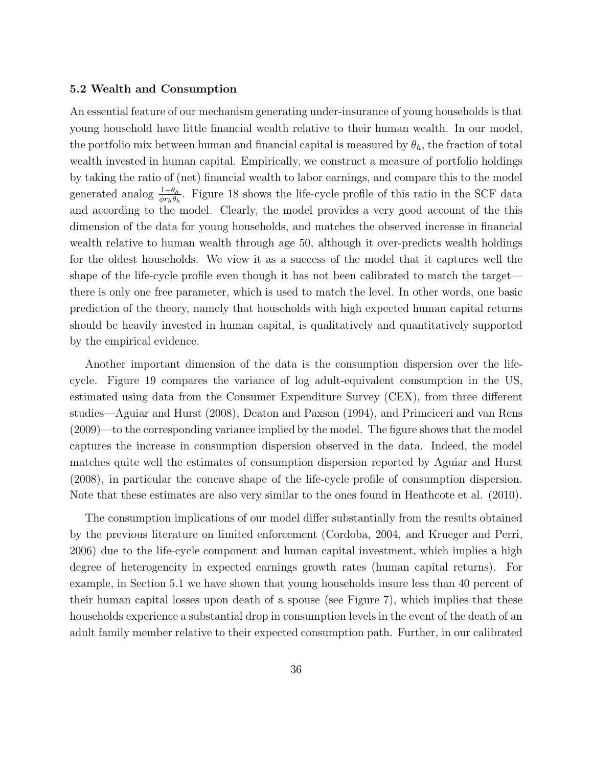### 5.2 Wealth and Consumption

An essential feature of our mechanism generating under-insurance of young households is that young household have little financial wealth relative to their human wealth. In our model, the portfolio mix between human and financial capital is measured by $\theta_h$, the fraction of total wealth invested in human capital. Empirically, we construct a measure of portfolio holdings by taking the ratio of (net) financial wealth to labor earnings, and compare this to the model generated analog $\frac{1-\theta_h}{\phi r_h \theta_h}$. Figure 18 shows the life-cycle profile of this ratio in the SCF data and according to the model. Clearly, the model provides a very good account of the this dimension of the data for young households, and matches the observed increase in financial wealth relative to human wealth through age 50, although it over-predicts wealth holdings for the oldest households. We view it as a success of the model that it captures well the shape of the life-cycle profile even though it has not been calibrated to match the target—there is only one free parameter, which is used to match the level. In other words, one basic prediction of the theory, namely that households with high expected human capital returns should be heavily invested in human capital, is qualitatively and quantitatively supported by the empirical evidence.

Another important dimension of the data is the consumption dispersion over the life-cycle. Figure 19 compares the variance of log adult-equivalent consumption in the US, estimated using data from the Consumer Expenditure Survey (CEX), from three different studies—Aguiar and Hurst (2008), Deaton and Paxson (1994), and Primciceri and van Rens (2009)—to the corresponding variance implied by the model. The figure shows that the model captures the increase in consumption dispersion observed in the data. Indeed, the model matches quite well the estimates of consumption dispersion reported by Aguiar and Hurst (2008), in particular the concave shape of the life-cycle profile of consumption dispersion. Note that these estimates are also very similar to the ones found in Heathcote et al. (2010).

The consumption implications of our model differ substantially from the results obtained by the previous literature on limited enforcement (Cordoba, 2004, and Krueger and Perri, 2006) due to the life-cycle component and human capital investment, which implies a high degree of heterogeneity in expected earnings growth rates (human capital returns). For example, in Section 5.1 we have shown that young households insure less than 40 percent of their human capital losses upon death of a spouse (see Figure 7), which implies that these households experience a substantial drop in consumption levels in the event of the death of an adult family member relative to their expected consumption path. Further, in our calibrated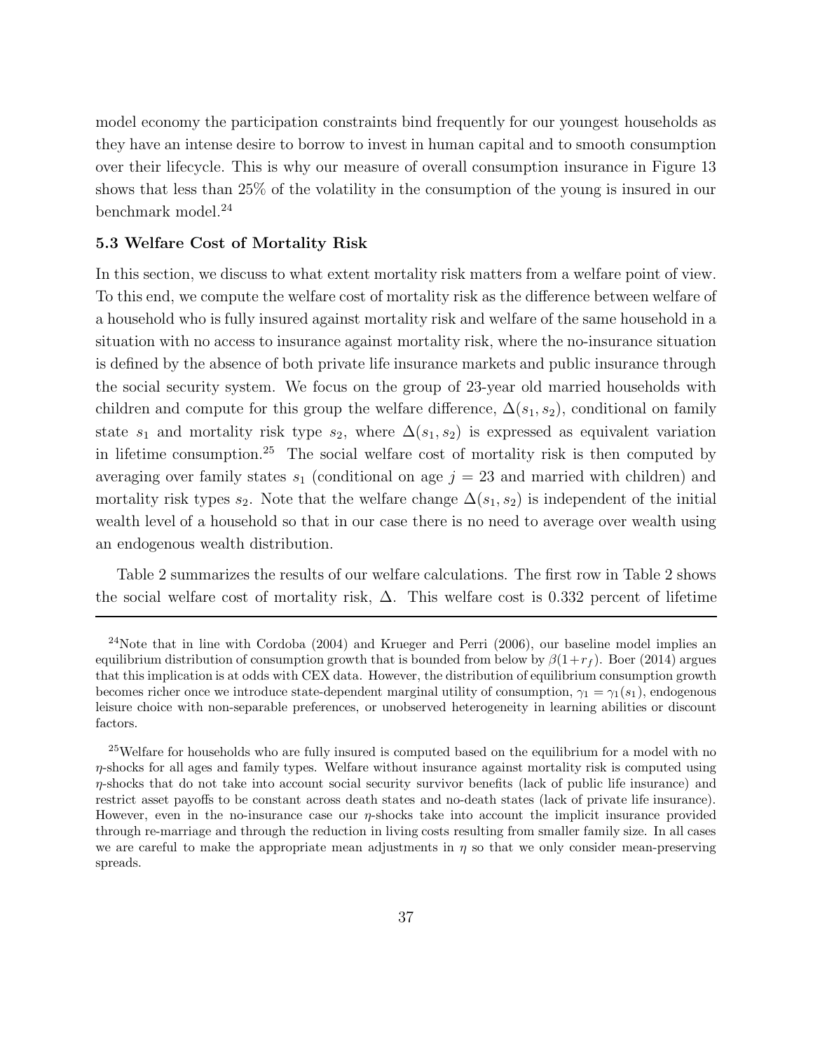model economy the participation constraints bind frequently for our youngest households as they have an intense desire to borrow to invest in human capital and to smooth consumption over their lifecycle. This is why our measure of overall consumption insurance in Figure 13 shows that less than 25% of the volatility in the consumption of the young is insured in our benchmark model.[24]

### 5.3 Welfare Cost of Mortality Risk

In this section, we discuss to what extent mortality risk matters from a welfare point of view. To this end, we compute the welfare cost of mortality risk as the difference between welfare of a household who is fully insured against mortality risk and welfare of the same household in a situation with no access to insurance against mortality risk, where the no-insurance situation is defined by the absence of both private life insurance markets and public insurance through the social security system. We focus on the group of 23-year old married households with children and compute for this group the welfare difference, $\Delta(s_1, s_2)$, conditional on family state $s_1$ and mortality risk type $s_2$, where $\Delta(s_1, s_2)$ is expressed as equivalent variation in lifetime consumption.[25] The social welfare cost of mortality risk is then computed by averaging over family states $s_1$ (conditional on age $j = 23$ and married with children) and mortality risk types $s_2$. Note that the welfare change $\Delta(s_1, s_2)$ is independent of the initial wealth level of a household so that in our case there is no need to average over wealth using an endogenous wealth distribution.

Table 2 summarizes the results of our welfare calculations. The first row in Table 2 shows the social welfare cost of mortality risk, $\Delta$. This welfare cost is 0.332 percent of lifetime

---

[24] Note that in line with Cordoba (2004) and Krueger and Perri (2006), our baseline model implies an equilibrium distribution of consumption growth that is bounded from below by $\beta(1+r_f)$. Boer (2014) argues that this implication is at odds with CEX data. However, the distribution of equilibrium consumption growth becomes richer once we introduce state-dependent marginal utility of consumption, $\gamma_1 = \gamma_1(s_1)$, endogenous leisure choice with non-separable preferences, or unobserved heterogeneity in learning abilities or discount factors.

[25] Welfare for households who are fully insured is computed based on the equilibrium for a model with no $\eta$-shocks for all ages and family types. Welfare without insurance against mortality risk is computed using $\eta$-shocks that do not take into account social security survivor benefits (lack of public life insurance) and restrict asset payoffs to be constant across death states and no-death states (lack of private life insurance). However, even in the no-insurance case our $\eta$-shocks take into account the implicit insurance provided through re-marriage and through the reduction in living costs resulting from smaller family size. In all cases we are careful to make the appropriate mean adjustments in $\eta$ so that we only consider mean-preserving spreads.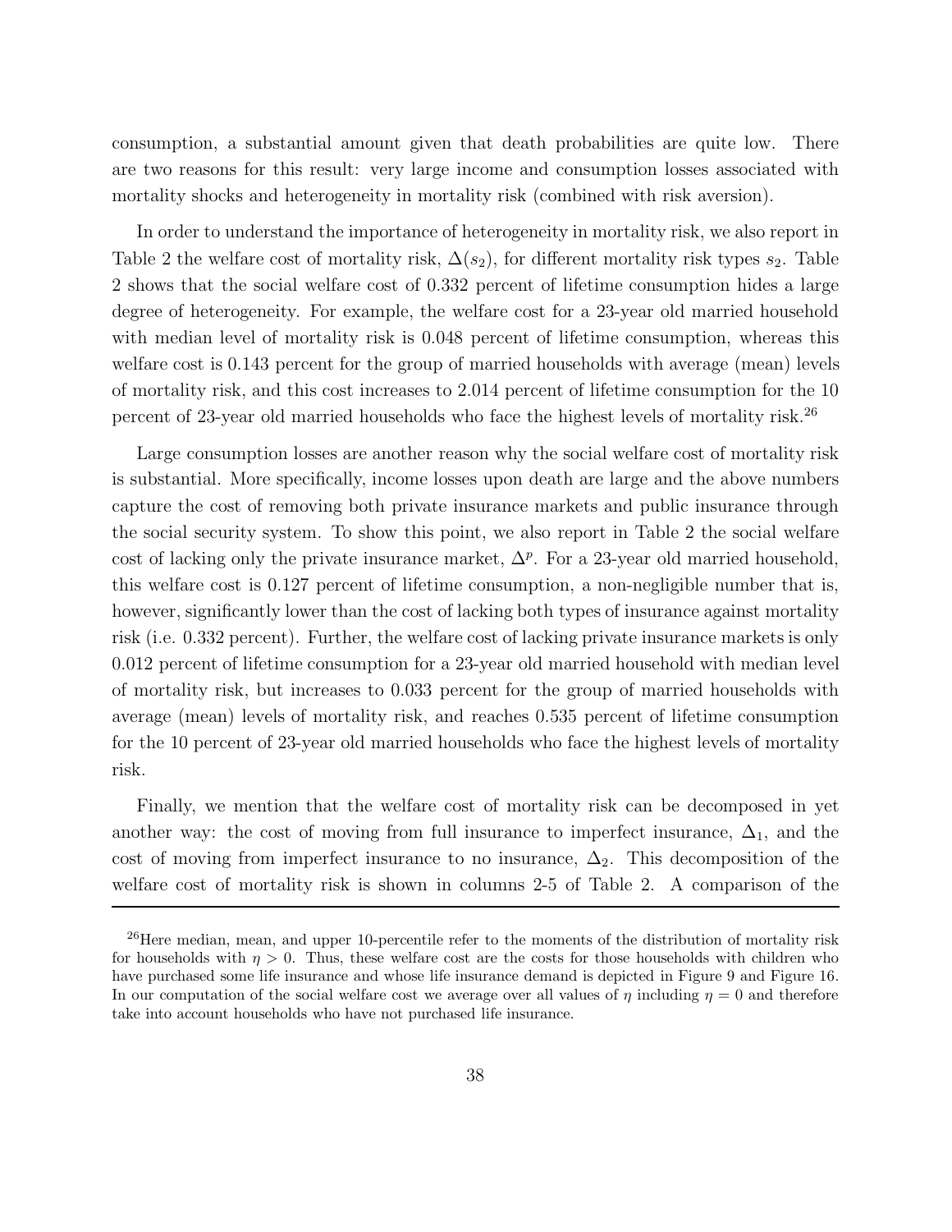consumption, a substantial amount given that death probabilities are quite low. There are two reasons for this result: very large income and consumption losses associated with mortality shocks and heterogeneity in mortality risk (combined with risk aversion).

In order to understand the importance of heterogeneity in mortality risk, we also report in Table 2 the welfare cost of mortality risk, $\Delta(s_2)$, for different mortality risk types $s_2$. Table 2 shows that the social welfare cost of 0.332 percent of lifetime consumption hides a large degree of heterogeneity. For example, the welfare cost for a 23-year old married household with median level of mortality risk is 0.048 percent of lifetime consumption, whereas this welfare cost is 0.143 percent for the group of married households with average (mean) levels of mortality risk, and this cost increases to 2.014 percent of lifetime consumption for the 10 percent of 23-year old married households who face the highest levels of mortality risk.[26]

Large consumption losses are another reason why the social welfare cost of mortality risk is substantial. More specifically, income losses upon death are large and the above numbers capture the cost of removing both private insurance markets and public insurance through the social security system. To show this point, we also report in Table 2 the social welfare cost of lacking only the private insurance market, $\Delta^p$. For a 23-year old married household, this welfare cost is 0.127 percent of lifetime consumption, a non-negligible number that is, however, significantly lower than the cost of lacking both types of insurance against mortality risk (i.e. 0.332 percent). Further, the welfare cost of lacking private insurance markets is only 0.012 percent of lifetime consumption for a 23-year old married household with median level of mortality risk, but increases to 0.033 percent for the group of married households with average (mean) levels of mortality risk, and reaches 0.535 percent of lifetime consumption for the 10 percent of 23-year old married households who face the highest levels of mortality risk.

Finally, we mention that the welfare cost of mortality risk can be decomposed in yet another way: the cost of moving from full insurance to imperfect insurance, $\Delta_1$, and the cost of moving from imperfect insurance to no insurance, $\Delta_2$. This decomposition of the welfare cost of mortality risk is shown in columns 2-5 of Table 2. A comparison of the

[26] Here median, mean, and upper 10-percentile refer to the moments of the distribution of mortality risk for households with $\eta > 0$. Thus, these welfare cost are the costs for those households with children who have purchased some life insurance and whose life insurance demand is depicted in Figure 9 and Figure 16. In our computation of the social welfare cost we average over all values of $\eta$ including $\eta = 0$ and therefore take into account households who have not purchased life insurance.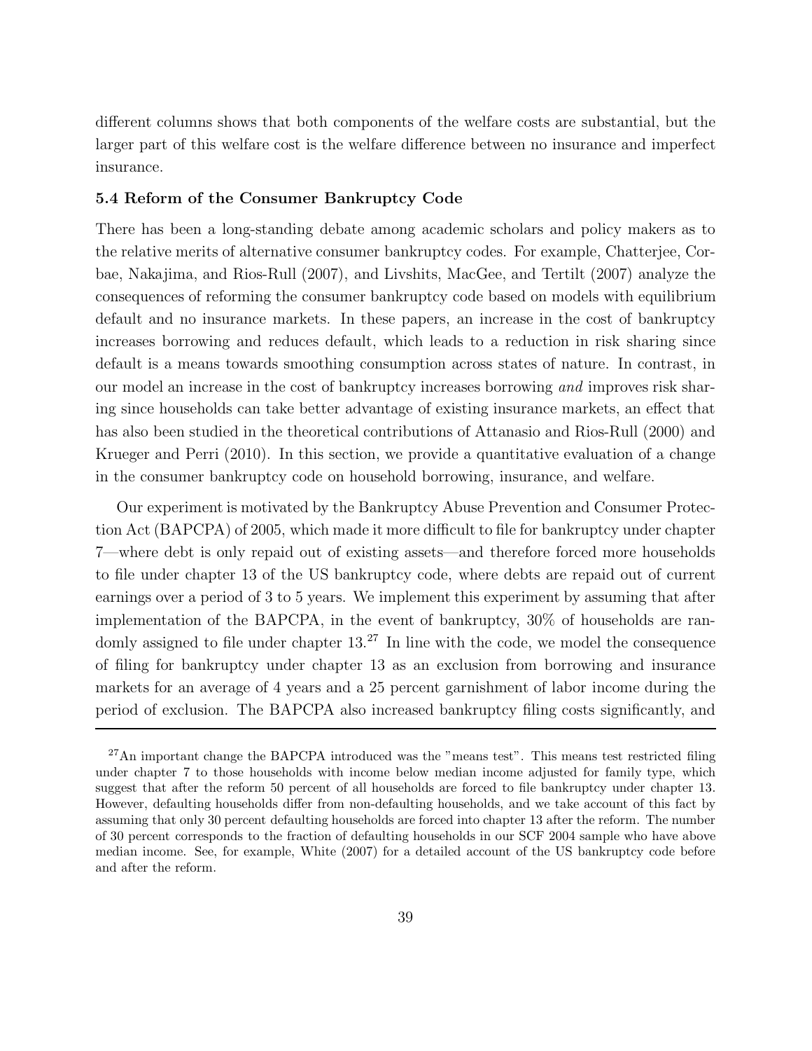different columns shows that both components of the welfare costs are substantial, but the larger part of this welfare cost is the welfare difference between no insurance and imperfect insurance.

### 5.4 Reform of the Consumer Bankruptcy Code

There has been a long-standing debate among academic scholars and policy makers as to the relative merits of alternative consumer bankruptcy codes. For example, Chatterjee, Corbae, Nakajima, and Rios-Rull (2007), and Livshits, MacGee, and Tertilt (2007) analyze the consequences of reforming the consumer bankruptcy code based on models with equilibrium default and no insurance markets. In these papers, an increase in the cost of bankruptcy increases borrowing and reduces default, which leads to a reduction in risk sharing since default is a means towards smoothing consumption across states of nature. In contrast, in our model an increase in the cost of bankruptcy increases borrowing *and* improves risk sharing since households can take better advantage of existing insurance markets, an effect that has also been studied in the theoretical contributions of Attanasio and Rios-Rull (2000) and Krueger and Perri (2010). In this section, we provide a quantitative evaluation of a change in the consumer bankruptcy code on household borrowing, insurance, and welfare.

Our experiment is motivated by the Bankruptcy Abuse Prevention and Consumer Protection Act (BAPCPA) of 2005, which made it more difficult to file for bankruptcy under chapter 7—where debt is only repaid out of existing assets—and therefore forced more households to file under chapter 13 of the US bankruptcy code, where debts are repaid out of current earnings over a period of 3 to 5 years. We implement this experiment by assuming that after implementation of the BAPCPA, in the event of bankruptcy, 30% of households are randomly assigned to file under chapter 13.[27] In line with the code, we model the consequence of filing for bankruptcy under chapter 13 as an exclusion from borrowing and insurance markets for an average of 4 years and a 25 percent garnishment of labor income during the period of exclusion. The BAPCPA also increased bankruptcy filing costs significantly, and

[27] An important change the BAPCPA introduced was the "means test". This means test restricted filing under chapter 7 to those households with income below median income adjusted for family type, which suggest that after the reform 50 percent of all households are forced to file bankruptcy under chapter 13. However, defaulting households differ from non-defaulting households, and we take account of this fact by assuming that only 30 percent defaulting households are forced into chapter 13 after the reform. The number of 30 percent corresponds to the fraction of defaulting households in our SCF 2004 sample who have above median income. See, for example, White (2007) for a detailed account of the US bankruptcy code before and after the reform.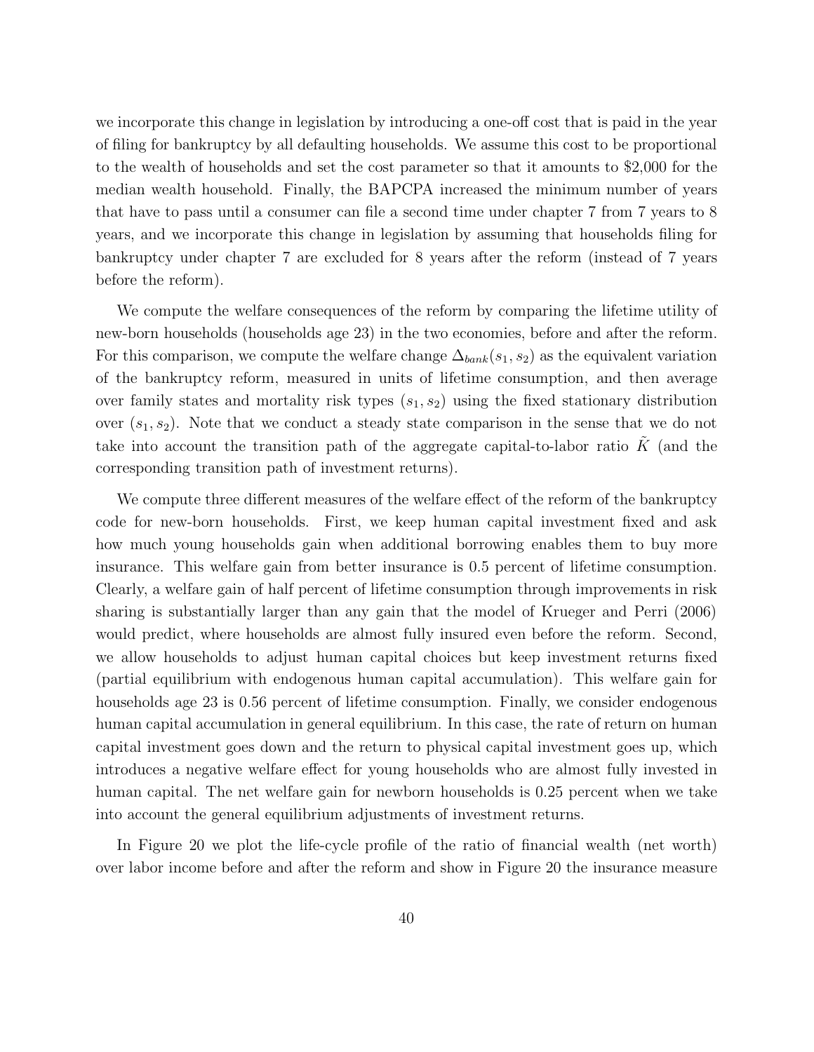we incorporate this change in legislation by introducing a one-off cost that is paid in the year of filing for bankruptcy by all defaulting households. We assume this cost to be proportional to the wealth of households and set the cost parameter so that it amounts to $2,000 for the median wealth household. Finally, the BAPCPA increased the minimum number of years that have to pass until a consumer can file a second time under chapter 7 from 7 years to 8 years, and we incorporate this change in legislation by assuming that households filing for bankruptcy under chapter 7 are excluded for 8 years after the reform (instead of 7 years before the reform).

We compute the welfare consequences of the reform by comparing the lifetime utility of new-born households (households age 23) in the two economies, before and after the reform. For this comparison, we compute the welfare change $\Delta_{bank}(s_1, s_2)$ as the equivalent variation of the bankruptcy reform, measured in units of lifetime consumption, and then average over family states and mortality risk types $(s_1, s_2)$ using the fixed stationary distribution over $(s_1, s_2)$. Note that we conduct a steady state comparison in the sense that we do not take into account the transition path of the aggregate capital-to-labor ratio $\tilde{K}$ (and the corresponding transition path of investment returns).

We compute three different measures of the welfare effect of the reform of the bankruptcy code for new-born households. First, we keep human capital investment fixed and ask how much young households gain when additional borrowing enables them to buy more insurance. This welfare gain from better insurance is 0.5 percent of lifetime consumption. Clearly, a welfare gain of half percent of lifetime consumption through improvements in risk sharing is substantially larger than any gain that the model of Krueger and Perri (2006) would predict, where households are almost fully insured even before the reform. Second, we allow households to adjust human capital choices but keep investment returns fixed (partial equilibrium with endogenous human capital accumulation). This welfare gain for households age 23 is 0.56 percent of lifetime consumption. Finally, we consider endogenous human capital accumulation in general equilibrium. In this case, the rate of return on human capital investment goes down and the return to physical capital investment goes up, which introduces a negative welfare effect for young households who are almost fully invested in human capital. The net welfare gain for newborn households is 0.25 percent when we take into account the general equilibrium adjustments of investment returns.

In Figure 20 we plot the life-cycle profile of the ratio of financial wealth (net worth) over labor income before and after the reform and show in Figure 20 the insurance measure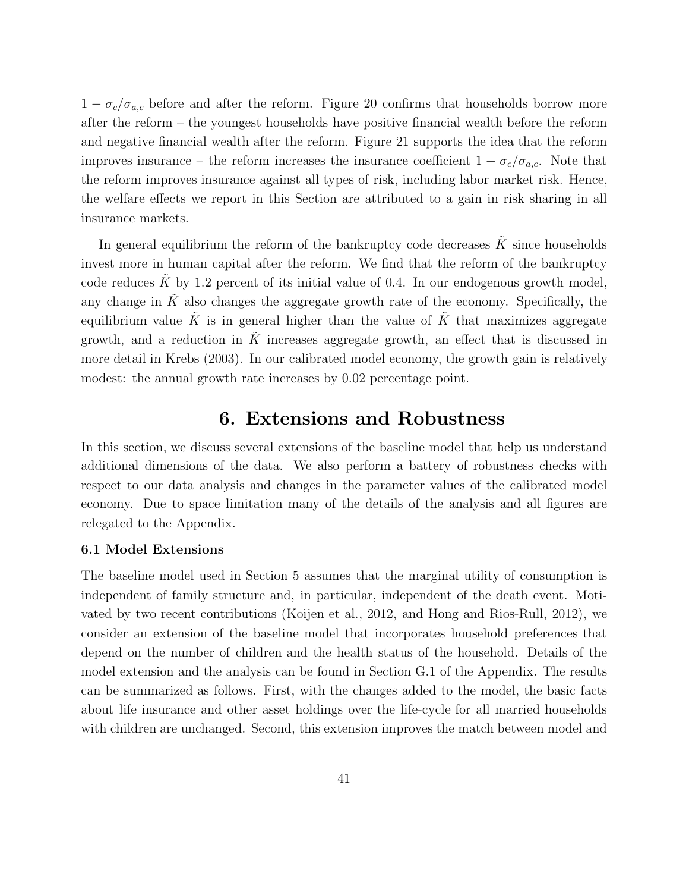$1 - \sigma_c/\sigma_{a,c}$ before and after the reform. Figure 20 confirms that households borrow more after the reform – the youngest households have positive financial wealth before the reform and negative financial wealth after the reform. Figure 21 supports the idea that the reform improves insurance – the reform increases the insurance coefficient $1 - \sigma_c/\sigma_{a,c}$. Note that the reform improves insurance against all types of risk, including labor market risk. Hence, the welfare effects we report in this Section are attributed to a gain in risk sharing in all insurance markets.

In general equilibrium the reform of the bankruptcy code decreases $\tilde{K}$ since households invest more in human capital after the reform. We find that the reform of the bankruptcy code reduces $\tilde{K}$ by 1.2 percent of its initial value of 0.4. In our endogenous growth model, any change in $\tilde{K}$ also changes the aggregate growth rate of the economy. Specifically, the equilibrium value $\tilde{K}$ is in general higher than the value of $\tilde{K}$ that maximizes aggregate growth, and a reduction in $\tilde{K}$ increases aggregate growth, an effect that is discussed in more detail in Krebs (2003). In our calibrated model economy, the growth gain is relatively modest: the annual growth rate increases by 0.02 percentage point.

# 6. Extensions and Robustness

In this section, we discuss several extensions of the baseline model that help us understand additional dimensions of the data. We also perform a battery of robustness checks with respect to our data analysis and changes in the parameter values of the calibrated model economy. Due to space limitation many of the details of the analysis and all figures are relegated to the Appendix.

### 6.1 Model Extensions

The baseline model used in Section 5 assumes that the marginal utility of consumption is independent of family structure and, in particular, independent of the death event. Motivated by two recent contributions (Koijen et al., 2012, and Hong and Rios-Rull, 2012), we consider an extension of the baseline model that incorporates household preferences that depend on the number of children and the health status of the household. Details of the model extension and the analysis can be found in Section G.1 of the Appendix. The results can be summarized as follows. First, with the changes added to the model, the basic facts about life insurance and other asset holdings over the life-cycle for all married households with children are unchanged. Second, this extension improves the match between model and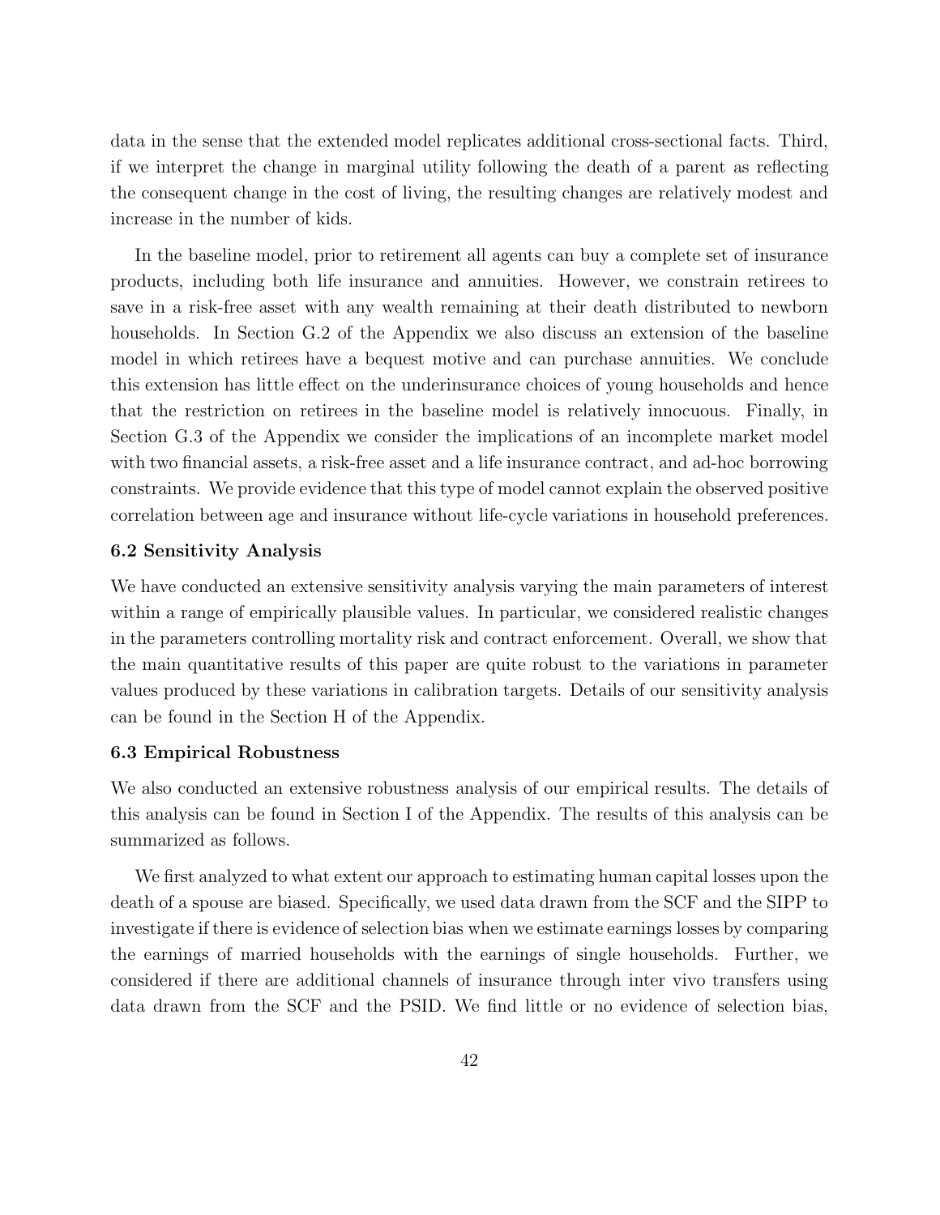data in the sense that the extended model replicates additional cross-sectional facts. Third, if we interpret the change in marginal utility following the death of a parent as reflecting the consequent change in the cost of living, the resulting changes are relatively modest and increase in the number of kids.

In the baseline model, prior to retirement all agents can buy a complete set of insurance products, including both life insurance and annuities. However, we constrain retirees to save in a risk-free asset with any wealth remaining at their death distributed to newborn households. In Section G.2 of the Appendix we also discuss an extension of the baseline model in which retirees have a bequest motive and can purchase annuities. We conclude this extension has little effect on the underinsurance choices of young households and hence that the restriction on retirees in the baseline model is relatively innocuous. Finally, in Section G.3 of the Appendix we consider the implications of an incomplete market model with two financial assets, a risk-free asset and a life insurance contract, and ad-hoc borrowing constraints. We provide evidence that this type of model cannot explain the observed positive correlation between age and insurance without life-cycle variations in household preferences.

### 6.2 Sensitivity Analysis

We have conducted an extensive sensitivity analysis varying the main parameters of interest within a range of empirically plausible values. In particular, we considered realistic changes in the parameters controlling mortality risk and contract enforcement. Overall, we show that the main quantitative results of this paper are quite robust to the variations in parameter values produced by these variations in calibration targets. Details of our sensitivity analysis can be found in the Section H of the Appendix.

### 6.3 Empirical Robustness

We also conducted an extensive robustness analysis of our empirical results. The details of this analysis can be found in Section I of the Appendix. The results of this analysis can be summarized as follows.

We first analyzed to what extent our approach to estimating human capital losses upon the death of a spouse are biased. Specifically, we used data drawn from the SCF and the SIPP to investigate if there is evidence of selection bias when we estimate earnings losses by comparing the earnings of married households with the earnings of single households. Further, we considered if there are additional channels of insurance through inter vivo transfers using data drawn from the SCF and the PSID. We find little or no evidence of selection bias,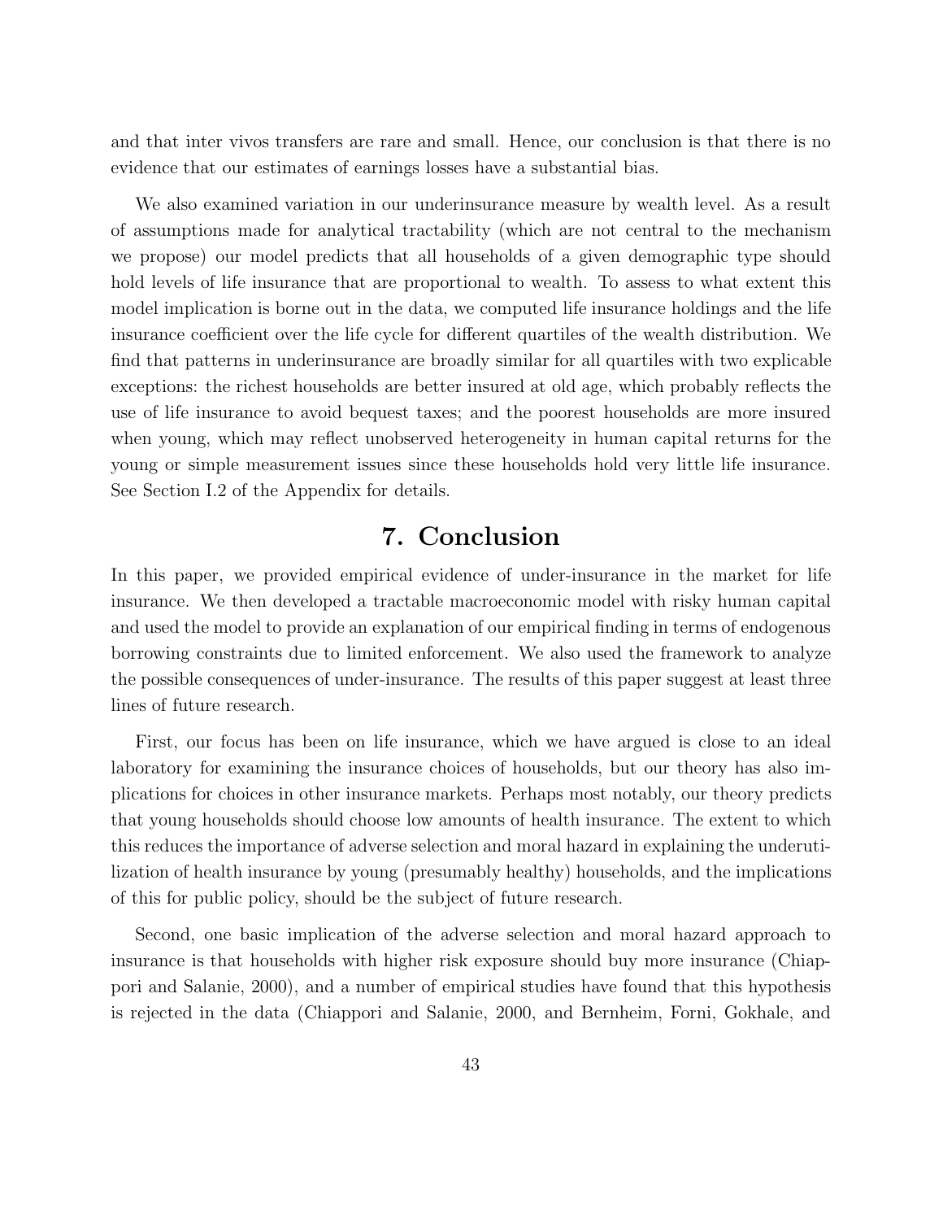and that inter vivos transfers are rare and small. Hence, our conclusion is that there is no evidence that our estimates of earnings losses have a substantial bias.

We also examined variation in our underinsurance measure by wealth level. As a result of assumptions made for analytical tractability (which are not central to the mechanism we propose) our model predicts that all households of a given demographic type should hold levels of life insurance that are proportional to wealth. To assess to what extent this model implication is borne out in the data, we computed life insurance holdings and the life insurance coefficient over the life cycle for different quartiles of the wealth distribution. We find that patterns in underinsurance are broadly similar for all quartiles with two explicable exceptions: the richest households are better insured at old age, which probably reflects the use of life insurance to avoid bequest taxes; and the poorest households are more insured when young, which may reflect unobserved heterogeneity in human capital returns for the young or simple measurement issues since these households hold very little life insurance. See Section I.2 of the Appendix for details.

# 7. Conclusion

In this paper, we provided empirical evidence of under-insurance in the market for life insurance. We then developed a tractable macroeconomic model with risky human capital and used the model to provide an explanation of our empirical finding in terms of endogenous borrowing constraints due to limited enforcement. We also used the framework to analyze the possible consequences of under-insurance. The results of this paper suggest at least three lines of future research.

First, our focus has been on life insurance, which we have argued is close to an ideal laboratory for examining the insurance choices of households, but our theory has also implications for choices in other insurance markets. Perhaps most notably, our theory predicts that young households should choose low amounts of health insurance. The extent to which this reduces the importance of adverse selection and moral hazard in explaining the underutilization of health insurance by young (presumably healthy) households, and the implications of this for public policy, should be the subject of future research.

Second, one basic implication of the adverse selection and moral hazard approach to insurance is that households with higher risk exposure should buy more insurance (Chiappori and Salanie, 2000), and a number of empirical studies have found that this hypothesis is rejected in the data (Chiappori and Salanie, 2000, and Bernheim, Forni, Gokhale, and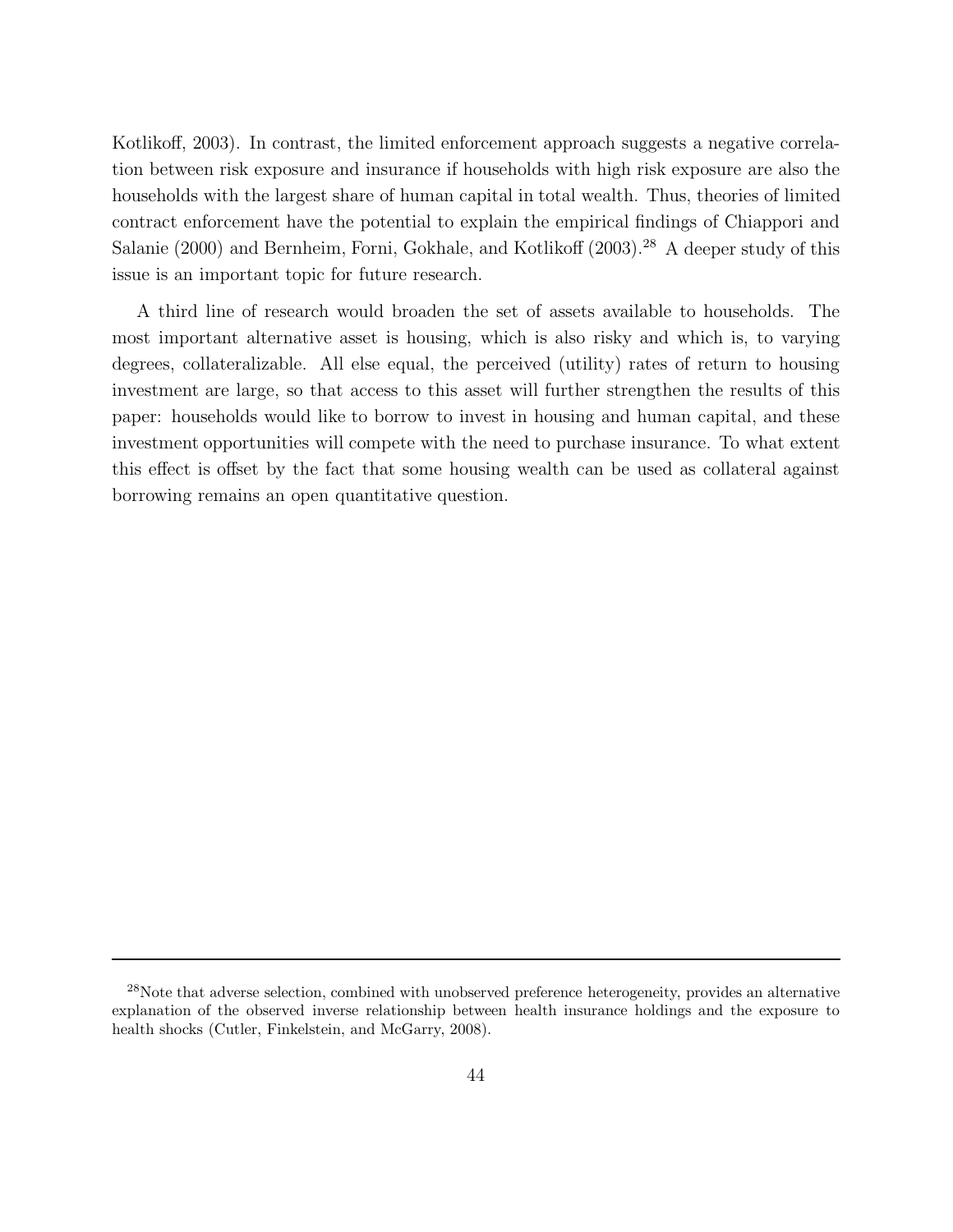Kotlikoff, 2003). In contrast, the limited enforcement approach suggests a negative correlation between risk exposure and insurance if households with high risk exposure are also the households with the largest share of human capital in total wealth. Thus, theories of limited contract enforcement have the potential to explain the empirical findings of Chiappori and Salanie (2000) and Bernheim, Forni, Gokhale, and Kotlikoff (2003).[28] A deeper study of this issue is an important topic for future research.

A third line of research would broaden the set of assets available to households. The most important alternative asset is housing, which is also risky and which is, to varying degrees, collateralizable. All else equal, the perceived (utility) rates of return to housing investment are large, so that access to this asset will further strengthen the results of this paper: households would like to borrow to invest in housing and human capital, and these investment opportunities will compete with the need to purchase insurance. To what extent this effect is offset by the fact that some housing wealth can be used as collateral against borrowing remains an open quantitative question.

[28] Note that adverse selection, combined with unobserved preference heterogeneity, provides an alternative explanation of the observed inverse relationship between health insurance holdings and the exposure to health shocks (Cutler, Finkelstein, and McGarry, 2008).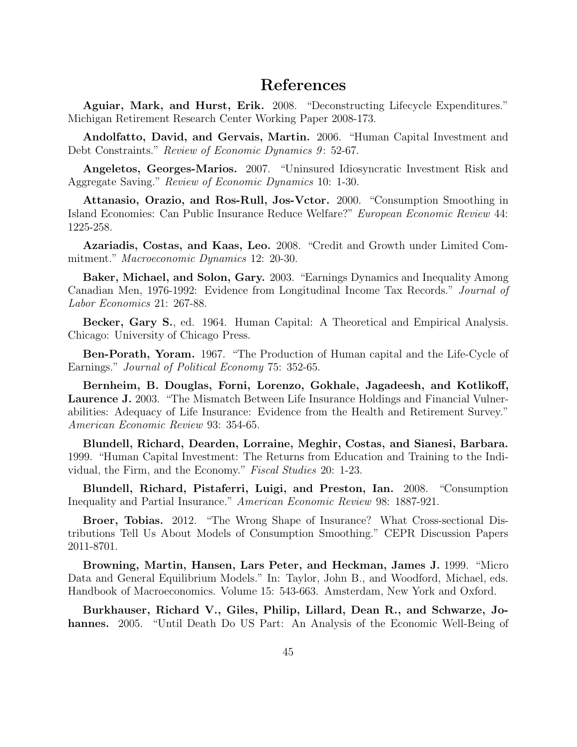# References

**Aguiar, Mark, and Hurst, Erik.** 2008. "Deconstructing Lifecycle Expenditures." Michigan Retirement Research Center Working Paper 2008-173.

**Andolfatto, David, and Gervais, Martin.** 2006. "Human Capital Investment and Debt Constraints." *Review of Economic Dynamics 9*: 52-67.

**Angeletos, Georges-Marios.** 2007. "Uninsured Idiosyncratic Investment Risk and Aggregate Saving." *Review of Economic Dynamics* 10: 1-30.

**Attanasio, Orazio, and Ros-Rull, Jos-Vctor.** 2000. "Consumption Smoothing in Island Economies: Can Public Insurance Reduce Welfare?" *European Economic Review* 44: 1225-258.

**Azariadis, Costas, and Kaas, Leo.** 2008. "Credit and Growth under Limited Commitment." *Macroeconomic Dynamics* 12: 20-30.

**Baker, Michael, and Solon, Gary.** 2003. "Earnings Dynamics and Inequality Among Canadian Men, 1976-1992: Evidence from Longitudinal Income Tax Records." *Journal of Labor Economics* 21: 267-88.

**Becker, Gary S.**, ed. 1964. Human Capital: A Theoretical and Empirical Analysis. Chicago: University of Chicago Press.

**Ben-Porath, Yoram.** 1967. "The Production of Human capital and the Life-Cycle of Earnings." *Journal of Political Economy* 75: 352-65.

**Bernheim, B. Douglas, Forni, Lorenzo, Gokhale, Jagadeesh, and Kotlikoff, Laurence J.** 2003. "The Mismatch Between Life Insurance Holdings and Financial Vulnerabilities: Adequacy of Life Insurance: Evidence from the Health and Retirement Survey." *American Economic Review* 93: 354-65.

**Blundell, Richard, Dearden, Lorraine, Meghir, Costas, and Sianesi, Barbara.** 1999. "Human Capital Investment: The Returns from Education and Training to the Individual, the Firm, and the Economy." *Fiscal Studies* 20: 1-23.

**Blundell, Richard, Pistaferri, Luigi, and Preston, Ian.** 2008. "Consumption Inequality and Partial Insurance." *American Economic Review* 98: 1887-921.

**Broer, Tobias.** 2012. "The Wrong Shape of Insurance? What Cross-sectional Distributions Tell Us About Models of Consumption Smoothing." CEPR Discussion Papers 2011-8701.

**Browning, Martin, Hansen, Lars Peter, and Heckman, James J.** 1999. "Micro Data and General Equilibrium Models." In: Taylor, John B., and Woodford, Michael, eds. Handbook of Macroeconomics. Volume 15: 543-663. Amsterdam, New York and Oxford.

**Burkhauser, Richard V., Giles, Philip, Lillard, Dean R., and Schwarze, Johannes.** 2005. "Until Death Do US Part: An Analysis of the Economic Well-Being of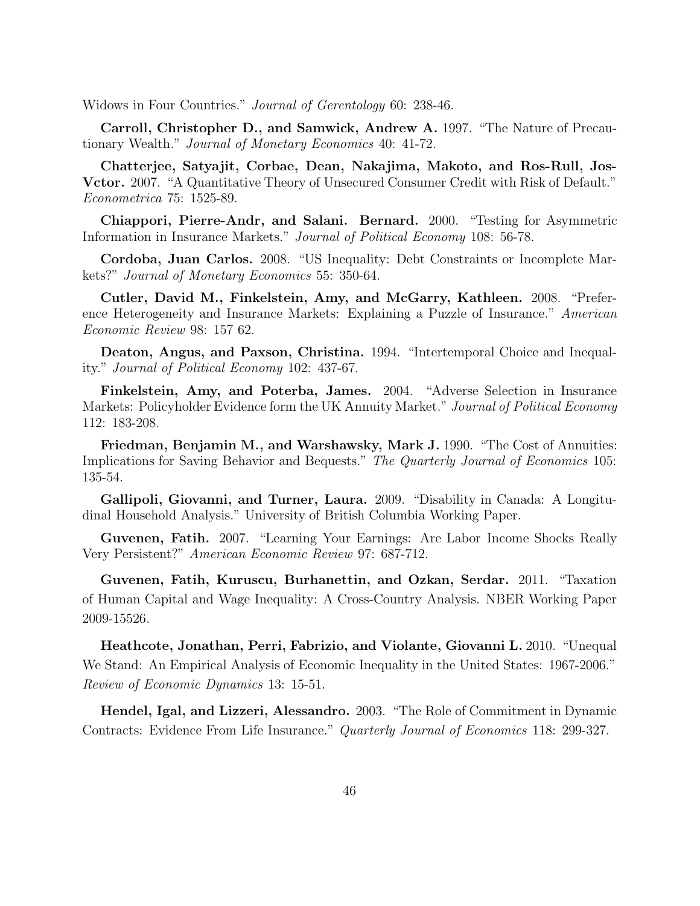Widows in Four Countries." *Journal of Gerentology* 60: 238-46.

**Carroll, Christopher D., and Samwick, Andrew A.** 1997. "The Nature of Precautionary Wealth." *Journal of Monetary Economics* 40: 41-72.

**Chatterjee, Satyajit, Corbae, Dean, Nakajima, Makoto, and Ros-Rull, Jos-Vctor.** 2007. "A Quantitative Theory of Unsecured Consumer Credit with Risk of Default." *Econometrica* 75: 1525-89.

**Chiappori, Pierre-Andr, and Salani. Bernard.** 2000. "Testing for Asymmetric Information in Insurance Markets." *Journal of Political Economy* 108: 56-78.

**Cordoba, Juan Carlos.** 2008. "US Inequality: Debt Constraints or Incomplete Markets?" *Journal of Monetary Economics* 55: 350-64.

**Cutler, David M., Finkelstein, Amy, and McGarry, Kathleen.** 2008. "Preference Heterogeneity and Insurance Markets: Explaining a Puzzle of Insurance." *American Economic Review* 98: 157 62.

**Deaton, Angus, and Paxson, Christina.** 1994. "Intertemporal Choice and Inequality." *Journal of Political Economy* 102: 437-67.

**Finkelstein, Amy, and Poterba, James.** 2004. "Adverse Selection in Insurance Markets: Policyholder Evidence form the UK Annuity Market." *Journal of Political Economy* 112: 183-208.

**Friedman, Benjamin M., and Warshawsky, Mark J.** 1990. "The Cost of Annuities: Implications for Saving Behavior and Bequests." *The Quarterly Journal of Economics* 105: 135-54.

**Gallipoli, Giovanni, and Turner, Laura.** 2009. "Disability in Canada: A Longitudinal Household Analysis." University of British Columbia Working Paper.

**Guvenen, Fatih.** 2007. "Learning Your Earnings: Are Labor Income Shocks Really Very Persistent?" *American Economic Review* 97: 687-712.

**Guvenen, Fatih, Kuruscu, Burhanettin, and Ozkan, Serdar.** 2011. "Taxation of Human Capital and Wage Inequality: A Cross-Country Analysis. NBER Working Paper 2009-15526.

**Heathcote, Jonathan, Perri, Fabrizio, and Violante, Giovanni L.** 2010. "Unequal We Stand: An Empirical Analysis of Economic Inequality in the United States: 1967-2006." *Review of Economic Dynamics* 13: 15-51.

**Hendel, Igal, and Lizzeri, Alessandro.** 2003. "The Role of Commitment in Dynamic Contracts: Evidence From Life Insurance." *Quarterly Journal of Economics* 118: 299-327.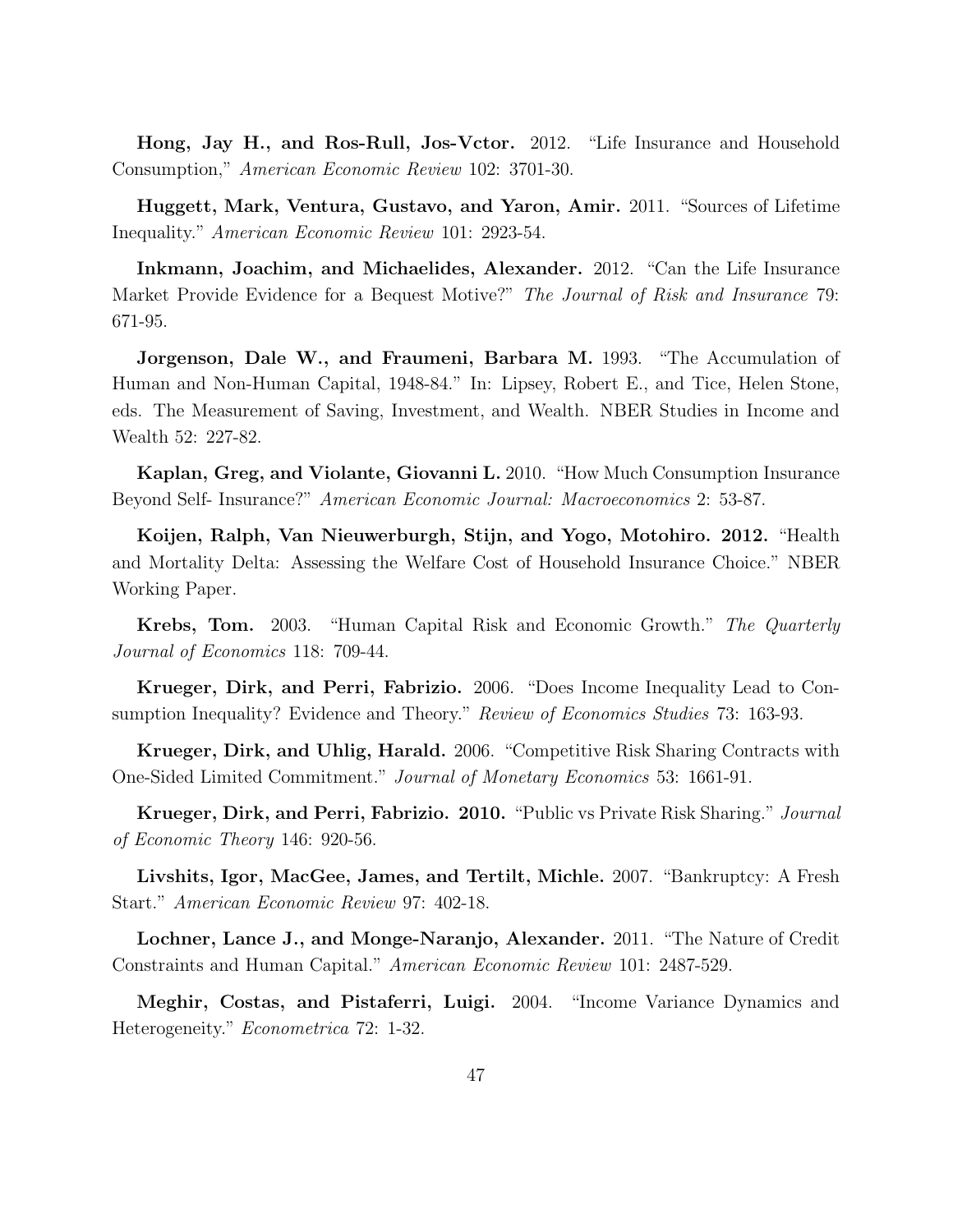**Hong, Jay H., and Ros-Rull, Jos-Vctor.** 2012. "Life Insurance and Household Consumption," *American Economic Review* 102: 3701-30.

**Huggett, Mark, Ventura, Gustavo, and Yaron, Amir.** 2011. "Sources of Lifetime Inequality." *American Economic Review* 101: 2923-54.

**Inkmann, Joachim, and Michaelides, Alexander.** 2012. "Can the Life Insurance Market Provide Evidence for a Bequest Motive?" *The Journal of Risk and Insurance* 79: 671-95.

**Jorgenson, Dale W., and Fraumeni, Barbara M.** 1993. "The Accumulation of Human and Non-Human Capital, 1948-84." In: Lipsey, Robert E., and Tice, Helen Stone, eds. The Measurement of Saving, Investment, and Wealth. NBER Studies in Income and Wealth 52: 227-82.

**Kaplan, Greg, and Violante, Giovanni L.** 2010. "How Much Consumption Insurance Beyond Self- Insurance?" *American Economic Journal: Macroeconomics* 2: 53-87.

**Koijen, Ralph, Van Nieuwerburgh, Stijn, and Yogo, Motohiro. 2012.** "Health and Mortality Delta: Assessing the Welfare Cost of Household Insurance Choice." NBER Working Paper.

**Krebs, Tom.** 2003. "Human Capital Risk and Economic Growth." *The Quarterly Journal of Economics* 118: 709-44.

**Krueger, Dirk, and Perri, Fabrizio.** 2006. "Does Income Inequality Lead to Consumption Inequality? Evidence and Theory." *Review of Economics Studies* 73: 163-93.

**Krueger, Dirk, and Uhlig, Harald.** 2006. "Competitive Risk Sharing Contracts with One-Sided Limited Commitment." *Journal of Monetary Economics* 53: 1661-91.

**Krueger, Dirk, and Perri, Fabrizio. 2010.** "Public vs Private Risk Sharing." *Journal of Economic Theory* 146: 920-56.

**Livshits, Igor, MacGee, James, and Tertilt, Michle.** 2007. "Bankruptcy: A Fresh Start." *American Economic Review* 97: 402-18.

**Lochner, Lance J., and Monge-Naranjo, Alexander.** 2011. "The Nature of Credit Constraints and Human Capital." *American Economic Review* 101: 2487-529.

**Meghir, Costas, and Pistaferri, Luigi.** 2004. "Income Variance Dynamics and Heterogeneity." *Econometrica* 72: 1-32.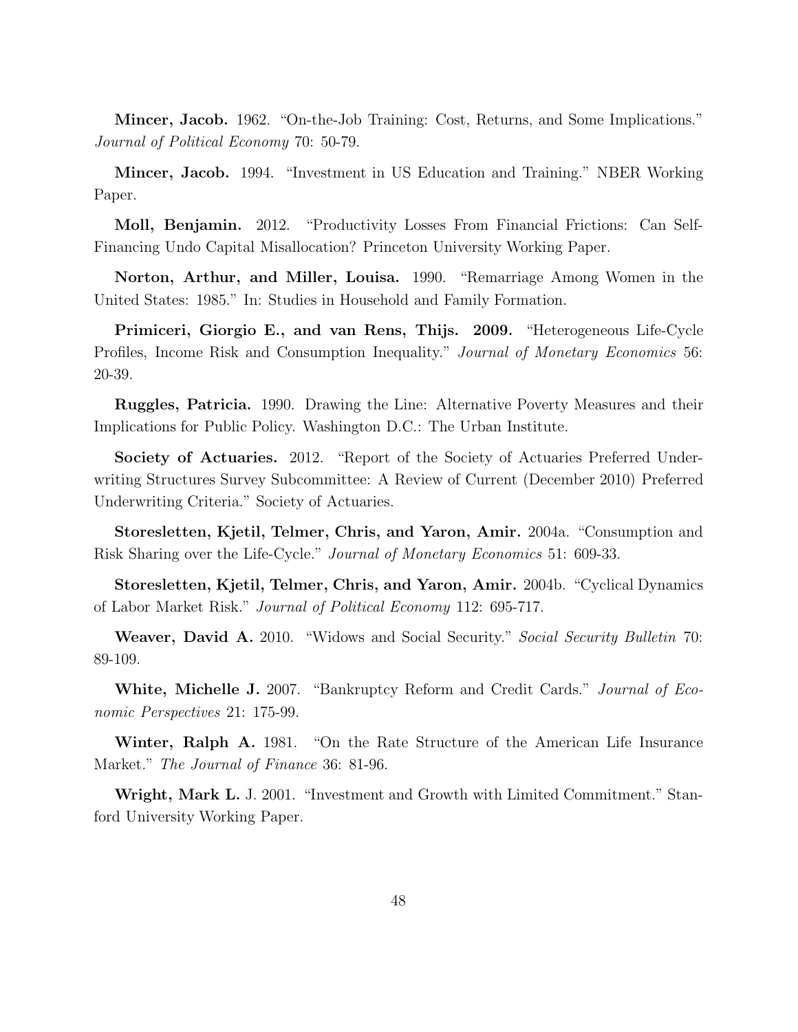**Mincer, Jacob.** 1962. "On-the-Job Training: Cost, Returns, and Some Implications." *Journal of Political Economy* 70: 50-79.

**Mincer, Jacob.** 1994. "Investment in US Education and Training." NBER Working Paper.

**Moll, Benjamin.** 2012. "Productivity Losses From Financial Frictions: Can Self-Financing Undo Capital Misallocation? Princeton University Working Paper.

**Norton, Arthur, and Miller, Louisa.** 1990. "Remarriage Among Women in the United States: 1985." In: Studies in Household and Family Formation.

**Primiceri, Giorgio E., and van Rens, Thijs. 2009.** "Heterogeneous Life-Cycle Profiles, Income Risk and Consumption Inequality." *Journal of Monetary Economics* 56: 20-39.

**Ruggles, Patricia.** 1990. Drawing the Line: Alternative Poverty Measures and their Implications for Public Policy. Washington D.C.: The Urban Institute.

**Society of Actuaries.** 2012. "Report of the Society of Actuaries Preferred Underwriting Structures Survey Subcommittee: A Review of Current (December 2010) Preferred Underwriting Criteria." Society of Actuaries.

**Storesletten, Kjetil, Telmer, Chris, and Yaron, Amir.** 2004a. "Consumption and Risk Sharing over the Life-Cycle." *Journal of Monetary Economics* 51: 609-33.

**Storesletten, Kjetil, Telmer, Chris, and Yaron, Amir.** 2004b. "Cyclical Dynamics of Labor Market Risk." *Journal of Political Economy* 112: 695-717.

**Weaver, David A.** 2010. "Widows and Social Security." *Social Security Bulletin* 70: 89-109.

**White, Michelle J.** 2007. "Bankruptcy Reform and Credit Cards." *Journal of Economic Perspectives* 21: 175-99.

**Winter, Ralph A.** 1981. "On the Rate Structure of the American Life Insurance Market." *The Journal of Finance* 36: 81-96.

**Wright, Mark L.** J. 2001. "Investment and Growth with Limited Commitment." Stanford University Working Paper.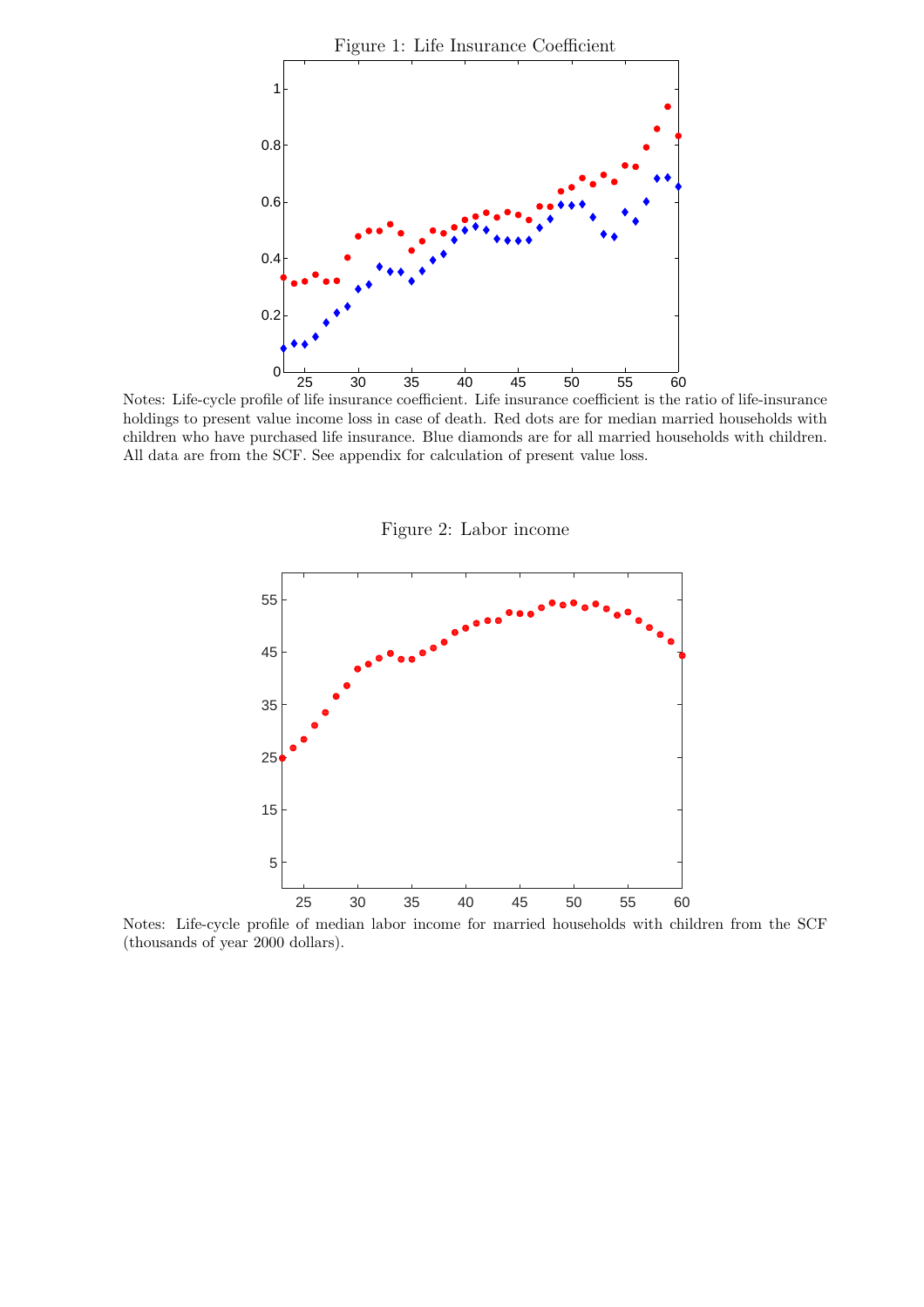Figure 1: Life Insurance Coefficient

Notes: Life-cycle profile of life insurance coefficient. Life insurance coefficient is the ratio of life-insurance holdings to present value income loss in case of death. Red dots are for median married households with children who have purchased life insurance. Blue diamonds are for all married households with children. All data are from the SCF. See appendix for calculation of present value loss.

Figure 2: Labor income

Notes: Life-cycle profile of median labor income for married households with children from the SCF (thousands of year 2000 dollars).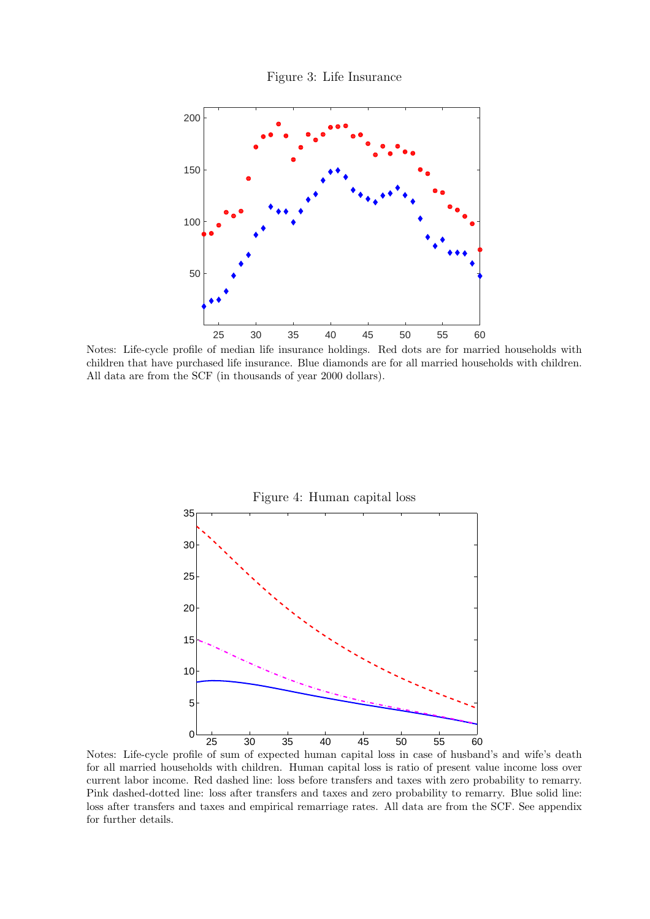Figure 3: Life Insurance

Notes: Life-cycle profile of median life insurance holdings. Red dots are for married households with children that have purchased life insurance. Blue diamonds are for all married households with children. All data are from the SCF (in thousands of year 2000 dollars).

Figure 4: Human capital loss

Notes: Life-cycle profile of sum of expected human capital loss in case of husband's and wife's death for all married households with children. Human capital loss is ratio of present value income loss over current labor income. Red dashed line: loss before transfers and taxes with zero probability to remarry. Pink dashed-dotted line: loss after transfers and taxes and zero probability to remarry. Blue solid line: loss after transfers and taxes and empirical remarriage rates. All data are from the SCF. See appendix for further details.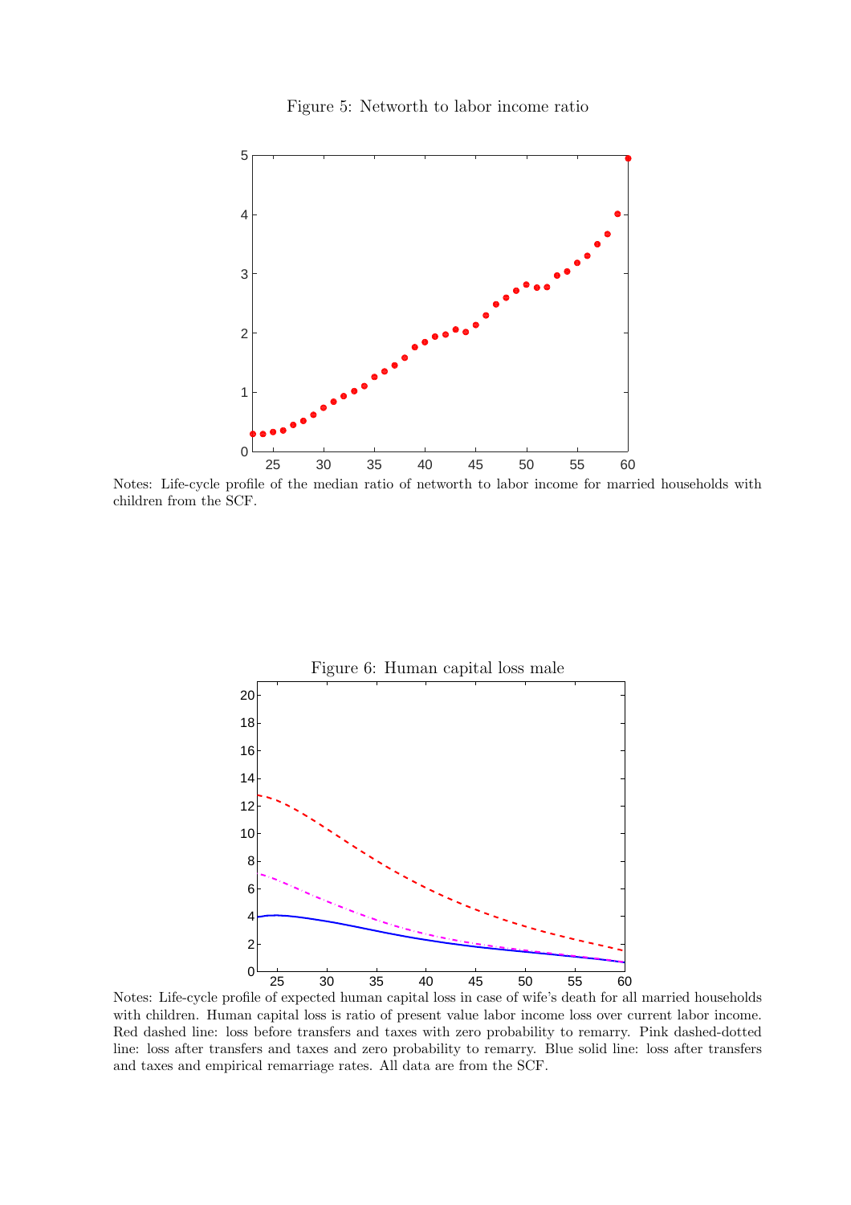Figure 5: Networth to labor income ratio

Notes: Life-cycle profile of the median ratio of networth to labor income for married households with children from the SCF.

Figure 6: Human capital loss male

Notes: Life-cycle profile of expected human capital loss in case of wife's death for all married households with children. Human capital loss is ratio of present value labor income loss over current labor income. Red dashed line: loss before transfers and taxes with zero probability to remarry. Pink dashed-dotted line: loss after transfers and taxes and zero probability to remarry. Blue solid line: loss after transfers and taxes and empirical remarriage rates. All data are from the SCF.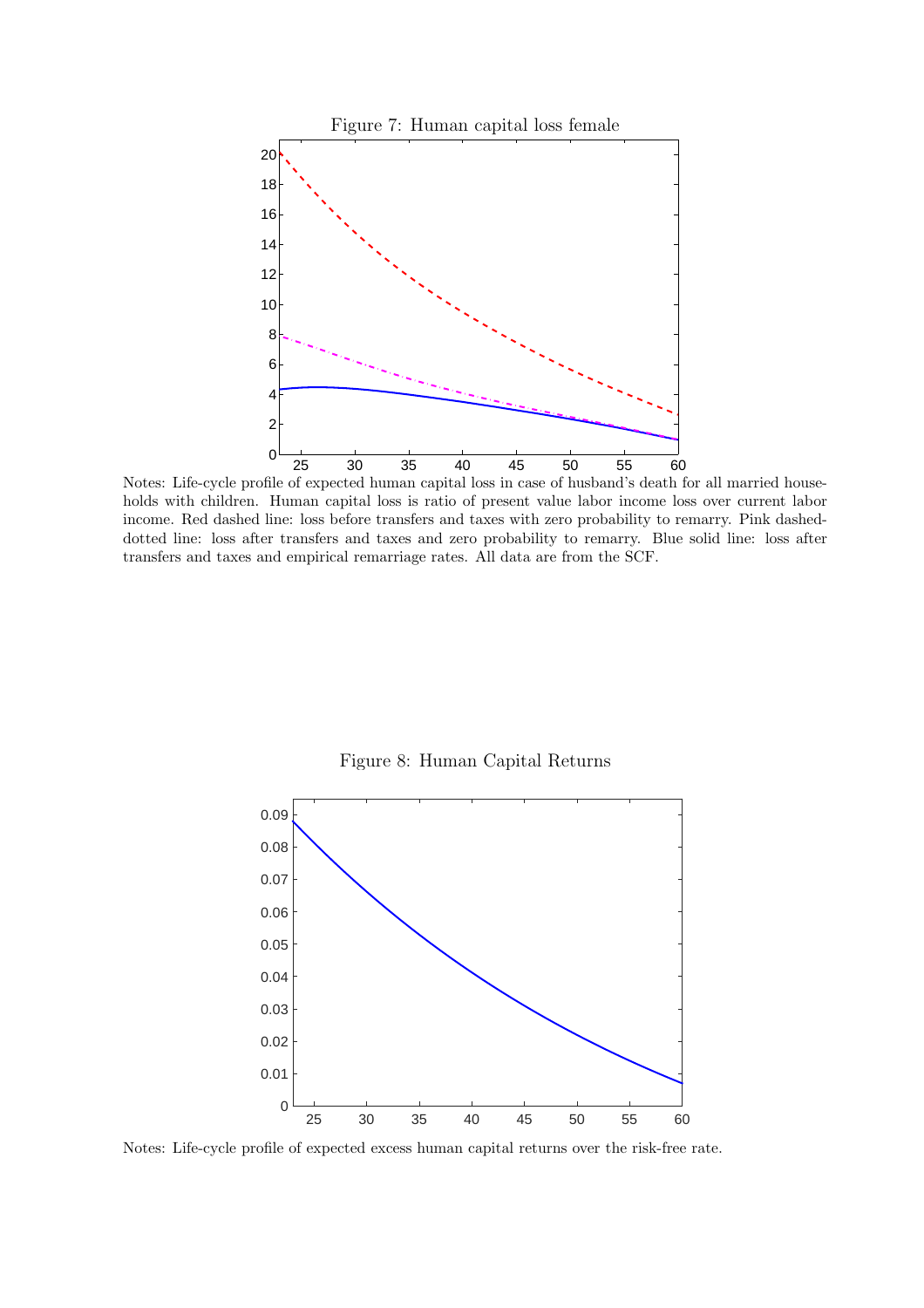Figure 7: Human capital loss female

Notes: Life-cycle profile of expected human capital loss in case of husband's death for all married households with children. Human capital loss is ratio of present value labor income loss over current labor income. Red dashed line: loss before transfers and taxes with zero probability to remarry. Pink dashed-dotted line: loss after transfers and taxes and zero probability to remarry. Blue solid line: loss after transfers and taxes and empirical remarriage rates. All data are from the SCF.

Figure 8: Human Capital Returns

Notes: Life-cycle profile of expected excess human capital returns over the risk-free rate.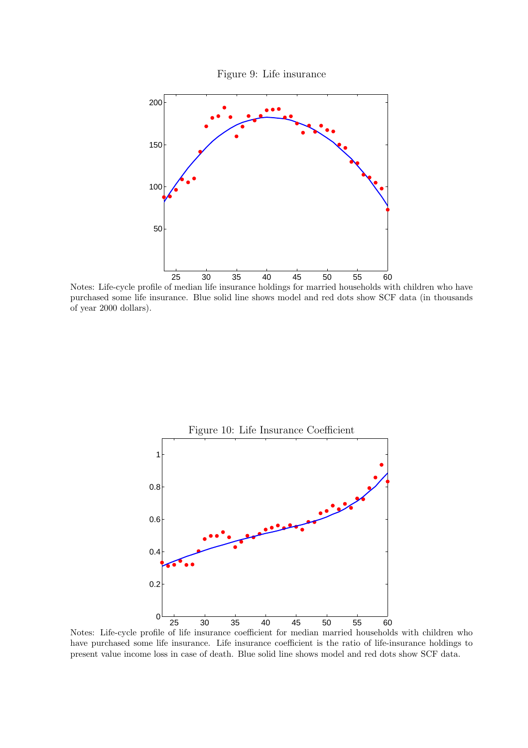Figure 9: Life insurance

Notes: Life-cycle profile of median life insurance holdings for married households with children who have purchased some life insurance. Blue solid line shows model and red dots show SCF data (in thousands of year 2000 dollars).

Figure 10: Life Insurance Coefficient

Notes: Life-cycle profile of life insurance coefficient for median married households with children who have purchased some life insurance. Life insurance coefficient is the ratio of life-insurance holdings to present value income loss in case of death. Blue solid line shows model and red dots show SCF data.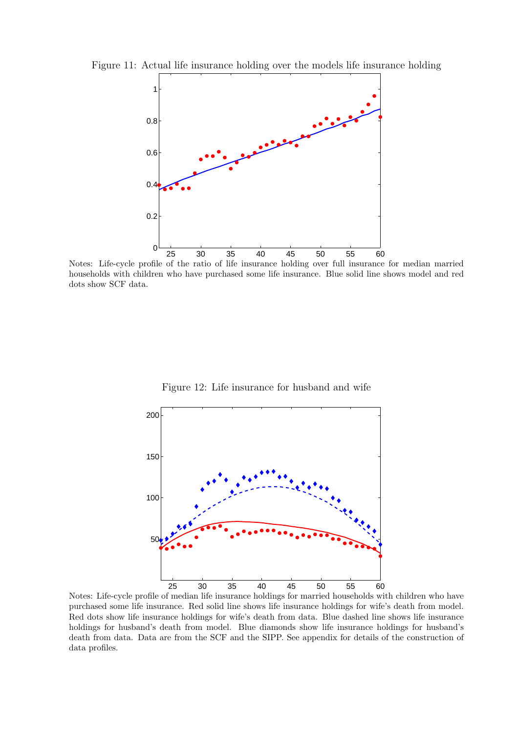Figure 11: Actual life insurance holding over the models life insurance holding

Notes: Life-cycle profile of the ratio of life insurance holding over full insurance for median married households with children who have purchased some life insurance. Blue solid line shows model and red dots show SCF data.

Figure 12: Life insurance for husband and wife

Notes: Life-cycle profile of median life insurance holdings for married households with children who have purchased some life insurance. Red solid line shows life insurance holdings for wife's death from model. Red dots show life insurance holdings for wife's death from data. Blue dashed line shows life insurance holdings for husband's death from model. Blue diamonds show life insurance holdings for husband's death from data. Data are from the SCF and the SIPP. See appendix for details of the construction of data profiles.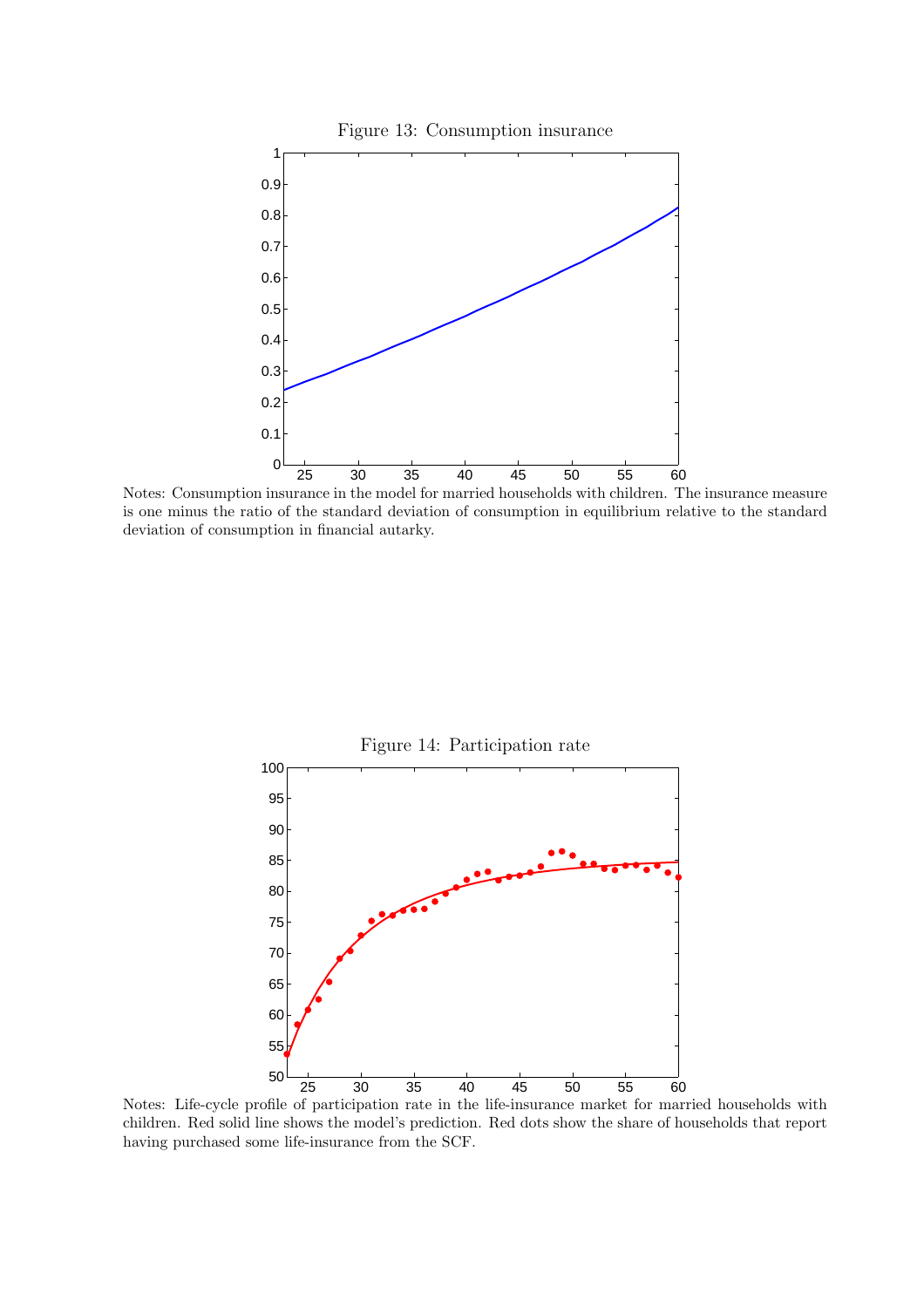Figure 13: Consumption insurance

Notes: Consumption insurance in the model for married households with children. The insurance measure is one minus the ratio of the standard deviation of consumption in equilibrium relative to the standard deviation of consumption in financial autarky.

Figure 14: Participation rate

Notes: Life-cycle profile of participation rate in the life-insurance market for married households with children. Red solid line shows the model's prediction. Red dots show the share of households that report having purchased some life-insurance from the SCF.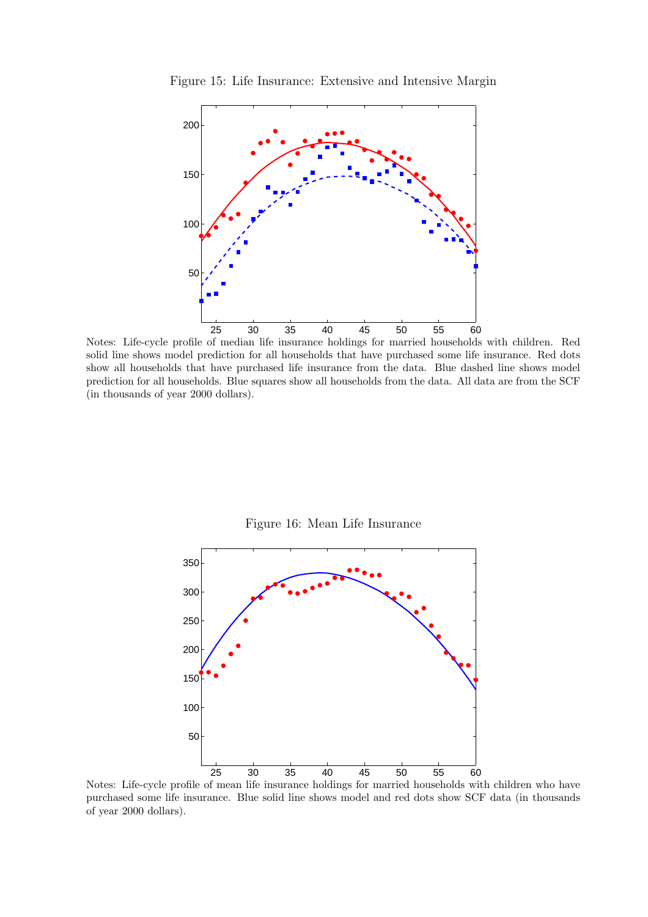Figure 15: Life Insurance: Extensive and Intensive Margin

Notes: Life-cycle profile of median life insurance holdings for married households with children. Red solid line shows model prediction for all households that have purchased some life insurance. Red dots show all households that have purchased life insurance from the data. Blue dashed line shows model prediction for all households. Blue squares show all households from the data. All data are from the SCF (in thousands of year 2000 dollars).

Figure 16: Mean Life Insurance

Notes: Life-cycle profile of mean life insurance holdings for married households with children who have purchased some life insurance. Blue solid line shows model and red dots show SCF data (in thousands of year 2000 dollars).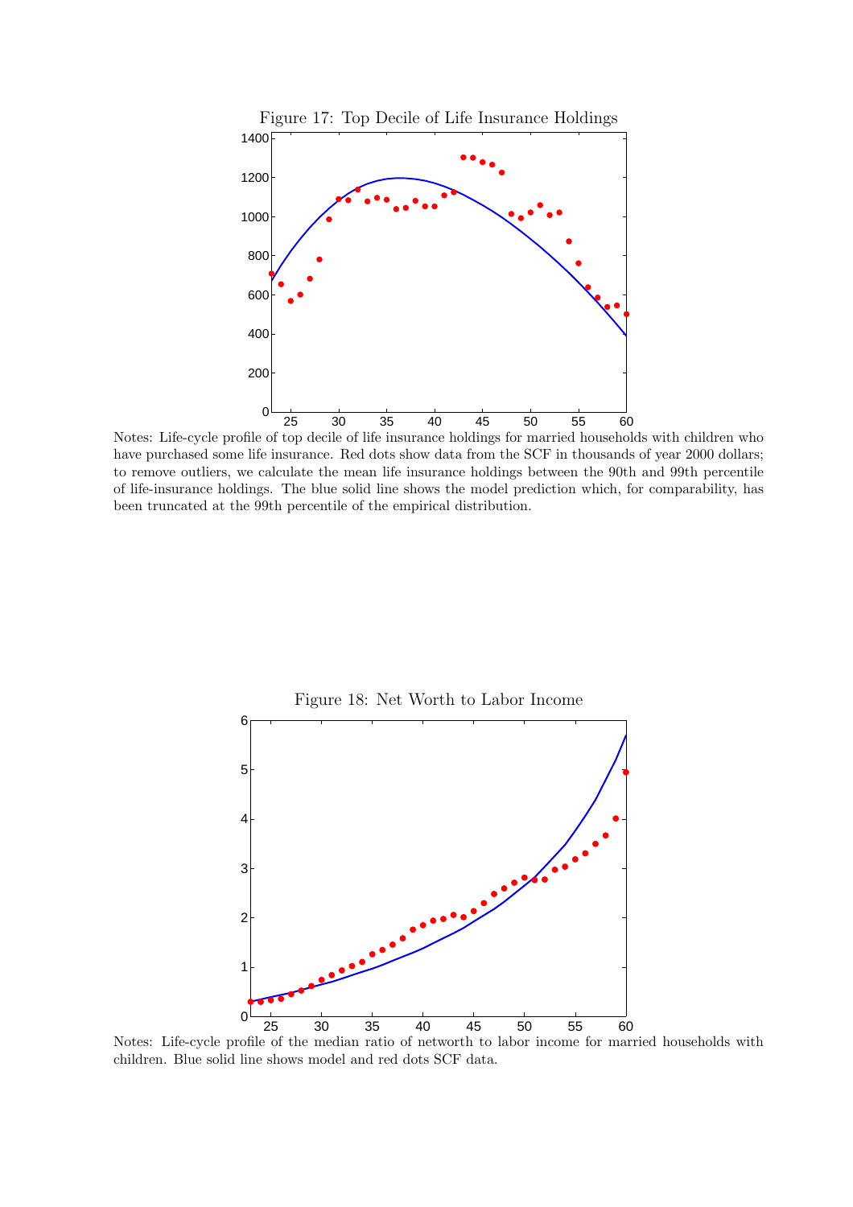Figure 17: Top Decile of Life Insurance Holdings

Notes: Life-cycle profile of top decile of life insurance holdings for married households with children who have purchased some life insurance. Red dots show data from the SCF in thousands of year 2000 dollars; to remove outliers, we calculate the mean life insurance holdings between the 90th and 99th percentile of life-insurance holdings. The blue solid line shows the model prediction which, for comparability, has been truncated at the 99th percentile of the empirical distribution.

Figure 18: Net Worth to Labor Income

Notes: Life-cycle profile of the median ratio of networth to labor income for married households with children. Blue solid line shows model and red dots SCF data.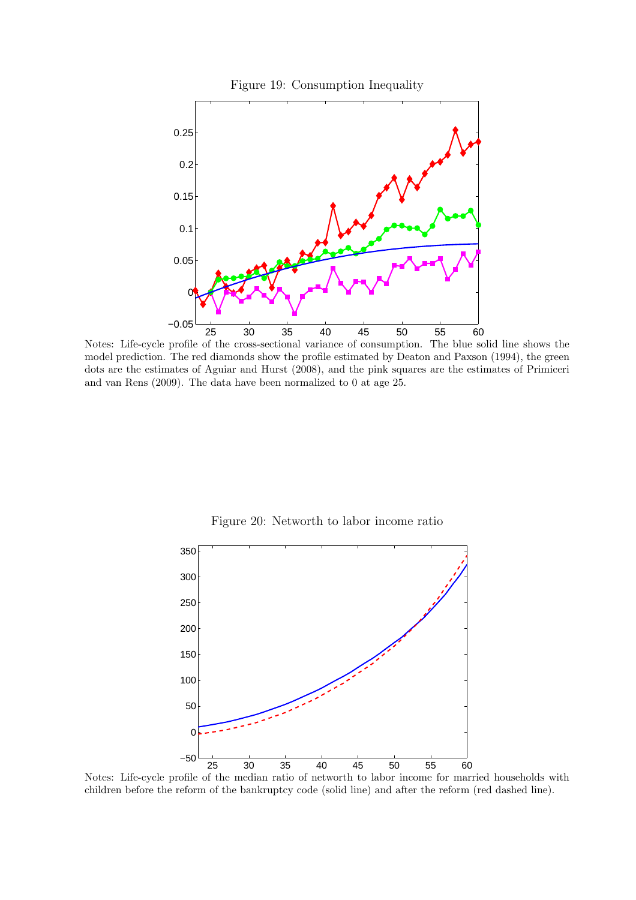Figure 19: Consumption Inequality

Notes: Life-cycle profile of the cross-sectional variance of consumption. The blue solid line shows the model prediction. The red diamonds show the profile estimated by Deaton and Paxson (1994), the green dots are the estimates of Aguiar and Hurst (2008), and the pink squares are the estimates of Primiceri and van Rens (2009). The data have been normalized to 0 at age 25.

Figure 20: Networth to labor income ratio

Notes: Life-cycle profile of the median ratio of networth to labor income for married households with children before the reform of the bankruptcy code (solid line) and after the reform (red dashed line).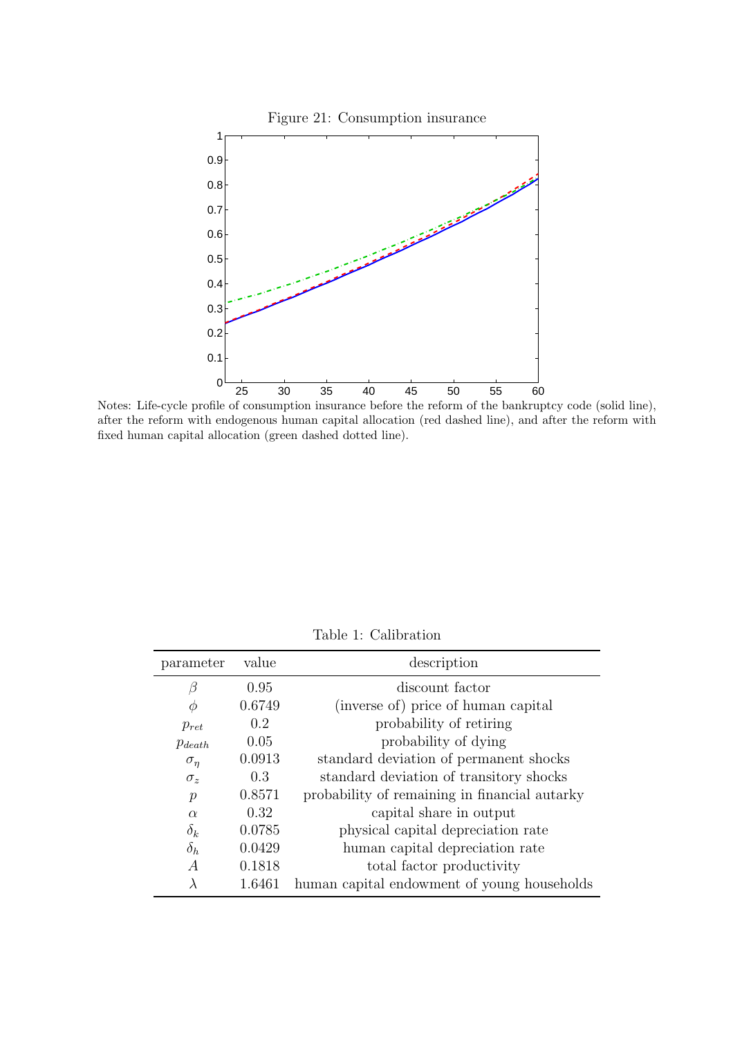Figure 21: Consumption insurance

Notes: Life-cycle profile of consumption insurance before the reform of the bankruptcy code (solid line), after the reform with endogenous human capital allocation (red dashed line), and after the reform with fixed human capital allocation (green dashed dotted line).

Table 1: Calibration

| parameter | value | description |
|---|---|---|
| $\beta$ | 0.95 | discount factor |
| $\phi$ | 0.6749 | (inverse of) price of human capital |
| $p_{ret}$ | 0.2 | probability of retiring |
| $p_{death}$ | 0.05 | probability of dying |
| $\sigma_\eta$ | 0.0913 | standard deviation of permanent shocks |
| $\sigma_z$ | 0.3 | standard deviation of transitory shocks |
| $p$ | 0.8571 | probability of remaining in financial autarky |
| $\alpha$ | 0.32 | capital share in output |
| $\delta_k$ | 0.0785 | physical capital depreciation rate |
| $\delta_h$ | 0.0429 | human capital depreciation rate |
| $A$ | 0.1818 | total factor productivity |
| $\lambda$ | 1.6461 | human capital endowment of young households |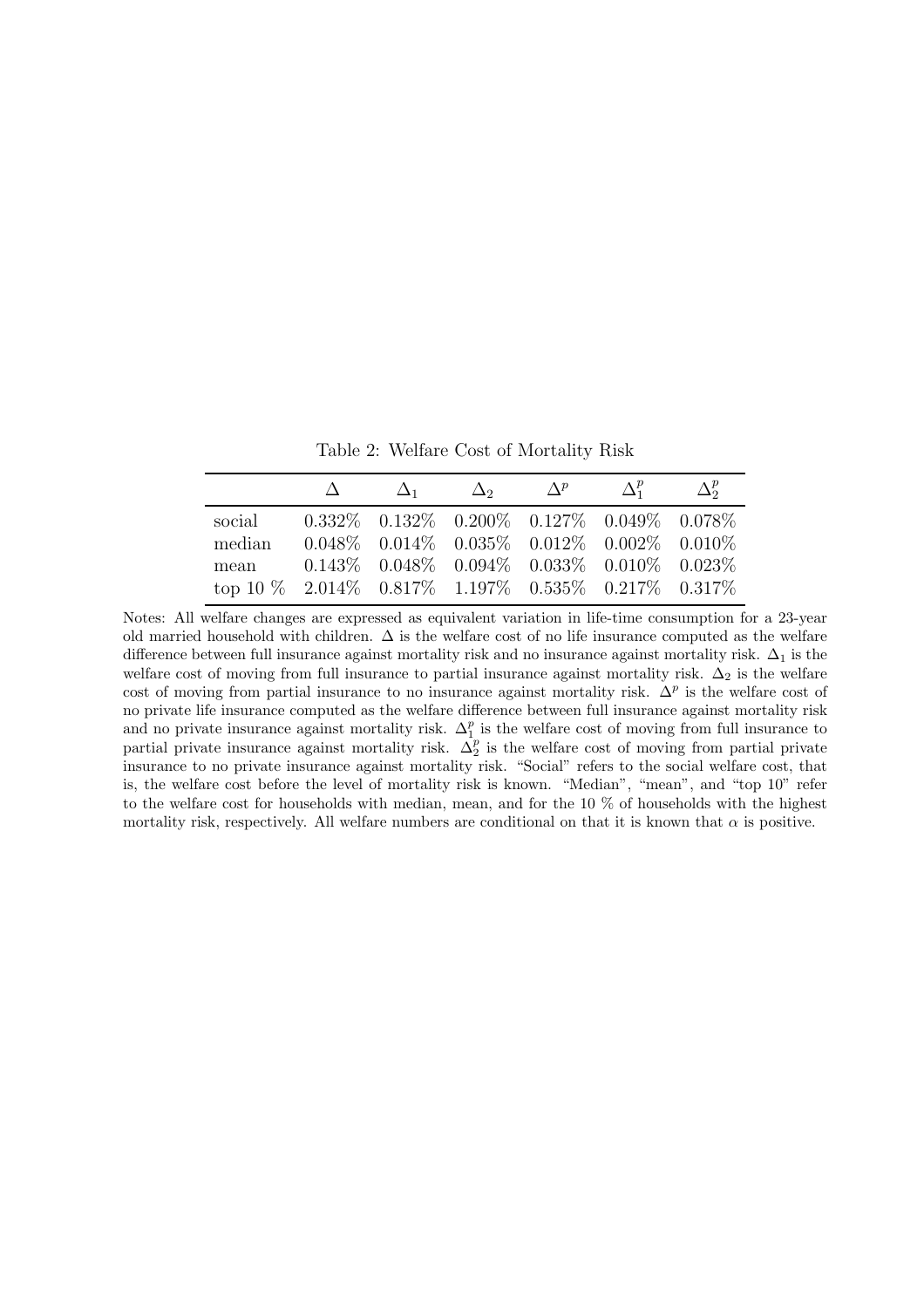Table 2: Welfare Cost of Mortality Risk

| | $\Delta$ | $\Delta_1$ | $\Delta_2$ | $\Delta^p$ | $\Delta_1^p$ | $\Delta_2^p$ |
|---|---|---|---|---|---|---|
| social | 0.332% | 0.132% | 0.200% | 0.127% | 0.049% | 0.078% |
| median | 0.048% | 0.014% | 0.035% | 0.012% | 0.002% | 0.010% |
| mean | 0.143% | 0.048% | 0.094% | 0.033% | 0.010% | 0.023% |
| top 10 % | 2.014% | 0.817% | 1.197% | 0.535% | 0.217% | 0.317% |

Notes: All welfare changes are expressed as equivalent variation in life-time consumption for a 23-year old married household with children. $\Delta$ is the welfare cost of no life insurance computed as the welfare difference between full insurance against mortality risk and no insurance against mortality risk. $\Delta_1$ is the welfare cost of moving from full insurance to partial insurance against mortality risk. $\Delta_2$ is the welfare cost of moving from partial insurance to no insurance against mortality risk. $\Delta^p$ is the welfare cost of no private life insurance computed as the welfare difference between full insurance against mortality risk and no private insurance against mortality risk. $\Delta_1^p$ is the welfare cost of moving from full insurance to partial private insurance against mortality risk. $\Delta_2^p$ is the welfare cost of moving from partial private insurance to no private insurance against mortality risk. "Social" refers to the social welfare cost, that is, the welfare cost before the level of mortality risk is known. "Median", "mean", and "top 10" refer to the welfare cost for households with median, mean, and for the 10 % of households with the highest mortality risk, respectively. All welfare numbers are conditional on that it is known that $\alpha$ is positive.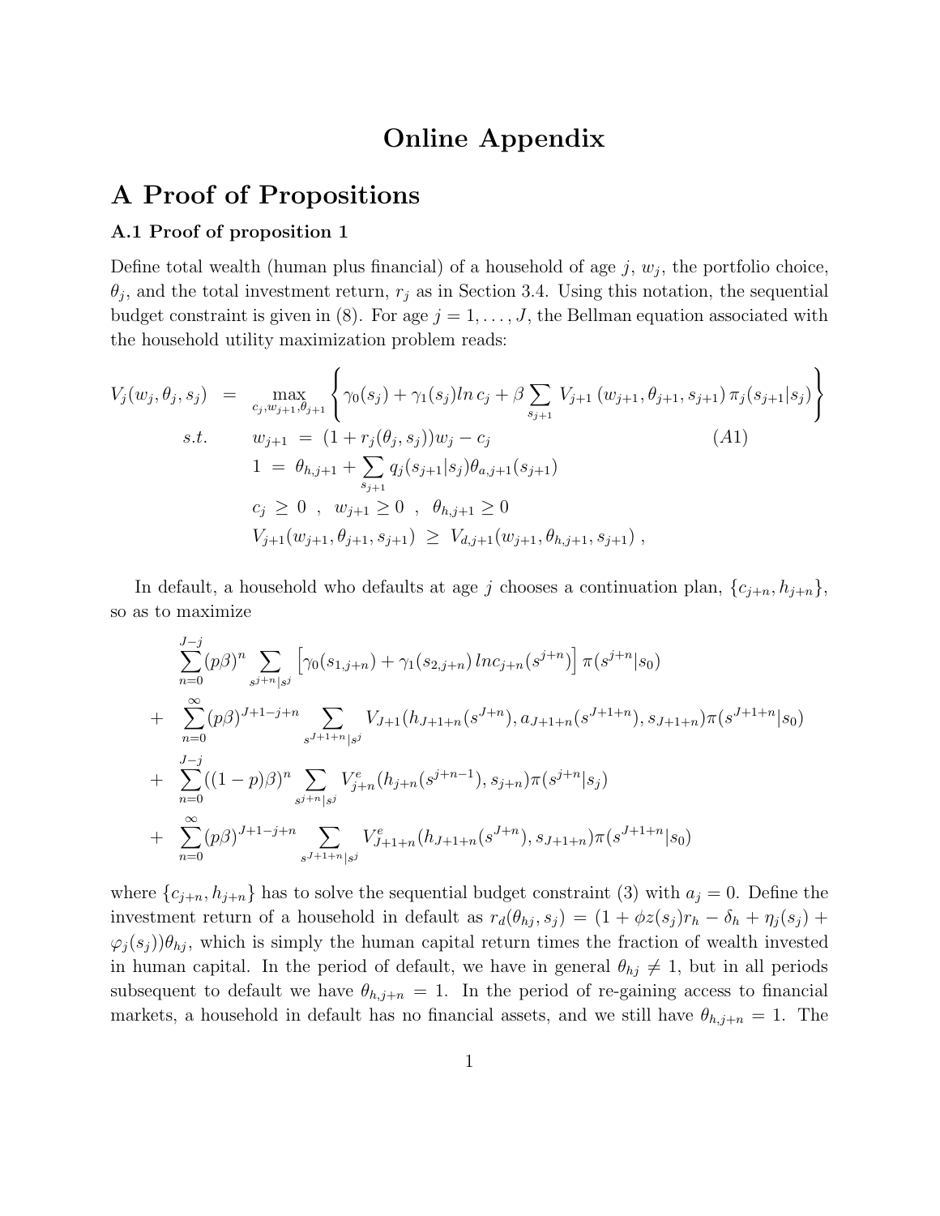# Online Appendix

# A Proof of Propositions

### A.1 Proof of proposition 1

Define total wealth (human plus financial) of a household of age $j$, $w_j$, the portfolio choice, $\theta_j$, and the total investment return, $r_j$ as in Section 3.4. Using this notation, the sequential budget constraint is given in (8). For age $j = 1, \ldots, J$, the Bellman equation associated with the household utility maximization problem reads:

$$
\begin{aligned}
V_j(w_j, \theta_j, s_j) \;&=\; \max_{c_j, w_{j+1}, \theta_{j+1}} \left\{ \gamma_0(s_j) + \gamma_1(s_j) ln\, c_j + \beta \sum_{s_{j+1}} V_{j+1}\left(w_{j+1}, \theta_{j+1}, s_{j+1}\right) \pi_j(s_{j+1}|s_j) \right\} \\
s.t. \quad & w_{j+1} \;=\; (1 + r_j(\theta_j, s_j))w_j - c_j \qquad\qquad\qquad\qquad\qquad\qquad (A1) \\
& 1 \;=\; \theta_{h,j+1} + \sum_{s_{j+1}} q_j(s_{j+1}|s_j)\theta_{a,j+1}(s_{j+1}) \\
& c_j \;\geq\; 0 \;\;,\;\; w_{j+1} \geq 0 \;\;,\;\; \theta_{h,j+1} \geq 0 \\
& V_{j+1}(w_{j+1}, \theta_{j+1}, s_{j+1}) \;\geq\; V_{d,j+1}(w_{j+1}, \theta_{h,j+1}, s_{j+1}) \;,
\end{aligned}
$$

In default, a household who defaults at age $j$ chooses a continuation plan, $\{c_{j+n}, h_{j+n}\}$, so as to maximize

$$
\begin{aligned}
& \sum_{n=0}^{J-j} (p\beta)^n \sum_{s^{j+n}|s^j} \left[\gamma_0(s_{1,j+n}) + \gamma_1(s_{2,j+n})\, ln c_{j+n}(s^{j+n})\right] \pi(s^{j+n}|s_0) \\
+ \;& \sum_{n=0}^{\infty} (p\beta)^{J+1-j+n} \sum_{s^{J+1+n}|s^j} V_{J+1}(h_{J+1+n}(s^{J+n}), a_{J+1+n}(s^{J+1+n}), s_{J+1+n})\pi(s^{J+1+n}|s_0) \\
+ \;& \sum_{n=0}^{J-j} ((1-p)\beta)^n \sum_{s^{j+n}|s^j} V^e_{j+n}(h_{j+n}(s^{j+n-1}), s_{j+n})\pi(s^{j+n}|s_j) \\
+ \;& \sum_{n=0}^{\infty} (p\beta)^{J+1-j+n} \sum_{s^{J+1+n}|s^j} V^e_{J+1+n}(h_{J+1+n}(s^{J+n}), s_{J+1+n})\pi(s^{J+1+n}|s_0)
\end{aligned}
$$

where $\{c_{j+n}, h_{j+n}\}$ has to solve the sequential budget constraint (3) with $a_j = 0$. Define the investment return of a household in default as $r_d(\theta_{hj}, s_j) = (1 + \phi z(s_j)r_h - \delta_h + \eta_j(s_j) + \varphi_j(s_j))\theta_{hj}$, which is simply the human capital return times the fraction of wealth invested in human capital. In the period of default, we have in general $\theta_{hj} \neq 1$, but in all periods subsequent to default we have $\theta_{h,j+n} = 1$. In the period of re-gaining access to financial markets, a household in default has no financial assets, and we still have $\theta_{h,j+n} = 1$. The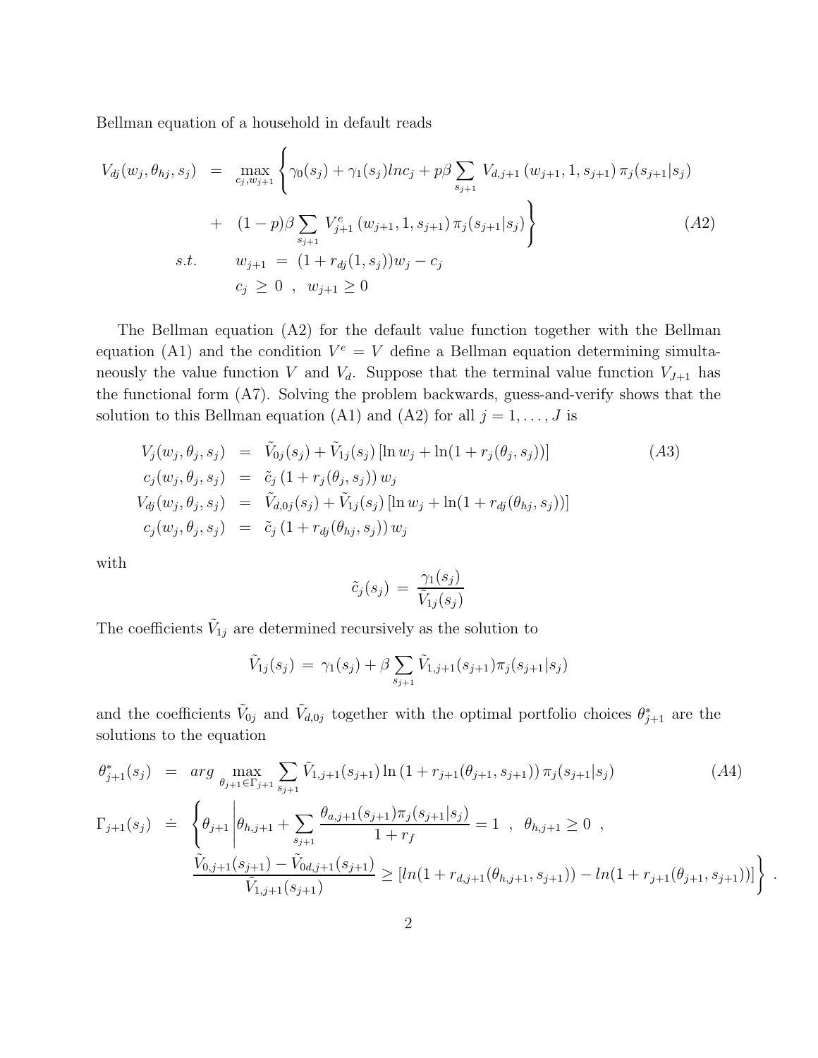Bellman equation of a household in default reads

$$
\begin{aligned}
V_{dj}(w_j, \theta_{hj}, s_j) \;&=\; \max_{c_j, w_{j+1}} \Bigg\{ \gamma_0(s_j) + \gamma_1(s_j) ln c_j + p\beta \sum_{s_{j+1}} V_{d,j+1}\left(w_{j+1}, 1, s_{j+1}\right) \pi_j(s_{j+1}|s_j) \\
&+\; (1-p)\beta \sum_{s_{j+1}} V^e_{j+1}\left(w_{j+1}, 1, s_{j+1}\right) \pi_j(s_{j+1}|s_j) \Bigg\} \qquad (A2) \\
s.t. \qquad & w_{j+1} \;=\; (1 + r_{dj}(1, s_j)) w_j - c_j \\
& c_j \;\geq\; 0 \;\;,\;\; w_{j+1} \geq 0
\end{aligned}
$$

The Bellman equation (A2) for the default value function together with the Bellman equation (A1) and the condition $V^e = V$ define a Bellman equation determining simultaneously the value function $V$ and $V_d$. Suppose that the terminal value function $V_{J+1}$ has the functional form (A7). Solving the problem backwards, guess-and-verify shows that the solution to this Bellman equation (A1) and (A2) for all $j = 1, \ldots, J$ is

$$
\begin{aligned}
V_j(w_j, \theta_j, s_j) \;&=\; \tilde{V}_{0j}(s_j) + \tilde{V}_{1j}(s_j)\left[\ln w_j + \ln(1 + r_j(\theta_j, s_j))\right] \qquad (A3) \\
c_j(w_j, \theta_j, s_j) \;&=\; \tilde{c}_j \left(1 + r_j(\theta_j, s_j)\right) w_j \\
V_{dj}(w_j, \theta_j, s_j) \;&=\; \tilde{V}_{d,0j}(s_j) + \tilde{V}_{1j}(s_j)\left[\ln w_j + \ln(1 + r_{dj}(\theta_{hj}, s_j))\right] \\
c_j(w_j, \theta_j, s_j) \;&=\; \tilde{c}_j \left(1 + r_{dj}(\theta_{hj}, s_j)\right) w_j
\end{aligned}
$$

with

$$
\tilde{c}_j(s_j) \;=\; \frac{\gamma_1(s_j)}{\tilde{V}_{1j}(s_j)}
$$

The coefficients $\tilde{V}_{1j}$ are determined recursively as the solution to

$$
\tilde{V}_{1j}(s_j) \;=\; \gamma_1(s_j) + \beta \sum_{s_{j+1}} \tilde{V}_{1,j+1}(s_{j+1}) \pi_j(s_{j+1}|s_j)
$$

and the coefficients $\tilde{V}_{0j}$ and $\tilde{V}_{d,0j}$ together with the optimal portfolio choices $\theta^*_{j+1}$ are the solutions to the equation

$$
\begin{aligned}
\theta^*_{j+1}(s_j) \;&=\; arg \max_{\theta_{j+1} \in \Gamma_{j+1}} \sum_{s_{j+1}} \tilde{V}_{1,j+1}(s_{j+1}) \ln\left(1 + r_{j+1}(\theta_{j+1}, s_{j+1})\right) \pi_j(s_{j+1}|s_j) \qquad (A4) \\
\Gamma_{j+1}(s_j) \;&\doteq\; \Bigg\{ \theta_{j+1} \Bigg| \theta_{h,j+1} + \sum_{s_{j+1}} \frac{\theta_{a,j+1}(s_{j+1}) \pi_j(s_{j+1}|s_j)}{1 + r_f} = 1 \;\;,\;\; \theta_{h,j+1} \geq 0 \;\;, \\
& \frac{\tilde{V}_{0,j+1}(s_{j+1}) - \tilde{V}_{0d,j+1}(s_{j+1})}{\tilde{V}_{1,j+1}(s_{j+1})} \geq \left[ ln(1 + r_{d,j+1}(\theta_{h,j+1}, s_{j+1})) - ln(1 + r_{j+1}(\theta_{j+1}, s_{j+1})) \right] \Bigg\} \;.
\end{aligned}
$$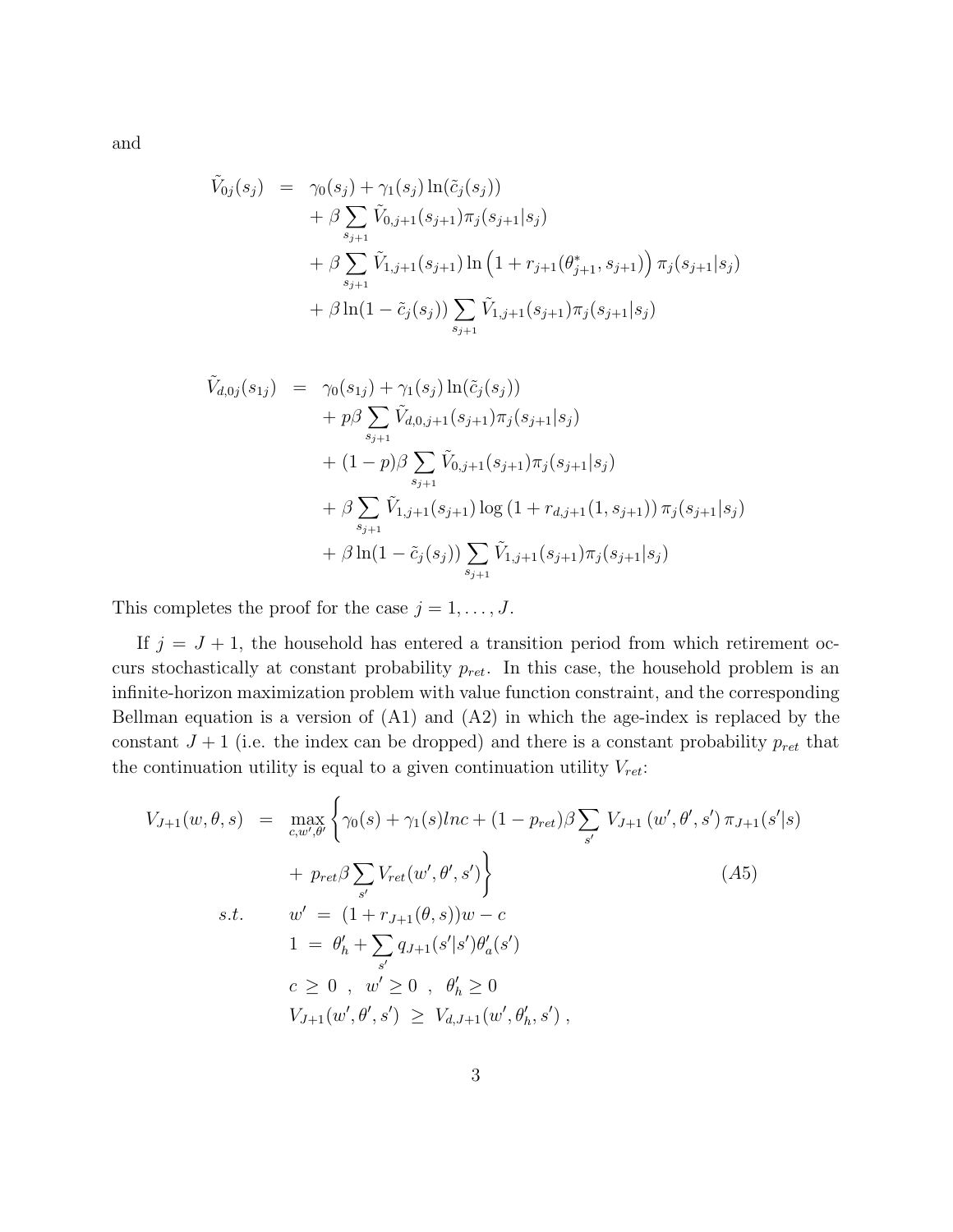and

$$
\begin{aligned}
\tilde{V}_{0j}(s_j) &= \gamma_0(s_j) + \gamma_1(s_j)\ln(\tilde{c}_j(s_j)) \\
&\quad + \beta \sum_{s_{j+1}} \tilde{V}_{0,j+1}(s_{j+1})\pi_j(s_{j+1}|s_j) \\
&\quad + \beta \sum_{s_{j+1}} \tilde{V}_{1,j+1}(s_{j+1}) \ln\left(1 + r_{j+1}(\theta^*_{j+1}, s_{j+1})\right) \pi_j(s_{j+1}|s_j) \\
&\quad + \beta \ln(1 - \tilde{c}_j(s_j)) \sum_{s_{j+1}} \tilde{V}_{1,j+1}(s_{j+1})\pi_j(s_{j+1}|s_j)
\end{aligned}
$$

$$
\begin{aligned}
\tilde{V}_{d,0j}(s_{1j}) &= \gamma_0(s_{1j}) + \gamma_1(s_j)\ln(\tilde{c}_j(s_j)) \\
&\quad + p\beta \sum_{s_{j+1}} \tilde{V}_{d,0,j+1}(s_{j+1})\pi_j(s_{j+1}|s_j) \\
&\quad + (1-p)\beta \sum_{s_{j+1}} \tilde{V}_{0,j+1}(s_{j+1})\pi_j(s_{j+1}|s_j) \\
&\quad + \beta \sum_{s_{j+1}} \tilde{V}_{1,j+1}(s_{j+1}) \log\left(1 + r_{d,j+1}(1, s_{j+1})\right) \pi_j(s_{j+1}|s_j) \\
&\quad + \beta \ln(1 - \tilde{c}_j(s_j)) \sum_{s_{j+1}} \tilde{V}_{1,j+1}(s_{j+1})\pi_j(s_{j+1}|s_j)
\end{aligned}
$$

This completes the proof for the case $j = 1, \ldots, J$.

If $j = J + 1$, the household has entered a transition period from which retirement occurs stochastically at constant probability $p_{ret}$. In this case, the household problem is an infinite-horizon maximization problem with value function constraint, and the corresponding Bellman equation is a version of (A1) and (A2) in which the age-index is replaced by the constant $J + 1$ (i.e. the index can be dropped) and there is a constant probability $p_{ret}$ that the continuation utility is equal to a given continuation utility $V_{ret}$:

$$
\begin{aligned}
V_{J+1}(w, \theta, s) &= \max_{c, w', \theta'} \Big\{ \gamma_0(s) + \gamma_1(s) lnc + (1 - p_{ret})\beta \sum_{s'} V_{J+1}(w', \theta', s')\, \pi_{J+1}(s'|s) \\
&\qquad + p_{ret}\beta \sum_{s'} V_{ret}(w', \theta', s') \Big\} \qquad\qquad (A5) \\
s.t. \quad & w' = (1 + r_{J+1}(\theta, s))w - c \\
& 1 = \theta'_h + \sum_{s'} q_{J+1}(s'|s')\theta'_a(s') \\
& c \geq 0 \ , \ w' \geq 0 \ , \ \theta'_h \geq 0 \\
& V_{J+1}(w', \theta', s') \geq V_{d,J+1}(w', \theta'_h, s') \ ,
\end{aligned}
$$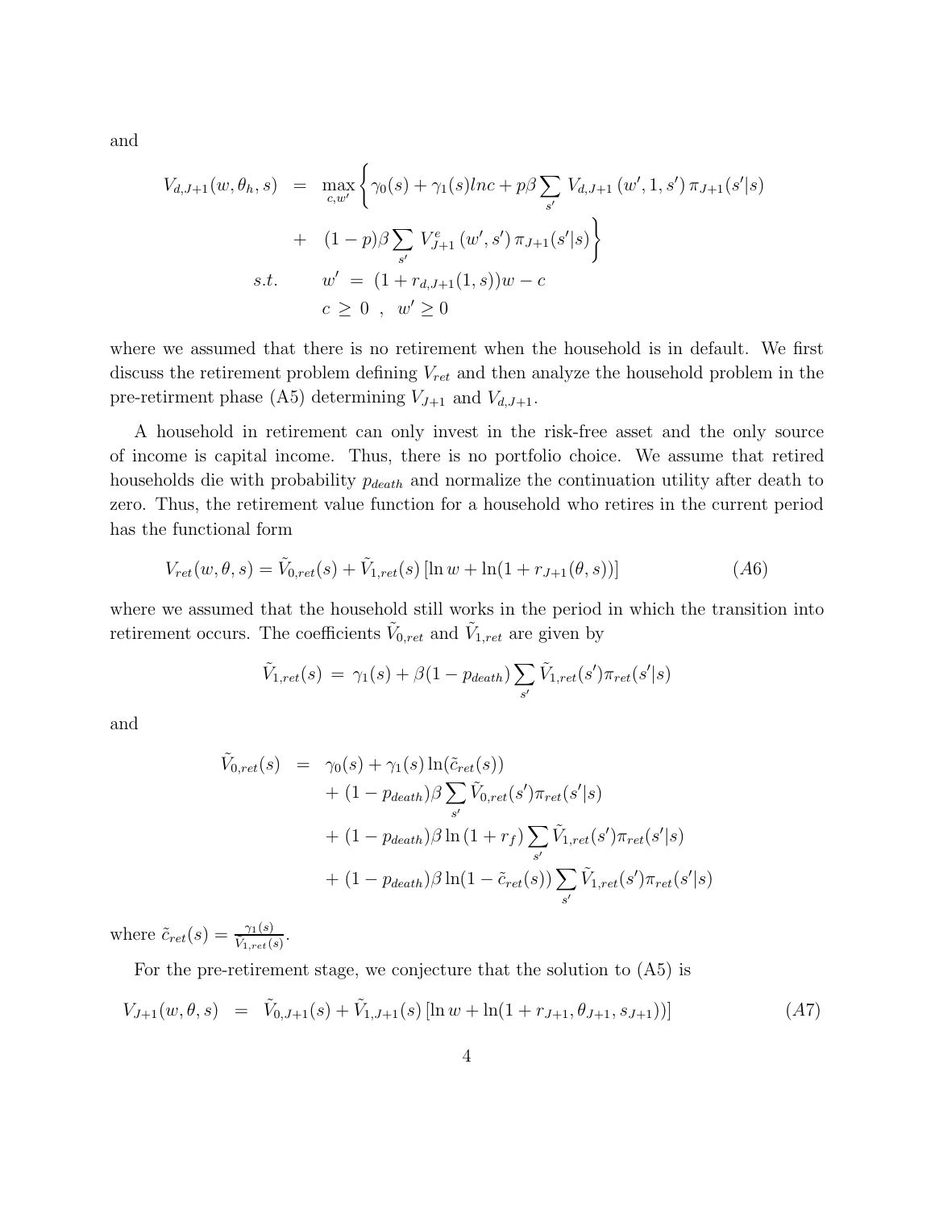and

$$
\begin{aligned}
V_{d,J+1}(w, \theta_h, s) &= \max_{c,w'} \Big\{ \gamma_0(s) + \gamma_1(s) ln c + p\beta \sum_{s'} V_{d,J+1}(w', 1, s') \, \pi_{J+1}(s'|s) \\
&+ \; (1-p)\beta \sum_{s'} V^e_{J+1}(w', s') \, \pi_{J+1}(s'|s) \Big\} \\
s.t. \qquad w' &= (1 + r_{d,J+1}(1, s))w - c \\
c &\geq 0 \;\; , \;\; w' \geq 0
\end{aligned}
$$

where we assumed that there is no retirement when the household is in default. We first discuss the retirement problem defining $V_{ret}$ and then analyze the household problem in the pre-retirment phase (A5) determining $V_{J+1}$ and $V_{d,J+1}$.

A household in retirement can only invest in the risk-free asset and the only source of income is capital income. Thus, there is no portfolio choice. We assume that retired households die with probability $p_{death}$ and normalize the continuation utility after death to zero. Thus, the retirement value function for a household who retires in the current period has the functional form

$$
V_{ret}(w, \theta, s) = \tilde{V}_{0,ret}(s) + \tilde{V}_{1,ret}(s) \left[ \ln w + \ln(1 + r_{J+1}(\theta, s)) \right] \qquad (A6)
$$

where we assumed that the household still works in the period in which the transition into retirement occurs. The coefficients $\tilde{V}_{0,ret}$ and $\tilde{V}_{1,ret}$ are given by

$$
\tilde{V}_{1,ret}(s) \;=\; \gamma_1(s) + \beta(1 - p_{death}) \sum_{s'} \tilde{V}_{1,ret}(s') \pi_{ret}(s'|s)
$$

and

$$
\begin{aligned}
\tilde{V}_{0,ret}(s) &= \gamma_0(s) + \gamma_1(s) \ln(\tilde{c}_{ret}(s)) \\
&+ (1 - p_{death})\beta \sum_{s'} \tilde{V}_{0,ret}(s') \pi_{ret}(s'|s) \\
&+ (1 - p_{death})\beta \ln(1 + r_f) \sum_{s'} \tilde{V}_{1,ret}(s') \pi_{ret}(s'|s) \\
&+ (1 - p_{death})\beta \ln(1 - \tilde{c}_{ret}(s)) \sum_{s'} \tilde{V}_{1,ret}(s') \pi_{ret}(s'|s)
\end{aligned}
$$

where $\tilde{c}_{ret}(s) = \frac{\gamma_1(s)}{\tilde{V}_{1,ret}(s)}$.

For the pre-retirement stage, we conjecture that the solution to (A5) is

$$
V_{J+1}(w, \theta, s) \;=\; \tilde{V}_{0,J+1}(s) + \tilde{V}_{1,J+1}(s) \left[ \ln w + \ln(1 + r_{J+1}, \theta_{J+1}, s_{J+1})) \right] \qquad (A7)
$$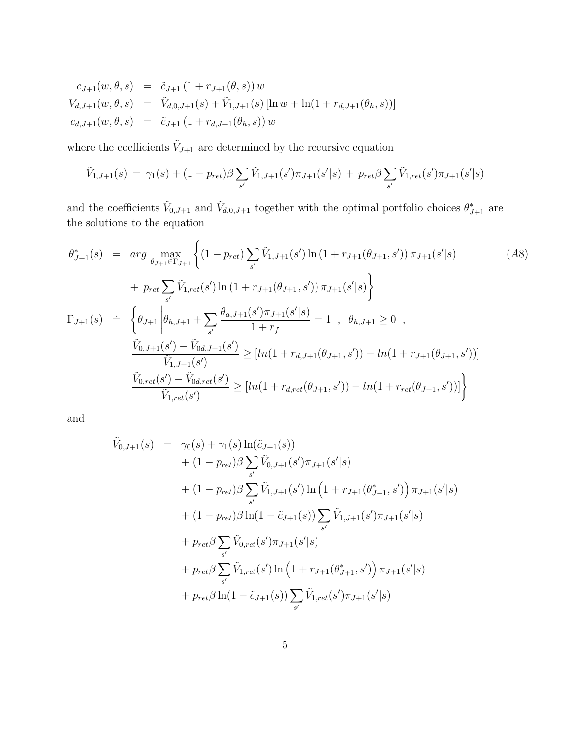$$
\begin{aligned}
c_{J+1}(w,\theta,s) &= \tilde{c}_{J+1}\left(1+r_{J+1}(\theta,s)\right)w \\
V_{d,J+1}(w,\theta,s) &= \tilde{V}_{d,0,J+1}(s)+\tilde{V}_{1,J+1}(s)\left[\ln w+\ln(1+r_{d,J+1}(\theta_h,s))\right] \\
c_{d,J+1}(w,\theta,s) &= \tilde{c}_{J+1}\left(1+r_{d,J+1}(\theta_h,s)\right)w
\end{aligned}
$$

where the coefficients $\tilde{V}_{J+1}$ are determined by the recursive equation

$$
\tilde{V}_{1,J+1}(s) = \gamma_1(s)+(1-p_{ret})\beta\sum_{s'}\tilde{V}_{1,J+1}(s')\pi_{J+1}(s'|s) + p_{ret}\beta\sum_{s'}\tilde{V}_{1,ret}(s')\pi_{J+1}(s'|s)
$$

and the coefficients $\tilde{V}_{0,J+1}$ and $\tilde{V}_{d,0,J+1}$ together with the optimal portfolio choices $\theta^*_{J+1}$ are the solutions to the equation

$$
\begin{aligned}
\theta^*_{J+1}(s) &= arg\max_{\theta_{J+1}\in\Gamma_{J+1}}\Bigg\{(1-p_{ret})\sum_{s'}\tilde{V}_{1,J+1}(s')\ln\left(1+r_{J+1}(\theta_{J+1},s')\right)\pi_{J+1}(s'|s) \\
&\quad + p_{ret}\sum_{s'}\tilde{V}_{1,ret}(s')\ln\left(1+r_{J+1}(\theta_{J+1},s')\right)\pi_{J+1}(s'|s)\Bigg\} \qquad (A8) \\
\Gamma_{J+1}(s) &\doteq \Bigg\{\theta_{J+1}\Bigg|\theta_{h,J+1}+\sum_{s'}\frac{\theta_{a,J+1}(s')\pi_{J+1}(s'|s)}{1+r_f}=1\ ,\ \ \theta_{h,J+1}\geq 0\ , \\
&\quad \frac{\tilde{V}_{0,J+1}(s')-\tilde{V}_{0d,J+1}(s')}{\tilde{V}_{1,J+1}(s')}\geq\left[ln(1+r_{d,J+1}(\theta_{J+1},s'))-ln(1+r_{J+1}(\theta_{J+1},s'))\right] \\
&\quad \frac{\tilde{V}_{0,ret}(s')-\tilde{V}_{0d,ret}(s')}{\tilde{V}_{1,ret}(s')}\geq\left[ln(1+r_{d,ret}(\theta_{J+1},s'))-ln(1+r_{ret}(\theta_{J+1},s'))\right]\Bigg\}
\end{aligned}
$$

and

$$
\begin{aligned}
\tilde{V}_{0,J+1}(s) &= \gamma_0(s)+\gamma_1(s)\ln(\tilde{c}_{J+1}(s)) \\
&\quad +(1-p_{ret})\beta\sum_{s'}\tilde{V}_{0,J+1}(s')\pi_{J+1}(s'|s) \\
&\quad +(1-p_{ret})\beta\sum_{s'}\tilde{V}_{1,J+1}(s')\ln\left(1+r_{J+1}(\theta^*_{J+1},s')\right)\pi_{J+1}(s'|s) \\
&\quad +(1-p_{ret})\beta\ln(1-\tilde{c}_{J+1}(s))\sum_{s'}\tilde{V}_{1,J+1}(s')\pi_{J+1}(s'|s) \\
&\quad +p_{ret}\beta\sum_{s'}\tilde{V}_{0,ret}(s')\pi_{J+1}(s'|s) \\
&\quad +p_{ret}\beta\sum_{s'}\tilde{V}_{1,ret}(s')\ln\left(1+r_{J+1}(\theta^*_{J+1},s')\right)\pi_{J+1}(s'|s) \\
&\quad +p_{ret}\beta\ln(1-\tilde{c}_{J+1}(s))\sum_{s'}\tilde{V}_{1,ret}(s')\pi_{J+1}(s'|s)
\end{aligned}
$$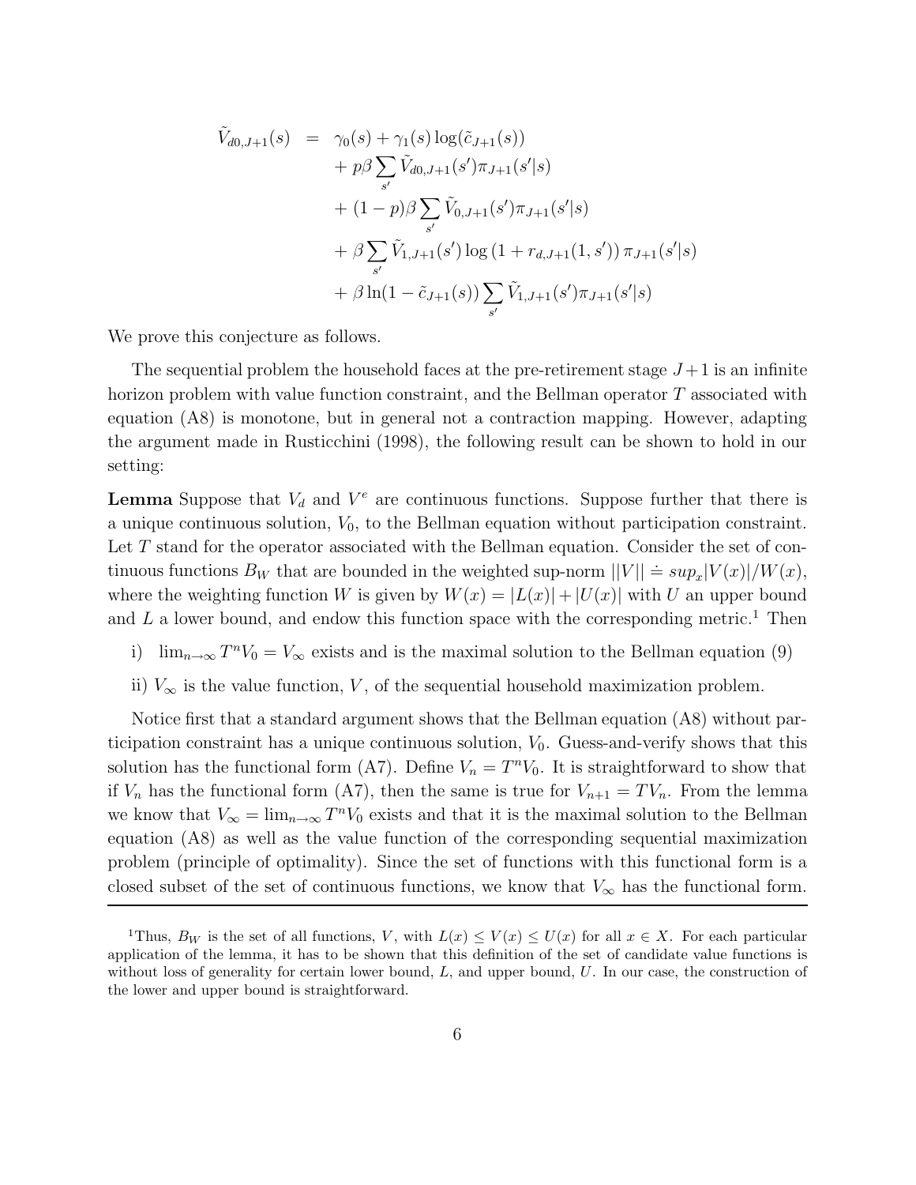$$
\begin{aligned}
\tilde{V}_{d0,J+1}(s) &= \gamma_0(s) + \gamma_1(s)\log(\tilde{c}_{J+1}(s)) \\
&\quad + p\beta \sum_{s'} \tilde{V}_{d0,J+1}(s')\pi_{J+1}(s'|s) \\
&\quad + (1-p)\beta \sum_{s'} \tilde{V}_{0,J+1}(s')\pi_{J+1}(s'|s) \\
&\quad + \beta \sum_{s'} \tilde{V}_{1,J+1}(s') \log\left(1 + r_{d,J+1}(1,s')\right) \pi_{J+1}(s'|s) \\
&\quad + \beta \ln(1 - \tilde{c}_{J+1}(s)) \sum_{s'} \tilde{V}_{1,J+1}(s')\pi_{J+1}(s'|s)
\end{aligned}
$$

We prove this conjecture as follows.

The sequential problem the household faces at the pre-retirement stage $J+1$ is an infinite horizon problem with value function constraint, and the Bellman operator $T$ associated with equation (A8) is monotone, but in general not a contraction mapping. However, adapting the argument made in Rusticchini (1998), the following result can be shown to hold in our setting:

**Lemma** Suppose that $V_d$ and $V^e$ are continuous functions. Suppose further that there is a unique continuous solution, $V_0$, to the Bellman equation without participation constraint. Let $T$ stand for the operator associated with the Bellman equation. Consider the set of continuous functions $B_W$ that are bounded in the weighted sup-norm $||V|| \doteq sup_x |V(x)|/W(x)$, where the weighting function $W$ is given by $W(x) = |L(x)| + |U(x)|$ with $U$ an upper bound and $L$ a lower bound, and endow this function space with the corresponding metric.[1] Then

i) $\lim_{n\to\infty} T^n V_0 = V_\infty$ exists and is the maximal solution to the Bellman equation (9)

ii) $V_\infty$ is the value function, $V$, of the sequential household maximization problem.

Notice first that a standard argument shows that the Bellman equation (A8) without participation constraint has a unique continuous solution, $V_0$. Guess-and-verify shows that this solution has the functional form (A7). Define $V_n = T^n V_0$. It is straightforward to show that if $V_n$ has the functional form (A7), then the same is true for $V_{n+1} = TV_n$. From the lemma we know that $V_\infty = \lim_{n\to\infty} T^n V_0$ exists and that it is the maximal solution to the Bellman equation (A8) as well as the value function of the corresponding sequential maximization problem (principle of optimality). Since the set of functions with this functional form is a closed subset of the set of continuous functions, we know that $V_\infty$ has the functional form.

[1] Thus, $B_W$ is the set of all functions, $V$, with $L(x) \leq V(x) \leq U(x)$ for all $x \in X$. For each particular application of the lemma, it has to be shown that this definition of the set of candidate value functions is without loss of generality for certain lower bound, $L$, and upper bound, $U$. In our case, the construction of the lower and upper bound is straightforward.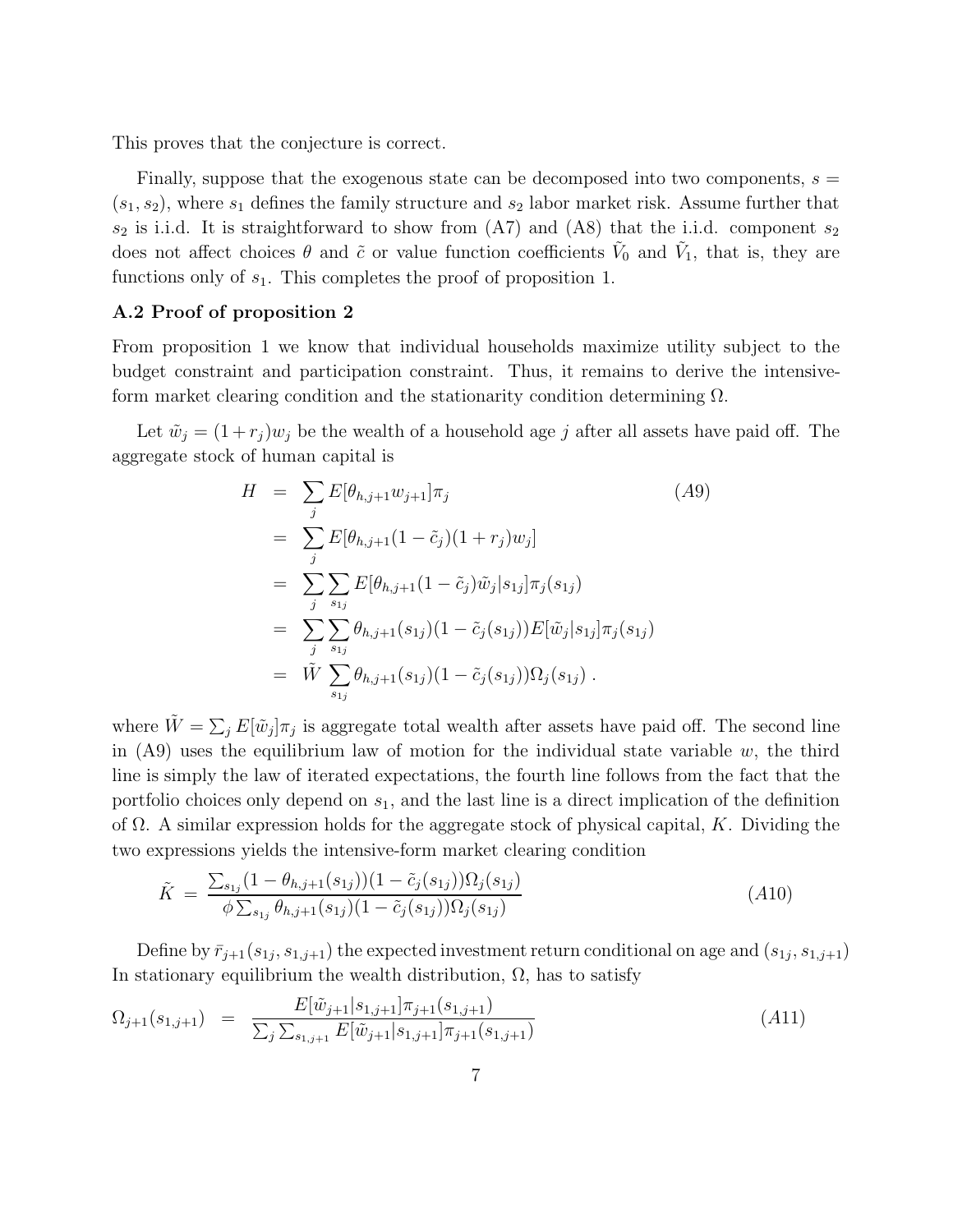This proves that the conjecture is correct.

Finally, suppose that the exogenous state can be decomposed into two components, $s = (s_1, s_2)$, where $s_1$ defines the family structure and $s_2$ labor market risk. Assume further that $s_2$ is i.i.d. It is straightforward to show from (A7) and (A8) that the i.i.d. component $s_2$ does not affect choices $\theta$ and $\tilde{c}$ or value function coefficients $\tilde{V}_0$ and $\tilde{V}_1$, that is, they are functions only of $s_1$. This completes the proof of proposition 1.

### A.2 Proof of proposition 2

From proposition 1 we know that individual households maximize utility subject to the budget constraint and participation constraint. Thus, it remains to derive the intensive-form market clearing condition and the stationarity condition determining $\Omega$.

Let $\tilde{w}_j = (1+r_j)w_j$ be the wealth of a household age $j$ after all assets have paid off. The aggregate stock of human capital is

$$
\begin{aligned}
H &= \sum_j E[\theta_{h,j+1} w_{j+1}]\pi_j \qquad\qquad (A9)\\
&= \sum_j E[\theta_{h,j+1}(1-\tilde{c}_j)(1+r_j)w_j]\\
&= \sum_j \sum_{s_{1j}} E[\theta_{h,j+1}(1-\tilde{c}_j)\tilde{w}_j | s_{1j}]\pi_j(s_{1j})\\
&= \sum_j \sum_{s_{1j}} \theta_{h,j+1}(s_{1j})(1-\tilde{c}_j(s_{1j}))E[\tilde{w}_j|s_{1j}]\pi_j(s_{1j})\\
&= \tilde{W} \sum_{s_{1j}} \theta_{h,j+1}(s_{1j})(1-\tilde{c}_j(s_{1j}))\Omega_j(s_{1j})\,.
\end{aligned}
$$

where $\tilde{W} = \sum_j E[\tilde{w}_j]\pi_j$ is aggregate total wealth after assets have paid off. The second line in (A9) uses the equilibrium law of motion for the individual state variable $w$, the third line is simply the law of iterated expectations, the fourth line follows from the fact that the portfolio choices only depend on $s_1$, and the last line is a direct implication of the definition of $\Omega$. A similar expression holds for the aggregate stock of physical capital, $K$. Dividing the two expressions yields the intensive-form market clearing condition

$$
\tilde{K} = \frac{\sum_{s_{1j}}(1-\theta_{h,j+1}(s_{1j}))(1-\tilde{c}_j(s_{1j}))\Omega_j(s_{1j})}{\phi\sum_{s_{1j}}\theta_{h,j+1}(s_{1j})(1-\tilde{c}_j(s_{1j}))\Omega_j(s_{1j})} \qquad (A10)
$$

Define by $\bar{r}_{j+1}(s_{1j}, s_{1,j+1})$ the expected investment return conditional on age and $(s_{1j}, s_{1,j+1})$ In stationary equilibrium the wealth distribution, $\Omega$, has to satisfy

$$
\Omega_{j+1}(s_{1,j+1}) = \frac{E[\tilde{w}_{j+1}|s_{1,j+1}]\pi_{j+1}(s_{1,j+1})}{\sum_j\sum_{s_{1,j+1}} E[\tilde{w}_{j+1}|s_{1,j+1}]\pi_{j+1}(s_{1,j+1})} \qquad (A11)
$$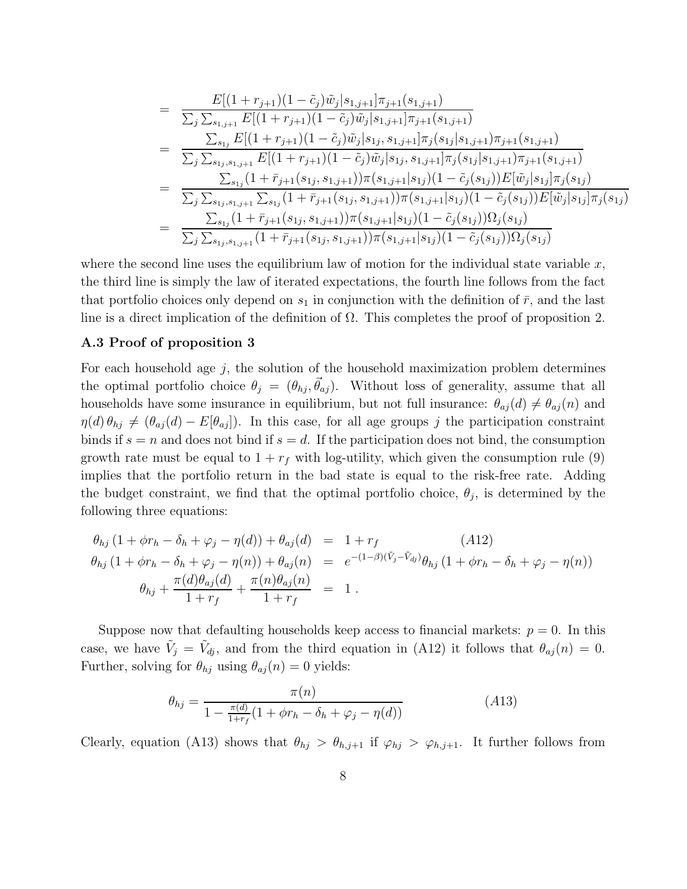$$
\begin{aligned}
&= \frac{E[(1+r_{j+1})(1-\tilde{c}_j)\tilde{w}_j|s_{1,j+1}]\pi_{j+1}(s_{1,j+1})}{\sum_j \sum_{s_{1,j+1}} E[(1+r_{j+1})(1-\tilde{c}_j)\tilde{w}_j|s_{1,j+1}]\pi_{j+1}(s_{1,j+1})} \\
&= \frac{\sum_{s_{1j}} E[(1+r_{j+1})(1-\tilde{c}_j)\tilde{w}_j|s_{1j},s_{1,j+1}]\pi_j(s_{1j}|s_{1,j+1})\pi_{j+1}(s_{1,j+1})}{\sum_j \sum_{s_{1j},s_{1,j+1}} E[(1+r_{j+1})(1-\tilde{c}_j)\tilde{w}_j|s_{1j},s_{1,j+1}]\pi_j(s_{1j}|s_{1,j+1})\pi_{j+1}(s_{1,j+1})} \\
&= \frac{\sum_{s_{1j}}(1+\bar{r}_{j+1}(s_{1j},s_{1,j+1}))\pi(s_{1,j+1}|s_{1j})(1-\tilde{c}_j(s_{1j}))E[\tilde{w}_j|s_{1j}]\pi_j(s_{1j})}{\sum_j \sum_{s_{1j},s_{1,j+1}} \sum_{s_{1j}}(1+\bar{r}_{j+1}(s_{1j},s_{1,j+1}))\pi(s_{1,j+1}|s_{1j})(1-\tilde{c}_j(s_{1j}))E[\tilde{w}_j|s_{1j}]\pi_j(s_{1j})} \\
&= \frac{\sum_{s_{1j}}(1+\bar{r}_{j+1}(s_{1j},s_{1,j+1}))\pi(s_{1,j+1}|s_{1j})(1-\tilde{c}_j(s_{1j}))\Omega_j(s_{1j})}{\sum_j \sum_{s_{1j},s_{1,j+1}}(1+\bar{r}_{j+1}(s_{1j},s_{1,j+1}))\pi(s_{1,j+1}|s_{1j})(1-\tilde{c}_j(s_{1j}))\Omega_j(s_{1j})}
\end{aligned}
$$

where the second line uses the equilibrium law of motion for the individual state variable $x$, the third line is simply the law of iterated expectations, the fourth line follows from the fact that portfolio choices only depend on $s_1$ in conjunction with the definition of $\bar{r}$, and the last line is a direct implication of the definition of $\Omega$. This completes the proof of proposition 2.

### A.3 Proof of proposition 3

For each household age $j$, the solution of the household maximization problem determines the optimal portfolio choice $\theta_j = (\theta_{hj}, \vec{\theta}_{aj})$. Without loss of generality, assume that all households have some insurance in equilibrium, but not full insurance: $\theta_{aj}(d) \neq \theta_{aj}(n)$ and $\eta(d)\,\theta_{hj} \neq (\theta_{aj}(d) - E[\theta_{aj}])$. In this case, for all age groups $j$ the participation constraint binds if $s = n$ and does not bind if $s = d$. If the participation does not bind, the consumption growth rate must be equal to $1 + r_f$ with log-utility, which given the consumption rule (9) implies that the portfolio return in the bad state is equal to the risk-free rate. Adding the budget constraint, we find that the optimal portfolio choice, $\theta_j$, is determined by the following three equations:

$$
\begin{aligned}
\theta_{hj}\,(1+\phi r_h - \delta_h + \varphi_j - \eta(d)) + \theta_{aj}(d) &= 1 + r_f \qquad (A12) \\
\theta_{hj}\,(1+\phi r_h - \delta_h + \varphi_j - \eta(n)) + \theta_{aj}(n) &= e^{-(1-\beta)(\tilde{V}_j - \tilde{V}_{dj})}\theta_{hj}\,(1+\phi r_h - \delta_h + \varphi_j - \eta(n)) \\
\theta_{hj} + \frac{\pi(d)\theta_{aj}(d)}{1+r_f} + \frac{\pi(n)\theta_{aj}(n)}{1+r_f} &= 1\ .
\end{aligned}
$$

Suppose now that defaulting households keep access to financial markets: $p = 0$. In this case, we have $\tilde{V}_j = \tilde{V}_{dj}$, and from the third equation in (A12) it follows that $\theta_{aj}(n) = 0$. Further, solving for $\theta_{hj}$ using $\theta_{aj}(n) = 0$ yields:

$$
\theta_{hj} = \frac{\pi(n)}{1 - \frac{\pi(d)}{1+r_f}(1+\phi r_h - \delta_h + \varphi_j - \eta(d))} \qquad (A13)
$$

Clearly, equation (A13) shows that $\theta_{hj} > \theta_{h,j+1}$ if $\varphi_{hj} > \varphi_{h,j+1}$. It further follows from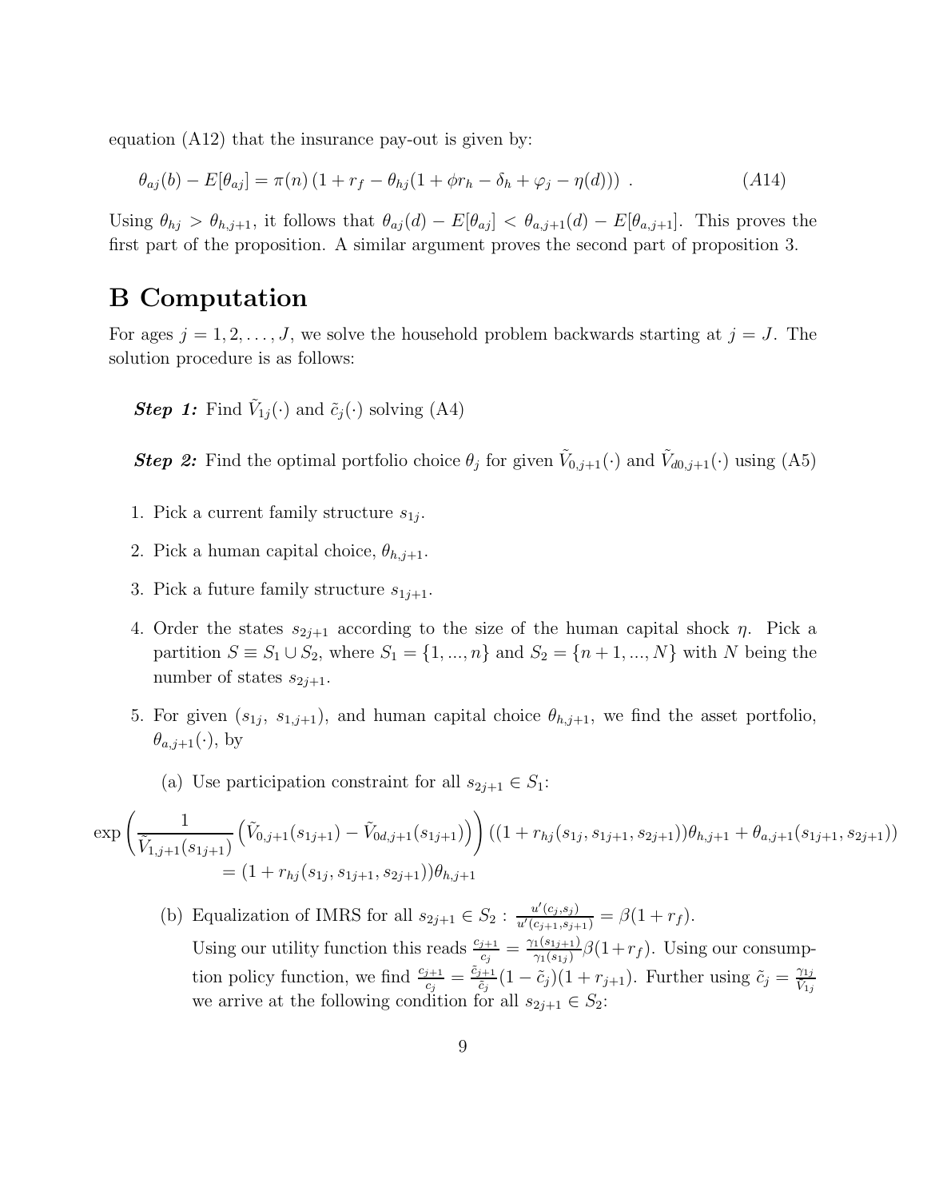equation (A12) that the insurance pay-out is given by:

$$\theta_{aj}(b) - E[\theta_{aj}] = \pi(n)\left(1 + r_f - \theta_{hj}(1 + \phi r_h - \delta_h + \varphi_j - \eta(d))\right) \; . \tag{A14}$$

Using $\theta_{hj} > \theta_{h,j+1}$, it follows that $\theta_{aj}(d) - E[\theta_{aj}] < \theta_{a,j+1}(d) - E[\theta_{a,j+1}]$. This proves the first part of the proposition. A similar argument proves the second part of proposition 3.

# B Computation

For ages $j = 1, 2, \ldots, J$, we solve the household problem backwards starting at $j = J$. The solution procedure is as follows:

***Step 1:*** Find $\tilde{V}_{1j}(\cdot)$ and $\tilde{c}_j(\cdot)$ solving (A4)

***Step 2:*** Find the optimal portfolio choice $\theta_j$ for given $\tilde{V}_{0,j+1}(\cdot)$ and $\tilde{V}_{d0,j+1}(\cdot)$ using (A5)

1. Pick a current family structure $s_{1j}$.
2. Pick a human capital choice, $\theta_{h,j+1}$.
3. Pick a future family structure $s_{1j+1}$.
4. Order the states $s_{2j+1}$ according to the size of the human capital shock $\eta$. Pick a partition $S \equiv S_1 \cup S_2$, where $S_1 = \{1, ..., n\}$ and $S_2 = \{n+1, ..., N\}$ with $N$ being the number of states $s_{2j+1}$.
5. For given $(s_{1j},\ s_{1,j+1})$, and human capital choice $\theta_{h,j+1}$, we find the asset portfolio, $\theta_{a,j+1}(\cdot)$, by

   (a) Use participation constraint for all $s_{2j+1} \in S_1$:

$$\exp\left(\frac{1}{\tilde{V}_{1,j+1}(s_{1j+1})}\left(\tilde{V}_{0,j+1}(s_{1j+1}) - \tilde{V}_{0d,j+1}(s_{1j+1})\right)\right)\left((1 + r_{hj}(s_{1j}, s_{1j+1}, s_{2j+1}))\theta_{h,j+1} + \theta_{a,j+1}(s_{1j+1}, s_{2j+1})\right) = (1 + r_{hj}(s_{1j}, s_{1j+1}, s_{2j+1}))\theta_{h,j+1}$$

   (b) Equalization of IMRS for all $s_{2j+1} \in S_2$ : $\frac{u'(c_j,s_j)}{u'(c_{j+1},s_{j+1})} = \beta(1+r_f)$.
   Using our utility function this reads $\frac{c_{j+1}}{c_j} = \frac{\gamma_1(s_{1j+1})}{\gamma_1(s_{1j})}\beta(1+r_f)$. Using our consumption policy function, we find $\frac{c_{j+1}}{c_j} = \frac{\tilde{c}_{j+1}}{\tilde{c}_j}(1-\tilde{c}_j)(1+r_{j+1})$. Further using $\tilde{c}_j = \frac{\gamma_{1j}}{V_{1j}}$ we arrive at the following condition for all $s_{2j+1} \in S_2$: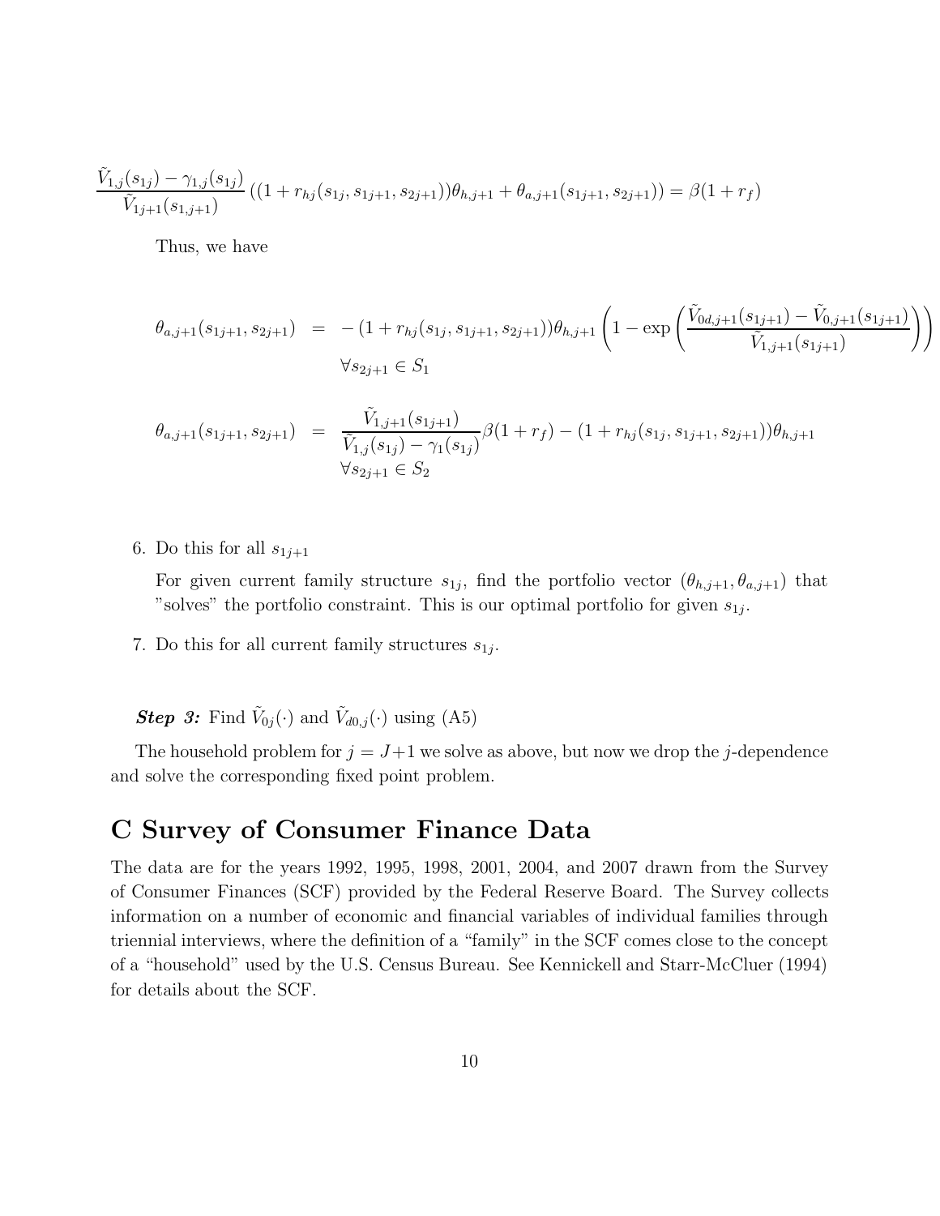$$\frac{\tilde{V}_{1,j}(s_{1j}) - \gamma_{1,j}(s_{1j})}{\tilde{V}_{1j+1}(s_{1,j+1})} \left((1 + r_{hj}(s_{1j}, s_{1j+1}, s_{2j+1}))\theta_{h,j+1} + \theta_{a,j+1}(s_{1j+1}, s_{2j+1})\right) = \beta(1 + r_f)$$

Thus, we have

$$\begin{aligned}
\theta_{a,j+1}(s_{1j+1}, s_{2j+1}) &= -(1 + r_{hj}(s_{1j}, s_{1j+1}, s_{2j+1}))\theta_{h,j+1}\left(1 - \exp\left(\frac{\tilde{V}_{0d,j+1}(s_{1j+1}) - \tilde{V}_{0,j+1}(s_{1j+1})}{\tilde{V}_{1,j+1}(s_{1j+1})}\right)\right) \\
& \quad \forall s_{2j+1} \in S_1 \\
\theta_{a,j+1}(s_{1j+1}, s_{2j+1}) &= \frac{\tilde{V}_{1,j+1}(s_{1j+1})}{\tilde{V}_{1,j}(s_{1j}) - \gamma_1(s_{1j})}\beta(1 + r_f) - (1 + r_{hj}(s_{1j}, s_{1j+1}, s_{2j+1}))\theta_{h,j+1} \\
& \quad \forall s_{2j+1} \in S_2
\end{aligned}$$

6. Do this for all $s_{1j+1}$

   For given current family structure $s_{1j}$, find the portfolio vector $(\theta_{h,j+1}, \theta_{a,j+1})$ that "solves" the portfolio constraint. This is our optimal portfolio for given $s_{1j}$.

7. Do this for all current family structures $s_{1j}$.

***Step 3:*** Find $\tilde{V}_{0j}(\cdot)$ and $\tilde{V}_{d0,j}(\cdot)$ using (A5)

The household problem for $j = J+1$ we solve as above, but now we drop the $j$-dependence and solve the corresponding fixed point problem.

# C Survey of Consumer Finance Data

The data are for the years 1992, 1995, 1998, 2001, 2004, and 2007 drawn from the Survey of Consumer Finances (SCF) provided by the Federal Reserve Board. The Survey collects information on a number of economic and financial variables of individual families through triennial interviews, where the definition of a "family" in the SCF comes close to the concept of a "household" used by the U.S. Census Bureau. See Kennickell and Starr-McCluer (1994) for details about the SCF.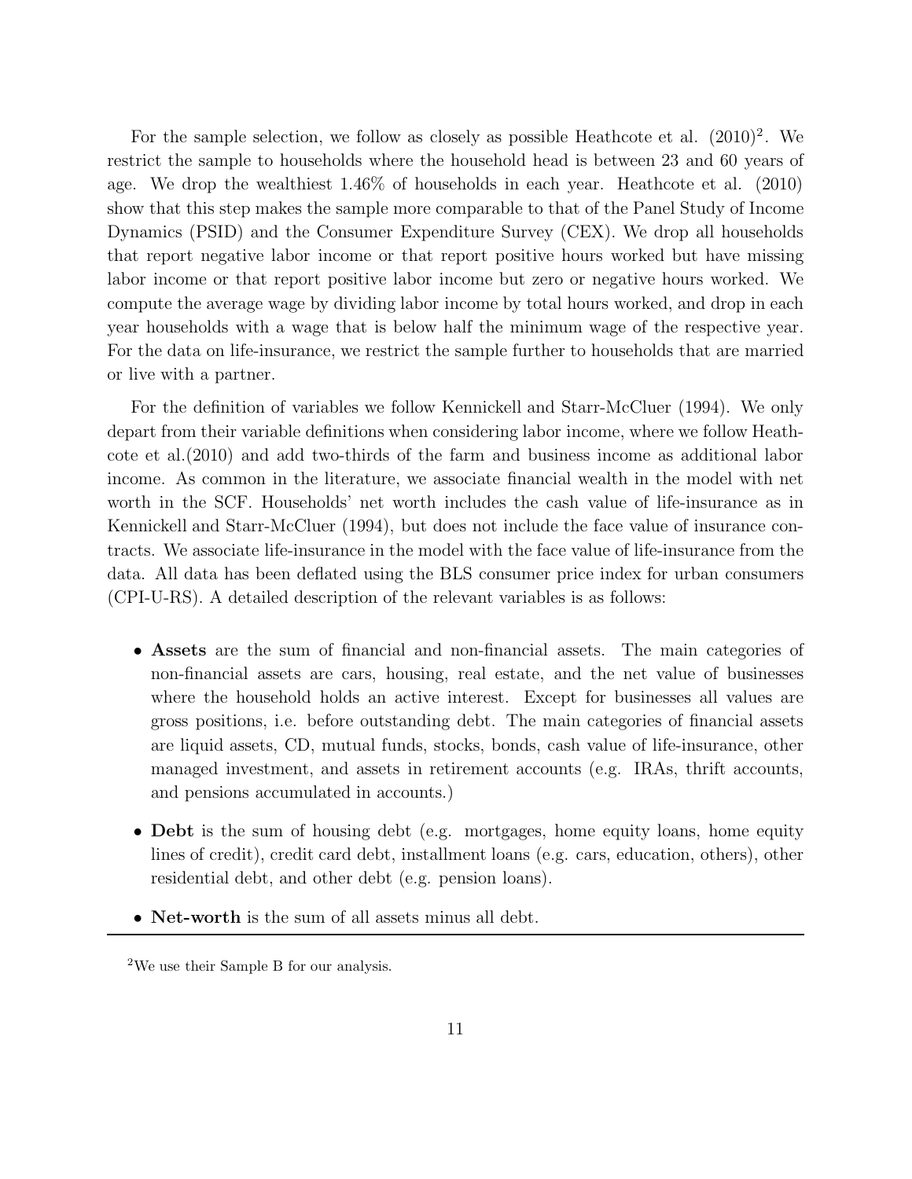For the sample selection, we follow as closely as possible Heathcote et al. (2010)[2]. We restrict the sample to households where the household head is between 23 and 60 years of age. We drop the wealthiest 1.46% of households in each year. Heathcote et al. (2010) show that this step makes the sample more comparable to that of the Panel Study of Income Dynamics (PSID) and the Consumer Expenditure Survey (CEX). We drop all households that report negative labor income or that report positive hours worked but have missing labor income or that report positive labor income but zero or negative hours worked. We compute the average wage by dividing labor income by total hours worked, and drop in each year households with a wage that is below half the minimum wage of the respective year. For the data on life-insurance, we restrict the sample further to households that are married or live with a partner.

For the definition of variables we follow Kennickell and Starr-McCluer (1994). We only depart from their variable definitions when considering labor income, where we follow Heathcote et al.(2010) and add two-thirds of the farm and business income as additional labor income. As common in the literature, we associate financial wealth in the model with net worth in the SCF. Households' net worth includes the cash value of life-insurance as in Kennickell and Starr-McCluer (1994), but does not include the face value of insurance contracts. We associate life-insurance in the model with the face value of life-insurance from the data. All data has been deflated using the BLS consumer price index for urban consumers (CPI-U-RS). A detailed description of the relevant variables is as follows:

- **Assets** are the sum of financial and non-financial assets. The main categories of non-financial assets are cars, housing, real estate, and the net value of businesses where the household holds an active interest. Except for businesses all values are gross positions, i.e. before outstanding debt. The main categories of financial assets are liquid assets, CD, mutual funds, stocks, bonds, cash value of life-insurance, other managed investment, and assets in retirement accounts (e.g. IRAs, thrift accounts, and pensions accumulated in accounts.)
- **Debt** is the sum of housing debt (e.g. mortgages, home equity loans, home equity lines of credit), credit card debt, installment loans (e.g. cars, education, others), other residential debt, and other debt (e.g. pension loans).
- **Net-worth** is the sum of all assets minus all debt.

[2]We use their Sample B for our analysis.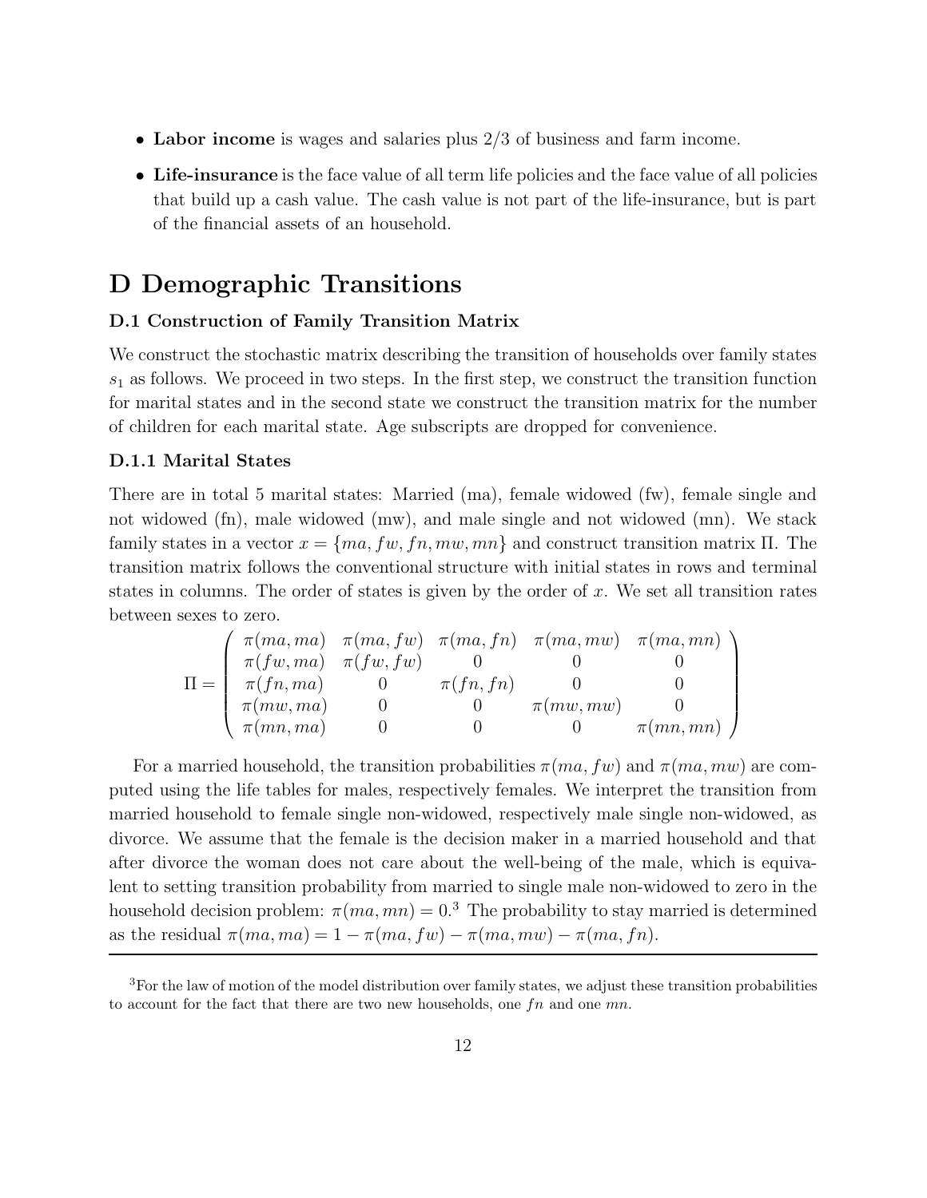- **Labor income** is wages and salaries plus 2/3 of business and farm income.
- **Life-insurance** is the face value of all term life policies and the face value of all policies that build up a cash value. The cash value is not part of the life-insurance, but is part of the financial assets of an household.

# D Demographic Transitions

### D.1 Construction of Family Transition Matrix

We construct the stochastic matrix describing the transition of households over family states $s_1$ as follows. We proceed in two steps. In the first step, we construct the transition function for marital states and in the second state we construct the transition matrix for the number of children for each marital state. Age subscripts are dropped for convenience.

#### D.1.1 Marital States

There are in total 5 marital states: Married (ma), female widowed (fw), female single and not widowed (fn), male widowed (mw), and male single and not widowed (mn). We stack family states in a vector $x = \{ma, fw, fn, mw, mn\}$ and construct transition matrix $\Pi$. The transition matrix follows the conventional structure with initial states in rows and terminal states in columns. The order of states is given by the order of $x$. We set all transition rates between sexes to zero.

$$\Pi = \begin{pmatrix} \pi(ma, ma) & \pi(ma, fw) & \pi(ma, fn) & \pi(ma, mw) & \pi(ma, mn) \\ \pi(fw, ma) & \pi(fw, fw) & 0 & 0 & 0 \\ \pi(fn, ma) & 0 & \pi(fn, fn) & 0 & 0 \\ \pi(mw, ma) & 0 & 0 & \pi(mw, mw) & 0 \\ \pi(mn, ma) & 0 & 0 & 0 & \pi(mn, mn) \end{pmatrix}$$

For a married household, the transition probabilities $\pi(ma, fw)$ and $\pi(ma, mw)$ are computed using the life tables for males, respectively females. We interpret the transition from married household to female single non-widowed, respectively male single non-widowed, as divorce. We assume that the female is the decision maker in a married household and that after divorce the woman does not care about the well-being of the male, which is equivalent to setting transition probability from married to single male non-widowed to zero in the household decision problem: $\pi(ma, mn) = 0$.[3] The probability to stay married is determined as the residual $\pi(ma, ma) = 1 - \pi(ma, fw) - \pi(ma, mw) - \pi(ma, fn)$.

---

[3]For the law of motion of the model distribution over family states, we adjust these transition probabilities to account for the fact that there are two new households, one $fn$ and one $mn$.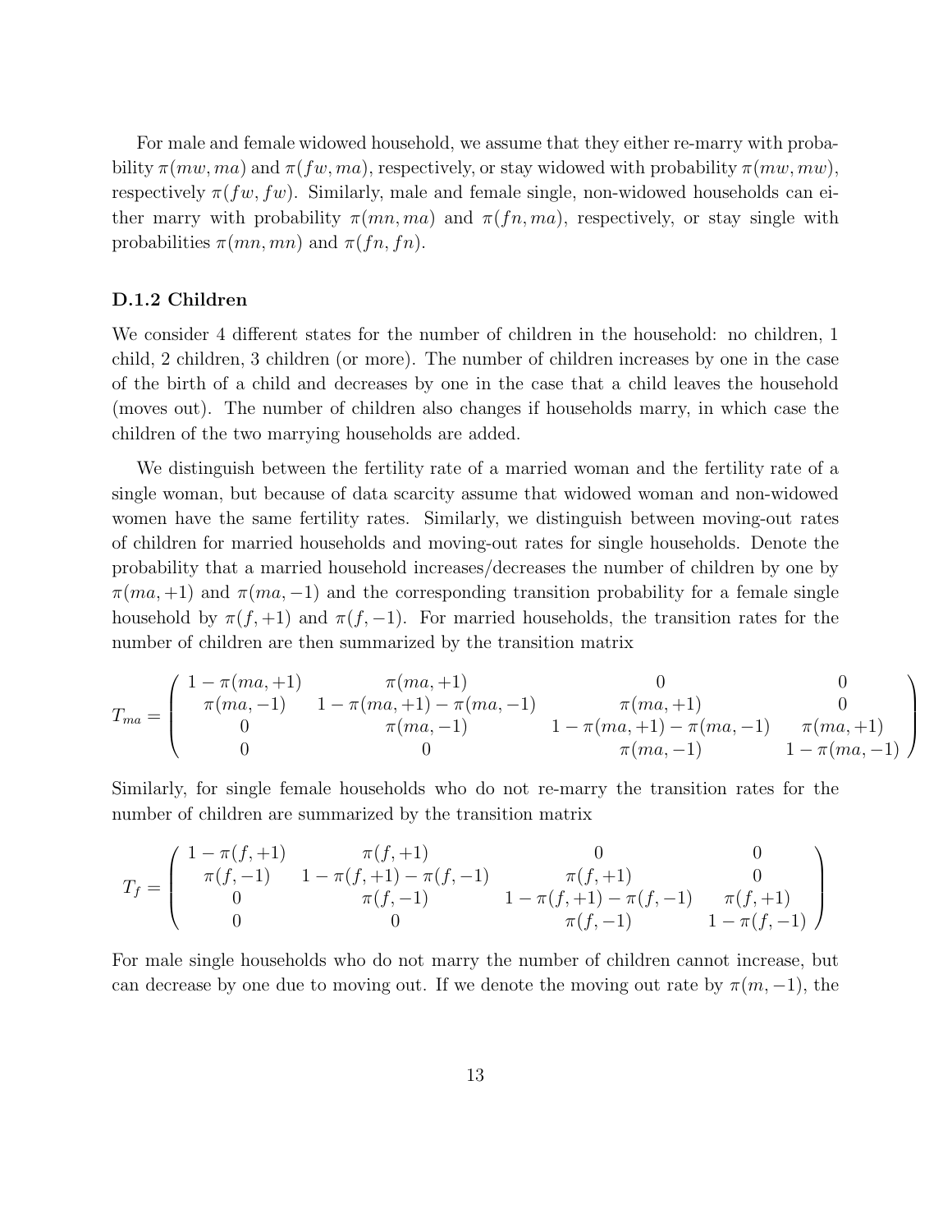For male and female widowed household, we assume that they either re-marry with probability $\pi(mw, ma)$ and $\pi(fw, ma)$, respectively, or stay widowed with probability $\pi(mw, mw)$, respectively $\pi(fw, fw)$. Similarly, male and female single, non-widowed households can either marry with probability $\pi(mn, ma)$ and $\pi(fn, ma)$, respectively, or stay single with probabilities $\pi(mn, mn)$ and $\pi(fn, fn)$.

### D.1.2 Children

We consider 4 different states for the number of children in the household: no children, 1 child, 2 children, 3 children (or more). The number of children increases by one in the case of the birth of a child and decreases by one in the case that a child leaves the household (moves out). The number of children also changes if households marry, in which case the children of the two marrying households are added.

We distinguish between the fertility rate of a married woman and the fertility rate of a single woman, but because of data scarcity assume that widowed woman and non-widowed women have the same fertility rates. Similarly, we distinguish between moving-out rates of children for married households and moving-out rates for single households. Denote the probability that a married household increases/decreases the number of children by one by $\pi(ma, +1)$ and $\pi(ma, -1)$ and the corresponding transition probability for a female single household by $\pi(f, +1)$ and $\pi(f, -1)$. For married households, the transition rates for the number of children are then summarized by the transition matrix

$$T_{ma} = \begin{pmatrix} 1 - \pi(ma, +1) & \pi(ma, +1) & 0 & 0 \\ \pi(ma, -1) & 1 - \pi(ma, +1) - \pi(ma, -1) & \pi(ma, +1) & 0 \\ 0 & \pi(ma, -1) & 1 - \pi(ma, +1) - \pi(ma, -1) & \pi(ma, +1) \\ 0 & 0 & \pi(ma, -1) & 1 - \pi(ma, -1) \end{pmatrix}$$

Similarly, for single female households who do not re-marry the transition rates for the number of children are summarized by the transition matrix

$$T_{f} = \begin{pmatrix} 1 - \pi(f, +1) & \pi(f, +1) & 0 & 0 \\ \pi(f, -1) & 1 - \pi(f, +1) - \pi(f, -1) & \pi(f, +1) & 0 \\ 0 & \pi(f, -1) & 1 - \pi(f, +1) - \pi(f, -1) & \pi(f, +1) \\ 0 & 0 & \pi(f, -1) & 1 - \pi(f, -1) \end{pmatrix}$$

For male single households who do not marry the number of children cannot increase, but can decrease by one due to moving out. If we denote the moving out rate by $\pi(m, -1)$, the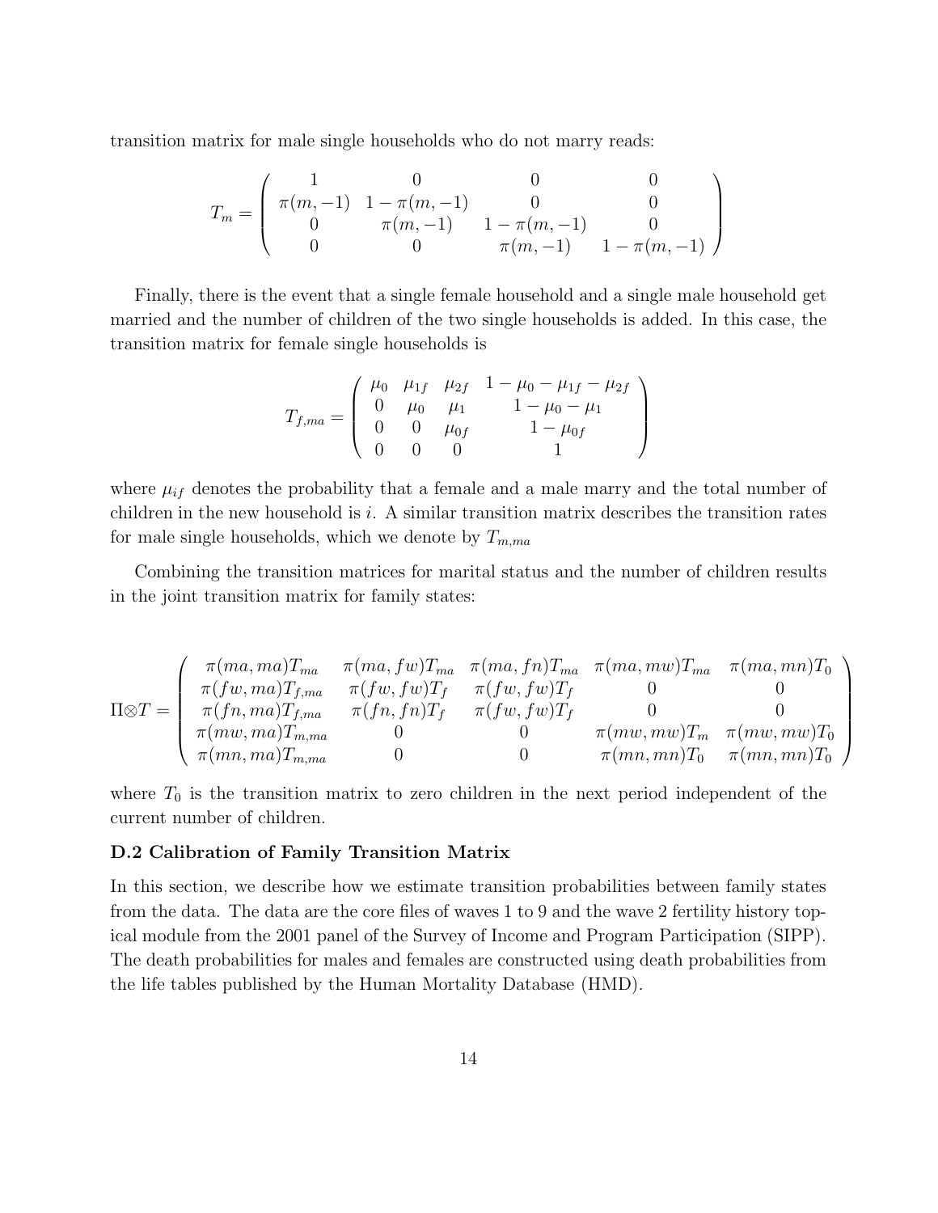transition matrix for male single households who do not marry reads:

$$
T_m = \left( \begin{array}{cccc} 1 & 0 & 0 & 0 \\ \pi(m,-1) & 1-\pi(m,-1) & 0 & 0 \\ 0 & \pi(m,-1) & 1-\pi(m,-1) & 0 \\ 0 & 0 & \pi(m,-1) & 1-\pi(m,-1) \end{array} \right)
$$

Finally, there is the event that a single female household and a single male household get married and the number of children of the two single households is added. In this case, the transition matrix for female single households is

$$
T_{f,ma} = \left( \begin{array}{cccc} \mu_0 & \mu_{1f} & \mu_{2f} & 1-\mu_0-\mu_{1f}-\mu_{2f} \\ 0 & \mu_0 & \mu_1 & 1-\mu_0-\mu_1 \\ 0 & 0 & \mu_{0f} & 1-\mu_{0f} \\ 0 & 0 & 0 & 1 \end{array} \right)
$$

where $\mu_{if}$ denotes the probability that a female and a male marry and the total number of children in the new household is $i$. A similar transition matrix describes the transition rates for male single households, which we denote by $T_{m,ma}$

Combining the transition matrices for marital status and the number of children results in the joint transition matrix for family states:

$$
\Pi \otimes T = \left( \begin{array}{ccccc} \pi(ma,ma)T_{ma} & \pi(ma,fw)T_{ma} & \pi(ma,fn)T_{ma} & \pi(ma,mw)T_{ma} & \pi(ma,mn)T_0 \\ \pi(fw,ma)T_{f,ma} & \pi(fw,fw)T_f & \pi(fw,fw)T_f & 0 & 0 \\ \pi(fn,ma)T_{f,ma} & \pi(fn,fn)T_f & \pi(fw,fw)T_f & 0 & 0 \\ \pi(mw,ma)T_{m,ma} & 0 & 0 & \pi(mw,mw)T_m & \pi(mw,mw)T_0 \\ \pi(mn,ma)T_{m,ma} & 0 & 0 & \pi(mn,mn)T_0 & \pi(mn,mn)T_0 \end{array} \right)
$$

where $T_0$ is the transition matrix to zero children in the next period independent of the current number of children.

### D.2 Calibration of Family Transition Matrix

In this section, we describe how we estimate transition probabilities between family states from the data. The data are the core files of waves 1 to 9 and the wave 2 fertility history topical module from the 2001 panel of the Survey of Income and Program Participation (SIPP). The death probabilities for males and females are constructed using death probabilities from the life tables published by the Human Mortality Database (HMD).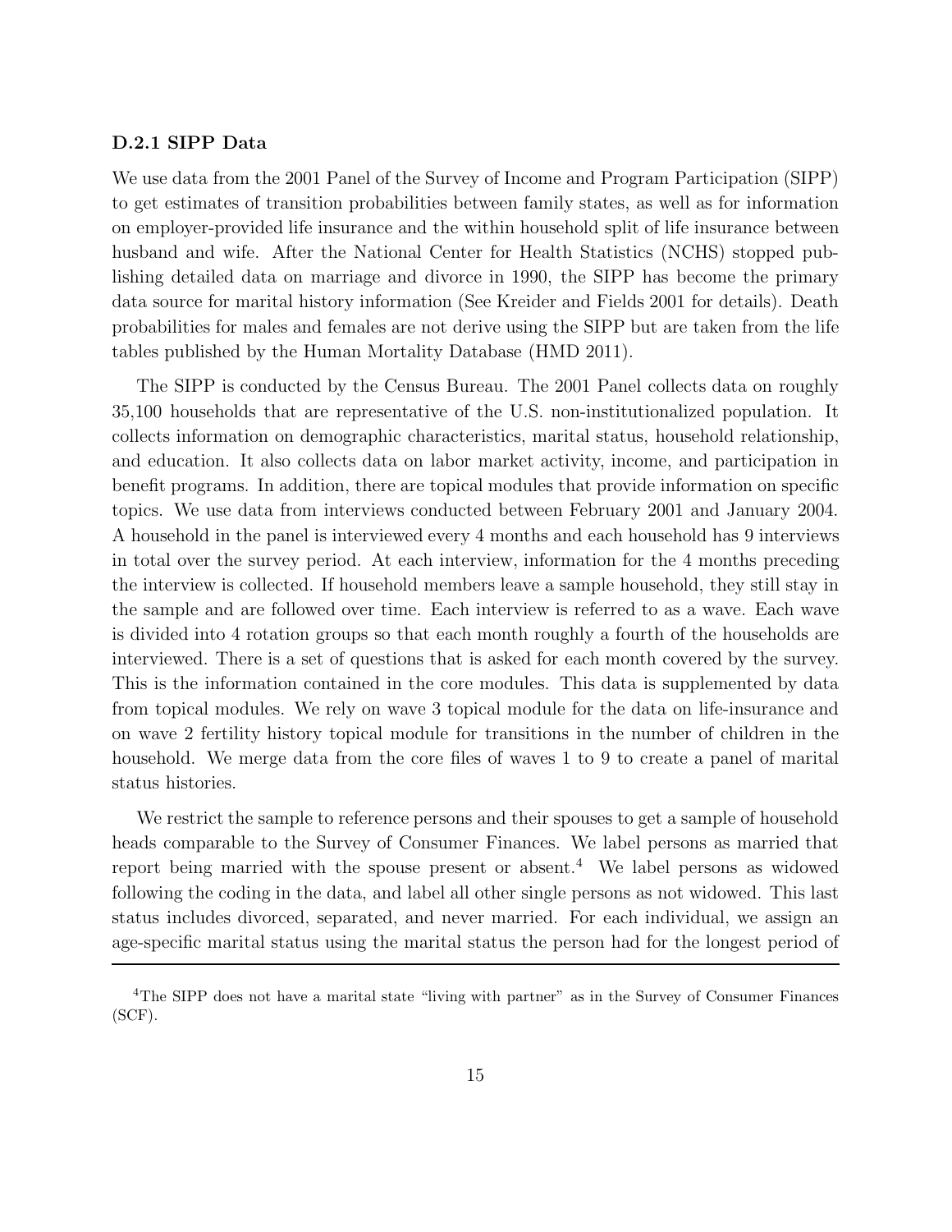#### D.2.1 SIPP Data

We use data from the 2001 Panel of the Survey of Income and Program Participation (SIPP) to get estimates of transition probabilities between family states, as well as for information on employer-provided life insurance and the within household split of life insurance between husband and wife. After the National Center for Health Statistics (NCHS) stopped publishing detailed data on marriage and divorce in 1990, the SIPP has become the primary data source for marital history information (See Kreider and Fields 2001 for details). Death probabilities for males and females are not derive using the SIPP but are taken from the life tables published by the Human Mortality Database (HMD 2011).

The SIPP is conducted by the Census Bureau. The 2001 Panel collects data on roughly 35,100 households that are representative of the U.S. non-institutionalized population. It collects information on demographic characteristics, marital status, household relationship, and education. It also collects data on labor market activity, income, and participation in benefit programs. In addition, there are topical modules that provide information on specific topics. We use data from interviews conducted between February 2001 and January 2004. A household in the panel is interviewed every 4 months and each household has 9 interviews in total over the survey period. At each interview, information for the 4 months preceding the interview is collected. If household members leave a sample household, they still stay in the sample and are followed over time. Each interview is referred to as a wave. Each wave is divided into 4 rotation groups so that each month roughly a fourth of the households are interviewed. There is a set of questions that is asked for each month covered by the survey. This is the information contained in the core modules. This data is supplemented by data from topical modules. We rely on wave 3 topical module for the data on life-insurance and on wave 2 fertility history topical module for transitions in the number of children in the household. We merge data from the core files of waves 1 to 9 to create a panel of marital status histories.

We restrict the sample to reference persons and their spouses to get a sample of household heads comparable to the Survey of Consumer Finances. We label persons as married that report being married with the spouse present or absent.[4] We label persons as widowed following the coding in the data, and label all other single persons as not widowed. This last status includes divorced, separated, and never married. For each individual, we assign an age-specific marital status using the marital status the person had for the longest period of

[4]The SIPP does not have a marital state "living with partner" as in the Survey of Consumer Finances (SCF).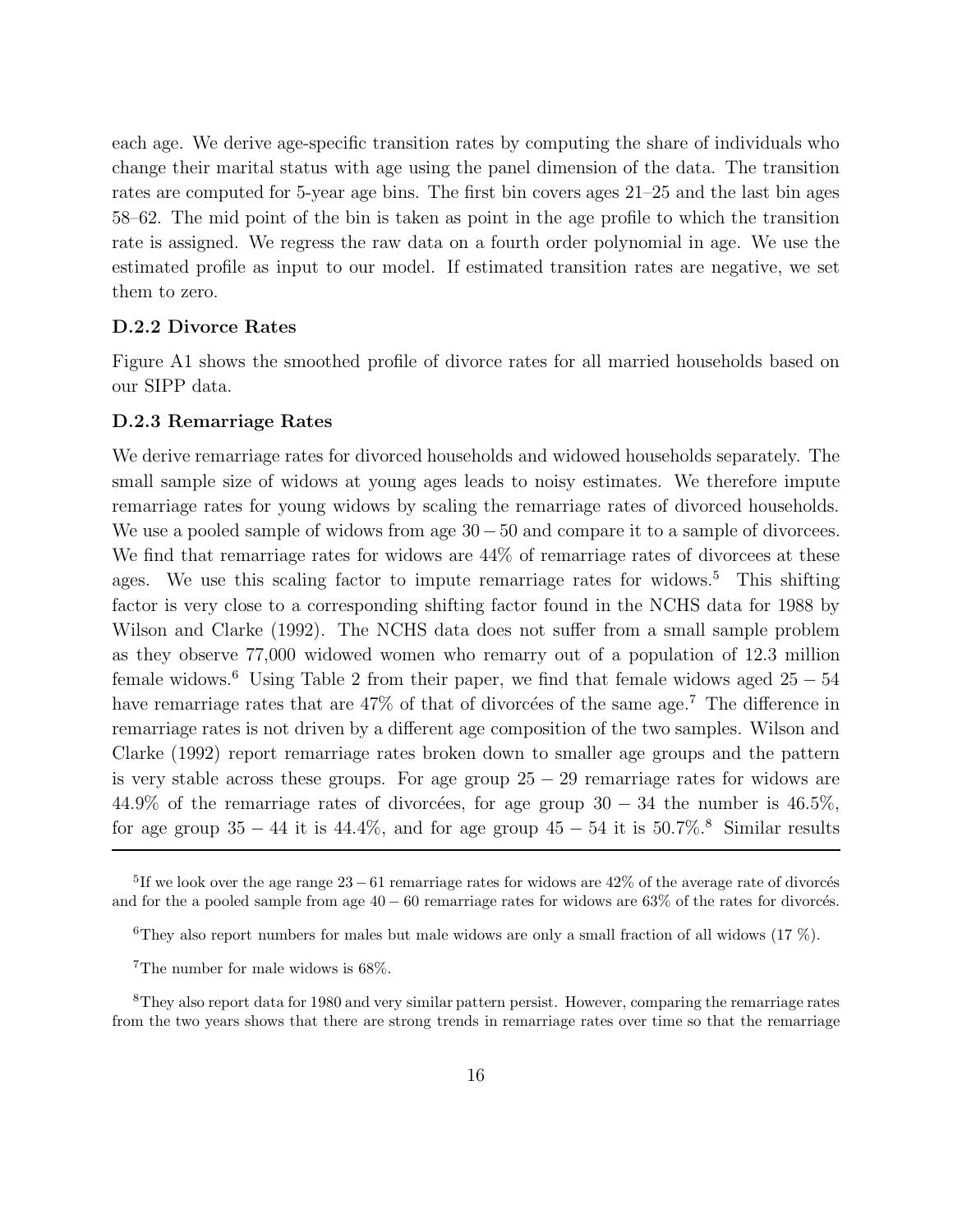each age. We derive age-specific transition rates by computing the share of individuals who change their marital status with age using the panel dimension of the data. The transition rates are computed for 5-year age bins. The first bin covers ages 21–25 and the last bin ages 58–62. The mid point of the bin is taken as point in the age profile to which the transition rate is assigned. We regress the raw data on a fourth order polynomial in age. We use the estimated profile as input to our model. If estimated transition rates are negative, we set them to zero.

### D.2.2 Divorce Rates

Figure A1 shows the smoothed profile of divorce rates for all married households based on our SIPP data.

### D.2.3 Remarriage Rates

We derive remarriage rates for divorced households and widowed households separately. The small sample size of widows at young ages leads to noisy estimates. We therefore impute remarriage rates for young widows by scaling the remarriage rates of divorced households. We use a pooled sample of widows from age $30-50$ and compare it to a sample of divorcees. We find that remarriage rates for widows are 44% of remarriage rates of divorcees at these ages. We use this scaling factor to impute remarriage rates for widows.[5] This shifting factor is very close to a corresponding shifting factor found in the NCHS data for 1988 by Wilson and Clarke (1992). The NCHS data does not suffer from a small sample problem as they observe 77,000 widowed women who remarry out of a population of 12.3 million female widows.[6] Using Table 2 from their paper, we find that female widows aged $25-54$ have remarriage rates that are 47% of that of divorcées of the same age.[7] The difference in remarriage rates is not driven by a different age composition of the two samples. Wilson and Clarke (1992) report remarriage rates broken down to smaller age groups and the pattern is very stable across these groups. For age group $25-29$ remarriage rates for widows are 44.9% of the remarriage rates of divorcées, for age group $30-34$ the number is 46.5%, for age group $35-44$ it is 44.4%, and for age group $45-54$ it is 50.7%.[8] Similar results

---

[5] If we look over the age range $23-61$ remarriage rates for widows are 42% of the average rate of divorcés and for the a pooled sample from age $40-60$ remarriage rates for widows are 63% of the rates for divorcés.

[6] They also report numbers for males but male widows are only a small fraction of all widows (17 %).

[7] The number for male widows is 68%.

[8] They also report data for 1980 and very similar pattern persist. However, comparing the remarriage rates from the two years shows that there are strong trends in remarriage rates over time so that the remarriage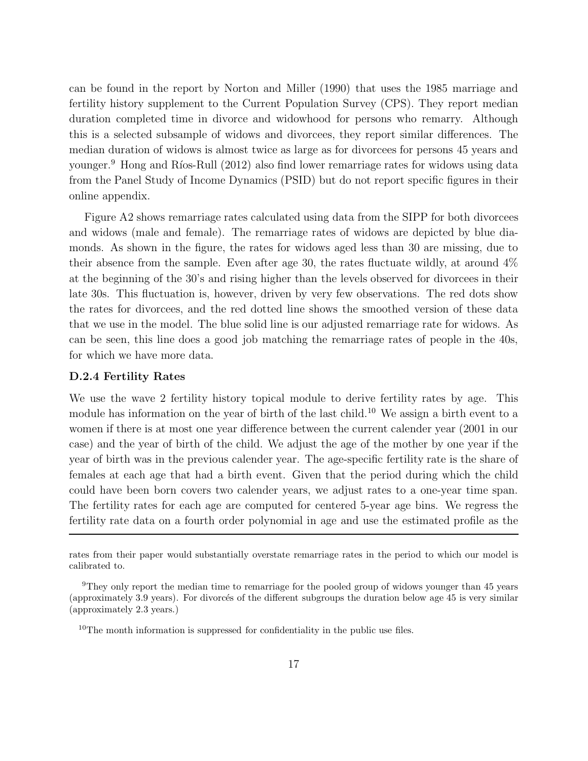can be found in the report by Norton and Miller (1990) that uses the 1985 marriage and fertility history supplement to the Current Population Survey (CPS). They report median duration completed time in divorce and widowhood for persons who remarry. Although this is a selected subsample of widows and divorcees, they report similar differences. The median duration of widows is almost twice as large as for divorcees for persons 45 years and younger.[9] Hong and Ríos-Rull (2012) also find lower remarriage rates for widows using data from the Panel Study of Income Dynamics (PSID) but do not report specific figures in their online appendix.

Figure A2 shows remarriage rates calculated using data from the SIPP for both divorcees and widows (male and female). The remarriage rates of widows are depicted by blue diamonds. As shown in the figure, the rates for widows aged less than 30 are missing, due to their absence from the sample. Even after age 30, the rates fluctuate wildly, at around 4% at the beginning of the 30's and rising higher than the levels observed for divorcees in their late 30s. This fluctuation is, however, driven by very few observations. The red dots show the rates for divorcees, and the red dotted line shows the smoothed version of these data that we use in the model. The blue solid line is our adjusted remarriage rate for widows. As can be seen, this line does a good job matching the remarriage rates of people in the 40s, for which we have more data.

#### D.2.4 Fertility Rates

We use the wave 2 fertility history topical module to derive fertility rates by age. This module has information on the year of birth of the last child.[10] We assign a birth event to a women if there is at most one year difference between the current calender year (2001 in our case) and the year of birth of the child. We adjust the age of the mother by one year if the year of birth was in the previous calender year. The age-specific fertility rate is the share of females at each age that had a birth event. Given that the period during which the child could have been born covers two calender years, we adjust rates to a one-year time span. The fertility rates for each age are computed for centered 5-year age bins. We regress the fertility rate data on a fourth order polynomial in age and use the estimated profile as the

---

rates from their paper would substantially overstate remarriage rates in the period to which our model is calibrated to.

[9] They only report the median time to remarriage for the pooled group of widows younger than 45 years (approximately 3.9 years). For divorcés of the different subgroups the duration below age 45 is very similar (approximately 2.3 years.)

[10] The month information is suppressed for confidentiality in the public use files.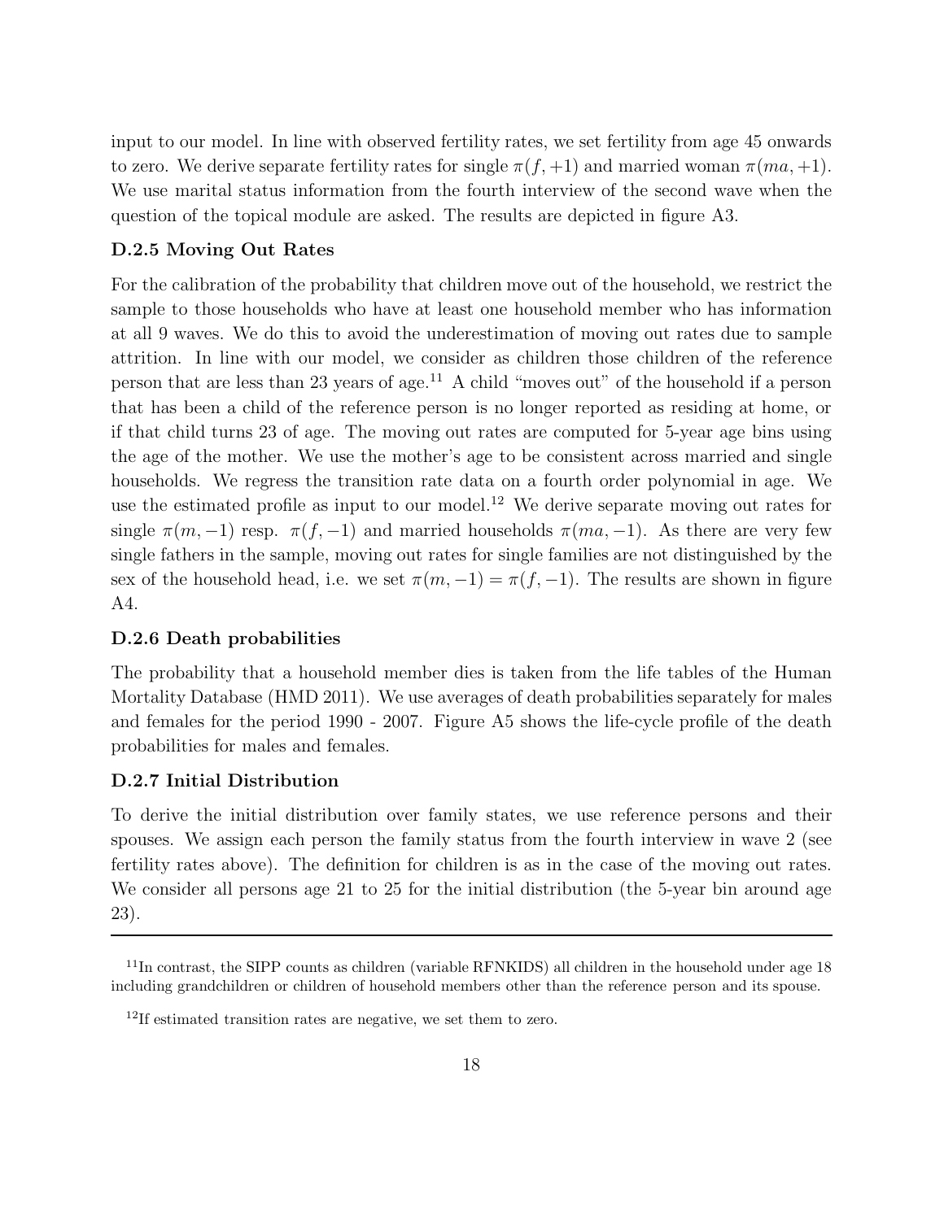input to our model. In line with observed fertility rates, we set fertility from age 45 onwards to zero. We derive separate fertility rates for single $\pi(f, +1)$ and married woman $\pi(ma, +1)$. We use marital status information from the fourth interview of the second wave when the question of the topical module are asked. The results are depicted in figure A3.

### D.2.5 Moving Out Rates

For the calibration of the probability that children move out of the household, we restrict the sample to those households who have at least one household member who has information at all 9 waves. We do this to avoid the underestimation of moving out rates due to sample attrition. In line with our model, we consider as children those children of the reference person that are less than 23 years of age.[11] A child "moves out" of the household if a person that has been a child of the reference person is no longer reported as residing at home, or if that child turns 23 of age. The moving out rates are computed for 5-year age bins using the age of the mother. We use the mother's age to be consistent across married and single households. We regress the transition rate data on a fourth order polynomial in age. We use the estimated profile as input to our model.[12] We derive separate moving out rates for single $\pi(m, -1)$ resp. $\pi(f, -1)$ and married households $\pi(ma, -1)$. As there are very few single fathers in the sample, moving out rates for single families are not distinguished by the sex of the household head, i.e. we set $\pi(m, -1) = \pi(f, -1)$. The results are shown in figure A4.

### D.2.6 Death probabilities

The probability that a household member dies is taken from the life tables of the Human Mortality Database (HMD 2011). We use averages of death probabilities separately for males and females for the period 1990 - 2007. Figure A5 shows the life-cycle profile of the death probabilities for males and females.

### D.2.7 Initial Distribution

To derive the initial distribution over family states, we use reference persons and their spouses. We assign each person the family status from the fourth interview in wave 2 (see fertility rates above). The definition for children is as in the case of the moving out rates. We consider all persons age 21 to 25 for the initial distribution (the 5-year bin around age 23).

---

[11] In contrast, the SIPP counts as children (variable RFNKIDS) all children in the household under age 18 including grandchildren or children of household members other than the reference person and its spouse.

[12] If estimated transition rates are negative, we set them to zero.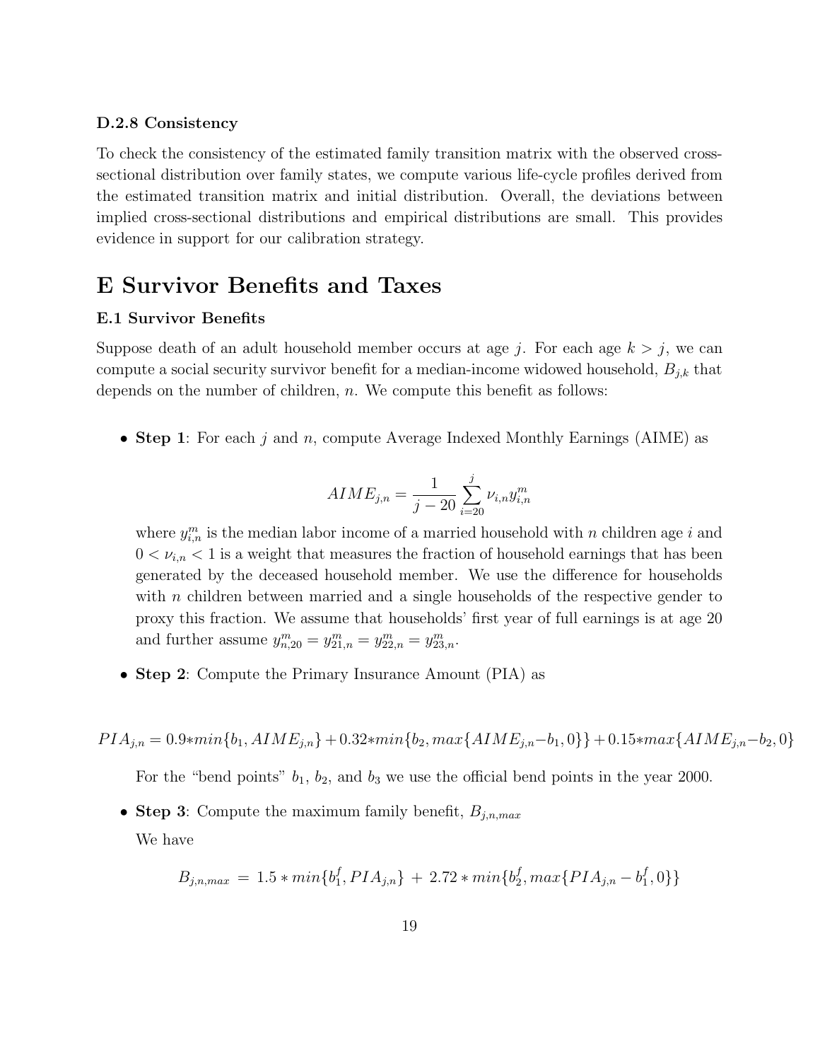### D.2.8 Consistency

To check the consistency of the estimated family transition matrix with the observed cross-sectional distribution over family states, we compute various life-cycle profiles derived from the estimated transition matrix and initial distribution. Overall, the deviations between implied cross-sectional distributions and empirical distributions are small. This provides evidence in support for our calibration strategy.

# E Survivor Benefits and Taxes

### E.1 Survivor Benefits

Suppose death of an adult household member occurs at age $j$. For each age $k > j$, we can compute a social security survivor benefit for a median-income widowed household, $B_{j,k}$ that depends on the number of children, $n$. We compute this benefit as follows:

- **Step 1**: For each $j$ and $n$, compute Average Indexed Monthly Earnings (AIME) as

$$AIME_{j,n} = \frac{1}{j-20} \sum_{i=20}^{j} \nu_{i,n} y_{i,n}^m$$

  where $y_{i,n}^m$ is the median labor income of a married household with $n$ children age $i$ and $0 < \nu_{i,n} < 1$ is a weight that measures the fraction of household earnings that has been generated by the deceased household member. We use the difference for households with $n$ children between married and a single households of the respective gender to proxy this fraction. We assume that households' first year of full earnings is at age 20 and further assume $y_{n,20}^m = y_{21,n}^m = y_{22,n}^m = y_{23,n}^m$.

- **Step 2**: Compute the Primary Insurance Amount (PIA) as

$$PIA_{j,n} = 0.9{*}min\{b_1, AIME_{j,n}\} + 0.32{*}min\{b_2, max\{AIME_{j,n} - b_1, 0\}\} + 0.15{*}max\{AIME_{j,n} - b_2, 0\}$$

  For the "bend points" $b_1$, $b_2$, and $b_3$ we use the official bend points in the year 2000.

- **Step 3**: Compute the maximum family benefit, $B_{j,n,max}$

  We have

$$B_{j,n,max} \ = \ 1.5 * min\{b_1^f, PIA_{j,n}\} \ + \ 2.72 * min\{b_2^f, max\{PIA_{j,n} - b_1^f, 0\}\}$$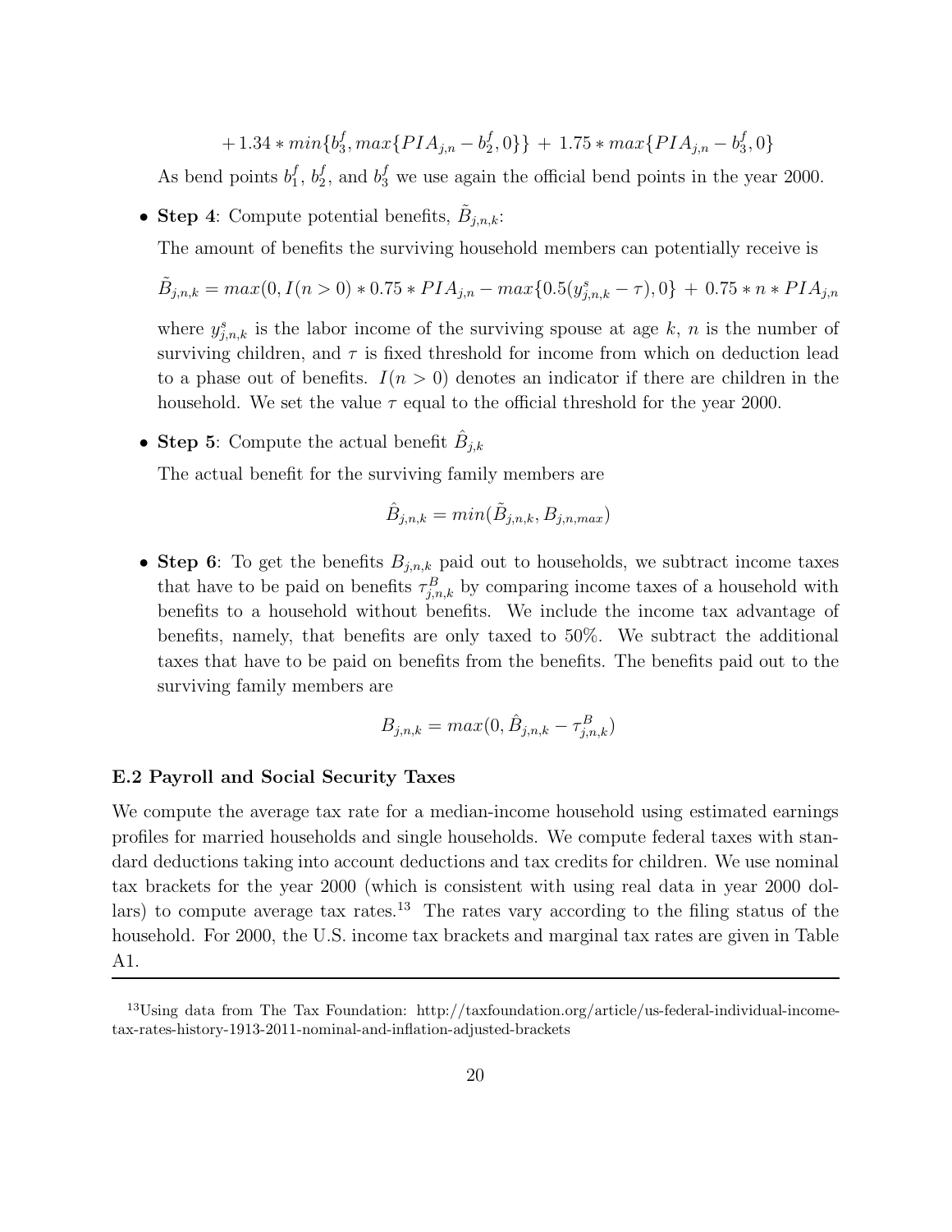$$+1.34 * min\{b_3^f, max\{PIA_{j,n} - b_2^f, 0\}\} + 1.75 * max\{PIA_{j,n} - b_3^f, 0\}$$

As bend points $b_1^f$, $b_2^f$, and $b_3^f$ we use again the official bend points in the year 2000.

- **Step 4**: Compute potential benefits, $\tilde{B}_{j,n,k}$:

  The amount of benefits the surviving household members can potentially receive is

  $$\tilde{B}_{j,n,k} = max(0, I(n > 0) * 0.75 * PIA_{j,n} - max\{0.5(y^s_{j,n,k} - \tau), 0\} + 0.75 * n * PIA_{j,n}$$

  where $y^s_{j,n,k}$ is the labor income of the surviving spouse at age $k$, $n$ is the number of surviving children, and $\tau$ is fixed threshold for income from which on deduction lead to a phase out of benefits. $I(n > 0)$ denotes an indicator if there are children in the household. We set the value $\tau$ equal to the official threshold for the year 2000.

- **Step 5**: Compute the actual benefit $\hat{B}_{j,k}$

  The actual benefit for the surviving family members are

  $$\hat{B}_{j,n,k} = min(\tilde{B}_{j,n,k}, B_{j,n,max})$$

- **Step 6**: To get the benefits $B_{j,n,k}$ paid out to households, we subtract income taxes that have to be paid on benefits $\tau^B_{j,n,k}$ by comparing income taxes of a household with benefits to a household without benefits. We include the income tax advantage of benefits, namely, that benefits are only taxed to 50%. We subtract the additional taxes that have to be paid on benefits from the benefits. The benefits paid out to the surviving family members are

  $$B_{j,n,k} = max(0, \hat{B}_{j,n,k} - \tau^B_{j,n,k})$$

### E.2 Payroll and Social Security Taxes

We compute the average tax rate for a median-income household using estimated earnings profiles for married households and single households. We compute federal taxes with standard deductions taking into account deductions and tax credits for children. We use nominal tax brackets for the year 2000 (which is consistent with using real data in year 2000 dollars) to compute average tax rates.[13] The rates vary according to the filing status of the household. For 2000, the U.S. income tax brackets and marginal tax rates are given in Table A1.

---

[13] Using data from The Tax Foundation: http://taxfoundation.org/article/us-federal-individual-income-tax-rates-history-1913-2011-nominal-and-inflation-adjusted-brackets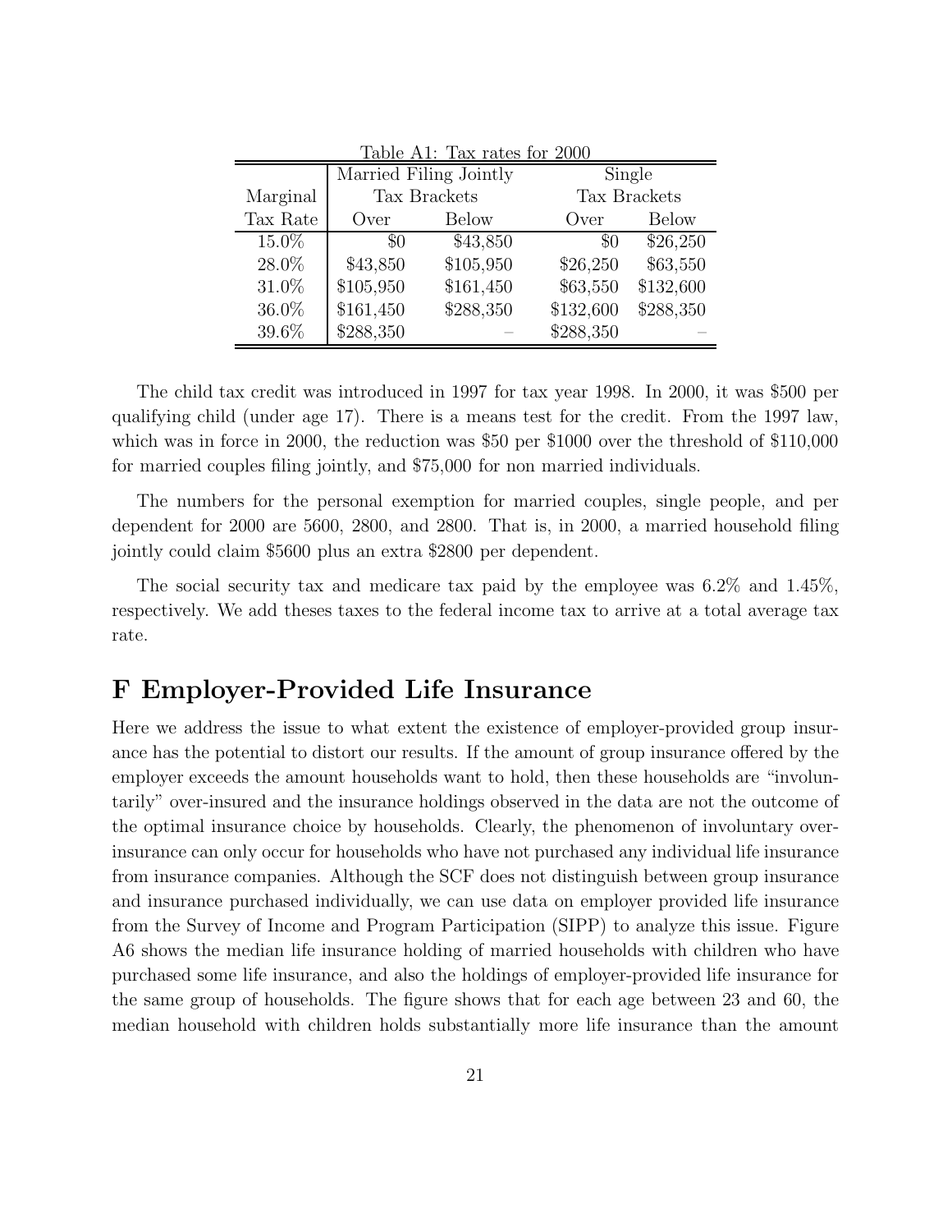Table A1: Tax rates for 2000

| Marginal Tax Rate | Married Filing Jointly Tax Brackets Over | Married Filing Jointly Tax Brackets Below | Single Tax Brackets Over | Single Tax Brackets Below |
|---|---|---|---|---|
| 15.0% | $0 | $43,850 | $0 | $26,250 |
| 28.0% | $43,850 | $105,950 | $26,250 | $63,550 |
| 31.0% | $105,950 | $161,450 | $63,550 | $132,600 |
| 36.0% | $161,450 | $288,350 | $132,600 | $288,350 |
| 39.6% | $288,350 | – | $288,350 | – |

The child tax credit was introduced in 1997 for tax year 1998. In 2000, it was $500 per qualifying child (under age 17). There is a means test for the credit. From the 1997 law, which was in force in 2000, the reduction was $50 per $1000 over the threshold of $110,000 for married couples filing jointly, and $75,000 for non married individuals.

The numbers for the personal exemption for married couples, single people, and per dependent for 2000 are 5600, 2800, and 2800. That is, in 2000, a married household filing jointly could claim $5600 plus an extra $2800 per dependent.

The social security tax and medicare tax paid by the employee was 6.2% and 1.45%, respectively. We add theses taxes to the federal income tax to arrive at a total average tax rate.

# F Employer-Provided Life Insurance

Here we address the issue to what extent the existence of employer-provided group insurance has the potential to distort our results. If the amount of group insurance offered by the employer exceeds the amount households want to hold, then these households are "involuntarily" over-insured and the insurance holdings observed in the data are not the outcome of the optimal insurance choice by households. Clearly, the phenomenon of involuntary over-insurance can only occur for households who have not purchased any individual life insurance from insurance companies. Although the SCF does not distinguish between group insurance and insurance purchased individually, we can use data on employer provided life insurance from the Survey of Income and Program Participation (SIPP) to analyze this issue. Figure A6 shows the median life insurance holding of married households with children who have purchased some life insurance, and also the holdings of employer-provided life insurance for the same group of households. The figure shows that for each age between 23 and 60, the median household with children holds substantially more life insurance than the amount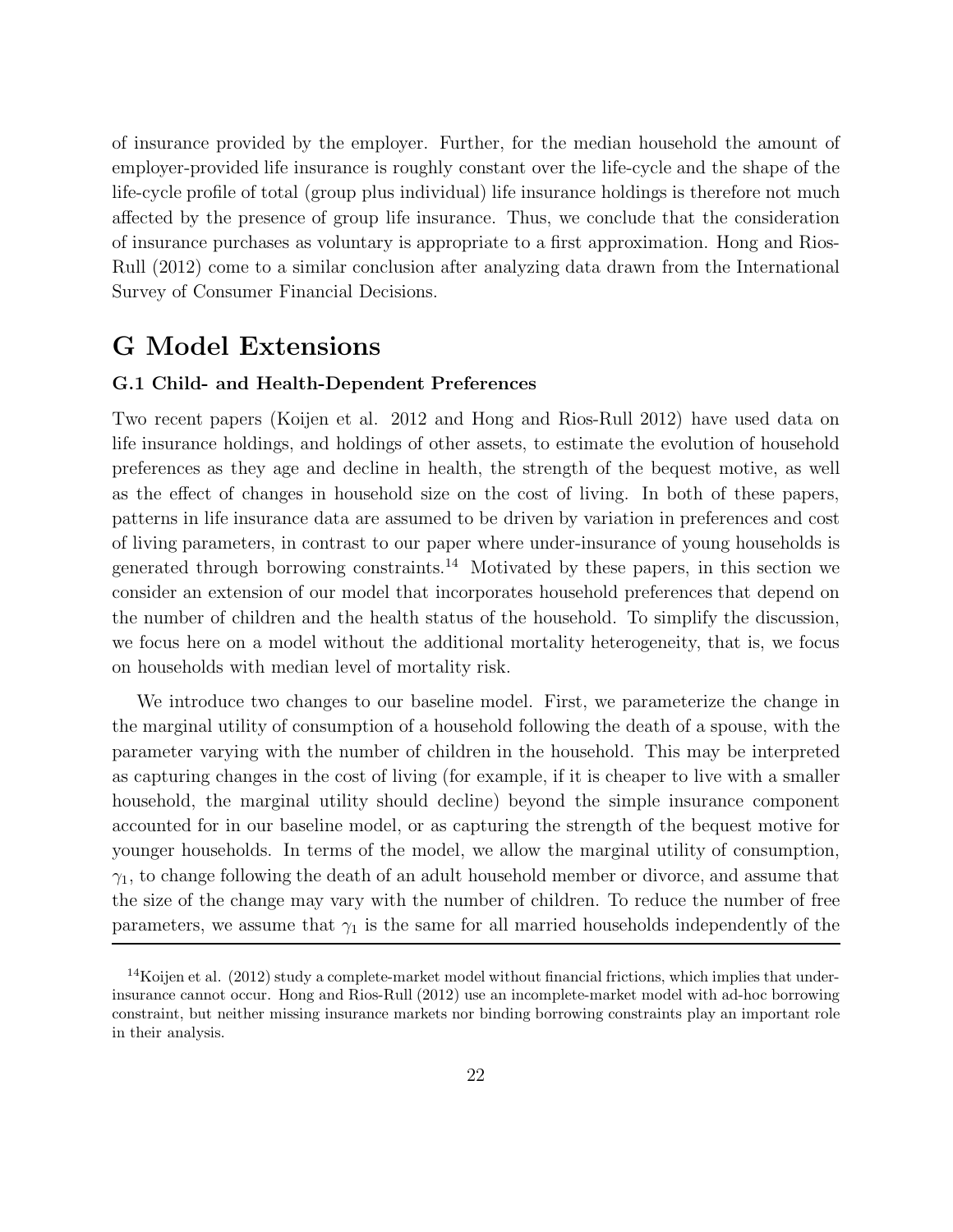of insurance provided by the employer. Further, for the median household the amount of employer-provided life insurance is roughly constant over the life-cycle and the shape of the life-cycle profile of total (group plus individual) life insurance holdings is therefore not much affected by the presence of group life insurance. Thus, we conclude that the consideration of insurance purchases as voluntary is appropriate to a first approximation. Hong and Rios-Rull (2012) come to a similar conclusion after analyzing data drawn from the International Survey of Consumer Financial Decisions.

# G Model Extensions

### G.1 Child- and Health-Dependent Preferences

Two recent papers (Koijen et al. 2012 and Hong and Rios-Rull 2012) have used data on life insurance holdings, and holdings of other assets, to estimate the evolution of household preferences as they age and decline in health, the strength of the bequest motive, as well as the effect of changes in household size on the cost of living. In both of these papers, patterns in life insurance data are assumed to be driven by variation in preferences and cost of living parameters, in contrast to our paper where under-insurance of young households is generated through borrowing constraints.[14] Motivated by these papers, in this section we consider an extension of our model that incorporates household preferences that depend on the number of children and the health status of the household. To simplify the discussion, we focus here on a model without the additional mortality heterogeneity, that is, we focus on households with median level of mortality risk.

We introduce two changes to our baseline model. First, we parameterize the change in the marginal utility of consumption of a household following the death of a spouse, with the parameter varying with the number of children in the household. This may be interpreted as capturing changes in the cost of living (for example, if it is cheaper to live with a smaller household, the marginal utility should decline) beyond the simple insurance component accounted for in our baseline model, or as capturing the strength of the bequest motive for younger households. In terms of the model, we allow the marginal utility of consumption, $\gamma_1$, to change following the death of an adult household member or divorce, and assume that the size of the change may vary with the number of children. To reduce the number of free parameters, we assume that $\gamma_1$ is the same for all married households independently of the

[14] Koijen et al. (2012) study a complete-market model without financial frictions, which implies that under-insurance cannot occur. Hong and Rios-Rull (2012) use an incomplete-market model with ad-hoc borrowing constraint, but neither missing insurance markets nor binding borrowing constraints play an important role in their analysis.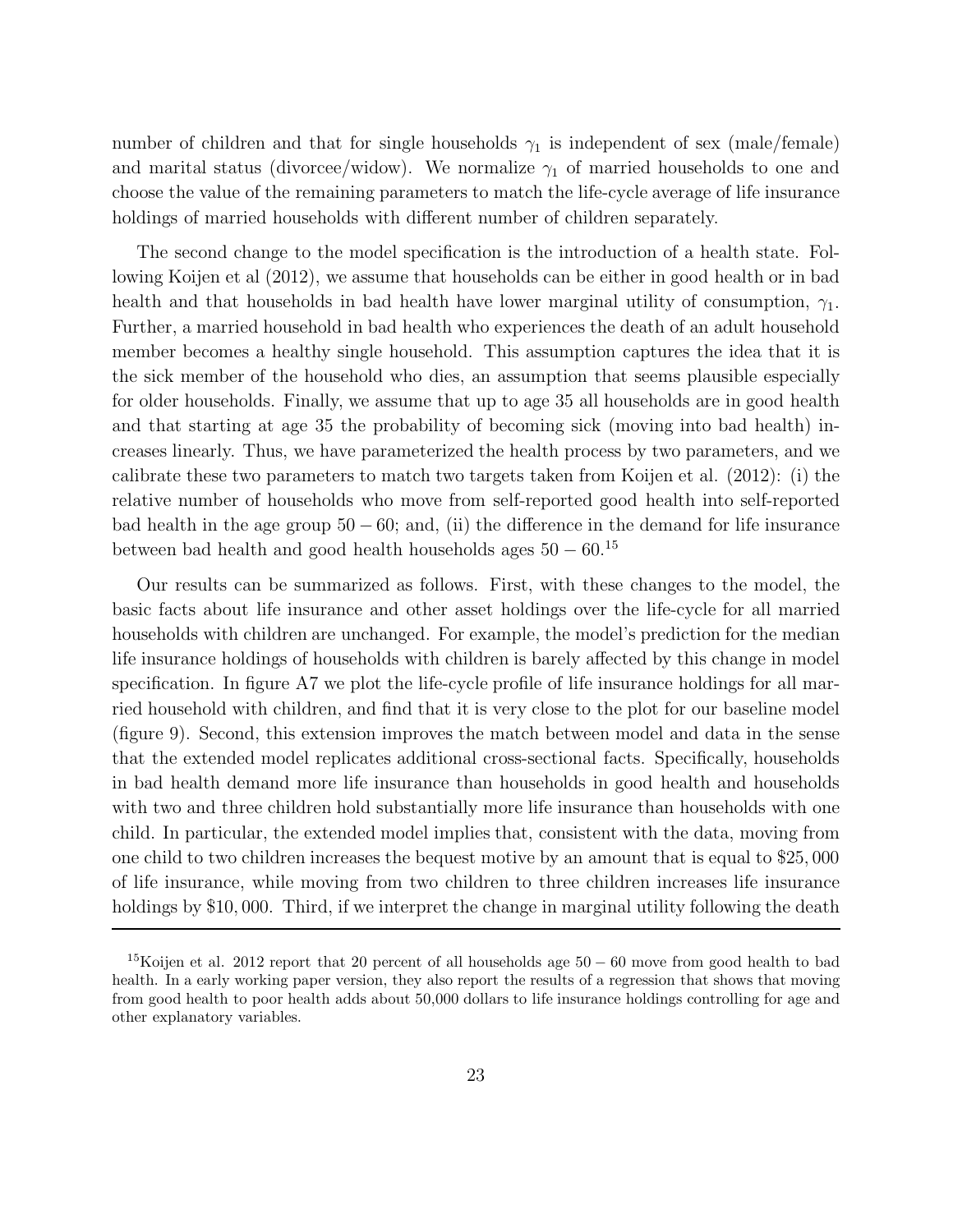number of children and that for single households $\gamma_1$ is independent of sex (male/female) and marital status (divorcee/widow). We normalize $\gamma_1$ of married households to one and choose the value of the remaining parameters to match the life-cycle average of life insurance holdings of married households with different number of children separately.

The second change to the model specification is the introduction of a health state. Following Koijen et al (2012), we assume that households can be either in good health or in bad health and that households in bad health have lower marginal utility of consumption, $\gamma_1$. Further, a married household in bad health who experiences the death of an adult household member becomes a healthy single household. This assumption captures the idea that it is the sick member of the household who dies, an assumption that seems plausible especially for older households. Finally, we assume that up to age 35 all households are in good health and that starting at age 35 the probability of becoming sick (moving into bad health) increases linearly. Thus, we have parameterized the health process by two parameters, and we calibrate these two parameters to match two targets taken from Koijen et al. (2012): (i) the relative number of households who move from self-reported good health into self-reported bad health in the age group $50 - 60$; and, (ii) the difference in the demand for life insurance between bad health and good health households ages $50 - 60$.[15]

Our results can be summarized as follows. First, with these changes to the model, the basic facts about life insurance and other asset holdings over the life-cycle for all married households with children are unchanged. For example, the model's prediction for the median life insurance holdings of households with children is barely affected by this change in model specification. In figure A7 we plot the life-cycle profile of life insurance holdings for all married household with children, and find that it is very close to the plot for our baseline model (figure 9). Second, this extension improves the match between model and data in the sense that the extended model replicates additional cross-sectional facts. Specifically, households in bad health demand more life insurance than households in good health and households with two and three children hold substantially more life insurance than households with one child. In particular, the extended model implies that, consistent with the data, moving from one child to two children increases the bequest motive by an amount that is equal to \$25,000 of life insurance, while moving from two children to three children increases life insurance holdings by \$10,000. Third, if we interpret the change in marginal utility following the death

[15]Koijen et al. 2012 report that 20 percent of all households age $50 - 60$ move from good health to bad health. In a early working paper version, they also report the results of a regression that shows that moving from good health to poor health adds about 50,000 dollars to life insurance holdings controlling for age and other explanatory variables.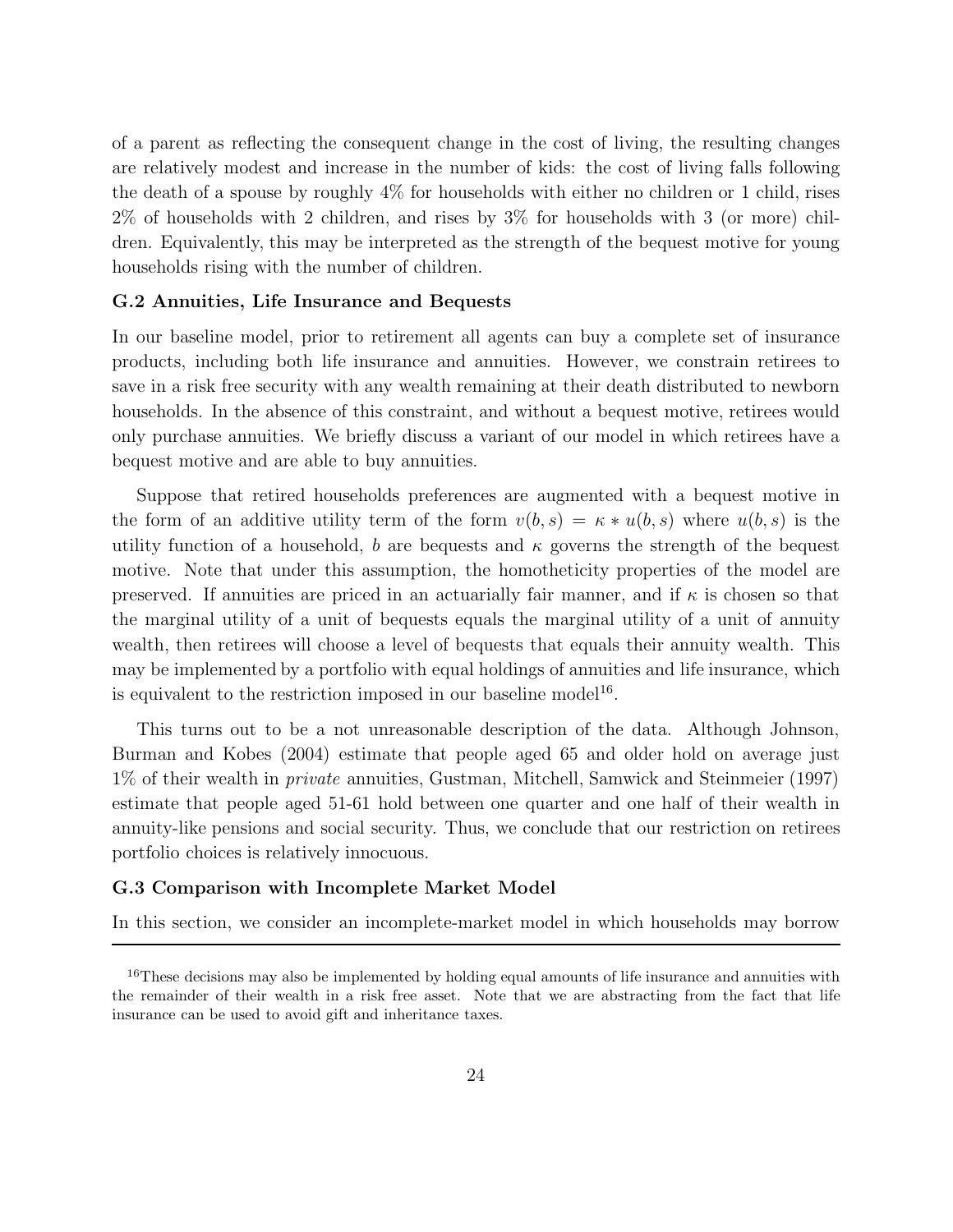of a parent as reflecting the consequent change in the cost of living, the resulting changes are relatively modest and increase in the number of kids: the cost of living falls following the death of a spouse by roughly 4% for households with either no children or 1 child, rises 2% of households with 2 children, and rises by 3% for households with 3 (or more) children. Equivalently, this may be interpreted as the strength of the bequest motive for young households rising with the number of children.

### G.2 Annuities, Life Insurance and Bequests

In our baseline model, prior to retirement all agents can buy a complete set of insurance products, including both life insurance and annuities. However, we constrain retirees to save in a risk free security with any wealth remaining at their death distributed to newborn households. In the absence of this constraint, and without a bequest motive, retirees would only purchase annuities. We briefly discuss a variant of our model in which retirees have a bequest motive and are able to buy annuities.

Suppose that retired households preferences are augmented with a bequest motive in the form of an additive utility term of the form $v(b,s) = \kappa * u(b,s)$ where $u(b,s)$ is the utility function of a household, $b$ are bequests and $\kappa$ governs the strength of the bequest motive. Note that under this assumption, the homotheticity properties of the model are preserved. If annuities are priced in an actuarially fair manner, and if $\kappa$ is chosen so that the marginal utility of a unit of bequests equals the marginal utility of a unit of annuity wealth, then retirees will choose a level of bequests that equals their annuity wealth. This may be implemented by a portfolio with equal holdings of annuities and life insurance, which is equivalent to the restriction imposed in our baseline model[16].

This turns out to be a not unreasonable description of the data. Although Johnson, Burman and Kobes (2004) estimate that people aged 65 and older hold on average just 1% of their wealth in *private* annuities, Gustman, Mitchell, Samwick and Steinmeier (1997) estimate that people aged 51-61 hold between one quarter and one half of their wealth in annuity-like pensions and social security. Thus, we conclude that our restriction on retirees portfolio choices is relatively innocuous.

### G.3 Comparison with Incomplete Market Model

In this section, we consider an incomplete-market model in which households may borrow

---

[16] These decisions may also be implemented by holding equal amounts of life insurance and annuities with the remainder of their wealth in a risk free asset. Note that we are abstracting from the fact that life insurance can be used to avoid gift and inheritance taxes.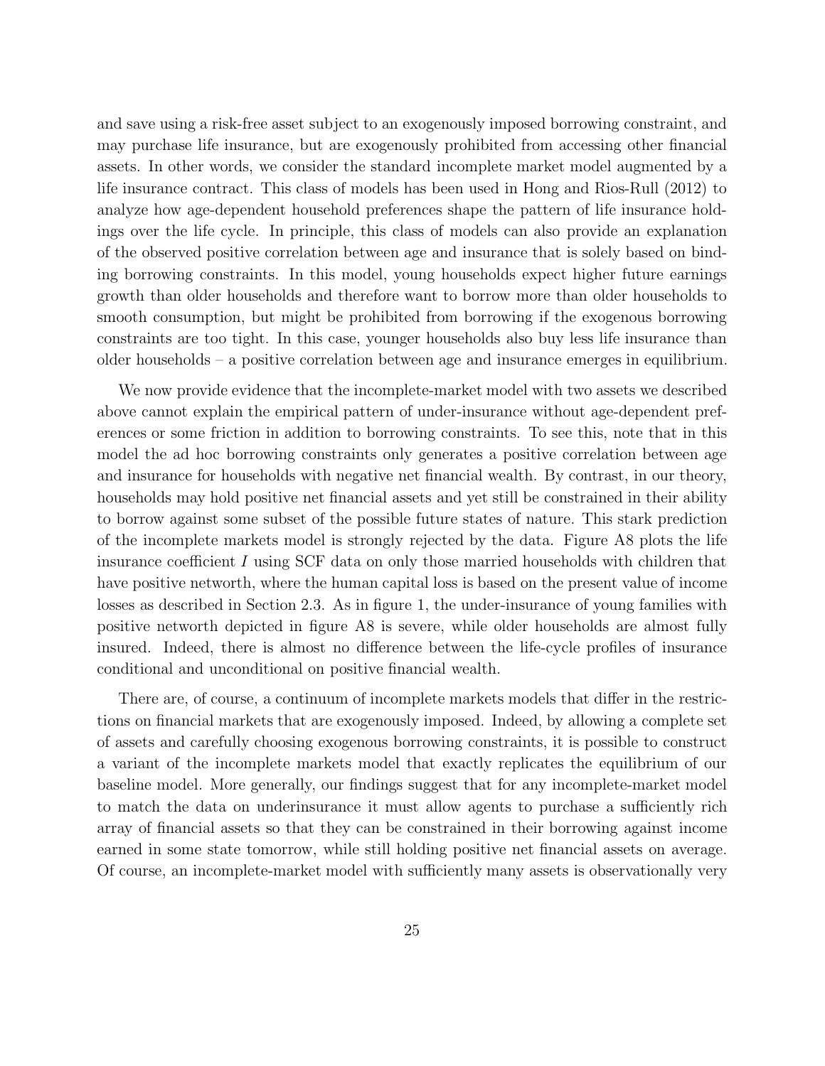and save using a risk-free asset subject to an exogenously imposed borrowing constraint, and may purchase life insurance, but are exogenously prohibited from accessing other financial assets. In other words, we consider the standard incomplete market model augmented by a life insurance contract. This class of models has been used in Hong and Rios-Rull (2012) to analyze how age-dependent household preferences shape the pattern of life insurance holdings over the life cycle. In principle, this class of models can also provide an explanation of the observed positive correlation between age and insurance that is solely based on binding borrowing constraints. In this model, young households expect higher future earnings growth than older households and therefore want to borrow more than older households to smooth consumption, but might be prohibited from borrowing if the exogenous borrowing constraints are too tight. In this case, younger households also buy less life insurance than older households – a positive correlation between age and insurance emerges in equilibrium.

We now provide evidence that the incomplete-market model with two assets we described above cannot explain the empirical pattern of under-insurance without age-dependent preferences or some friction in addition to borrowing constraints. To see this, note that in this model the ad hoc borrowing constraints only generates a positive correlation between age and insurance for households with negative net financial wealth. By contrast, in our theory, households may hold positive net financial assets and yet still be constrained in their ability to borrow against some subset of the possible future states of nature. This stark prediction of the incomplete markets model is strongly rejected by the data. Figure A8 plots the life insurance coefficient $I$ using SCF data on only those married households with children that have positive networth, where the human capital loss is based on the present value of income losses as described in Section 2.3. As in figure 1, the under-insurance of young families with positive networth depicted in figure A8 is severe, while older households are almost fully insured. Indeed, there is almost no difference between the life-cycle profiles of insurance conditional and unconditional on positive financial wealth.

There are, of course, a continuum of incomplete markets models that differ in the restrictions on financial markets that are exogenously imposed. Indeed, by allowing a complete set of assets and carefully choosing exogenous borrowing constraints, it is possible to construct a variant of the incomplete markets model that exactly replicates the equilibrium of our baseline model. More generally, our findings suggest that for any incomplete-market model to match the data on underinsurance it must allow agents to purchase a sufficiently rich array of financial assets so that they can be constrained in their borrowing against income earned in some state tomorrow, while still holding positive net financial assets on average. Of course, an incomplete-market model with sufficiently many assets is observationally very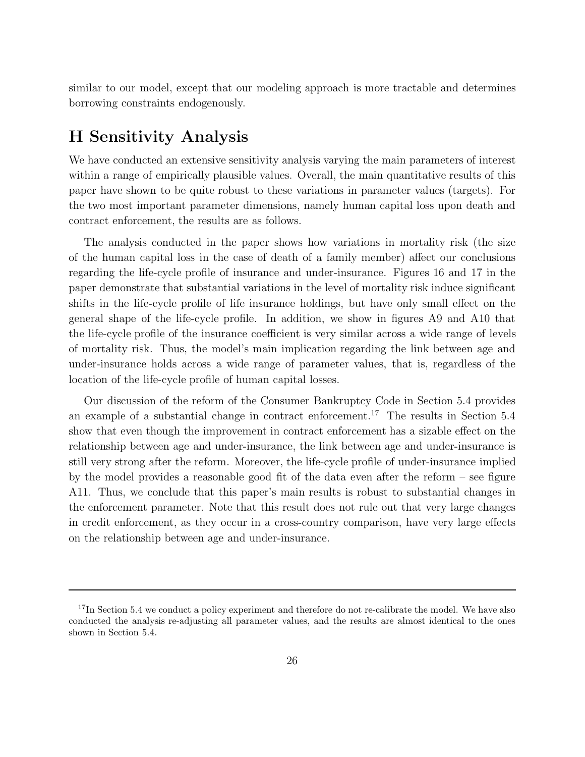similar to our model, except that our modeling approach is more tractable and determines borrowing constraints endogenously.

# H Sensitivity Analysis

We have conducted an extensive sensitivity analysis varying the main parameters of interest within a range of empirically plausible values. Overall, the main quantitative results of this paper have shown to be quite robust to these variations in parameter values (targets). For the two most important parameter dimensions, namely human capital loss upon death and contract enforcement, the results are as follows.

The analysis conducted in the paper shows how variations in mortality risk (the size of the human capital loss in the case of death of a family member) affect our conclusions regarding the life-cycle profile of insurance and under-insurance. Figures 16 and 17 in the paper demonstrate that substantial variations in the level of mortality risk induce significant shifts in the life-cycle profile of life insurance holdings, but have only small effect on the general shape of the life-cycle profile. In addition, we show in figures A9 and A10 that the life-cycle profile of the insurance coefficient is very similar across a wide range of levels of mortality risk. Thus, the model's main implication regarding the link between age and under-insurance holds across a wide range of parameter values, that is, regardless of the location of the life-cycle profile of human capital losses.

Our discussion of the reform of the Consumer Bankruptcy Code in Section 5.4 provides an example of a substantial change in contract enforcement.[17] The results in Section 5.4 show that even though the improvement in contract enforcement has a sizable effect on the relationship between age and under-insurance, the link between age and under-insurance is still very strong after the reform. Moreover, the life-cycle profile of under-insurance implied by the model provides a reasonable good fit of the data even after the reform – see figure A11. Thus, we conclude that this paper's main results is robust to substantial changes in the enforcement parameter. Note that this result does not rule out that very large changes in credit enforcement, as they occur in a cross-country comparison, have very large effects on the relationship between age and under-insurance.

---

[17] In Section 5.4 we conduct a policy experiment and therefore do not re-calibrate the model. We have also conducted the analysis re-adjusting all parameter values, and the results are almost identical to the ones shown in Section 5.4.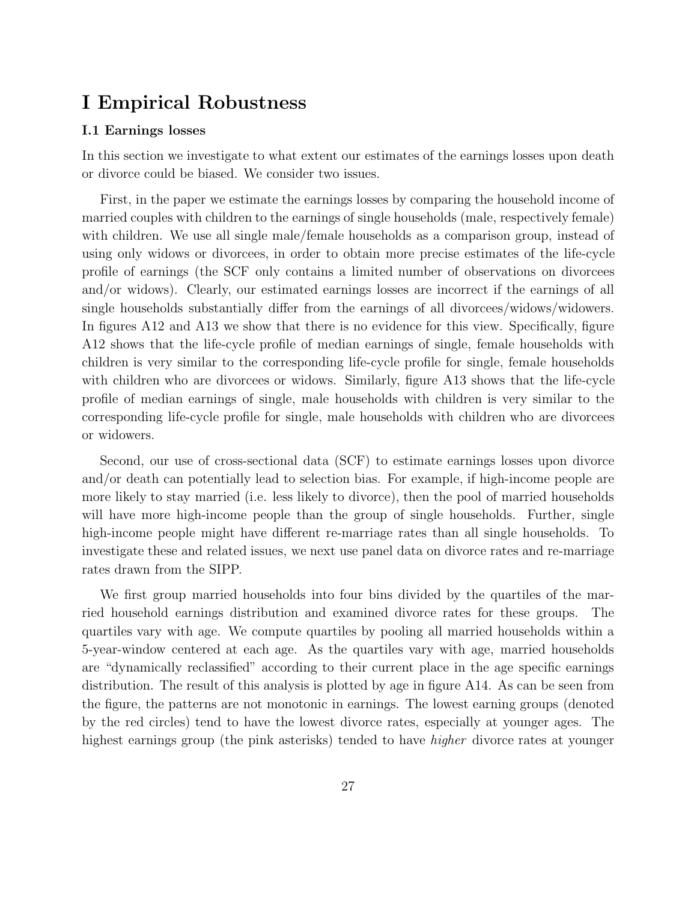# I Empirical Robustness

### I.1 Earnings losses

In this section we investigate to what extent our estimates of the earnings losses upon death or divorce could be biased. We consider two issues.

First, in the paper we estimate the earnings losses by comparing the household income of married couples with children to the earnings of single households (male, respectively female) with children. We use all single male/female households as a comparison group, instead of using only widows or divorcees, in order to obtain more precise estimates of the life-cycle profile of earnings (the SCF only contains a limited number of observations on divorcees and/or widows). Clearly, our estimated earnings losses are incorrect if the earnings of all single households substantially differ from the earnings of all divorcees/widows/widowers. In figures A12 and A13 we show that there is no evidence for this view. Specifically, figure A12 shows that the life-cycle profile of median earnings of single, female households with children is very similar to the corresponding life-cycle profile for single, female households with children who are divorcees or widows. Similarly, figure A13 shows that the life-cycle profile of median earnings of single, male households with children is very similar to the corresponding life-cycle profile for single, male households with children who are divorcees or widowers.

Second, our use of cross-sectional data (SCF) to estimate earnings losses upon divorce and/or death can potentially lead to selection bias. For example, if high-income people are more likely to stay married (i.e. less likely to divorce), then the pool of married households will have more high-income people than the group of single households. Further, single high-income people might have different re-marriage rates than all single households. To investigate these and related issues, we next use panel data on divorce rates and re-marriage rates drawn from the SIPP.

We first group married households into four bins divided by the quartiles of the married household earnings distribution and examined divorce rates for these groups. The quartiles vary with age. We compute quartiles by pooling all married households within a 5-year-window centered at each age. As the quartiles vary with age, married households are "dynamically reclassified" according to their current place in the age specific earnings distribution. The result of this analysis is plotted by age in figure A14. As can be seen from the figure, the patterns are not monotonic in earnings. The lowest earning groups (denoted by the red circles) tend to have the lowest divorce rates, especially at younger ages. The highest earnings group (the pink asterisks) tended to have *higher* divorce rates at younger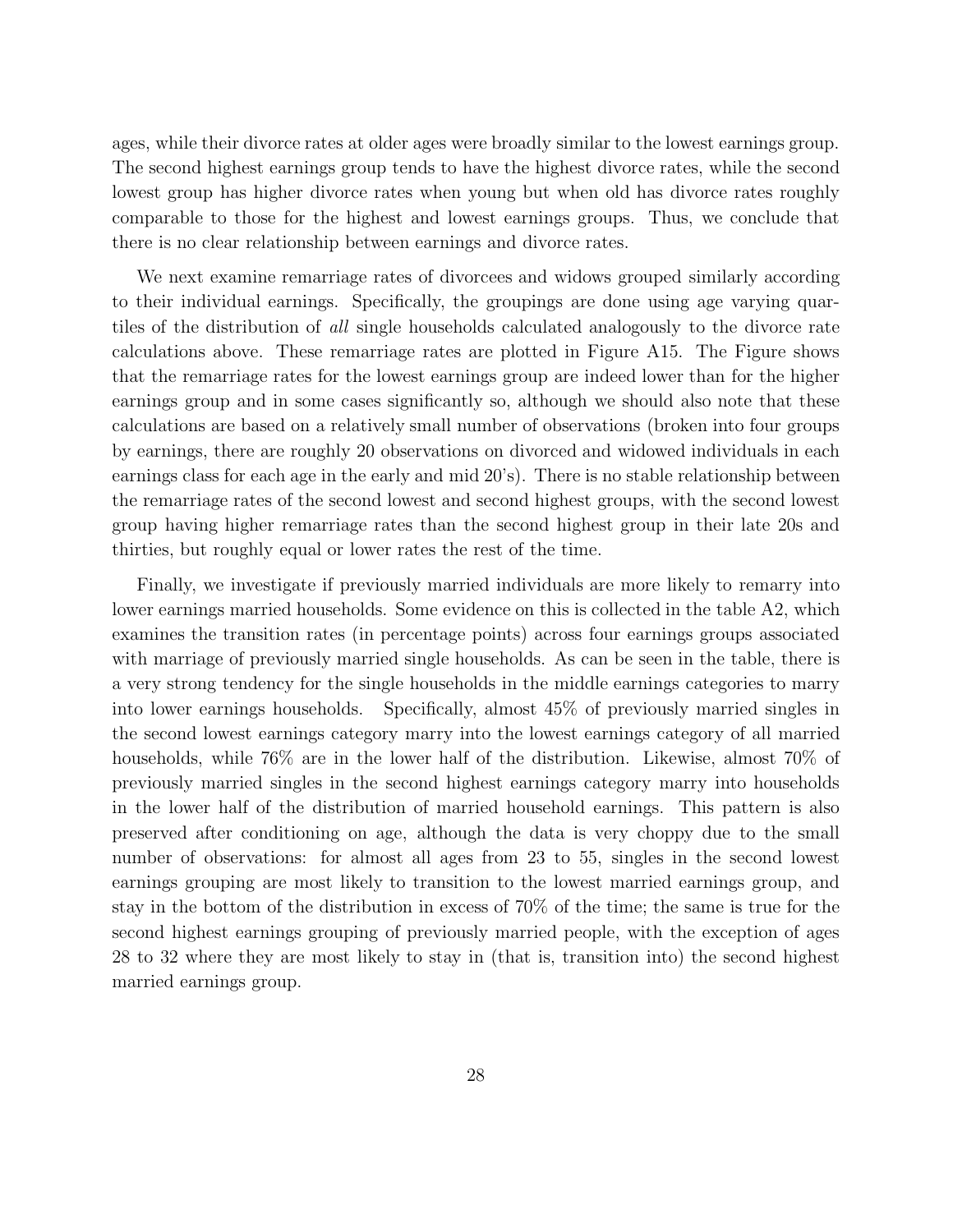ages, while their divorce rates at older ages were broadly similar to the lowest earnings group. The second highest earnings group tends to have the highest divorce rates, while the second lowest group has higher divorce rates when young but when old has divorce rates roughly comparable to those for the highest and lowest earnings groups. Thus, we conclude that there is no clear relationship between earnings and divorce rates.

We next examine remarriage rates of divorcees and widows grouped similarly according to their individual earnings. Specifically, the groupings are done using age varying quartiles of the distribution of *all* single households calculated analogously to the divorce rate calculations above. These remarriage rates are plotted in Figure A15. The Figure shows that the remarriage rates for the lowest earnings group are indeed lower than for the higher earnings group and in some cases significantly so, although we should also note that these calculations are based on a relatively small number of observations (broken into four groups by earnings, there are roughly 20 observations on divorced and widowed individuals in each earnings class for each age in the early and mid 20's). There is no stable relationship between the remarriage rates of the second lowest and second highest groups, with the second lowest group having higher remarriage rates than the second highest group in their late 20s and thirties, but roughly equal or lower rates the rest of the time.

Finally, we investigate if previously married individuals are more likely to remarry into lower earnings married households. Some evidence on this is collected in the table A2, which examines the transition rates (in percentage points) across four earnings groups associated with marriage of previously married single households. As can be seen in the table, there is a very strong tendency for the single households in the middle earnings categories to marry into lower earnings households. Specifically, almost 45% of previously married singles in the second lowest earnings category marry into the lowest earnings category of all married households, while 76% are in the lower half of the distribution. Likewise, almost 70% of previously married singles in the second highest earnings category marry into households in the lower half of the distribution of married household earnings. This pattern is also preserved after conditioning on age, although the data is very choppy due to the small number of observations: for almost all ages from 23 to 55, singles in the second lowest earnings grouping are most likely to transition to the lowest married earnings group, and stay in the bottom of the distribution in excess of 70% of the time; the same is true for the second highest earnings grouping of previously married people, with the exception of ages 28 to 32 where they are most likely to stay in (that is, transition into) the second highest married earnings group.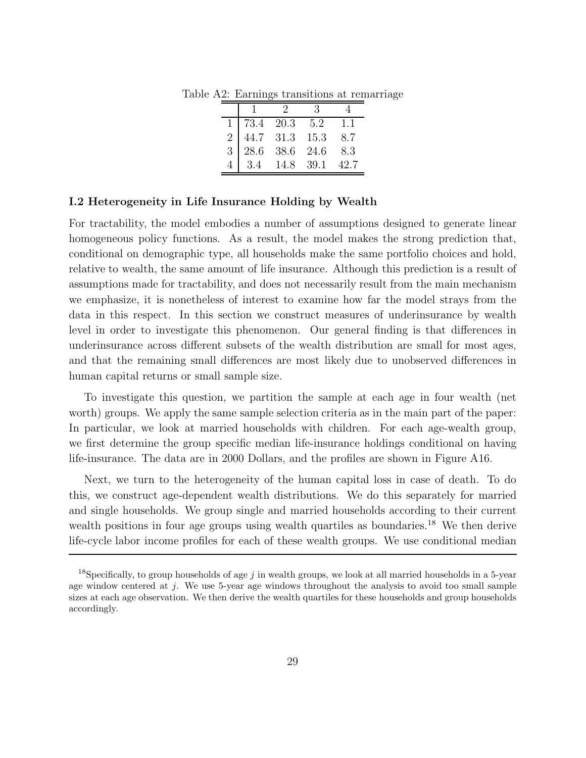Table A2: Earnings transitions at remarriage

| | 1 | 2 | 3 | 4 |
|---|---|---|---|---|
| 1 | 73.4 | 20.3 | 5.2 | 1.1 |
| 2 | 44.7 | 31.3 | 15.3 | 8.7 |
| 3 | 28.6 | 38.6 | 24.6 | 8.3 |
| 4 | 3.4 | 14.8 | 39.1 | 42.7 |

**I.2 Heterogeneity in Life Insurance Holding by Wealth**

For tractability, the model embodies a number of assumptions designed to generate linear homogeneous policy functions. As a result, the model makes the strong prediction that, conditional on demographic type, all households make the same portfolio choices and hold, relative to wealth, the same amount of life insurance. Although this prediction is a result of assumptions made for tractability, and does not necessarily result from the main mechanism we emphasize, it is nonetheless of interest to examine how far the model strays from the data in this respect. In this section we construct measures of underinsurance by wealth level in order to investigate this phenomenon. Our general finding is that differences in underinsurance across different subsets of the wealth distribution are small for most ages, and that the remaining small differences are most likely due to unobserved differences in human capital returns or small sample size.

To investigate this question, we partition the sample at each age in four wealth (net worth) groups. We apply the same sample selection criteria as in the main part of the paper: In particular, we look at married households with children. For each age-wealth group, we first determine the group specific median life-insurance holdings conditional on having life-insurance. The data are in 2000 Dollars, and the profiles are shown in Figure A16.

Next, we turn to the heterogeneity of the human capital loss in case of death. To do this, we construct age-dependent wealth distributions. We do this separately for married and single households. We group single and married households according to their current wealth positions in four age groups using wealth quartiles as boundaries.[18] We then derive life-cycle labor income profiles for each of these wealth groups. We use conditional median

[18] Specifically, to group households of age $j$ in wealth groups, we look at all married households in a 5-year age window centered at $j$. We use 5-year age windows throughout the analysis to avoid too small sample sizes at each age observation. We then derive the wealth quartiles for these households and group households accordingly.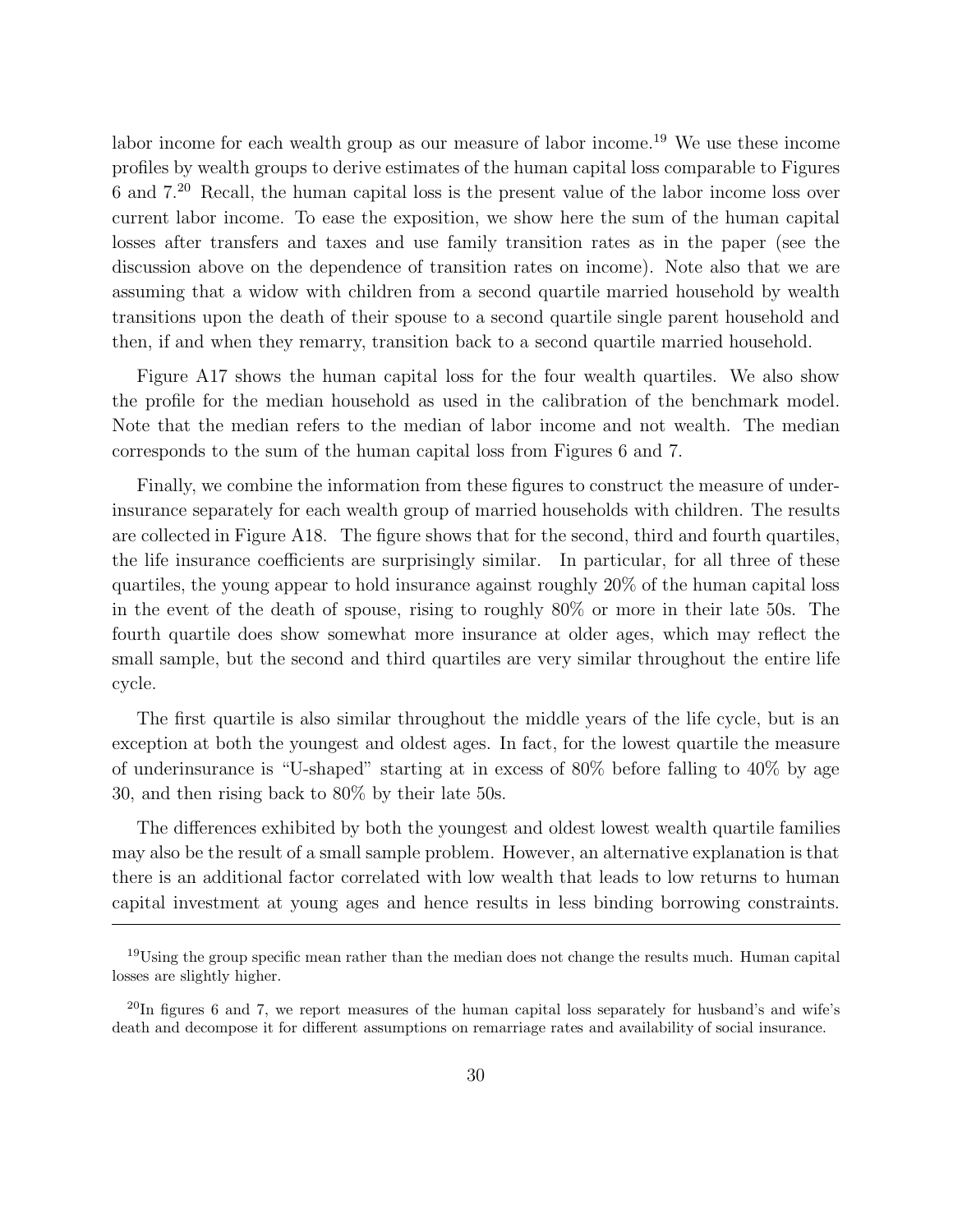labor income for each wealth group as our measure of labor income.[19] We use these income profiles by wealth groups to derive estimates of the human capital loss comparable to Figures 6 and 7.[20] Recall, the human capital loss is the present value of the labor income loss over current labor income. To ease the exposition, we show here the sum of the human capital losses after transfers and taxes and use family transition rates as in the paper (see the discussion above on the dependence of transition rates on income). Note also that we are assuming that a widow with children from a second quartile married household by wealth transitions upon the death of their spouse to a second quartile single parent household and then, if and when they remarry, transition back to a second quartile married household.

Figure A17 shows the human capital loss for the four wealth quartiles. We also show the profile for the median household as used in the calibration of the benchmark model. Note that the median refers to the median of labor income and not wealth. The median corresponds to the sum of the human capital loss from Figures 6 and 7.

Finally, we combine the information from these figures to construct the measure of underinsurance separately for each wealth group of married households with children. The results are collected in Figure A18. The figure shows that for the second, third and fourth quartiles, the life insurance coefficients are surprisingly similar. In particular, for all three of these quartiles, the young appear to hold insurance against roughly 20% of the human capital loss in the event of the death of spouse, rising to roughly 80% or more in their late 50s. The fourth quartile does show somewhat more insurance at older ages, which may reflect the small sample, but the second and third quartiles are very similar throughout the entire life cycle.

The first quartile is also similar throughout the middle years of the life cycle, but is an exception at both the youngest and oldest ages. In fact, for the lowest quartile the measure of underinsurance is "U-shaped" starting at in excess of 80% before falling to 40% by age 30, and then rising back to 80% by their late 50s.

The differences exhibited by both the youngest and oldest lowest wealth quartile families may also be the result of a small sample problem. However, an alternative explanation is that there is an additional factor correlated with low wealth that leads to low returns to human capital investment at young ages and hence results in less binding borrowing constraints.

[19] Using the group specific mean rather than the median does not change the results much. Human capital losses are slightly higher.

[20] In figures 6 and 7, we report measures of the human capital loss separately for husband's and wife's death and decompose it for different assumptions on remarriage rates and availability of social insurance.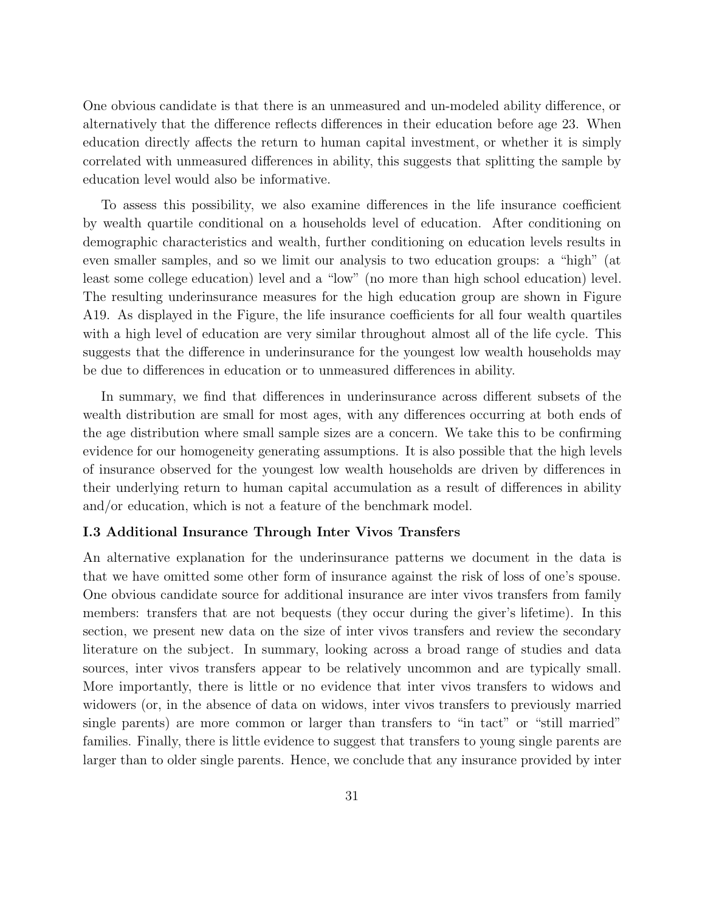One obvious candidate is that there is an unmeasured and un-modeled ability difference, or alternatively that the difference reflects differences in their education before age 23. When education directly affects the return to human capital investment, or whether it is simply correlated with unmeasured differences in ability, this suggests that splitting the sample by education level would also be informative.

To assess this possibility, we also examine differences in the life insurance coefficient by wealth quartile conditional on a households level of education. After conditioning on demographic characteristics and wealth, further conditioning on education levels results in even smaller samples, and so we limit our analysis to two education groups: a "high" (at least some college education) level and a "low" (no more than high school education) level. The resulting underinsurance measures for the high education group are shown in Figure A19. As displayed in the Figure, the life insurance coefficients for all four wealth quartiles with a high level of education are very similar throughout almost all of the life cycle. This suggests that the difference in underinsurance for the youngest low wealth households may be due to differences in education or to unmeasured differences in ability.

In summary, we find that differences in underinsurance across different subsets of the wealth distribution are small for most ages, with any differences occurring at both ends of the age distribution where small sample sizes are a concern. We take this to be confirming evidence for our homogeneity generating assumptions. It is also possible that the high levels of insurance observed for the youngest low wealth households are driven by differences in their underlying return to human capital accumulation as a result of differences in ability and/or education, which is not a feature of the benchmark model.

### I.3 Additional Insurance Through Inter Vivos Transfers

An alternative explanation for the underinsurance patterns we document in the data is that we have omitted some other form of insurance against the risk of loss of one's spouse. One obvious candidate source for additional insurance are inter vivos transfers from family members: transfers that are not bequests (they occur during the giver's lifetime). In this section, we present new data on the size of inter vivos transfers and review the secondary literature on the subject. In summary, looking across a broad range of studies and data sources, inter vivos transfers appear to be relatively uncommon and are typically small. More importantly, there is little or no evidence that inter vivos transfers to widows and widowers (or, in the absence of data on widows, inter vivos transfers to previously married single parents) are more common or larger than transfers to "in tact" or "still married" families. Finally, there is little evidence to suggest that transfers to young single parents are larger than to older single parents. Hence, we conclude that any insurance provided by inter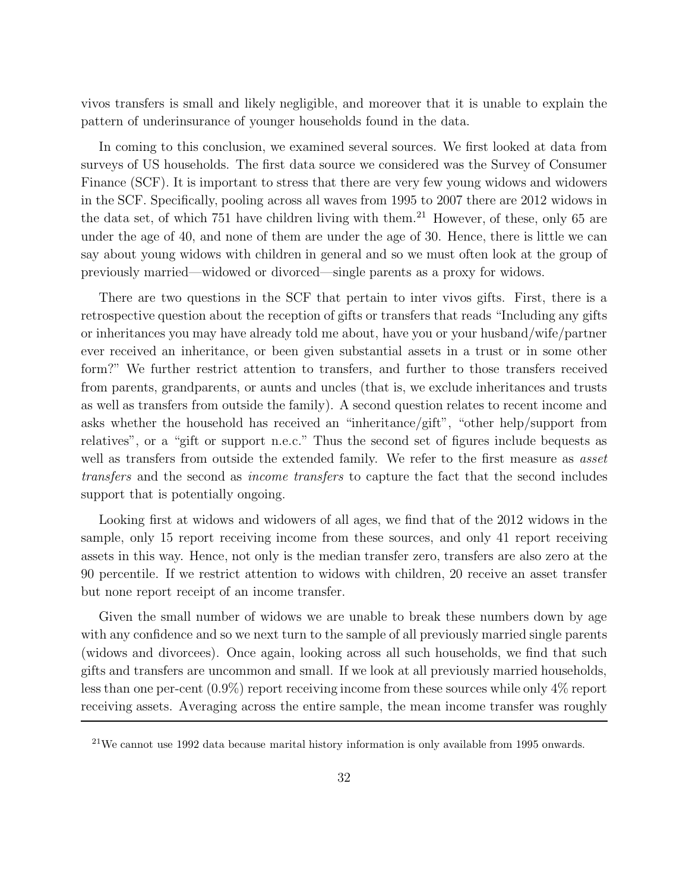vivos transfers is small and likely negligible, and moreover that it is unable to explain the pattern of underinsurance of younger households found in the data.

In coming to this conclusion, we examined several sources. We first looked at data from surveys of US households. The first data source we considered was the Survey of Consumer Finance (SCF). It is important to stress that there are very few young widows and widowers in the SCF. Specifically, pooling across all waves from 1995 to 2007 there are 2012 widows in the data set, of which 751 have children living with them.[21] However, of these, only 65 are under the age of 40, and none of them are under the age of 30. Hence, there is little we can say about young widows with children in general and so we must often look at the group of previously married—widowed or divorced—single parents as a proxy for widows.

There are two questions in the SCF that pertain to inter vivos gifts. First, there is a retrospective question about the reception of gifts or transfers that reads "Including any gifts or inheritances you may have already told me about, have you or your husband/wife/partner ever received an inheritance, or been given substantial assets in a trust or in some other form?" We further restrict attention to transfers, and further to those transfers received from parents, grandparents, or aunts and uncles (that is, we exclude inheritances and trusts as well as transfers from outside the family). A second question relates to recent income and asks whether the household has received an "inheritance/gift", "other help/support from relatives", or a "gift or support n.e.c." Thus the second set of figures include bequests as well as transfers from outside the extended family. We refer to the first measure as *asset transfers* and the second as *income transfers* to capture the fact that the second includes support that is potentially ongoing.

Looking first at widows and widowers of all ages, we find that of the 2012 widows in the sample, only 15 report receiving income from these sources, and only 41 report receiving assets in this way. Hence, not only is the median transfer zero, transfers are also zero at the 90 percentile. If we restrict attention to widows with children, 20 receive an asset transfer but none report receipt of an income transfer.

Given the small number of widows we are unable to break these numbers down by age with any confidence and so we next turn to the sample of all previously married single parents (widows and divorcees). Once again, looking across all such households, we find that such gifts and transfers are uncommon and small. If we look at all previously married households, less than one per-cent (0.9%) report receiving income from these sources while only 4% report receiving assets. Averaging across the entire sample, the mean income transfer was roughly

[21] We cannot use 1992 data because marital history information is only available from 1995 onwards.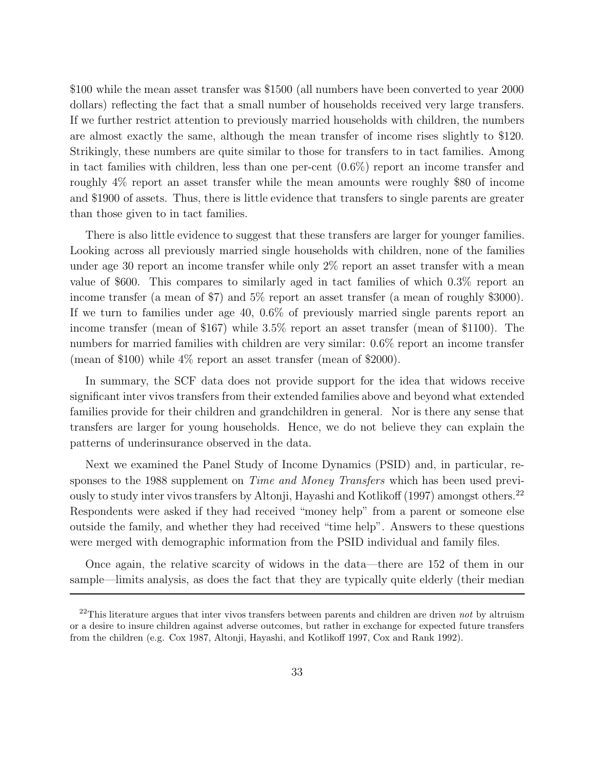\$100 while the mean asset transfer was \$1500 (all numbers have been converted to year 2000 dollars) reflecting the fact that a small number of households received very large transfers. If we further restrict attention to previously married households with children, the numbers are almost exactly the same, although the mean transfer of income rises slightly to \$120. Strikingly, these numbers are quite similar to those for transfers to in tact families. Among in tact families with children, less than one per-cent (0.6%) report an income transfer and roughly 4% report an asset transfer while the mean amounts were roughly \$80 of income and \$1900 of assets. Thus, there is little evidence that transfers to single parents are greater than those given to in tact families.

There is also little evidence to suggest that these transfers are larger for younger families. Looking across all previously married single households with children, none of the families under age 30 report an income transfer while only 2% report an asset transfer with a mean value of \$600. This compares to similarly aged in tact families of which 0.3% report an income transfer (a mean of \$7) and 5% report an asset transfer (a mean of roughly \$3000). If we turn to families under age 40, 0.6% of previously married single parents report an income transfer (mean of \$167) while 3.5% report an asset transfer (mean of \$1100). The numbers for married families with children are very similar: 0.6% report an income transfer (mean of \$100) while 4% report an asset transfer (mean of \$2000).

In summary, the SCF data does not provide support for the idea that widows receive significant inter vivos transfers from their extended families above and beyond what extended families provide for their children and grandchildren in general. Nor is there any sense that transfers are larger for young households. Hence, we do not believe they can explain the patterns of underinsurance observed in the data.

Next we examined the Panel Study of Income Dynamics (PSID) and, in particular, responses to the 1988 supplement on *Time and Money Transfers* which has been used previously to study inter vivos transfers by Altonji, Hayashi and Kotlikoff (1997) amongst others.[22] Respondents were asked if they had received "money help" from a parent or someone else outside the family, and whether they had received "time help". Answers to these questions were merged with demographic information from the PSID individual and family files.

Once again, the relative scarcity of widows in the data—there are 152 of them in our sample—limits analysis, as does the fact that they are typically quite elderly (their median

[22]This literature argues that inter vivos transfers between parents and children are driven *not* by altruism or a desire to insure children against adverse outcomes, but rather in exchange for expected future transfers from the children (e.g. Cox 1987, Altonji, Hayashi, and Kotlikoff 1997, Cox and Rank 1992).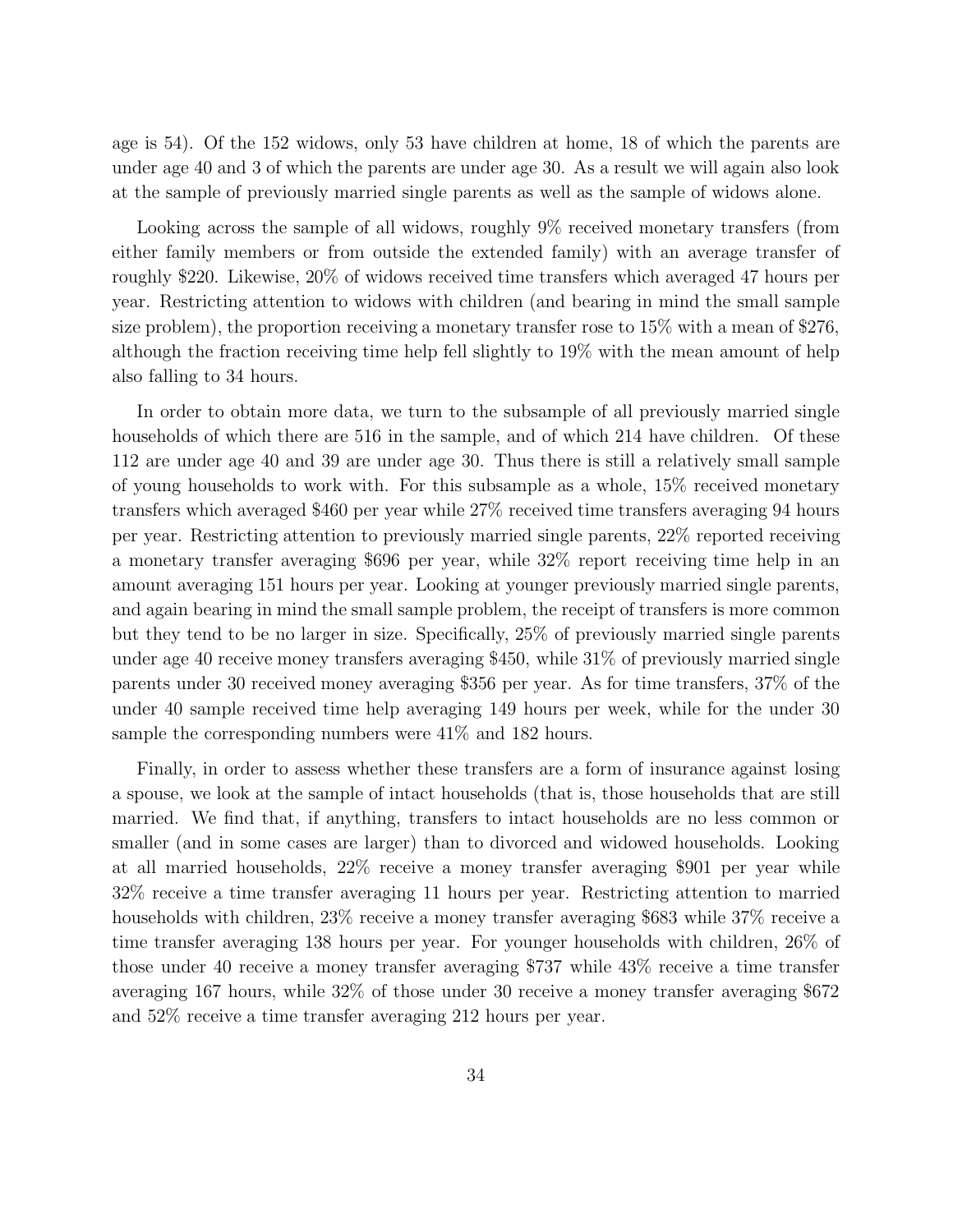age is 54). Of the 152 widows, only 53 have children at home, 18 of which the parents are under age 40 and 3 of which the parents are under age 30. As a result we will again also look at the sample of previously married single parents as well as the sample of widows alone.

Looking across the sample of all widows, roughly 9% received monetary transfers (from either family members or from outside the extended family) with an average transfer of roughly $220. Likewise, 20% of widows received time transfers which averaged 47 hours per year. Restricting attention to widows with children (and bearing in mind the small sample size problem), the proportion receiving a monetary transfer rose to 15% with a mean of $276, although the fraction receiving time help fell slightly to 19% with the mean amount of help also falling to 34 hours.

In order to obtain more data, we turn to the subsample of all previously married single households of which there are 516 in the sample, and of which 214 have children. Of these 112 are under age 40 and 39 are under age 30. Thus there is still a relatively small sample of young households to work with. For this subsample as a whole, 15% received monetary transfers which averaged $460 per year while 27% received time transfers averaging 94 hours per year. Restricting attention to previously married single parents, 22% reported receiving a monetary transfer averaging $696 per year, while 32% report receiving time help in an amount averaging 151 hours per year. Looking at younger previously married single parents, and again bearing in mind the small sample problem, the receipt of transfers is more common but they tend to be no larger in size. Specifically, 25% of previously married single parents under age 40 receive money transfers averaging $450, while 31% of previously married single parents under 30 received money averaging $356 per year. As for time transfers, 37% of the under 40 sample received time help averaging 149 hours per week, while for the under 30 sample the corresponding numbers were 41% and 182 hours.

Finally, in order to assess whether these transfers are a form of insurance against losing a spouse, we look at the sample of intact households (that is, those households that are still married. We find that, if anything, transfers to intact households are no less common or smaller (and in some cases are larger) than to divorced and widowed households. Looking at all married households, 22% receive a money transfer averaging $901 per year while 32% receive a time transfer averaging 11 hours per year. Restricting attention to married households with children, 23% receive a money transfer averaging $683 while 37% receive a time transfer averaging 138 hours per year. For younger households with children, 26% of those under 40 receive a money transfer averaging $737 while 43% receive a time transfer averaging 167 hours, while 32% of those under 30 receive a money transfer averaging $672 and 52% receive a time transfer averaging 212 hours per year.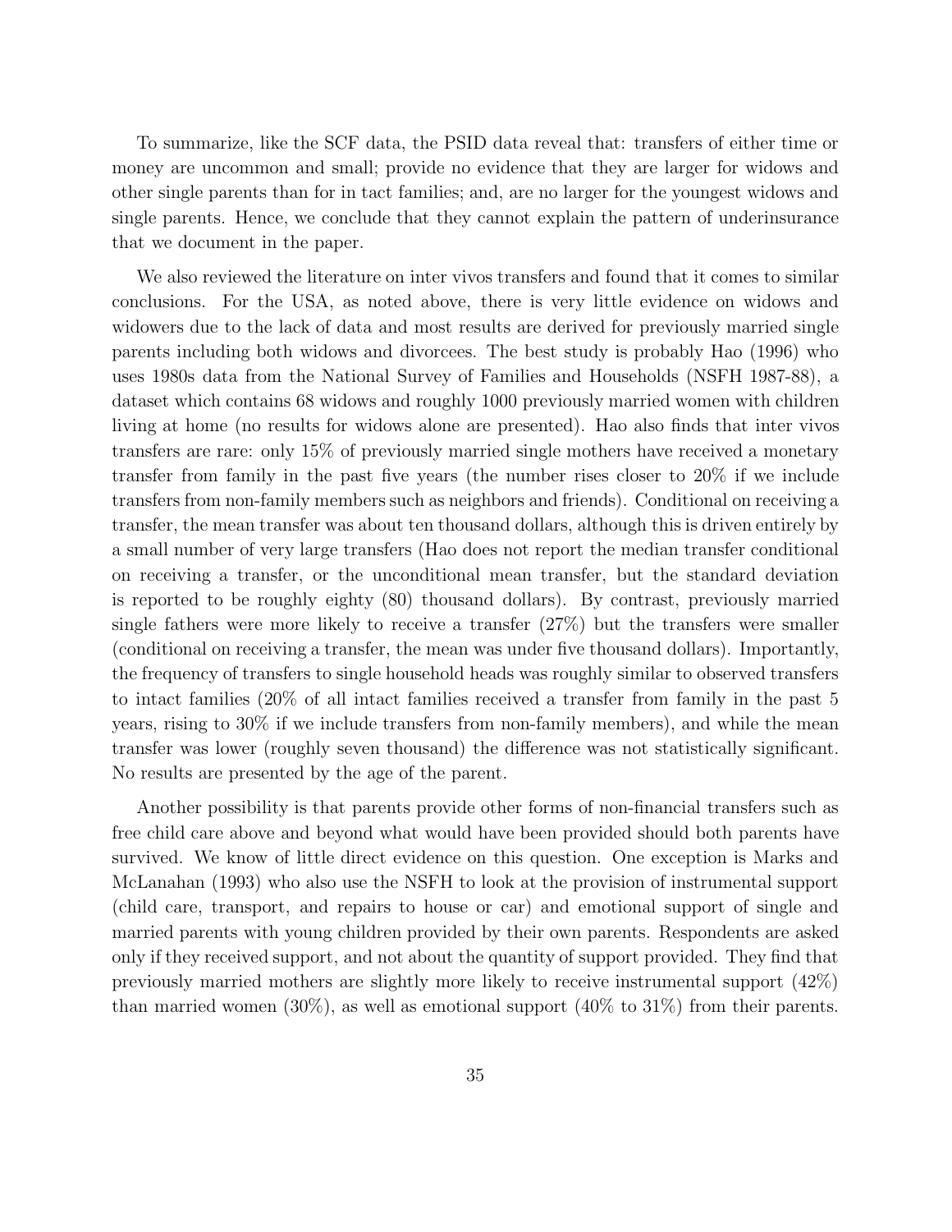To summarize, like the SCF data, the PSID data reveal that: transfers of either time or money are uncommon and small; provide no evidence that they are larger for widows and other single parents than for in tact families; and, are no larger for the youngest widows and single parents. Hence, we conclude that they cannot explain the pattern of underinsurance that we document in the paper.

We also reviewed the literature on inter vivos transfers and found that it comes to similar conclusions. For the USA, as noted above, there is very little evidence on widows and widowers due to the lack of data and most results are derived for previously married single parents including both widows and divorcees. The best study is probably Hao (1996) who uses 1980s data from the National Survey of Families and Households (NSFH 1987-88), a dataset which contains 68 widows and roughly 1000 previously married women with children living at home (no results for widows alone are presented). Hao also finds that inter vivos transfers are rare: only 15% of previously married single mothers have received a monetary transfer from family in the past five years (the number rises closer to 20% if we include transfers from non-family members such as neighbors and friends). Conditional on receiving a transfer, the mean transfer was about ten thousand dollars, although this is driven entirely by a small number of very large transfers (Hao does not report the median transfer conditional on receiving a transfer, or the unconditional mean transfer, but the standard deviation is reported to be roughly eighty (80) thousand dollars). By contrast, previously married single fathers were more likely to receive a transfer (27%) but the transfers were smaller (conditional on receiving a transfer, the mean was under five thousand dollars). Importantly, the frequency of transfers to single household heads was roughly similar to observed transfers to intact families (20% of all intact families received a transfer from family in the past 5 years, rising to 30% if we include transfers from non-family members), and while the mean transfer was lower (roughly seven thousand) the difference was not statistically significant. No results are presented by the age of the parent.

Another possibility is that parents provide other forms of non-financial transfers such as free child care above and beyond what would have been provided should both parents have survived. We know of little direct evidence on this question. One exception is Marks and McLanahan (1993) who also use the NSFH to look at the provision of instrumental support (child care, transport, and repairs to house or car) and emotional support of single and married parents with young children provided by their own parents. Respondents are asked only if they received support, and not about the quantity of support provided. They find that previously married mothers are slightly more likely to receive instrumental support (42%) than married women (30%), as well as emotional support (40% to 31%) from their parents.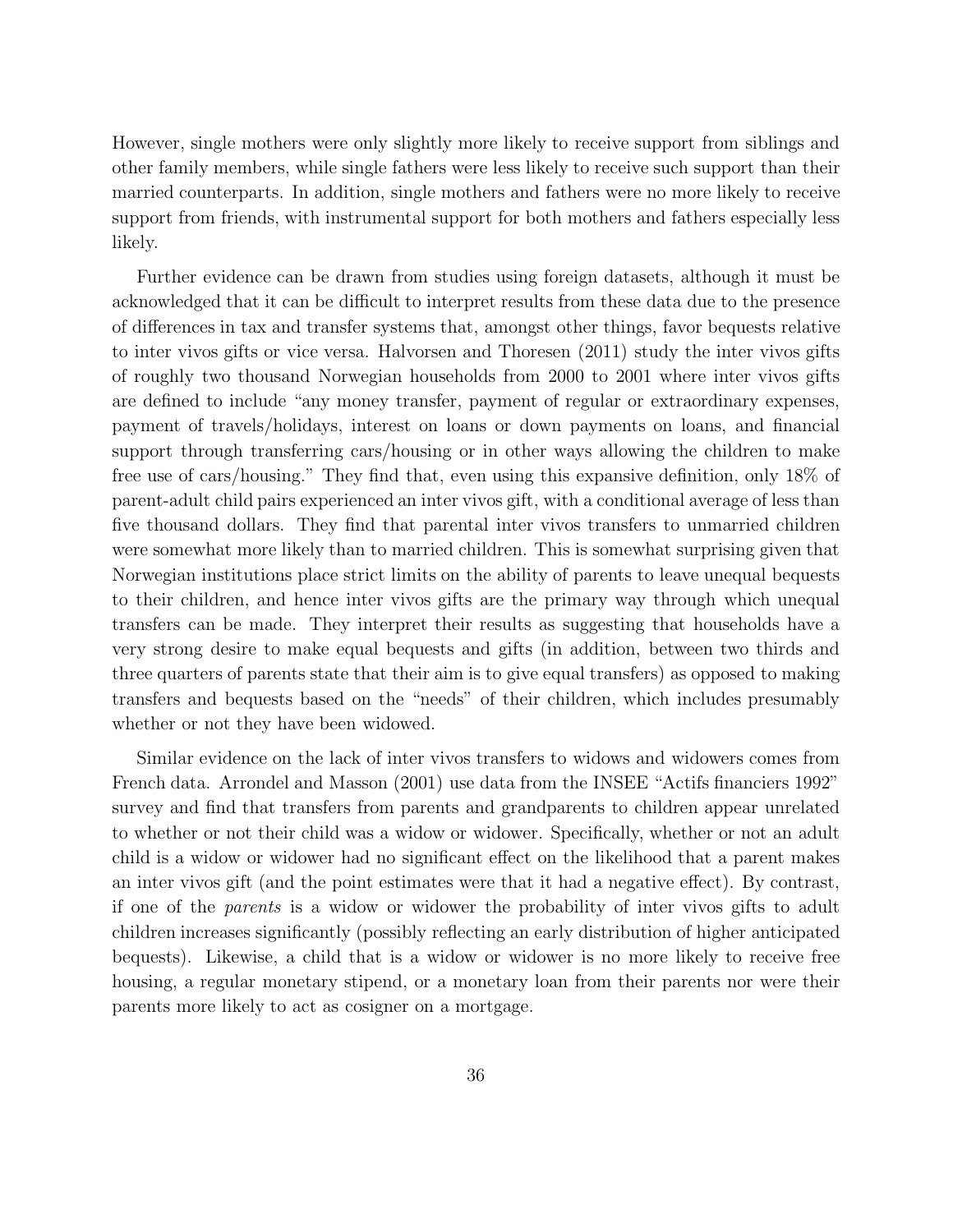However, single mothers were only slightly more likely to receive support from siblings and other family members, while single fathers were less likely to receive such support than their married counterparts. In addition, single mothers and fathers were no more likely to receive support from friends, with instrumental support for both mothers and fathers especially less likely.

Further evidence can be drawn from studies using foreign datasets, although it must be acknowledged that it can be difficult to interpret results from these data due to the presence of differences in tax and transfer systems that, amongst other things, favor bequests relative to inter vivos gifts or vice versa. Halvorsen and Thoresen (2011) study the inter vivos gifts of roughly two thousand Norwegian households from 2000 to 2001 where inter vivos gifts are defined to include "any money transfer, payment of regular or extraordinary expenses, payment of travels/holidays, interest on loans or down payments on loans, and financial support through transferring cars/housing or in other ways allowing the children to make free use of cars/housing." They find that, even using this expansive definition, only 18% of parent-adult child pairs experienced an inter vivos gift, with a conditional average of less than five thousand dollars. They find that parental inter vivos transfers to unmarried children were somewhat more likely than to married children. This is somewhat surprising given that Norwegian institutions place strict limits on the ability of parents to leave unequal bequests to their children, and hence inter vivos gifts are the primary way through which unequal transfers can be made. They interpret their results as suggesting that households have a very strong desire to make equal bequests and gifts (in addition, between two thirds and three quarters of parents state that their aim is to give equal transfers) as opposed to making transfers and bequests based on the "needs" of their children, which includes presumably whether or not they have been widowed.

Similar evidence on the lack of inter vivos transfers to widows and widowers comes from French data. Arrondel and Masson (2001) use data from the INSEE "Actifs financiers 1992" survey and find that transfers from parents and grandparents to children appear unrelated to whether or not their child was a widow or widower. Specifically, whether or not an adult child is a widow or widower had no significant effect on the likelihood that a parent makes an inter vivos gift (and the point estimates were that it had a negative effect). By contrast, if one of the *parents* is a widow or widower the probability of inter vivos gifts to adult children increases significantly (possibly reflecting an early distribution of higher anticipated bequests). Likewise, a child that is a widow or widower is no more likely to receive free housing, a regular monetary stipend, or a monetary loan from their parents nor were their parents more likely to act as cosigner on a mortgage.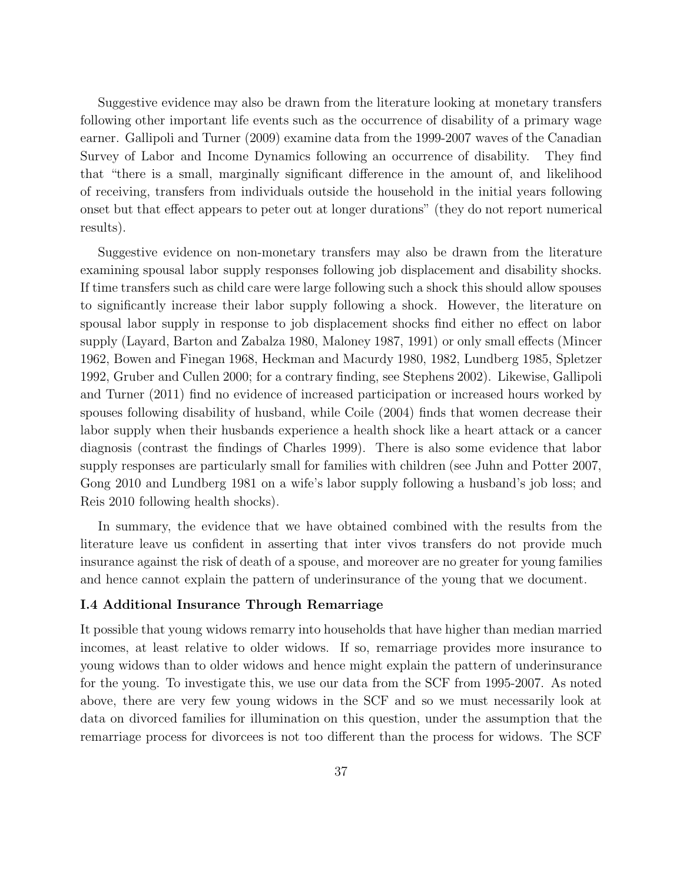Suggestive evidence may also be drawn from the literature looking at monetary transfers following other important life events such as the occurrence of disability of a primary wage earner. Gallipoli and Turner (2009) examine data from the 1999-2007 waves of the Canadian Survey of Labor and Income Dynamics following an occurrence of disability. They find that "there is a small, marginally significant difference in the amount of, and likelihood of receiving, transfers from individuals outside the household in the initial years following onset but that effect appears to peter out at longer durations" (they do not report numerical results).

Suggestive evidence on non-monetary transfers may also be drawn from the literature examining spousal labor supply responses following job displacement and disability shocks. If time transfers such as child care were large following such a shock this should allow spouses to significantly increase their labor supply following a shock. However, the literature on spousal labor supply in response to job displacement shocks find either no effect on labor supply (Layard, Barton and Zabalza 1980, Maloney 1987, 1991) or only small effects (Mincer 1962, Bowen and Finegan 1968, Heckman and Macurdy 1980, 1982, Lundberg 1985, Spletzer 1992, Gruber and Cullen 2000; for a contrary finding, see Stephens 2002). Likewise, Gallipoli and Turner (2011) find no evidence of increased participation or increased hours worked by spouses following disability of husband, while Coile (2004) finds that women decrease their labor supply when their husbands experience a health shock like a heart attack or a cancer diagnosis (contrast the findings of Charles 1999). There is also some evidence that labor supply responses are particularly small for families with children (see Juhn and Potter 2007, Gong 2010 and Lundberg 1981 on a wife's labor supply following a husband's job loss; and Reis 2010 following health shocks).

In summary, the evidence that we have obtained combined with the results from the literature leave us confident in asserting that inter vivos transfers do not provide much insurance against the risk of death of a spouse, and moreover are no greater for young families and hence cannot explain the pattern of underinsurance of the young that we document.

### I.4 Additional Insurance Through Remarriage

It possible that young widows remarry into households that have higher than median married incomes, at least relative to older widows. If so, remarriage provides more insurance to young widows than to older widows and hence might explain the pattern of underinsurance for the young. To investigate this, we use our data from the SCF from 1995-2007. As noted above, there are very few young widows in the SCF and so we must necessarily look at data on divorced families for illumination on this question, under the assumption that the remarriage process for divorcees is not too different than the process for widows. The SCF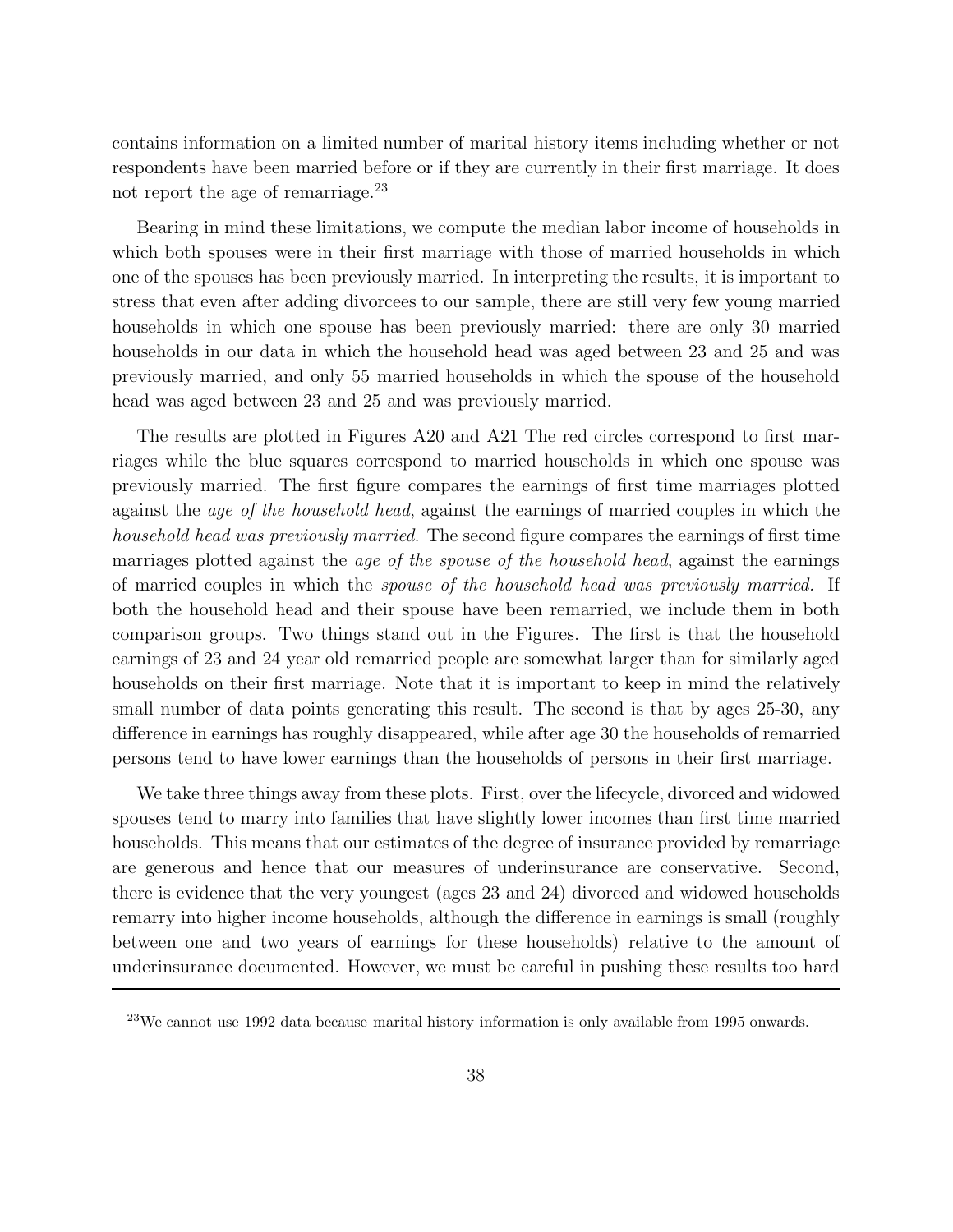contains information on a limited number of marital history items including whether or not respondents have been married before or if they are currently in their first marriage. It does not report the age of remarriage.[23]

Bearing in mind these limitations, we compute the median labor income of households in which both spouses were in their first marriage with those of married households in which one of the spouses has been previously married. In interpreting the results, it is important to stress that even after adding divorcees to our sample, there are still very few young married households in which one spouse has been previously married: there are only 30 married households in our data in which the household head was aged between 23 and 25 and was previously married, and only 55 married households in which the spouse of the household head was aged between 23 and 25 and was previously married.

The results are plotted in Figures A20 and A21 The red circles correspond to first marriages while the blue squares correspond to married households in which one spouse was previously married. The first figure compares the earnings of first time marriages plotted against the *age of the household head*, against the earnings of married couples in which the *household head was previously married*. The second figure compares the earnings of first time marriages plotted against the *age of the spouse of the household head*, against the earnings of married couples in which the *spouse of the household head was previously married.* If both the household head and their spouse have been remarried, we include them in both comparison groups. Two things stand out in the Figures. The first is that the household earnings of 23 and 24 year old remarried people are somewhat larger than for similarly aged households on their first marriage. Note that it is important to keep in mind the relatively small number of data points generating this result. The second is that by ages 25-30, any difference in earnings has roughly disappeared, while after age 30 the households of remarried persons tend to have lower earnings than the households of persons in their first marriage.

We take three things away from these plots. First, over the lifecycle, divorced and widowed spouses tend to marry into families that have slightly lower incomes than first time married households. This means that our estimates of the degree of insurance provided by remarriage are generous and hence that our measures of underinsurance are conservative. Second, there is evidence that the very youngest (ages 23 and 24) divorced and widowed households remarry into higher income households, although the difference in earnings is small (roughly between one and two years of earnings for these households) relative to the amount of underinsurance documented. However, we must be careful in pushing these results too hard

[23]We cannot use 1992 data because marital history information is only available from 1995 onwards.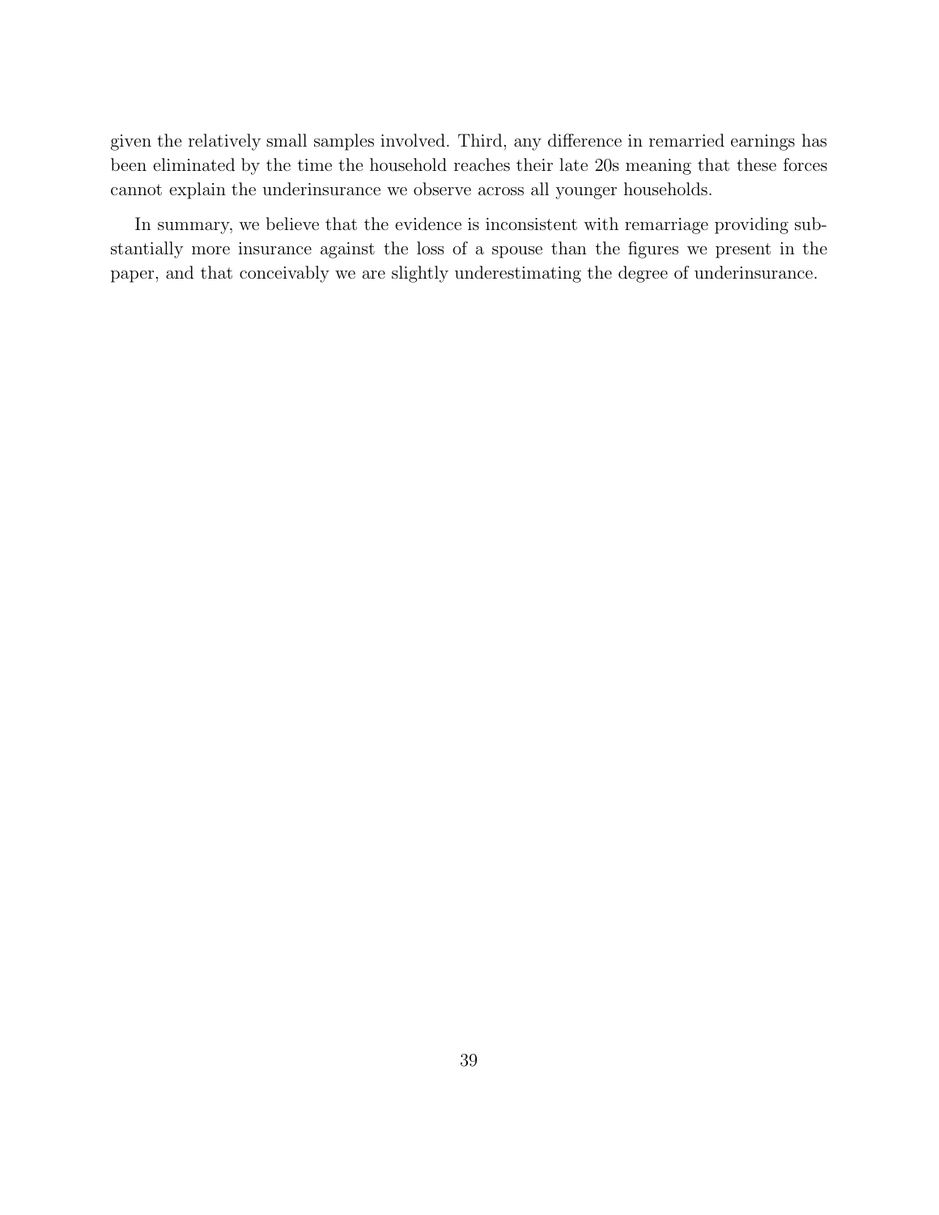given the relatively small samples involved. Third, any difference in remarried earnings has been eliminated by the time the household reaches their late 20s meaning that these forces cannot explain the underinsurance we observe across all younger households.

In summary, we believe that the evidence is inconsistent with remarriage providing substantially more insurance against the loss of a spouse than the figures we present in the paper, and that conceivably we are slightly underestimating the degree of underinsurance.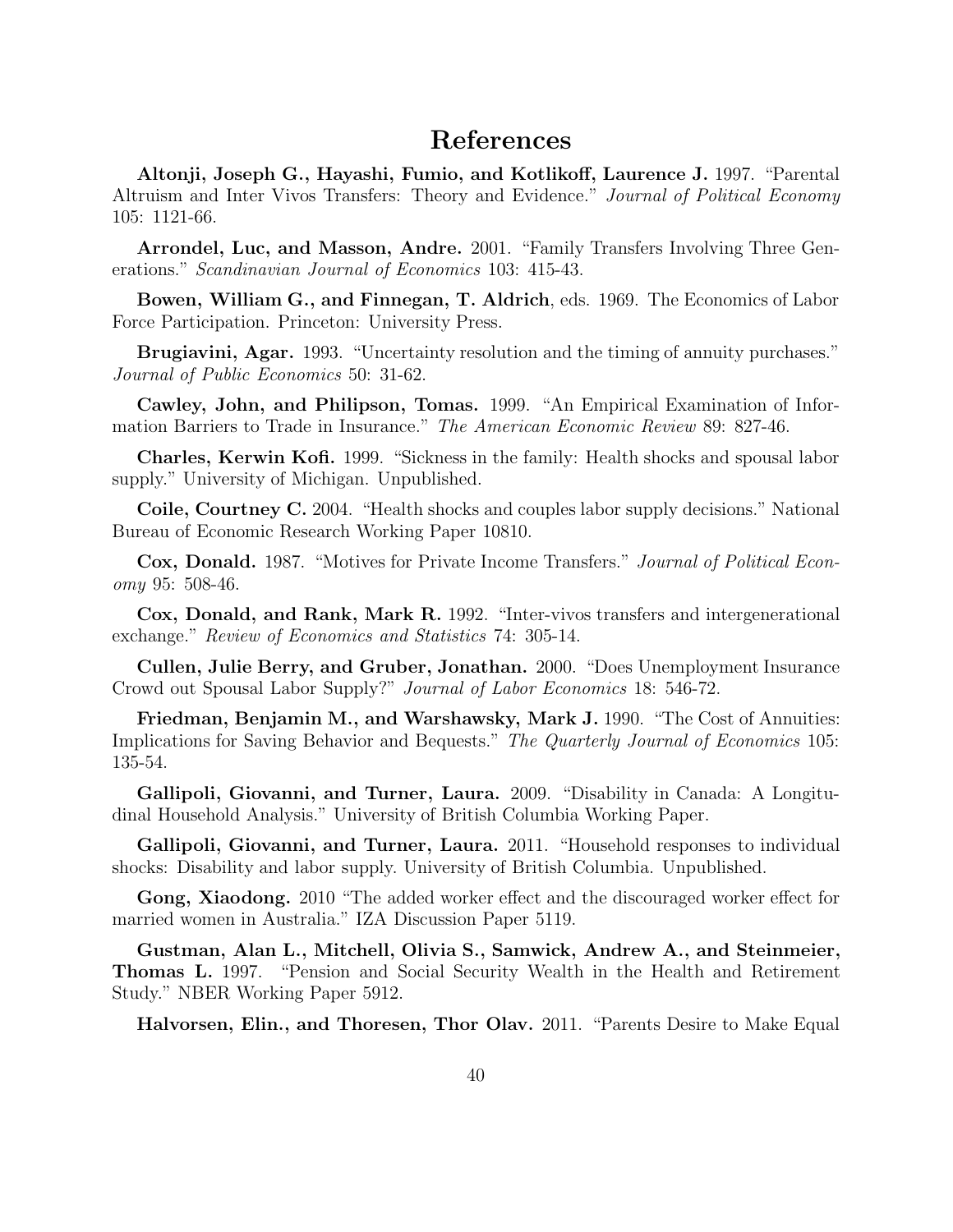# References

**Altonji, Joseph G., Hayashi, Fumio, and Kotlikoff, Laurence J.** 1997. "Parental Altruism and Inter Vivos Transfers: Theory and Evidence." *Journal of Political Economy* 105: 1121-66.

**Arrondel, Luc, and Masson, Andre.** 2001. "Family Transfers Involving Three Generations." *Scandinavian Journal of Economics* 103: 415-43.

**Bowen, William G., and Finnegan, T. Aldrich**, eds. 1969. The Economics of Labor Force Participation. Princeton: University Press.

**Brugiavini, Agar.** 1993. "Uncertainty resolution and the timing of annuity purchases." *Journal of Public Economics* 50: 31-62.

**Cawley, John, and Philipson, Tomas.** 1999. "An Empirical Examination of Information Barriers to Trade in Insurance." *The American Economic Review* 89: 827-46.

**Charles, Kerwin Kofi.** 1999. "Sickness in the family: Health shocks and spousal labor supply." University of Michigan. Unpublished.

**Coile, Courtney C.** 2004. "Health shocks and couples labor supply decisions." National Bureau of Economic Research Working Paper 10810.

**Cox, Donald.** 1987. "Motives for Private Income Transfers." *Journal of Political Economy* 95: 508-46.

**Cox, Donald, and Rank, Mark R.** 1992. "Inter-vivos transfers and intergenerational exchange." *Review of Economics and Statistics* 74: 305-14.

**Cullen, Julie Berry, and Gruber, Jonathan.** 2000. "Does Unemployment Insurance Crowd out Spousal Labor Supply?" *Journal of Labor Economics* 18: 546-72.

**Friedman, Benjamin M., and Warshawsky, Mark J.** 1990. "The Cost of Annuities: Implications for Saving Behavior and Bequests." *The Quarterly Journal of Economics* 105: 135-54.

**Gallipoli, Giovanni, and Turner, Laura.** 2009. "Disability in Canada: A Longitudinal Household Analysis." University of British Columbia Working Paper.

**Gallipoli, Giovanni, and Turner, Laura.** 2011. "Household responses to individual shocks: Disability and labor supply. University of British Columbia. Unpublished.

**Gong, Xiaodong.** 2010 "The added worker effect and the discouraged worker effect for married women in Australia." IZA Discussion Paper 5119.

**Gustman, Alan L., Mitchell, Olivia S., Samwick, Andrew A., and Steinmeier, Thomas L.** 1997. "Pension and Social Security Wealth in the Health and Retirement Study." NBER Working Paper 5912.

**Halvorsen, Elin., and Thoresen, Thor Olav.** 2011. "Parents Desire to Make Equal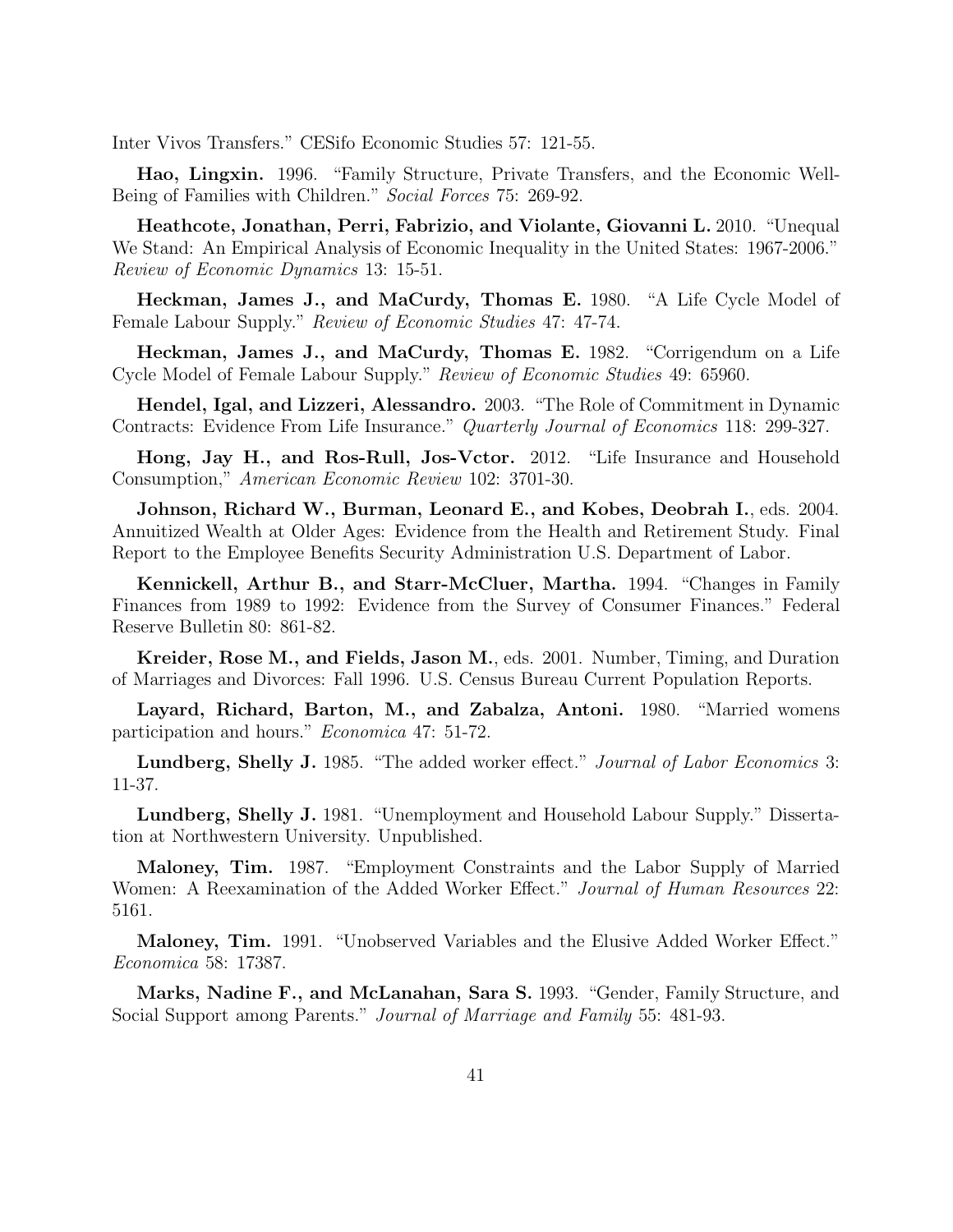Inter Vivos Transfers." CESifo Economic Studies 57: 121-55.

**Hao, Lingxin.** 1996. "Family Structure, Private Transfers, and the Economic Well-Being of Families with Children." *Social Forces* 75: 269-92.

**Heathcote, Jonathan, Perri, Fabrizio, and Violante, Giovanni L.** 2010. "Unequal We Stand: An Empirical Analysis of Economic Inequality in the United States: 1967-2006." *Review of Economic Dynamics* 13: 15-51.

**Heckman, James J., and MaCurdy, Thomas E.** 1980. "A Life Cycle Model of Female Labour Supply." *Review of Economic Studies* 47: 47-74.

**Heckman, James J., and MaCurdy, Thomas E.** 1982. "Corrigendum on a Life Cycle Model of Female Labour Supply." *Review of Economic Studies* 49: 65960.

**Hendel, Igal, and Lizzeri, Alessandro.** 2003. "The Role of Commitment in Dynamic Contracts: Evidence From Life Insurance." *Quarterly Journal of Economics* 118: 299-327.

**Hong, Jay H., and Ros-Rull, Jos-Vctor.** 2012. "Life Insurance and Household Consumption," *American Economic Review* 102: 3701-30.

**Johnson, Richard W., Burman, Leonard E., and Kobes, Deobrah I.**, eds. 2004. Annuitized Wealth at Older Ages: Evidence from the Health and Retirement Study. Final Report to the Employee Benefits Security Administration U.S. Department of Labor.

**Kennickell, Arthur B., and Starr-McCluer, Martha.** 1994. "Changes in Family Finances from 1989 to 1992: Evidence from the Survey of Consumer Finances." Federal Reserve Bulletin 80: 861-82.

**Kreider, Rose M., and Fields, Jason M.**, eds. 2001. Number, Timing, and Duration of Marriages and Divorces: Fall 1996. U.S. Census Bureau Current Population Reports.

**Layard, Richard, Barton, M., and Zabalza, Antoni.** 1980. "Married womens participation and hours." *Economica* 47: 51-72.

**Lundberg, Shelly J.** 1985. "The added worker effect." *Journal of Labor Economics* 3: 11-37.

**Lundberg, Shelly J.** 1981. "Unemployment and Household Labour Supply." Dissertation at Northwestern University. Unpublished.

**Maloney, Tim.** 1987. "Employment Constraints and the Labor Supply of Married Women: A Reexamination of the Added Worker Effect." *Journal of Human Resources* 22: 5161.

**Maloney, Tim.** 1991. "Unobserved Variables and the Elusive Added Worker Effect." *Economica* 58: 17387.

**Marks, Nadine F., and McLanahan, Sara S.** 1993. "Gender, Family Structure, and Social Support among Parents." *Journal of Marriage and Family* 55: 481-93.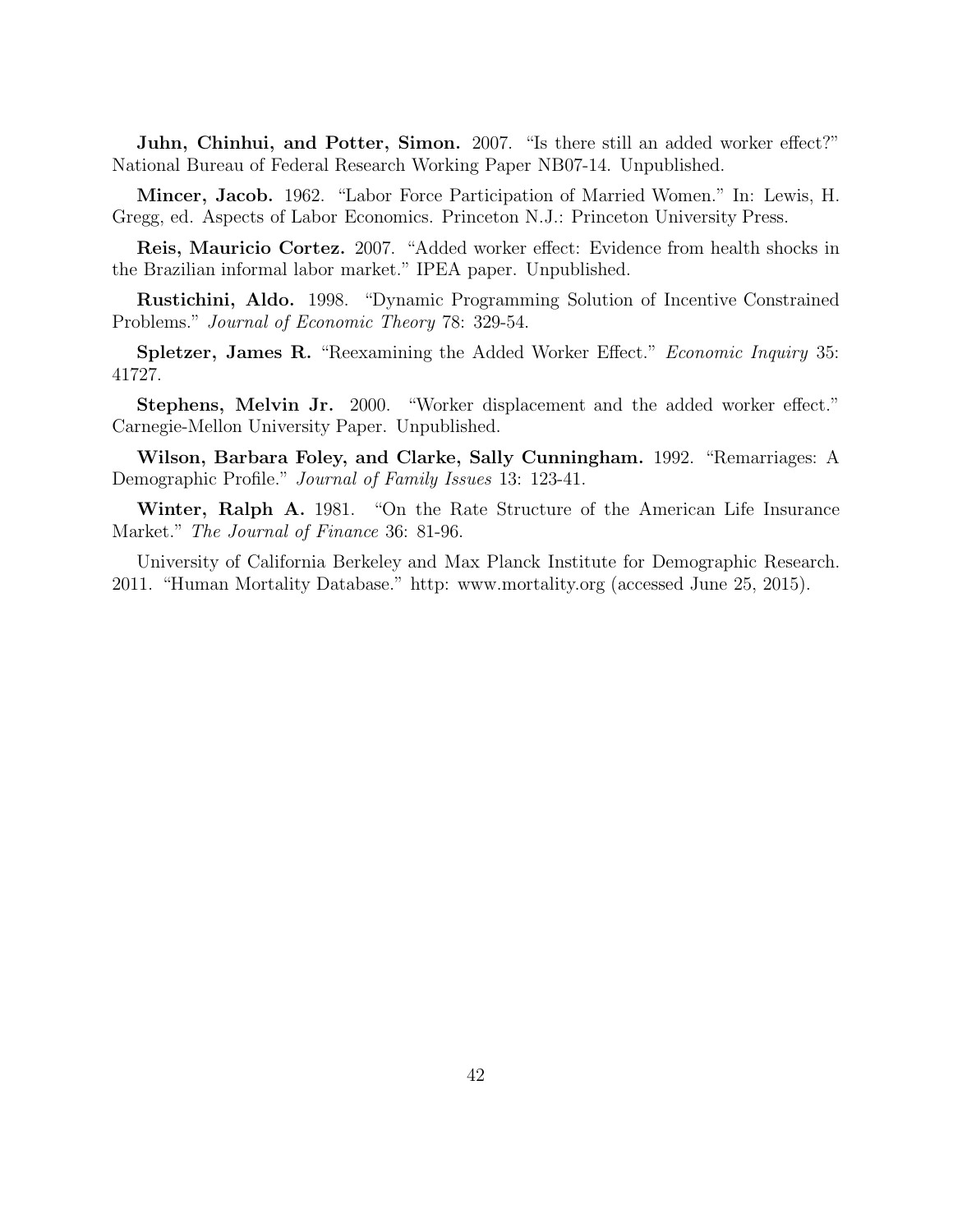**Juhn, Chinhui, and Potter, Simon.** 2007. "Is there still an added worker effect?" National Bureau of Federal Research Working Paper NB07-14. Unpublished.

**Mincer, Jacob.** 1962. "Labor Force Participation of Married Women." In: Lewis, H. Gregg, ed. Aspects of Labor Economics. Princeton N.J.: Princeton University Press.

**Reis, Mauricio Cortez.** 2007. "Added worker effect: Evidence from health shocks in the Brazilian informal labor market." IPEA paper. Unpublished.

**Rustichini, Aldo.** 1998. "Dynamic Programming Solution of Incentive Constrained Problems." *Journal of Economic Theory* 78: 329-54.

**Spletzer, James R.** "Reexamining the Added Worker Effect." *Economic Inquiry* 35: 41727.

**Stephens, Melvin Jr.** 2000. "Worker displacement and the added worker effect." Carnegie-Mellon University Paper. Unpublished.

**Wilson, Barbara Foley, and Clarke, Sally Cunningham.** 1992. "Remarriages: A Demographic Profile." *Journal of Family Issues* 13: 123-41.

**Winter, Ralph A.** 1981. "On the Rate Structure of the American Life Insurance Market." *The Journal of Finance* 36: 81-96.

University of California Berkeley and Max Planck Institute for Demographic Research. 2011. "Human Mortality Database." http: www.mortality.org (accessed June 25, 2015).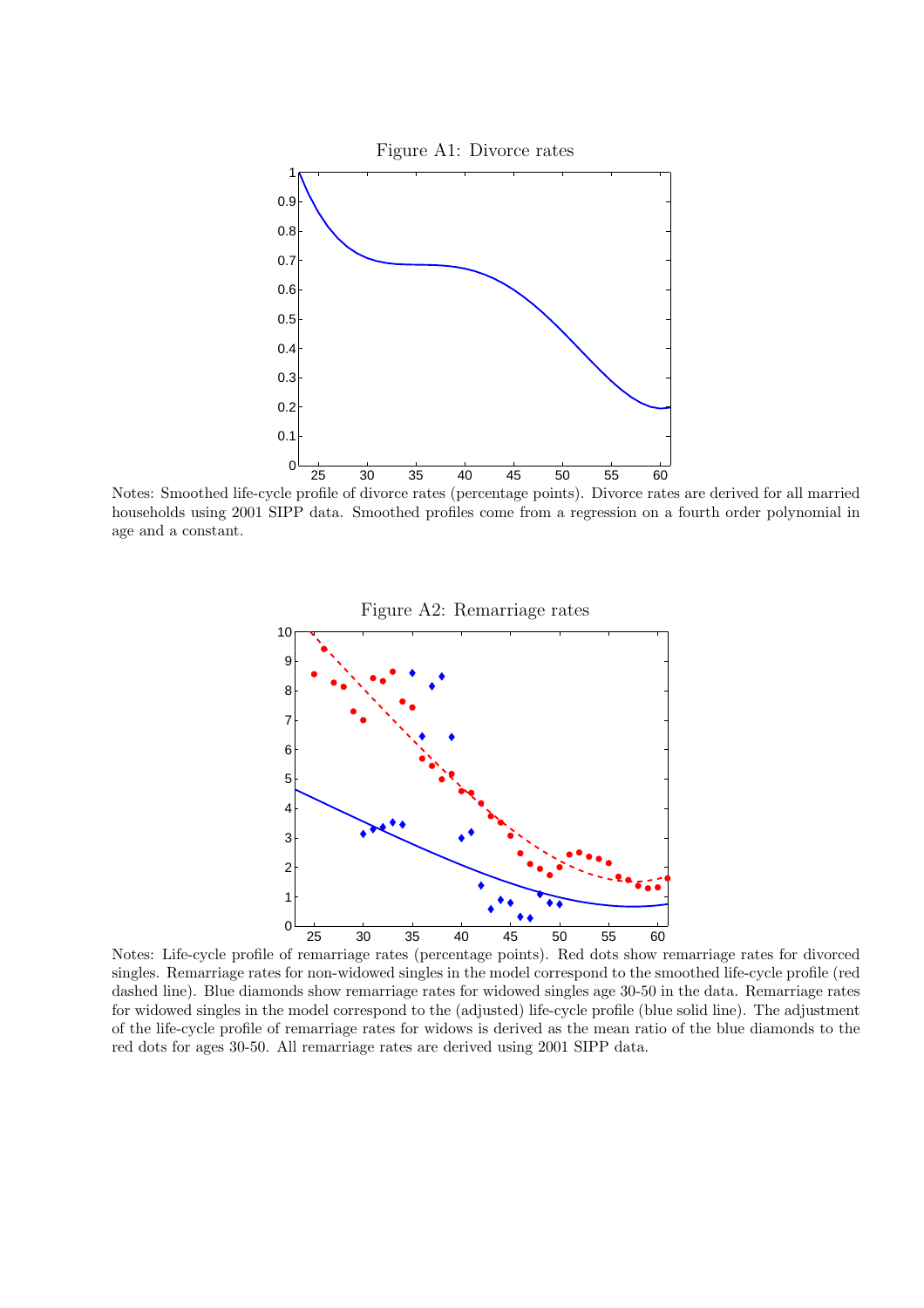Figure A1: Divorce rates

Notes: Smoothed life-cycle profile of divorce rates (percentage points). Divorce rates are derived for all married households using 2001 SIPP data. Smoothed profiles come from a regression on a fourth order polynomial in age and a constant.

Figure A2: Remarriage rates

Notes: Life-cycle profile of remarriage rates (percentage points). Red dots show remarriage rates for divorced singles. Remarriage rates for non-widowed singles in the model correspond to the smoothed life-cycle profile (red dashed line). Blue diamonds show remarriage rates for widowed singles age 30-50 in the data. Remarriage rates for widowed singles in the model correspond to the (adjusted) life-cycle profile (blue solid line). The adjustment of the life-cycle profile of remarriage rates for widows is derived as the mean ratio of the blue diamonds to the red dots for ages 30-50. All remarriage rates are derived using 2001 SIPP data.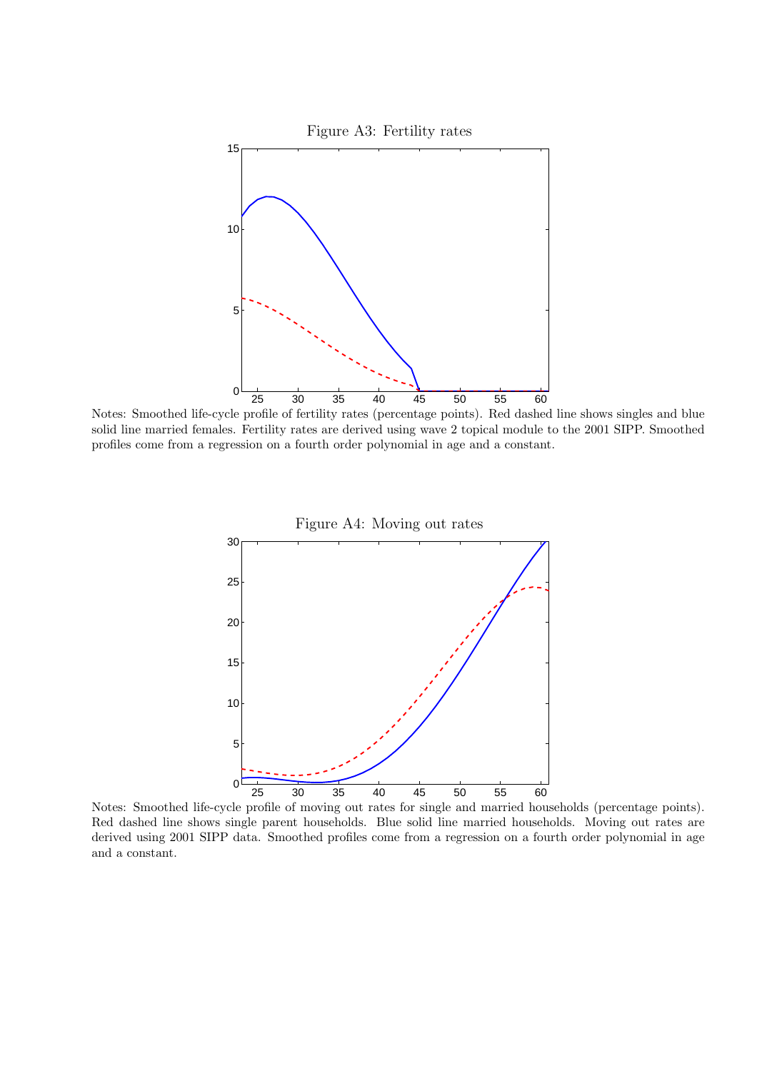Figure A3: Fertility rates

Notes: Smoothed life-cycle profile of fertility rates (percentage points). Red dashed line shows singles and blue solid line married females. Fertility rates are derived using wave 2 topical module to the 2001 SIPP. Smoothed profiles come from a regression on a fourth order polynomial in age and a constant.

Figure A4: Moving out rates

Notes: Smoothed life-cycle profile of moving out rates for single and married households (percentage points). Red dashed line shows single parent households. Blue solid line married households. Moving out rates are derived using 2001 SIPP data. Smoothed profiles come from a regression on a fourth order polynomial in age and a constant.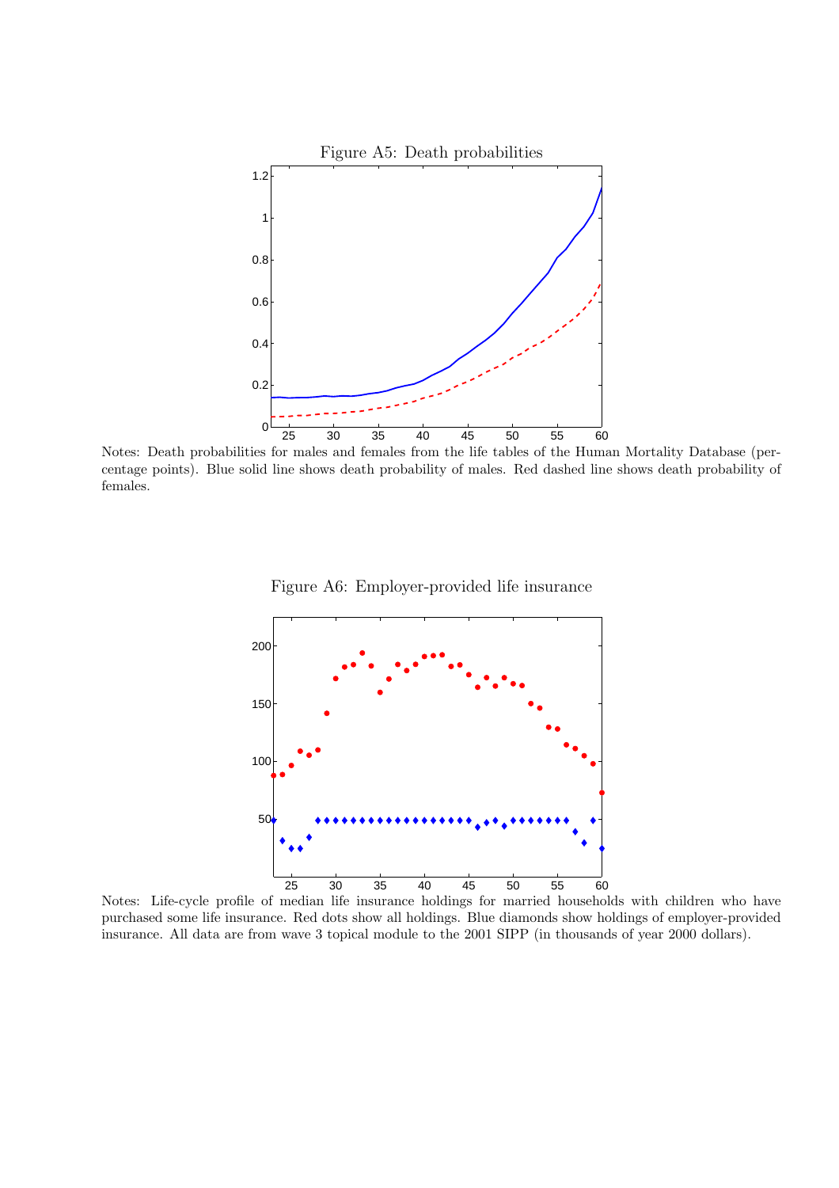Figure A5: Death probabilities

Notes: Death probabilities for males and females from the life tables of the Human Mortality Database (percentage points). Blue solid line shows death probability of males. Red dashed line shows death probability of females.

Figure A6: Employer-provided life insurance

Notes: Life-cycle profile of median life insurance holdings for married households with children who have purchased some life insurance. Red dots show all holdings. Blue diamonds show holdings of employer-provided insurance. All data are from wave 3 topical module to the 2001 SIPP (in thousands of year 2000 dollars).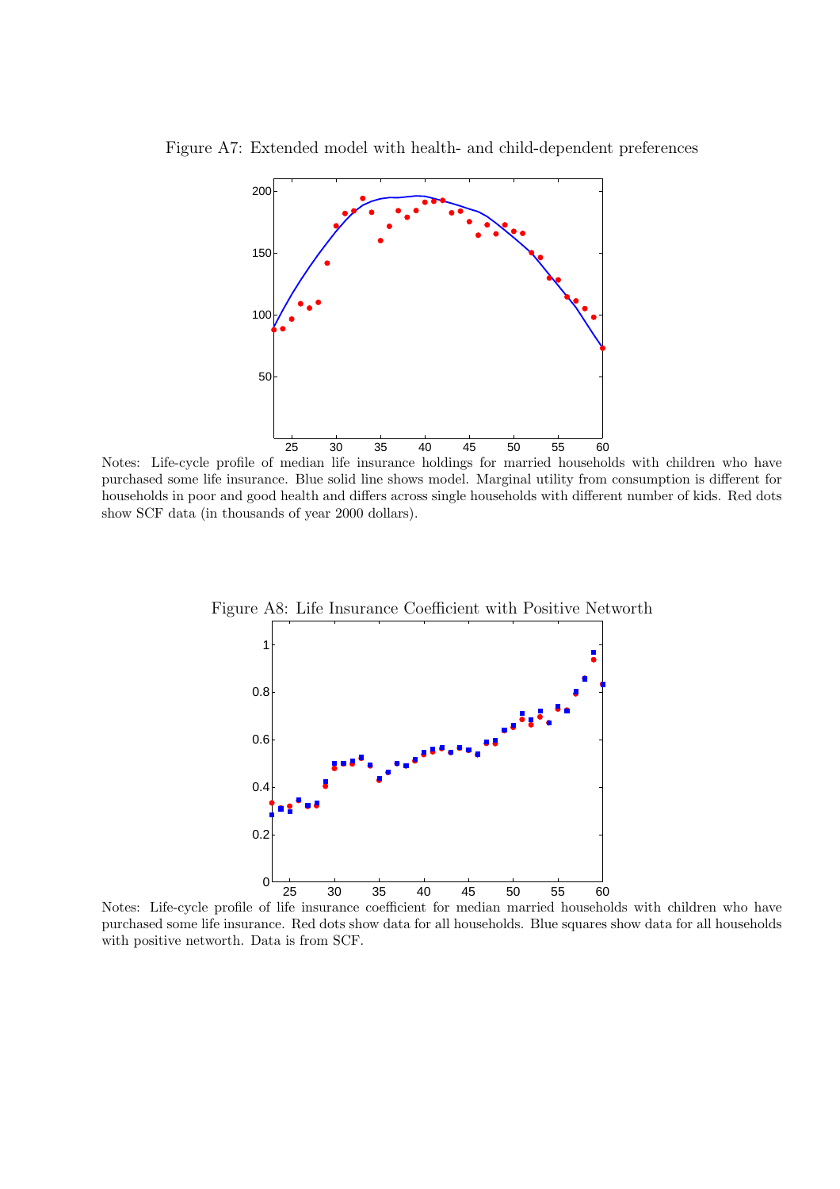Figure A7: Extended model with health- and child-dependent preferences

Notes: Life-cycle profile of median life insurance holdings for married households with children who have purchased some life insurance. Blue solid line shows model. Marginal utility from consumption is different for households in poor and good health and differs across single households with different number of kids. Red dots show SCF data (in thousands of year 2000 dollars).

Figure A8: Life Insurance Coefficient with Positive Networth

Notes: Life-cycle profile of life insurance coefficient for median married households with children who have purchased some life insurance. Red dots show data for all households. Blue squares show data for all households with positive networth. Data is from SCF.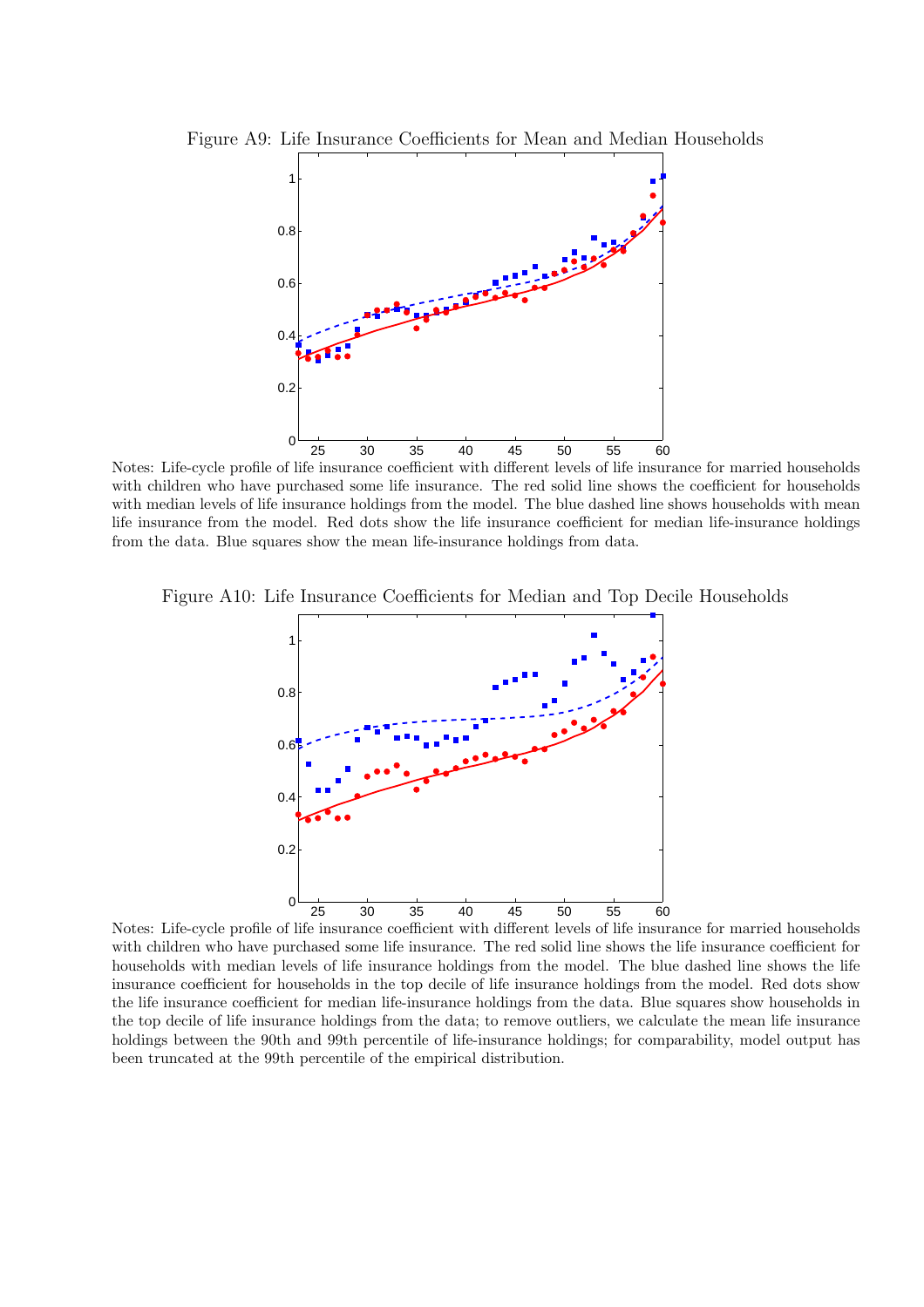Figure A9: Life Insurance Coefficients for Mean and Median Households

Notes: Life-cycle profile of life insurance coefficient with different levels of life insurance for married households with children who have purchased some life insurance. The red solid line shows the coefficient for households with median levels of life insurance holdings from the model. The blue dashed line shows households with mean life insurance from the model. Red dots show the life insurance coefficient for median life-insurance holdings from the data. Blue squares show the mean life-insurance holdings from data.

Figure A10: Life Insurance Coefficients for Median and Top Decile Households

Notes: Life-cycle profile of life insurance coefficient with different levels of life insurance for married households with children who have purchased some life insurance. The red solid line shows the life insurance coefficient for households with median levels of life insurance holdings from the model. The blue dashed line shows the life insurance coefficient for households in the top decile of life insurance holdings from the model. Red dots show the life insurance coefficient for median life-insurance holdings from the data. Blue squares show households in the top decile of life insurance holdings from the data; to remove outliers, we calculate the mean life insurance holdings between the 90th and 99th percentile of life-insurance holdings; for comparability, model output has been truncated at the 99th percentile of the empirical distribution.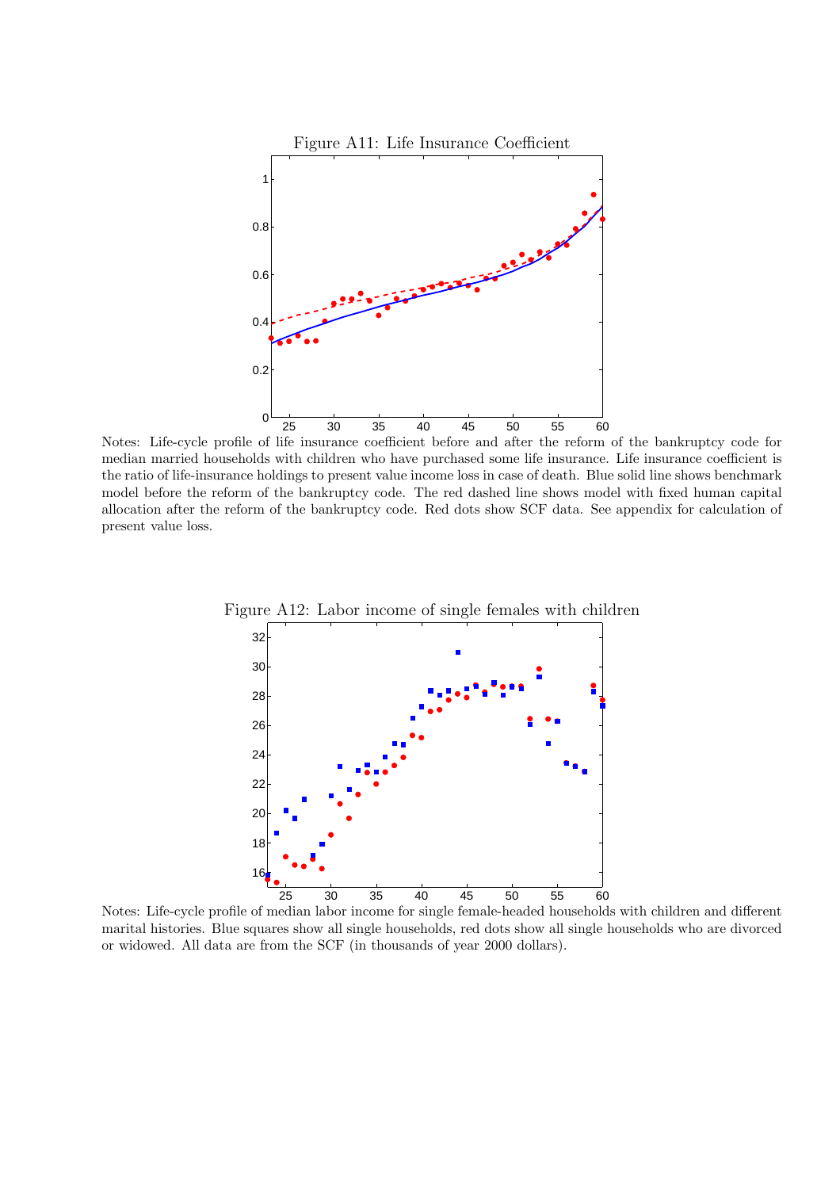Figure A11: Life Insurance Coefficient

Notes: Life-cycle profile of life insurance coefficient before and after the reform of the bankruptcy code for median married households with children who have purchased some life insurance. Life insurance coefficient is the ratio of life-insurance holdings to present value income loss in case of death. Blue solid line shows benchmark model before the reform of the bankruptcy code. The red dashed line shows model with fixed human capital allocation after the reform of the bankruptcy code. Red dots show SCF data. See appendix for calculation of present value loss.

Figure A12: Labor income of single females with children

Notes: Life-cycle profile of median labor income for single female-headed households with children and different marital histories. Blue squares show all single households, red dots show all single households who are divorced or widowed. All data are from the SCF (in thousands of year 2000 dollars).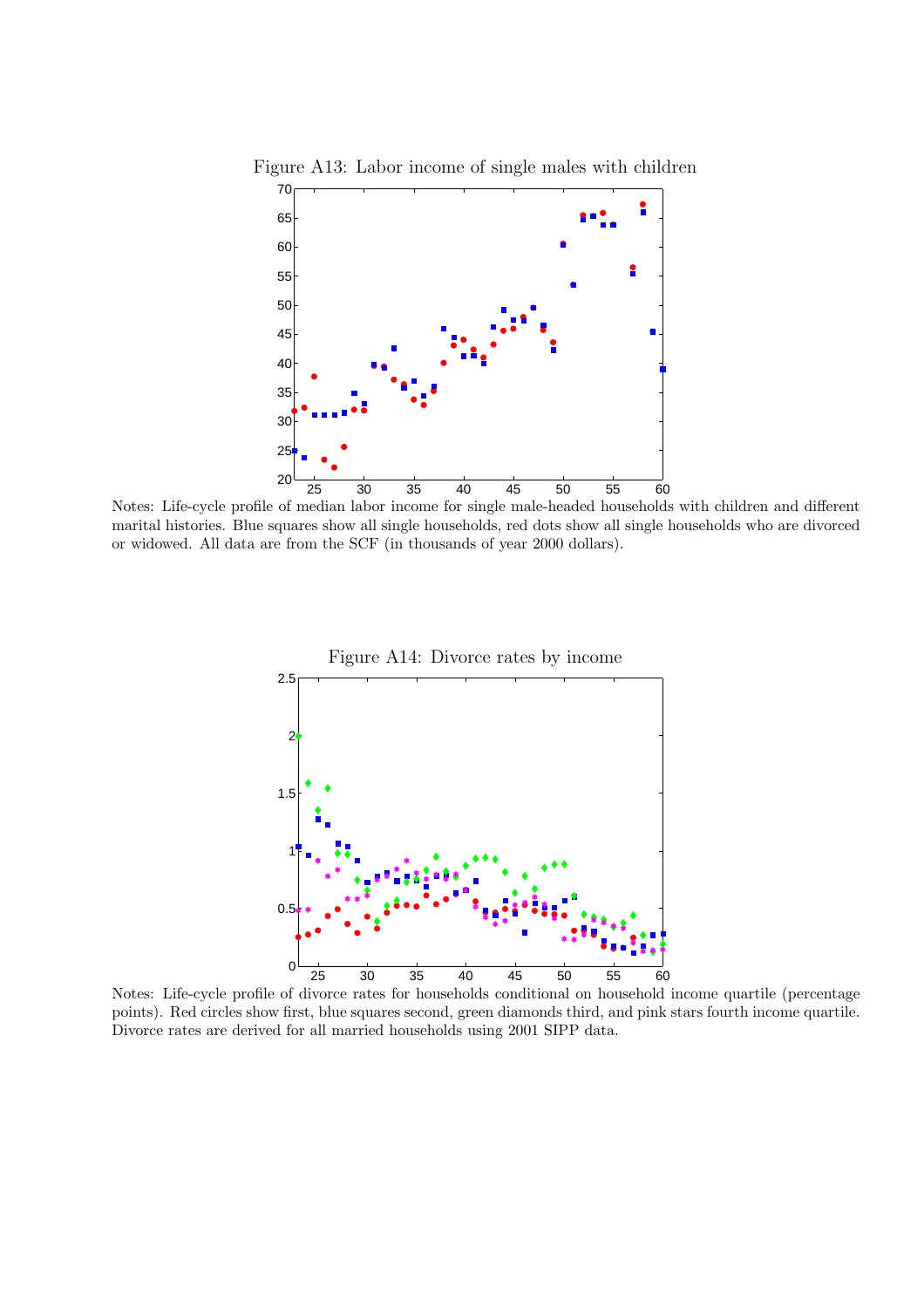Figure A13: Labor income of single males with children

Notes: Life-cycle profile of median labor income for single male-headed households with children and different marital histories. Blue squares show all single households, red dots show all single households who are divorced or widowed. All data are from the SCF (in thousands of year 2000 dollars).

Figure A14: Divorce rates by income

Notes: Life-cycle profile of divorce rates for households conditional on household income quartile (percentage points). Red circles show first, blue squares second, green diamonds third, and pink stars fourth income quartile. Divorce rates are derived for all married households using 2001 SIPP data.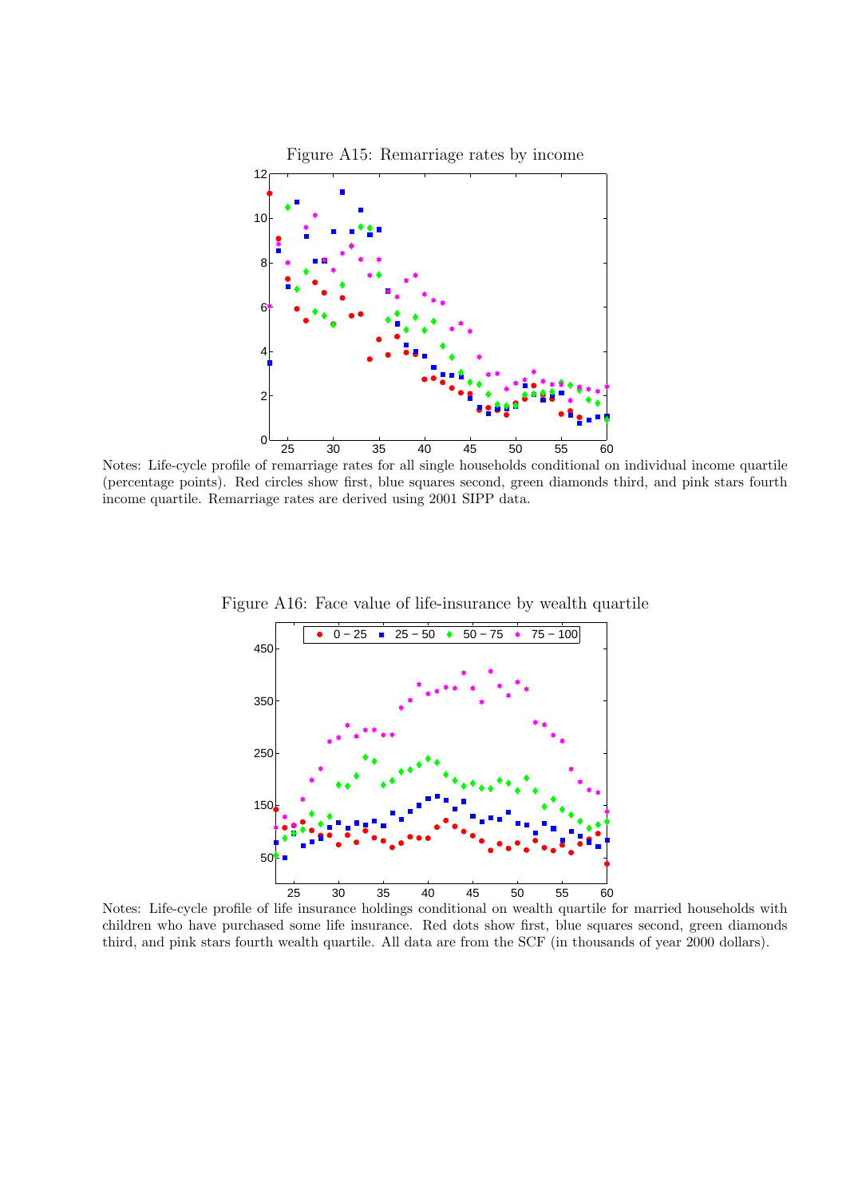Figure A15: Remarriage rates by income

Notes: Life-cycle profile of remarriage rates for all single households conditional on individual income quartile (percentage points). Red circles show first, blue squares second, green diamonds third, and pink stars fourth income quartile. Remarriage rates are derived using 2001 SIPP data.

Figure A16: Face value of life-insurance by wealth quartile

Notes: Life-cycle profile of life insurance holdings conditional on wealth quartile for married households with children who have purchased some life insurance. Red dots show first, blue squares second, green diamonds third, and pink stars fourth wealth quartile. All data are from the SCF (in thousands of year 2000 dollars).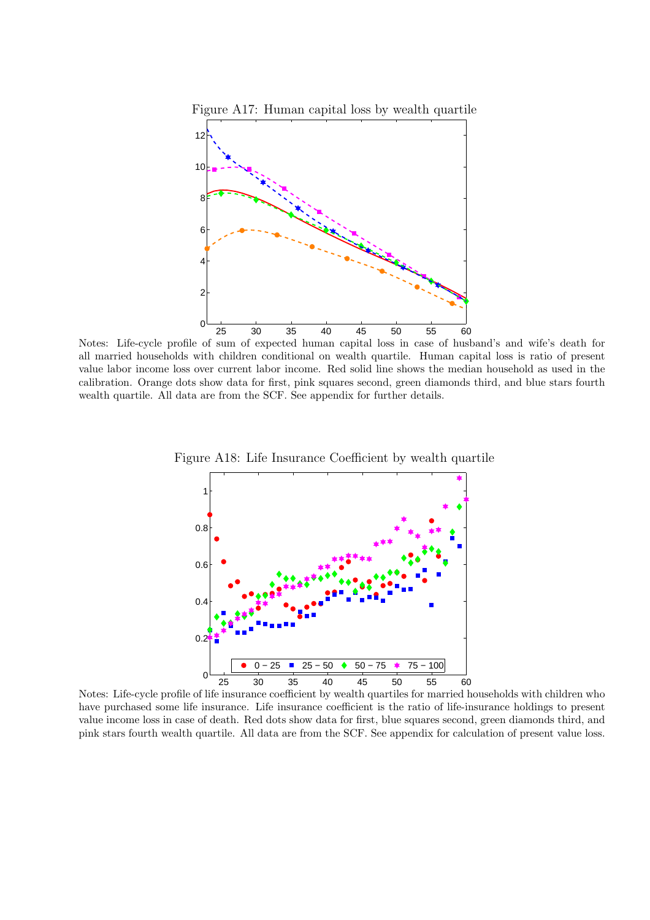Figure A17: Human capital loss by wealth quartile

Notes: Life-cycle profile of sum of expected human capital loss in case of husband's and wife's death for all married households with children conditional on wealth quartile. Human capital loss is ratio of present value labor income loss over current labor income. Red solid line shows the median household as used in the calibration. Orange dots show data for first, pink squares second, green diamonds third, and blue stars fourth wealth quartile. All data are from the SCF. See appendix for further details.

Figure A18: Life Insurance Coefficient by wealth quartile

Notes: Life-cycle profile of life insurance coefficient by wealth quartiles for married households with children who have purchased some life insurance. Life insurance coefficient is the ratio of life-insurance holdings to present value income loss in case of death. Red dots show data for first, blue squares second, green diamonds third, and pink stars fourth wealth quartile. All data are from the SCF. See appendix for calculation of present value loss.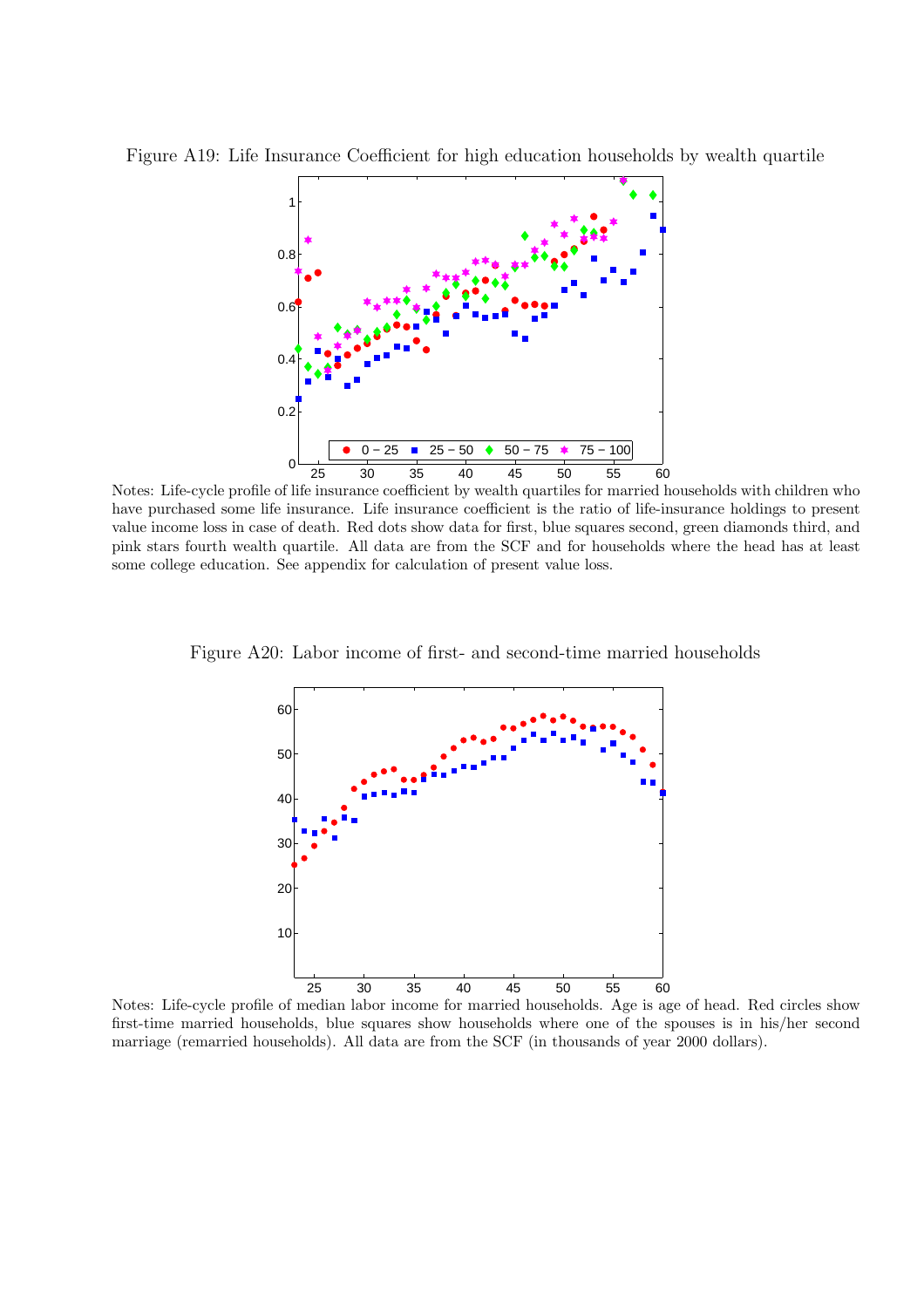Figure A19: Life Insurance Coefficient for high education households by wealth quartile

Notes: Life-cycle profile of life insurance coefficient by wealth quartiles for married households with children who have purchased some life insurance. Life insurance coefficient is the ratio of life-insurance holdings to present value income loss in case of death. Red dots show data for first, blue squares second, green diamonds third, and pink stars fourth wealth quartile. All data are from the SCF and for households where the head has at least some college education. See appendix for calculation of present value loss.

Figure A20: Labor income of first- and second-time married households

Notes: Life-cycle profile of median labor income for married households. Age is age of head. Red circles show first-time married households, blue squares show households where one of the spouses is in his/her second marriage (remarried households). All data are from the SCF (in thousands of year 2000 dollars).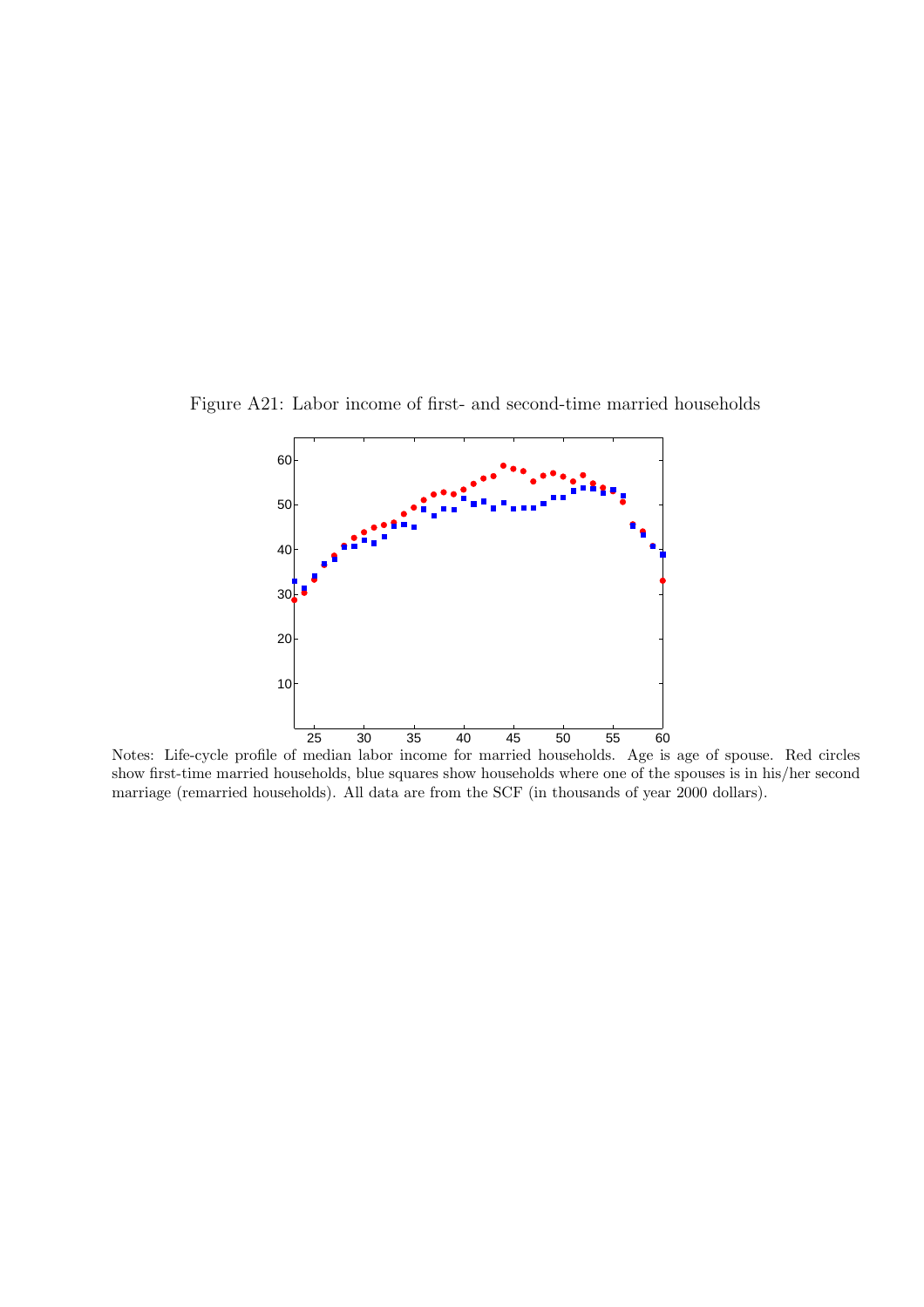Figure A21: Labor income of first- and second-time married households

60
50
40
30
20
10

25 30 35 40 45 50 55 60

Notes: Life-cycle profile of median labor income for married households. Age is age of spouse. Red circles show first-time married households, blue squares show households where one of the spouses is in his/her second marriage (remarried households). All data are from the SCF (in thousands of year 2000 dollars).